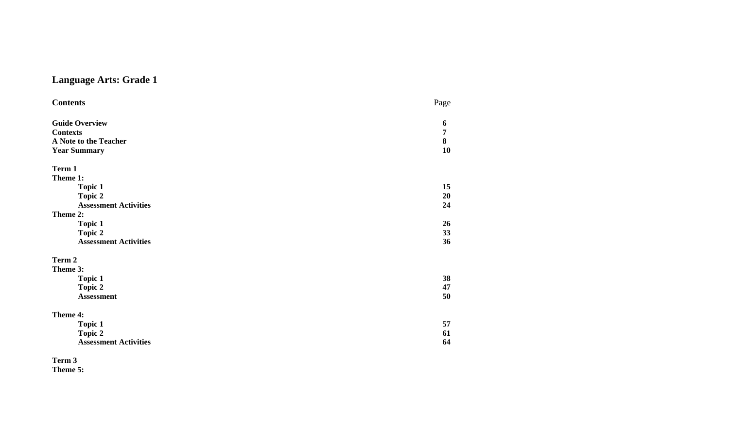# Language Arts: Grade 1

| **Contents** | Page |
| --- | --- |
| **Guide Overview** | **6** |
| **Contexts** | **7** |
| **A Note to the Teacher** | **8** |
| **Year Summary** | **10** |
| | |
| **Term 1** | |
| **Theme 1:** | |
| **Topic 1** | **15** |
| **Topic 2** | **20** |
| **Assessment Activities** | **24** |
| **Theme 2:** | |
| **Topic 1** | **26** |
| **Topic 2** | **33** |
| **Assessment Activities** | **36** |
| | |
| **Term 2** | |
| **Theme 3:** | |
| **Topic 1** | **38** |
| **Topic 2** | **47** |
| **Assessment** | **50** |
| | |
| **Theme 4:** | |
| **Topic 1** | **57** |
| **Topic 2** | **61** |
| **Assessment Activities** | **64** |
| | |
| **Term 3** | |
| **Theme 5:** | |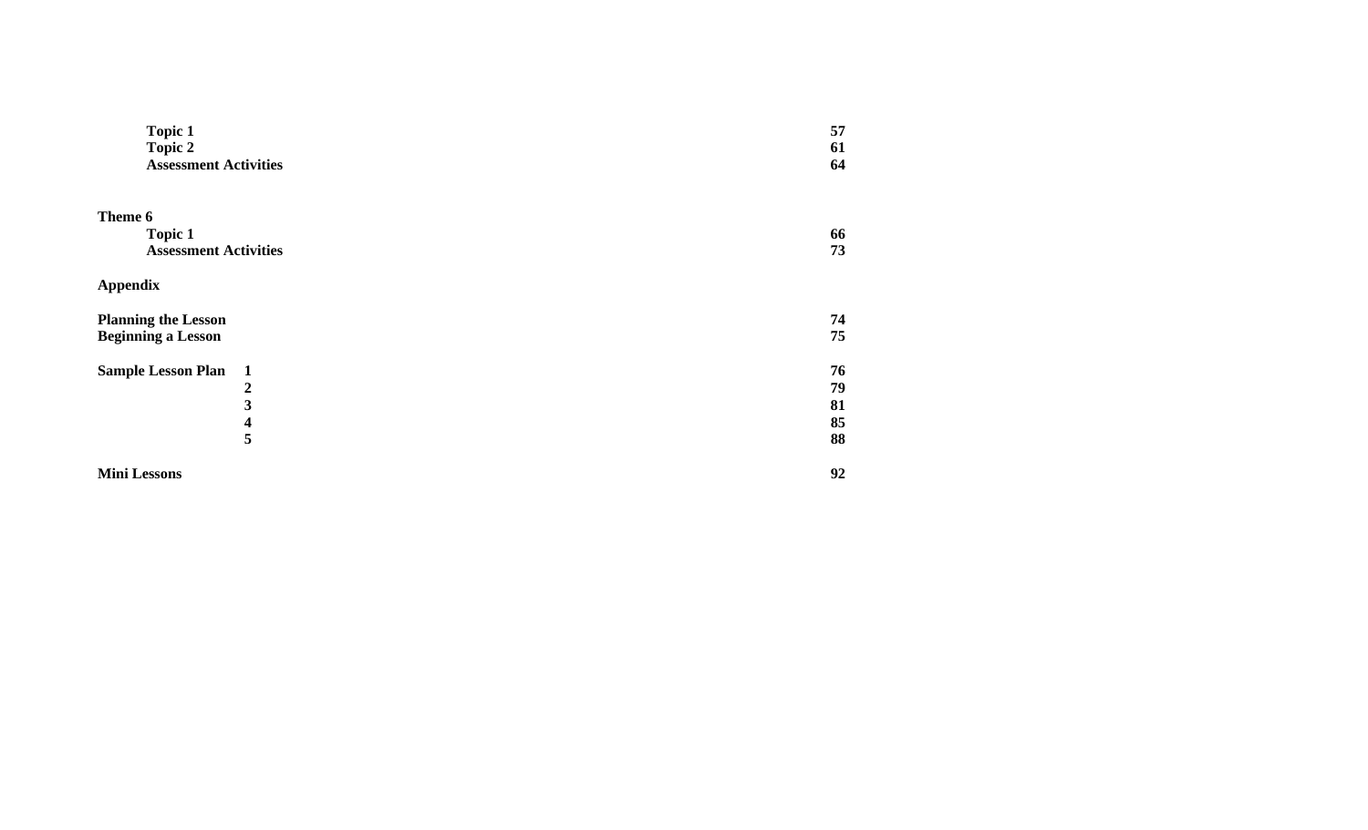| | |
|---|---|
| **Topic 1** | **57** |
| **Topic 2** | **61** |
| **Assessment Activities** | **64** |
| | |
| **Theme 6** | |
| **Topic 1** | **66** |
| **Assessment Activities** | **73** |
| | |
| **Appendix** | |
| | |
| **Planning the Lesson** | **74** |
| **Beginning a Lesson** | **75** |
| | |
| **Sample Lesson Plan 1** | **76** |
| **2** | **79** |
| **3** | **81** |
| **4** | **85** |
| **5** | **88** |
| | |
| **Mini Lessons** | **92** |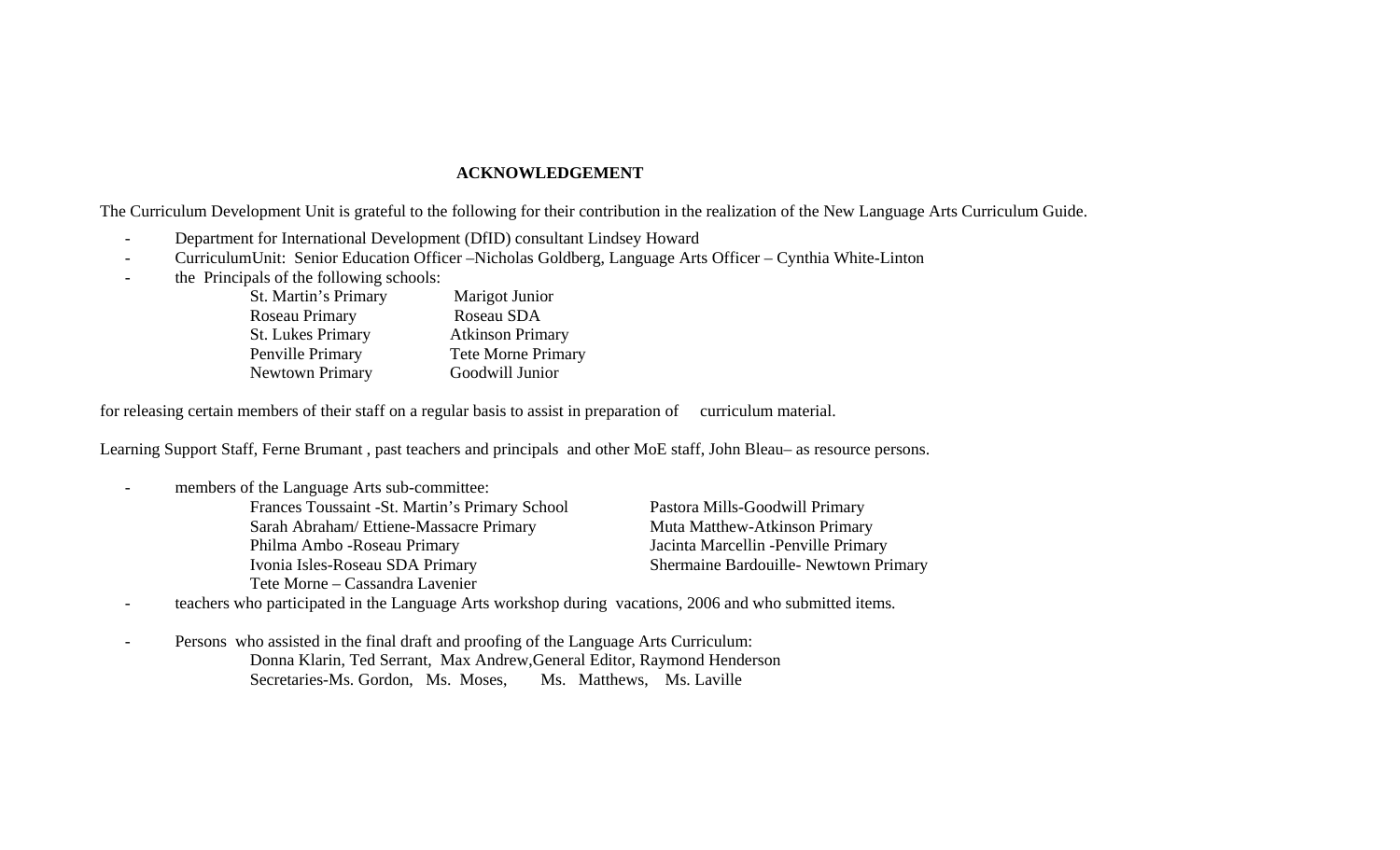# ACKNOWLEDGEMENT

The Curriculum Development Unit is grateful to the following for their contribution in the realization of the New Language Arts Curriculum Guide.

- Department for International Development (DfID) consultant Lindsey Howard
- CurriculumUnit: Senior Education Officer –Nicholas Goldberg, Language Arts Officer – Cynthia White-Linton
- the Principals of the following schools:

| | |
|---|---|
| St. Martin's Primary | Marigot Junior |
| Roseau Primary | Roseau SDA |
| St. Lukes Primary | Atkinson Primary |
| Penville Primary | Tete Morne Primary |
| Newtown Primary | Goodwill Junior |

for releasing certain members of their staff on a regular basis to assist in preparation of curriculum material.

Learning Support Staff, Ferne Brumant , past teachers and principals and other MoE staff, John Bleau– as resource persons.

- members of the Language Arts sub-committee:

| | |
|---|---|
| Frances Toussaint -St. Martin's Primary School | Pastora Mills-Goodwill Primary |
| Sarah Abraham/ Ettiene-Massacre Primary | Muta Matthew-Atkinson Primary |
| Philma Ambo -Roseau Primary | Jacinta Marcellin -Penville Primary |
| Ivonia Isles-Roseau SDA Primary | Shermaine Bardouille- Newtown Primary |
| Tete Morne – Cassandra Lavenier | |

- teachers who participated in the Language Arts workshop during vacations, 2006 and who submitted items.

- Persons who assisted in the final draft and proofing of the Language Arts Curriculum:
  Donna Klarin, Ted Serrant, Max Andrew,General Editor, Raymond Henderson
  Secretaries-Ms. Gordon, Ms. Moses, Ms. Matthews, Ms. Laville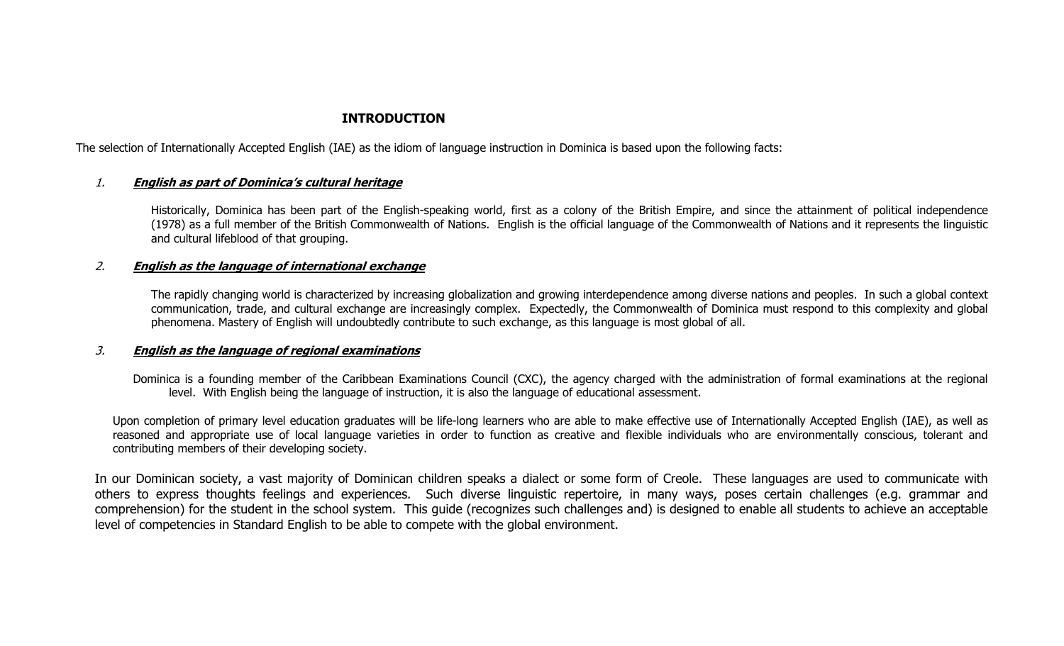# INTRODUCTION

The selection of Internationally Accepted English (IAE) as the idiom of language instruction in Dominica is based upon the following facts:

*1.* ***English as part of Dominica's cultural heritage***

Historically, Dominica has been part of the English-speaking world, first as a colony of the British Empire, and since the attainment of political independence (1978) as a full member of the British Commonwealth of Nations. English is the official language of the Commonwealth of Nations and it represents the linguistic and cultural lifeblood of that grouping.

*2.* ***English as the language of international exchange***

The rapidly changing world is characterized by increasing globalization and growing interdependence among diverse nations and peoples. In such a global context communication, trade, and cultural exchange are increasingly complex. Expectedly, the Commonwealth of Dominica must respond to this complexity and global phenomena. Mastery of English will undoubtedly contribute to such exchange, as this language is most global of all.

*3.* ***English as the language of regional examinations***

Dominica is a founding member of the Caribbean Examinations Council (CXC), the agency charged with the administration of formal examinations at the regional level. With English being the language of instruction, it is also the language of educational assessment.

Upon completion of primary level education graduates will be life-long learners who are able to make effective use of Internationally Accepted English (IAE), as well as reasoned and appropriate use of local language varieties in order to function as creative and flexible individuals who are environmentally conscious, tolerant and contributing members of their developing society.

In our Dominican society, a vast majority of Dominican children speaks a dialect or some form of Creole. These languages are used to communicate with others to express thoughts feelings and experiences. Such diverse linguistic repertoire, in many ways, poses certain challenges (e.g. grammar and comprehension) for the student in the school system. This guide (recognizes such challenges and) is designed to enable all students to achieve an acceptable level of competencies in Standard English to be able to compete with the global environment.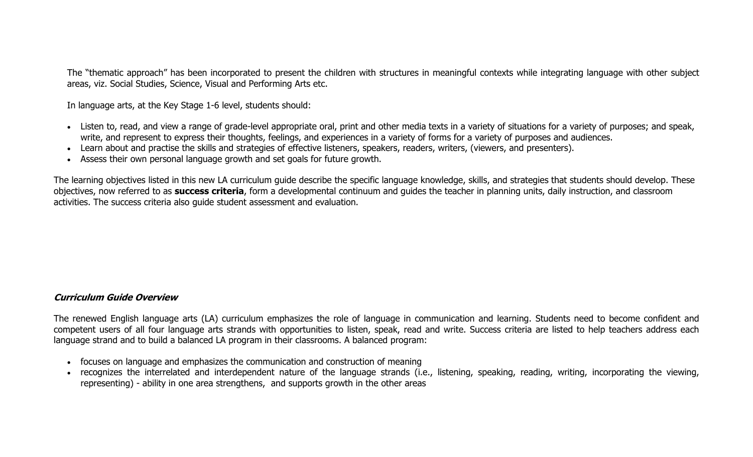The "thematic approach" has been incorporated to present the children with structures in meaningful contexts while integrating language with other subject areas, viz. Social Studies, Science, Visual and Performing Arts etc.

In language arts, at the Key Stage 1-6 level, students should:

- Listen to, read, and view a range of grade-level appropriate oral, print and other media texts in a variety of situations for a variety of purposes; and speak, write, and represent to express their thoughts, feelings, and experiences in a variety of forms for a variety of purposes and audiences.
- Learn about and practise the skills and strategies of effective listeners, speakers, readers, writers, (viewers, and presenters).
- Assess their own personal language growth and set goals for future growth.

The learning objectives listed in this new LA curriculum guide describe the specific language knowledge, skills, and strategies that students should develop. These objectives, now referred to as **success criteria**, form a developmental continuum and guides the teacher in planning units, daily instruction, and classroom activities. The success criteria also guide student assessment and evaluation.

***Curriculum Guide Overview***

The renewed English language arts (LA) curriculum emphasizes the role of language in communication and learning. Students need to become confident and competent users of all four language arts strands with opportunities to listen, speak, read and write. Success criteria are listed to help teachers address each language strand and to build a balanced LA program in their classrooms. A balanced program:

- focuses on language and emphasizes the communication and construction of meaning
- recognizes the interrelated and interdependent nature of the language strands (i.e., listening, speaking, reading, writing, incorporating the viewing, representing) - ability in one area strengthens, and supports growth in the other areas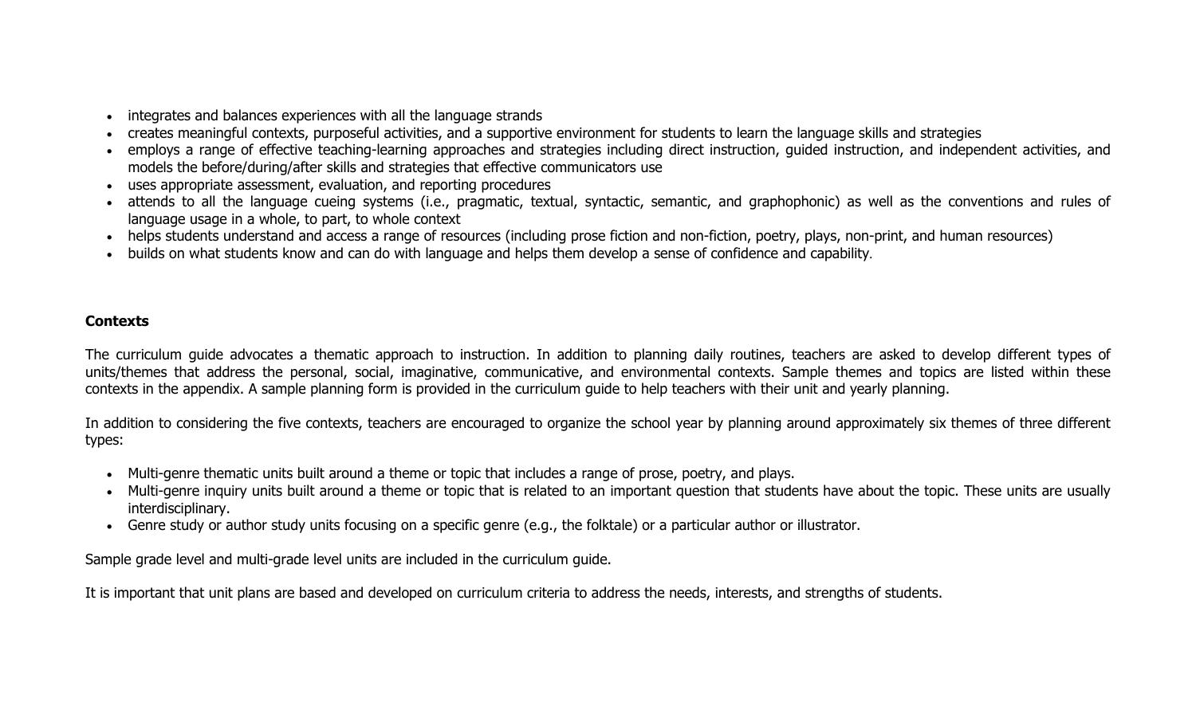- integrates and balances experiences with all the language strands
- creates meaningful contexts, purposeful activities, and a supportive environment for students to learn the language skills and strategies
- employs a range of effective teaching-learning approaches and strategies including direct instruction, guided instruction, and independent activities, and models the before/during/after skills and strategies that effective communicators use
- uses appropriate assessment, evaluation, and reporting procedures
- attends to all the language cueing systems (i.e., pragmatic, textual, syntactic, semantic, and graphophonic) as well as the conventions and rules of language usage in a whole, to part, to whole context
- helps students understand and access a range of resources (including prose fiction and non-fiction, poetry, plays, non-print, and human resources)
- builds on what students know and can do with language and helps them develop a sense of confidence and capability.

**Contexts**

The curriculum guide advocates a thematic approach to instruction. In addition to planning daily routines, teachers are asked to develop different types of units/themes that address the personal, social, imaginative, communicative, and environmental contexts. Sample themes and topics are listed within these contexts in the appendix. A sample planning form is provided in the curriculum guide to help teachers with their unit and yearly planning.

In addition to considering the five contexts, teachers are encouraged to organize the school year by planning around approximately six themes of three different types:

- Multi-genre thematic units built around a theme or topic that includes a range of prose, poetry, and plays.
- Multi-genre inquiry units built around a theme or topic that is related to an important question that students have about the topic. These units are usually interdisciplinary.
- Genre study or author study units focusing on a specific genre (e.g., the folktale) or a particular author or illustrator.

Sample grade level and multi-grade level units are included in the curriculum guide.

It is important that unit plans are based and developed on curriculum criteria to address the needs, interests, and strengths of students.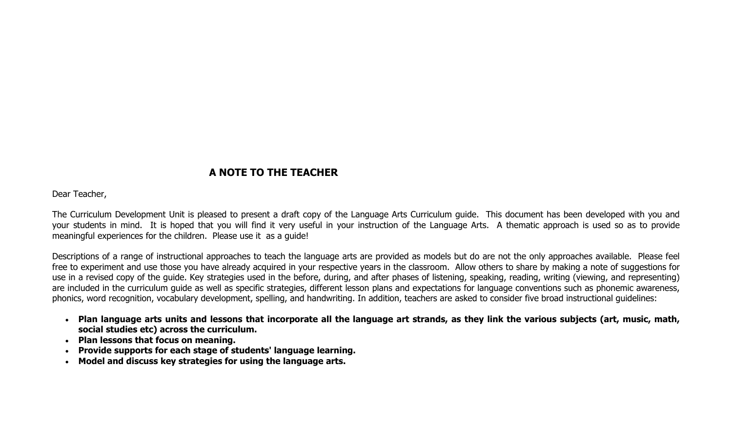## A NOTE TO THE TEACHER

Dear Teacher,

The Curriculum Development Unit is pleased to present a draft copy of the Language Arts Curriculum guide. This document has been developed with you and your students in mind. It is hoped that you will find it very useful in your instruction of the Language Arts. A thematic approach is used so as to provide meaningful experiences for the children. Please use it as a guide!

Descriptions of a range of instructional approaches to teach the language arts are provided as models but do are not the only approaches available. Please feel free to experiment and use those you have already acquired in your respective years in the classroom. Allow others to share by making a note of suggestions for use in a revised copy of the guide. Key strategies used in the before, during, and after phases of listening, speaking, reading, writing (viewing, and representing) are included in the curriculum guide as well as specific strategies, different lesson plans and expectations for language conventions such as phonemic awareness, phonics, word recognition, vocabulary development, spelling, and handwriting. In addition, teachers are asked to consider five broad instructional guidelines:

- **Plan language arts units and lessons that incorporate all the language art strands, as they link the various subjects (art, music, math, social studies etc) across the curriculum.**
- **Plan lessons that focus on meaning.**
- **Provide supports for each stage of students' language learning.**
- **Model and discuss key strategies for using the language arts.**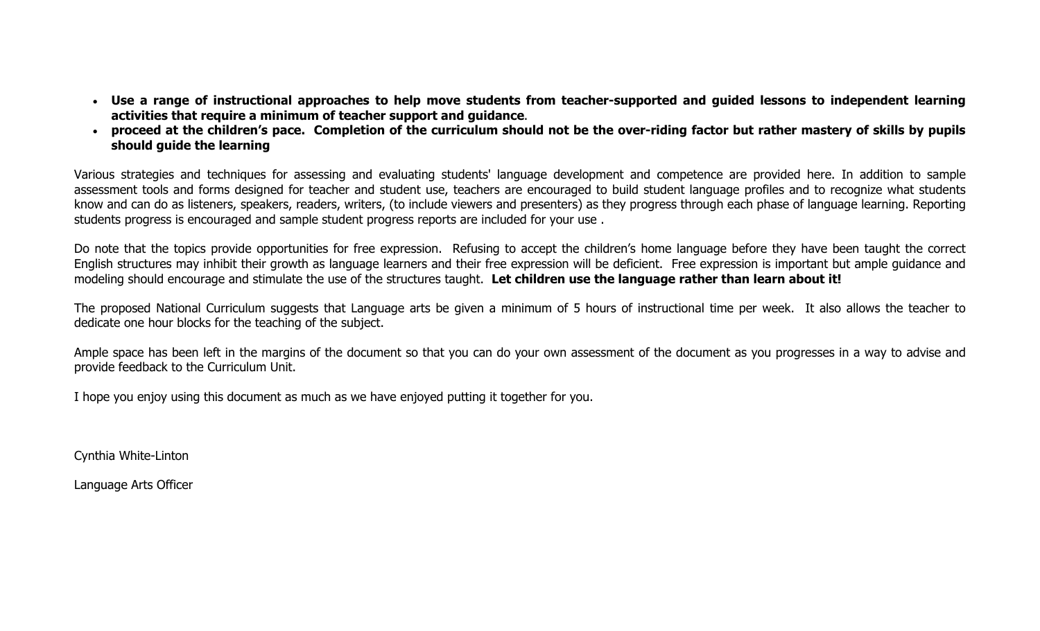- **Use a range of instructional approaches to help move students from teacher-supported and guided lessons to independent learning activities that require a minimum of teacher support and guidance**.
- **proceed at the children's pace. Completion of the curriculum should not be the over-riding factor but rather mastery of skills by pupils should guide the learning**

Various strategies and techniques for assessing and evaluating students' language development and competence are provided here. In addition to sample assessment tools and forms designed for teacher and student use, teachers are encouraged to build student language profiles and to recognize what students know and can do as listeners, speakers, readers, writers, (to include viewers and presenters) as they progress through each phase of language learning. Reporting students progress is encouraged and sample student progress reports are included for your use .

Do note that the topics provide opportunities for free expression. Refusing to accept the children's home language before they have been taught the correct English structures may inhibit their growth as language learners and their free expression will be deficient. Free expression is important but ample guidance and modeling should encourage and stimulate the use of the structures taught. **Let children use the language rather than learn about it!**

The proposed National Curriculum suggests that Language arts be given a minimum of 5 hours of instructional time per week. It also allows the teacher to dedicate one hour blocks for the teaching of the subject.

Ample space has been left in the margins of the document so that you can do your own assessment of the document as you progresses in a way to advise and provide feedback to the Curriculum Unit.

I hope you enjoy using this document as much as we have enjoyed putting it together for you.

Cynthia White-Linton

Language Arts Officer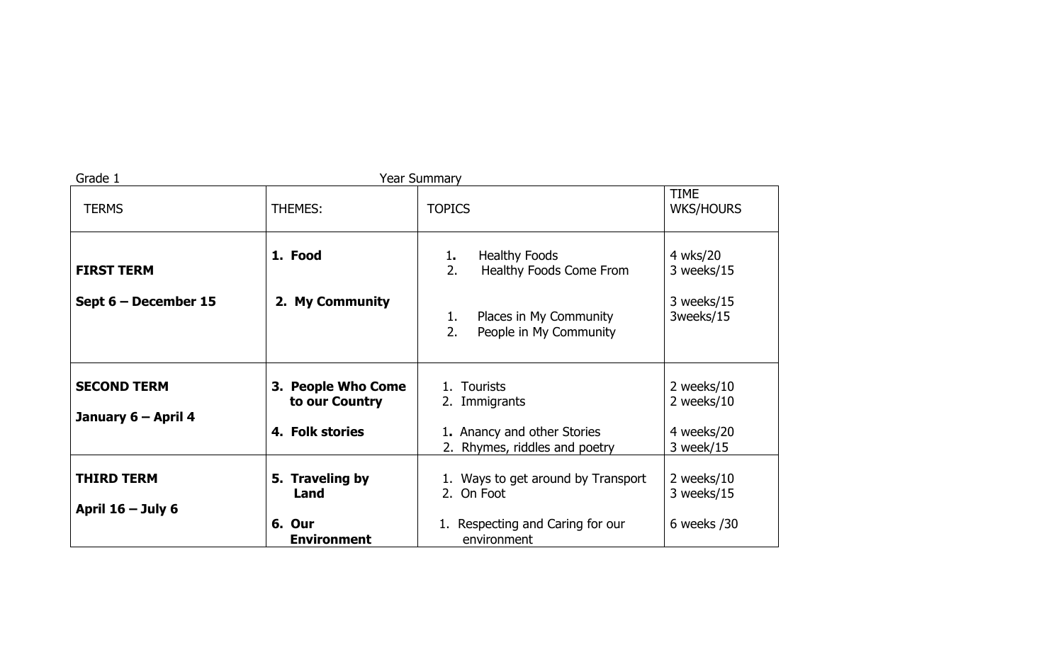Grade 1 Year Summary

| TERMS | THEMES: | TOPICS | TIME WKS/HOURS |
|---|---|---|---|
| **FIRST TERM**<br><br>**Sept 6 – December 15** | **1. Food**<br><br>**2. My Community** | 1. Healthy Foods<br>2. Healthy Foods Come From<br><br>1. Places in My Community<br>2. People in My Community | 4 wks/20<br>3 weeks/15<br><br>3 weeks/15<br>3weeks/15 |
| **SECOND TERM**<br><br>**January 6 – April 4** | **3. People Who Come to our Country**<br><br>**4. Folk stories** | 1. Tourists<br>2. Immigrants<br><br>1. Anancy and other Stories<br>2. Rhymes, riddles and poetry | 2 weeks/10<br>2 weeks/10<br><br>4 weeks/20<br>3 week/15 |
| **THIRD TERM**<br><br>**April 16 – July 6** | **5. Traveling by Land**<br><br>**6. Our Environment** | 1. Ways to get around by Transport<br>2. On Foot<br><br>1. Respecting and Caring for our environment | 2 weeks/10<br>3 weeks/15<br><br>6 weeks /30 |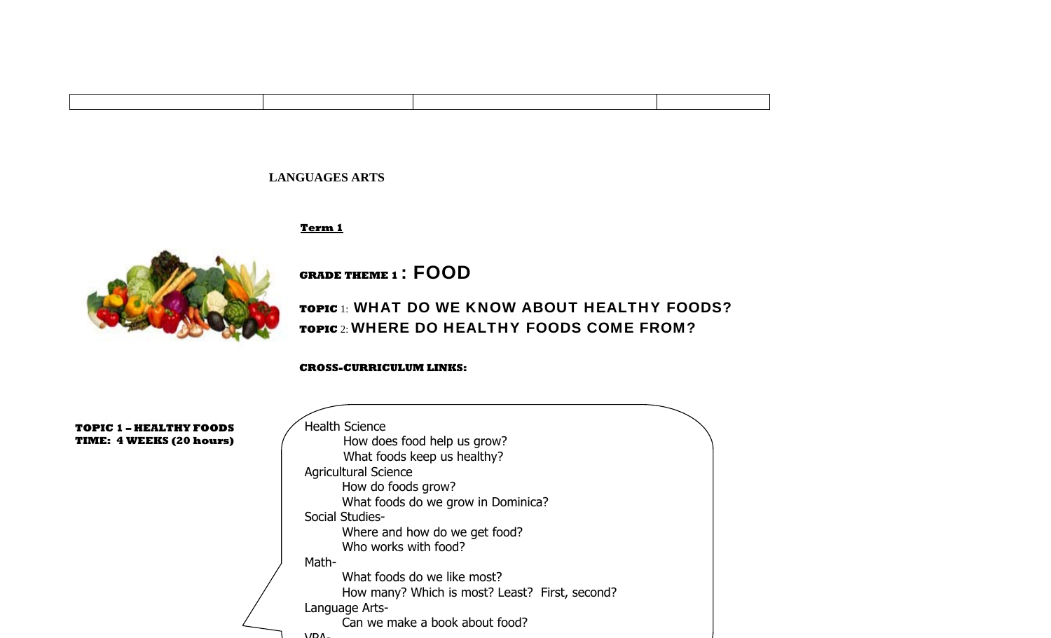| | | | |
|---|---|---|---|

**LANGUAGES ARTS**

**Term 1**

**GRADE THEME 1 : FOOD**

**TOPIC** 1: **WHAT DO WE KNOW ABOUT HEALTHY FOODS?**
**TOPIC** 2: **WHERE DO HEALTHY FOODS COME FROM?**

**CROSS-CURRICULUM LINKS:**

**TOPIC 1 – HEALTHY FOODS**
**TIME: 4 WEEKS (20 hours)**

Health Science
- How does food help us grow?
- What foods keep us healthy?

Agricultural Science
- How do foods grow?
- What foods do we grow in Dominica?

Social Studies-
- Where and how do we get food?
- Who works with food?

Math-
- What foods do we like most?
- How many? Which is most? Least? First, second?

Language Arts-
- Can we make a book about food?

VPA-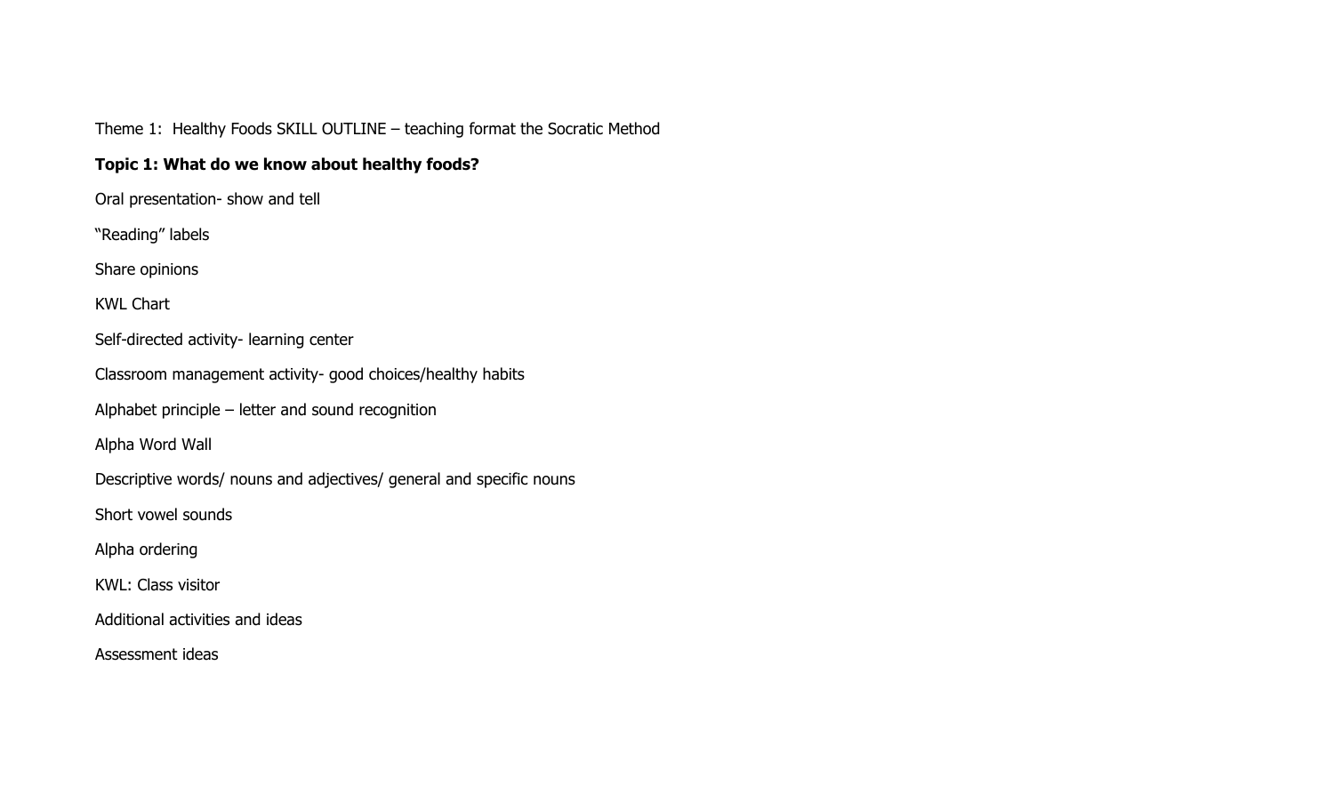Theme 1: Healthy Foods SKILL OUTLINE – teaching format the Socratic Method

**Topic 1: What do we know about healthy foods?**

Oral presentation- show and tell

"Reading" labels

Share opinions

KWL Chart

Self-directed activity- learning center

Classroom management activity- good choices/healthy habits

Alphabet principle – letter and sound recognition

Alpha Word Wall

Descriptive words/ nouns and adjectives/ general and specific nouns

Short vowel sounds

Alpha ordering

KWL: Class visitor

Additional activities and ideas

Assessment ideas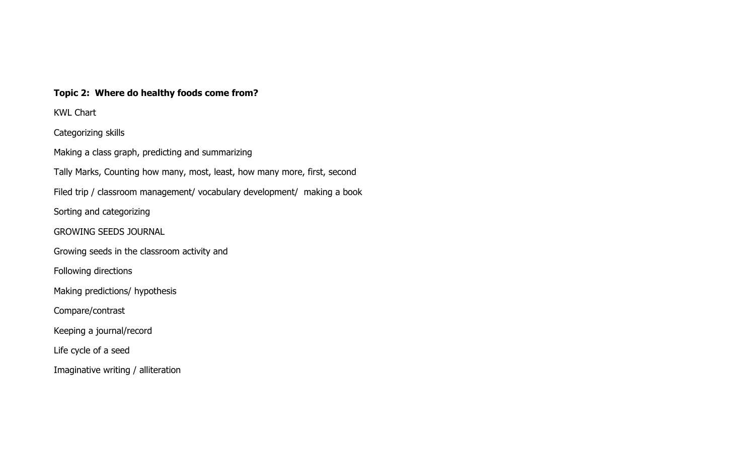**Topic 2: Where do healthy foods come from?**

KWL Chart

Categorizing skills

Making a class graph, predicting and summarizing

Tally Marks, Counting how many, most, least, how many more, first, second

Filed trip / classroom management/ vocabulary development/ making a book

Sorting and categorizing

GROWING SEEDS JOURNAL

Growing seeds in the classroom activity and

Following directions

Making predictions/ hypothesis

Compare/contrast

Keeping a journal/record

Life cycle of a seed

Imaginative writing / alliteration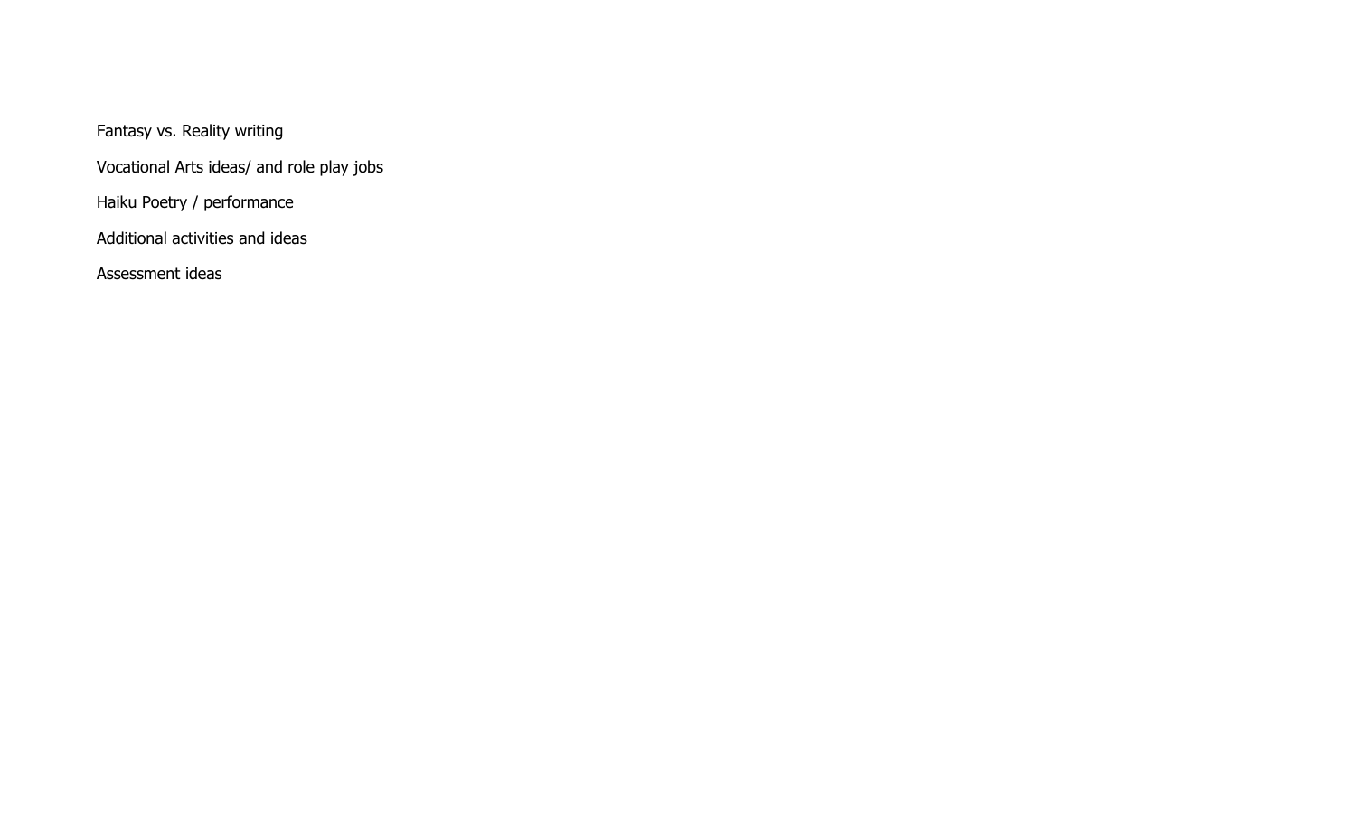Fantasy vs. Reality writing

Vocational Arts ideas/ and role play jobs

Haiku Poetry / performance

Additional activities and ideas

Assessment ideas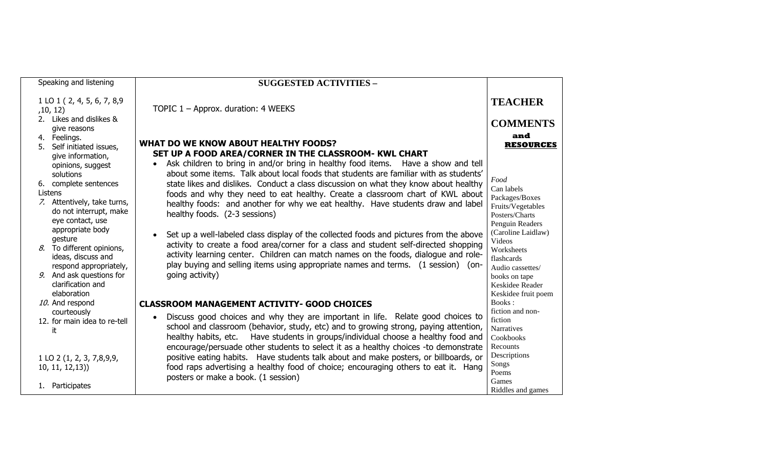| Speaking and listening<br><br>1 LO 1 ( 2, 4, 5, 6, 7, 8,9 ,10, 12)<br>2. Likes and dislikes & give reasons<br>4. Feelings.<br>5. Self initiated issues, give information, opinions, suggest solutions<br>6. complete sentences<br>Listens<br>*7.* Attentively, take turns, do not interrupt, make eye contact, use appropriate body gesture<br>*8.* To different opinions, ideas, discuss and respond appropriately,<br>*9.* And ask questions for clarification and elaboration<br>*10.* And respond courteously<br>12. for main idea to re-tell it<br><br>1 LO 2 (1, 2, 3, 7,8,9,9, 10, 11, 12,13))<br><br>1. Participates | **SUGGESTED ACTIVITIES –**<br><br>TOPIC 1 – Approx. duration: 4 WEEKS<br><br>**WHAT DO WE KNOW ABOUT HEALTHY FOODS?**<br>**SET UP A FOOD AREA/CORNER IN THE CLASSROOM- KWL CHART**<br>• Ask children to bring in and/or bring in healthy food items. Have a show and tell about some items. Talk about local foods that students are familiar with as students' state likes and dislikes. Conduct a class discussion on what they know about healthy foods and why they need to eat healthy. Create a classroom chart of KWL about healthy foods: and another for why we eat healthy. Have students draw and label healthy foods. (2-3 sessions)<br><br>• Set up a well-labeled class display of the collected foods and pictures from the above activity to create a food area/corner for a class and student self-directed shopping activity learning center. Children can match names on the foods, dialogue and role-play buying and selling items using appropriate names and terms. (1 session) (on-going activity)<br><br>**CLASSROOM MANAGEMENT ACTIVITY- GOOD CHOICES**<br>• Discuss good choices and why they are important in life. Relate good choices to school and classroom (behavior, study, etc) and to growing strong, paying attention, healthy habits, etc. Have students in groups/individual choose a healthy food and encourage/persuade other students to select it as a healthy choices -to demonstrate positive eating habits. Have students talk about and make posters, or billboards, or food raps advertising a healthy food of choice; encouraging others to eat it. Hang posters or make a book. (1 session) | **TEACHER COMMENTS and RESOURCES**<br><br>*Food*<br>Can labels<br>Packages/Boxes<br>Fruits/Vegetables<br>Posters/Charts<br>Penguin Readers (Caroline Laidlaw)<br>Videos<br>Worksheets<br>flashcards<br>Audio cassettes/ books on tape<br>Keskidee Reader<br>Keskidee fruit poem<br>Books :<br>fiction and non-fiction<br>Narratives<br>Cookbooks<br>Recounts<br>Descriptions<br>Songs<br>Poems<br>Games<br>Riddles and games |
|---|---|---|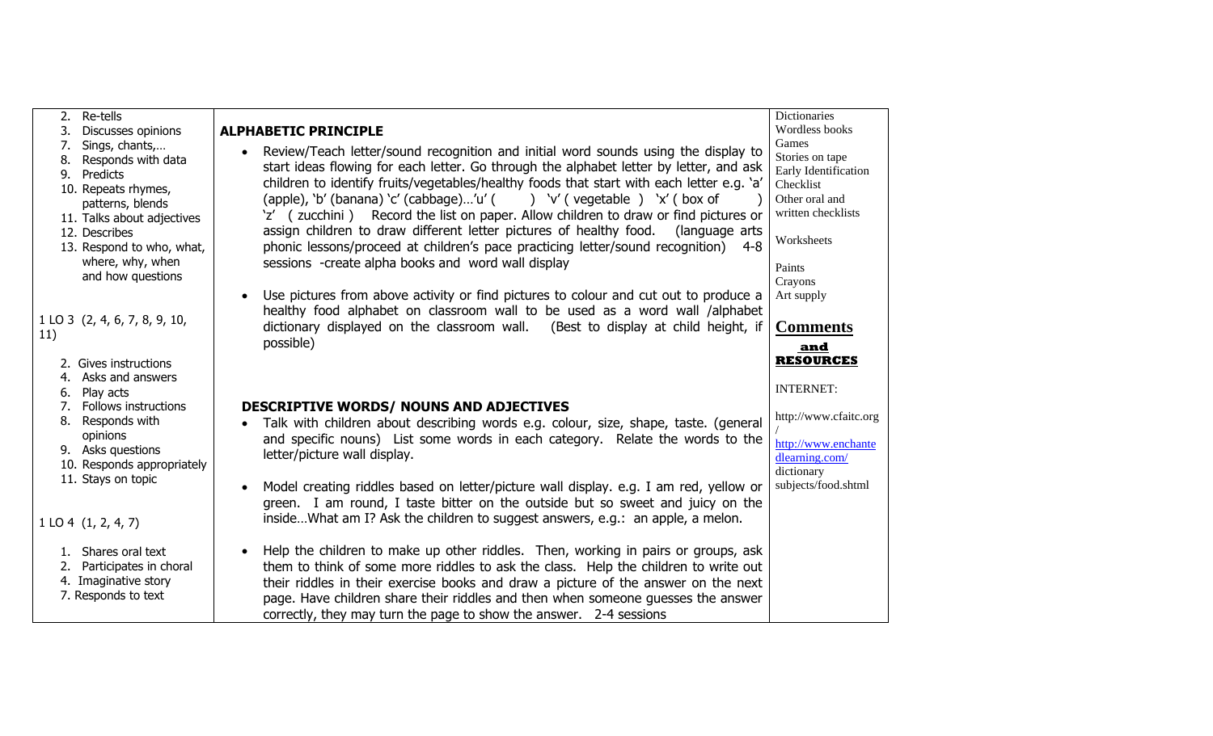| | | |
|---|---|---|
| 2. Re-tells<br>3. Discusses opinions<br>7. Sings, chants,…<br>8. Responds with data<br>9. Predicts<br>10. Repeats rhymes, patterns, blends<br>11. Talks about adjectives<br>12. Describes<br>13. Respond to who, what, where, why, when and how questions<br><br>1 LO 3 (2, 4, 6, 7, 8, 9, 10, 11)<br><br>2. Gives instructions<br>4. Asks and answers<br>6. Play acts<br>7. Follows instructions<br>8. Responds with opinions<br>9. Asks questions<br>10. Responds appropriately<br>11. Stays on topic<br><br>1 LO 4 (1, 2, 4, 7)<br><br>1. Shares oral text<br>2. Participates in choral<br>4. Imaginative story<br>7. Responds to text | **ALPHABETIC PRINCIPLE**<br><br>• Review/Teach letter/sound recognition and initial word sounds using the display to start ideas flowing for each letter. Go through the alphabet letter by letter, and ask children to identify fruits/vegetables/healthy foods that start with each letter e.g. 'a' (apple), 'b' (banana) 'c' (cabbage)…'u' ( ) 'v' ( vegetable ) 'x' ( box of ) 'z' ( zucchini ) Record the list on paper. Allow children to draw or find pictures or assign children to draw different letter pictures of healthy food. (language arts phonic lessons/proceed at children's pace practicing letter/sound recognition) 4-8 sessions -create alpha books and word wall display<br><br>• Use pictures from above activity or find pictures to colour and cut out to produce a healthy food alphabet on classroom wall to be used as a word wall /alphabet dictionary displayed on the classroom wall. (Best to display at child height, if possible)<br><br>**DESCRIPTIVE WORDS/ NOUNS AND ADJECTIVES**<br><br>• Talk with children about describing words e.g. colour, size, shape, taste. (general and specific nouns) List some words in each category. Relate the words to the letter/picture wall display.<br><br>• Model creating riddles based on letter/picture wall display. e.g. I am red, yellow or green. I am round, I taste bitter on the outside but so sweet and juicy on the inside…What am I? Ask the children to suggest answers, e.g.: an apple, a melon.<br><br>• Help the children to make up other riddles. Then, working in pairs or groups, ask them to think of some more riddles to ask the class. Help the children to write out their riddles in their exercise books and draw a picture of the answer on the next page. Have children share their riddles and then when someone guesses the answer correctly, they may turn the page to show the answer. 2-4 sessions | Dictionaries<br>Wordless books<br>Games<br>Stories on tape<br>Early Identification Checklist<br>Other oral and written checklists<br><br>Worksheets<br><br>Paints<br>Crayons<br>Art supply<br><br>**Comments and RESOURCES**<br><br>INTERNET:<br><br>http://www.cfaitc.org/<br><br>http://www.enchantedlearning.com/ dictionary subjects/food.shtml |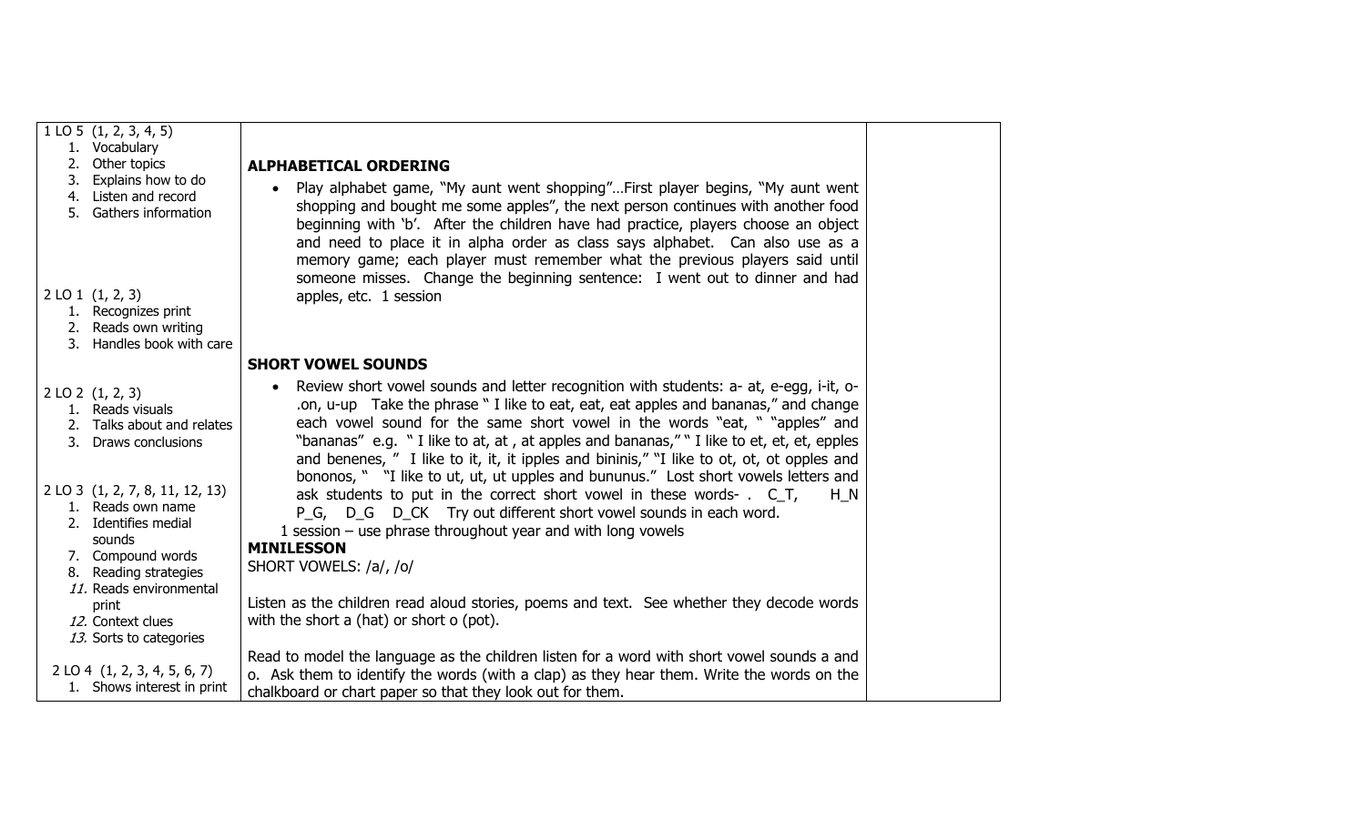| | | |
|---|---|---|
| 1 LO 5 (1, 2, 3, 4, 5)<br>1. Vocabulary<br>2. Other topics<br>3. Explains how to do<br>4. Listen and record<br>5. Gathers information<br><br>2 LO 1 (1, 2, 3)<br>1. Recognizes print<br>2. Reads own writing<br>3. Handles book with care<br><br>2 LO 2 (1, 2, 3)<br>1. Reads visuals<br>2. Talks about and relates<br>3. Draws conclusions<br><br>2 LO 3 (1, 2, 7, 8, 11, 12, 13)<br>1. Reads own name<br>2. Identifies medial sounds<br>7. Compound words<br>8. Reading strategies<br>*11.* Reads environmental print<br>*12.* Context clues<br>*13.* Sorts to categories<br><br>2 LO 4 (1, 2, 3, 4, 5, 6, 7)<br>1. Shows interest in print | **ALPHABETICAL ORDERING**<br>• Play alphabet game, "My aunt went shopping"…First player begins, "My aunt went shopping and bought me some apples", the next person continues with another food beginning with 'b'. After the children have had practice, players choose an object and need to place it in alpha order as class says alphabet. Can also use as a memory game; each player must remember what the previous players said until someone misses. Change the beginning sentence: I went out to dinner and had apples, etc. 1 session<br><br>**SHORT VOWEL SOUNDS**<br>• Review short vowel sounds and letter recognition with students: a- at, e-egg, i-it, o-.on, u-up Take the phrase " I like to eat, eat, eat apples and bananas," and change each vowel sound for the same short vowel in the words "eat, " "apples" and "bananas" e.g. " I like to at, at , at apples and bananas," " I like to et, et, et, epples and benenes, " I like to it, it, it ipples and bininis," "I like to ot, ot, ot opples and bononos, " "I like to ut, ut, ut upples and bununus." Lost short vowels letters and ask students to put in the correct short vowel in these words- . C_T, H_N P_G, D_G D_CK Try out different short vowel sounds in each word.<br>1 session – use phrase throughout year and with long vowels<br>**MINILESSON**<br>SHORT VOWELS: /a/, /o/<br><br>Listen as the children read aloud stories, poems and text. See whether they decode words with the short a (hat) or short o (pot).<br><br>Read to model the language as the children listen for a word with short vowel sounds a and o. Ask them to identify the words (with a clap) as they hear them. Write the words on the chalkboard or chart paper so that they look out for them. | |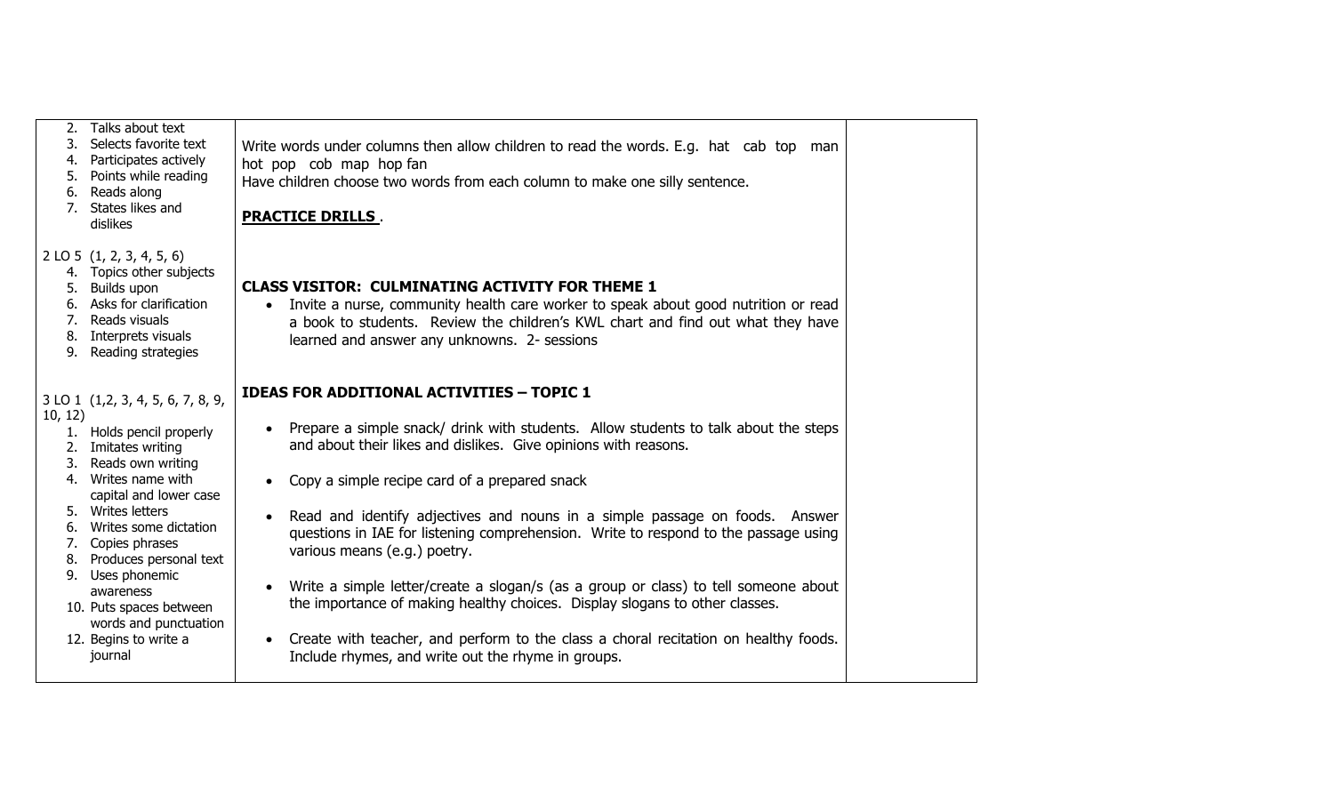| | | |
|---|---|---|
| 2. Talks about text<br>3. Selects favorite text<br>4. Participates actively<br>5. Points while reading<br>6. Reads along<br>7. States likes and dislikes<br><br>2 LO 5 (1, 2, 3, 4, 5, 6)<br>4. Topics other subjects<br>5. Builds upon<br>6. Asks for clarification<br>7. Reads visuals<br>8. Interprets visuals<br>9. Reading strategies<br><br>3 LO 1 (1,2, 3, 4, 5, 6, 7, 8, 9, 10, 12)<br>1. Holds pencil properly<br>2. Imitates writing<br>3. Reads own writing<br>4. Writes name with capital and lower case<br>5. Writes letters<br>6. Writes some dictation<br>7. Copies phrases<br>8. Produces personal text<br>9. Uses phonemic awareness<br>10. Puts spaces between words and punctuation<br>12. Begins to write a journal | Write words under columns then allow children to read the words. E.g. hat cab top man hot pop cob map hop fan<br>Have children choose two words from each column to make one silly sentence.<br><br>**PRACTICE DRILLS** .<br><br>**CLASS VISITOR: CULMINATING ACTIVITY FOR THEME 1**<br>• Invite a nurse, community health care worker to speak about good nutrition or read a book to students. Review the children's KWL chart and find out what they have learned and answer any unknowns. 2- sessions<br><br>**IDEAS FOR ADDITIONAL ACTIVITIES – TOPIC 1**<br>• Prepare a simple snack/ drink with students. Allow students to talk about the steps and about their likes and dislikes. Give opinions with reasons.<br>• Copy a simple recipe card of a prepared snack<br>• Read and identify adjectives and nouns in a simple passage on foods. Answer questions in IAE for listening comprehension. Write to respond to the passage using various means (e.g.) poetry.<br>• Write a simple letter/create a slogan/s (as a group or class) to tell someone about the importance of making healthy choices. Display slogans to other classes.<br>• Create with teacher, and perform to the class a choral recitation on healthy foods. Include rhymes, and write out the rhyme in groups. | |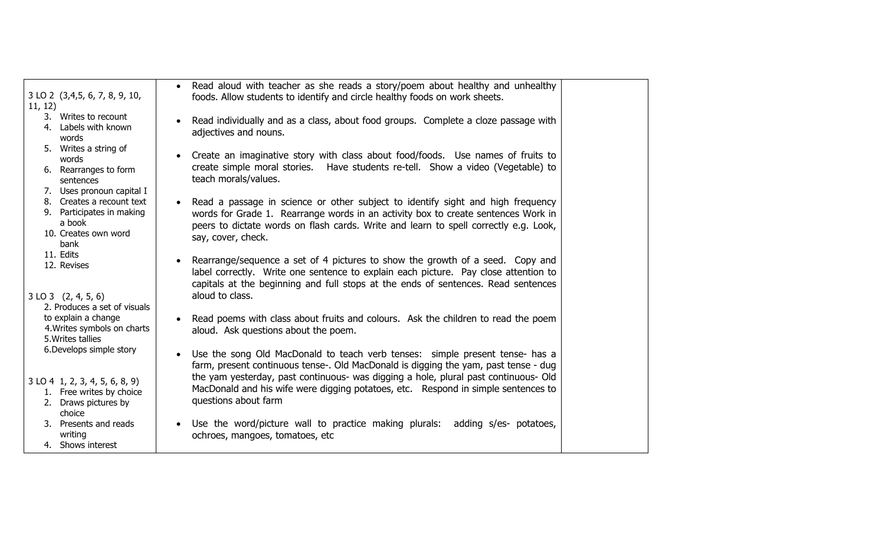| | | |
|---|---|---|
| 3 LO 2 (3,4,5, 6, 7, 8, 9, 10, 11, 12)<br>3. Writes to recount<br>4. Labels with known words<br>5. Writes a string of words<br>6. Rearranges to form sentences<br>7. Uses pronoun capital I<br>8. Creates a recount text<br>9. Participates in making a book<br>10. Creates own word bank<br>11. Edits<br>12. Revises<br><br>3 LO 3 (2, 4, 5, 6)<br>2. Produces a set of visuals to explain a change<br>4. Writes symbols on charts<br>5. Writes tallies<br>6. Develops simple story<br><br>3 LO 4 1, 2, 3, 4, 5, 6, 8, 9)<br>1. Free writes by choice<br>2. Draws pictures by choice<br>3. Presents and reads writing<br>4. Shows interest | • Read aloud with teacher as she reads a story/poem about healthy and unhealthy foods. Allow students to identify and circle healthy foods on work sheets.<br><br>• Read individually and as a class, about food groups. Complete a cloze passage with adjectives and nouns.<br><br>• Create an imaginative story with class about food/foods. Use names of fruits to create simple moral stories. Have students re-tell. Show a video (Vegetable) to teach morals/values.<br><br>• Read a passage in science or other subject to identify sight and high frequency words for Grade 1. Rearrange words in an activity box to create sentences Work in peers to dictate words on flash cards. Write and learn to spell correctly e.g. Look, say, cover, check.<br><br>• Rearrange/sequence a set of 4 pictures to show the growth of a seed. Copy and label correctly. Write one sentence to explain each picture. Pay close attention to capitals at the beginning and full stops at the ends of sentences. Read sentences aloud to class.<br><br>• Read poems with class about fruits and colours. Ask the children to read the poem aloud. Ask questions about the poem.<br><br>• Use the song Old MacDonald to teach verb tenses: simple present tense- has a farm, present continuous tense-. Old MacDonald is digging the yam, past tense - dug the yam yesterday, past continuous- was digging a hole, plural past continuous- Old MacDonald and his wife were digging potatoes, etc. Respond in simple sentences to questions about farm<br><br>• Use the word/picture wall to practice making plurals: adding s/es- potatoes, ochroes, mangoes, tomatoes, etc | |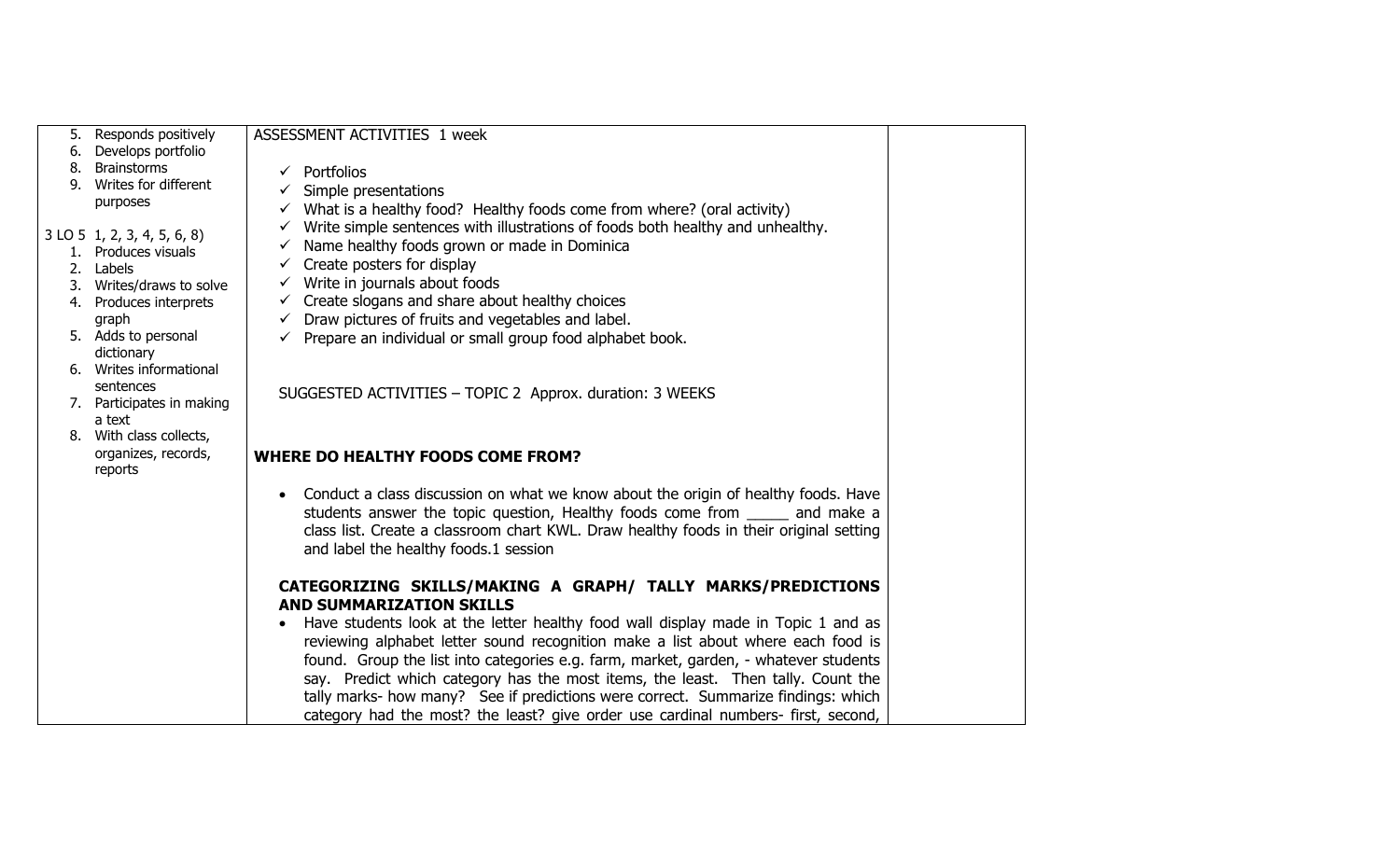| | | |
|---|---|---|
| 5. Responds positively<br>6. Develops portfolio<br>8. Brainstorms<br>9. Writes for different purposes<br><br>3 LO 5 1, 2, 3, 4, 5, 6, 8)<br>1. Produces visuals<br>2. Labels<br>3. Writes/draws to solve<br>4. Produces interprets graph<br>5. Adds to personal dictionary<br>6. Writes informational sentences<br>7. Participates in making a text<br>8. With class collects, organizes, records, reports | ASSESSMENT ACTIVITIES 1 week<br><br>✓ Portfolios<br>✓ Simple presentations<br>✓ What is a healthy food? Healthy foods come from where? (oral activity)<br>✓ Write simple sentences with illustrations of foods both healthy and unhealthy.<br>✓ Name healthy foods grown or made in Dominica<br>✓ Create posters for display<br>✓ Write in journals about foods<br>✓ Create slogans and share about healthy choices<br>✓ Draw pictures of fruits and vegetables and label.<br>✓ Prepare an individual or small group food alphabet book.<br><br>SUGGESTED ACTIVITIES – TOPIC 2 Approx. duration: 3 WEEKS<br><br>**WHERE DO HEALTHY FOODS COME FROM?**<br><br>• Conduct a class discussion on what we know about the origin of healthy foods. Have students answer the topic question, Healthy foods come from _____ and make a class list. Create a classroom chart KWL. Draw healthy foods in their original setting and label the healthy foods.1 session<br><br>**CATEGORIZING SKILLS/MAKING A GRAPH/ TALLY MARKS/PREDICTIONS AND SUMMARIZATION SKILLS**<br>• Have students look at the letter healthy food wall display made in Topic 1 and as reviewing alphabet letter sound recognition make a list about where each food is found. Group the list into categories e.g. farm, market, garden, - whatever students say. Predict which category has the most items, the least. Then tally. Count the tally marks- how many? See if predictions were correct. Summarize findings: which category had the most? the least? give order use cardinal numbers- first, second, | |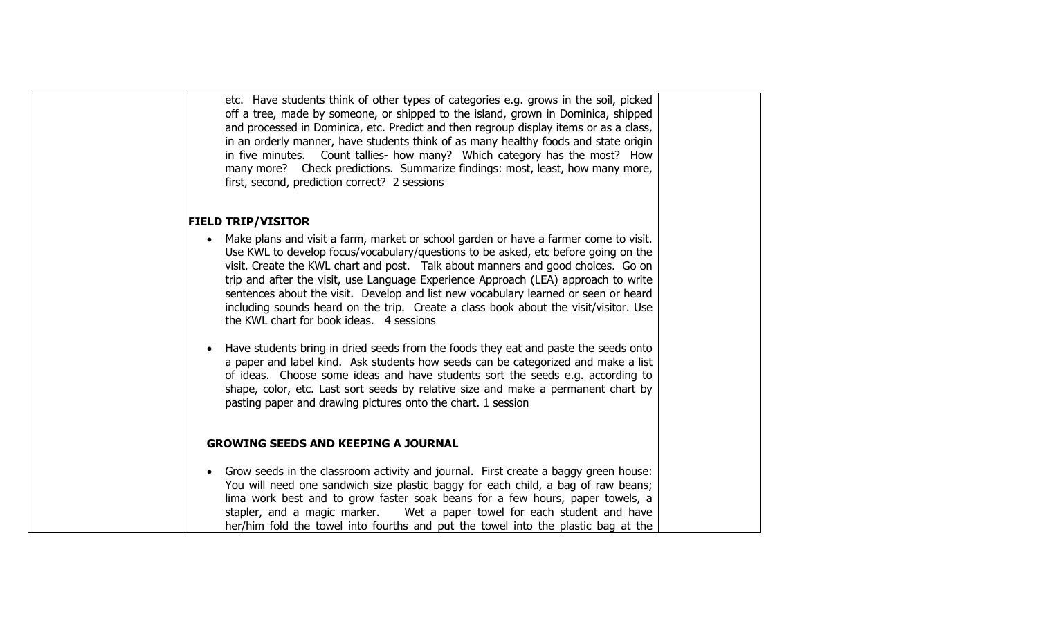| | etc. Have students think of other types of categories e.g. grows in the soil, picked off a tree, made by someone, or shipped to the island, grown in Dominica, shipped and processed in Dominica, etc. Predict and then regroup display items or as a class, in an orderly manner, have students think of as many healthy foods and state origin in five minutes. Count tallies- how many? Which category has the most? How many more? Check predictions. Summarize findings: most, least, how many more, first, second, prediction correct? 2 sessions<br><br>**FIELD TRIP/VISITOR**<br><br>• Make plans and visit a farm, market or school garden or have a farmer come to visit. Use KWL to develop focus/vocabulary/questions to be asked, etc before going on the visit. Create the KWL chart and post. Talk about manners and good choices. Go on trip and after the visit, use Language Experience Approach (LEA) approach to write sentences about the visit. Develop and list new vocabulary learned or seen or heard including sounds heard on the trip. Create a class book about the visit/visitor. Use the KWL chart for book ideas. 4 sessions<br><br>• Have students bring in dried seeds from the foods they eat and paste the seeds onto a paper and label kind. Ask students how seeds can be categorized and make a list of ideas. Choose some ideas and have students sort the seeds e.g. according to shape, color, etc. Last sort seeds by relative size and make a permanent chart by pasting paper and drawing pictures onto the chart. 1 session<br><br>**GROWING SEEDS AND KEEPING A JOURNAL**<br><br>• Grow seeds in the classroom activity and journal. First create a baggy green house: You will need one sandwich size plastic baggy for each child, a bag of raw beans; lima work best and to grow faster soak beans for a few hours, paper towels, a stapler, and a magic marker. Wet a paper towel for each student and have her/him fold the towel into fourths and put the towel into the plastic bag at the | |
|---|---|---|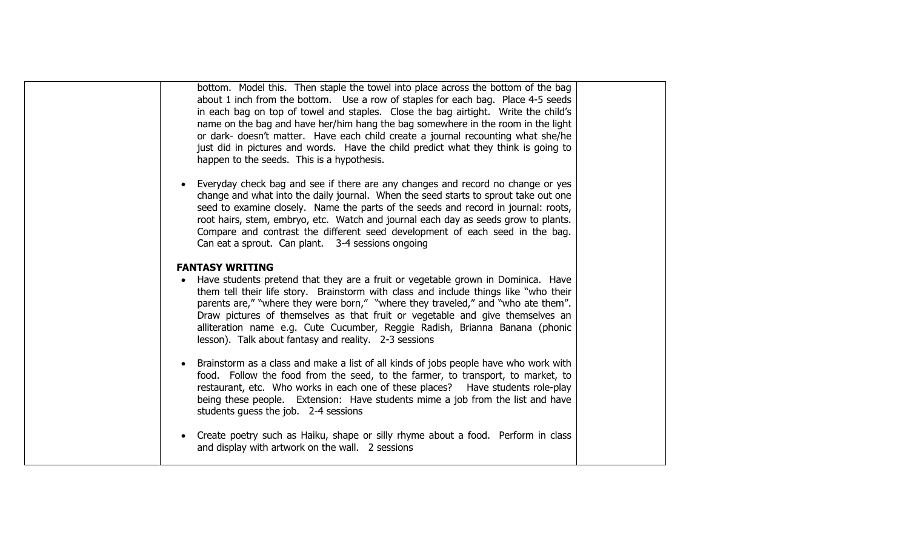| | | |
|---|---|---|
| | bottom. Model this. Then staple the towel into place across the bottom of the bag about 1 inch from the bottom. Use a row of staples for each bag. Place 4-5 seeds in each bag on top of towel and staples. Close the bag airtight. Write the child's name on the bag and have her/him hang the bag somewhere in the room in the light or dark- doesn't matter. Have each child create a journal recounting what she/he just did in pictures and words. Have the child predict what they think is going to happen to the seeds. This is a hypothesis.<br><br>• Everyday check bag and see if there are any changes and record no change or yes change and what into the daily journal. When the seed starts to sprout take out one seed to examine closely. Name the parts of the seeds and record in journal: roots, root hairs, stem, embryo, etc. Watch and journal each day as seeds grow to plants. Compare and contrast the different seed development of each seed in the bag. Can eat a sprout. Can plant. 3-4 sessions ongoing<br><br>**FANTASY WRITING**<br>• Have students pretend that they are a fruit or vegetable grown in Dominica. Have them tell their life story. Brainstorm with class and include things like "who their parents are," "where they were born," "where they traveled," and "who ate them". Draw pictures of themselves as that fruit or vegetable and give themselves an alliteration name e.g. Cute Cucumber, Reggie Radish, Brianna Banana (phonic lesson). Talk about fantasy and reality. 2-3 sessions<br><br>• Brainstorm as a class and make a list of all kinds of jobs people have who work with food. Follow the food from the seed, to the farmer, to transport, to market, to restaurant, etc. Who works in each one of these places? Have students role-play being these people. Extension: Have students mime a job from the list and have students guess the job. 2-4 sessions<br><br>• Create poetry such as Haiku, shape or silly rhyme about a food. Perform in class and display with artwork on the wall. 2 sessions | |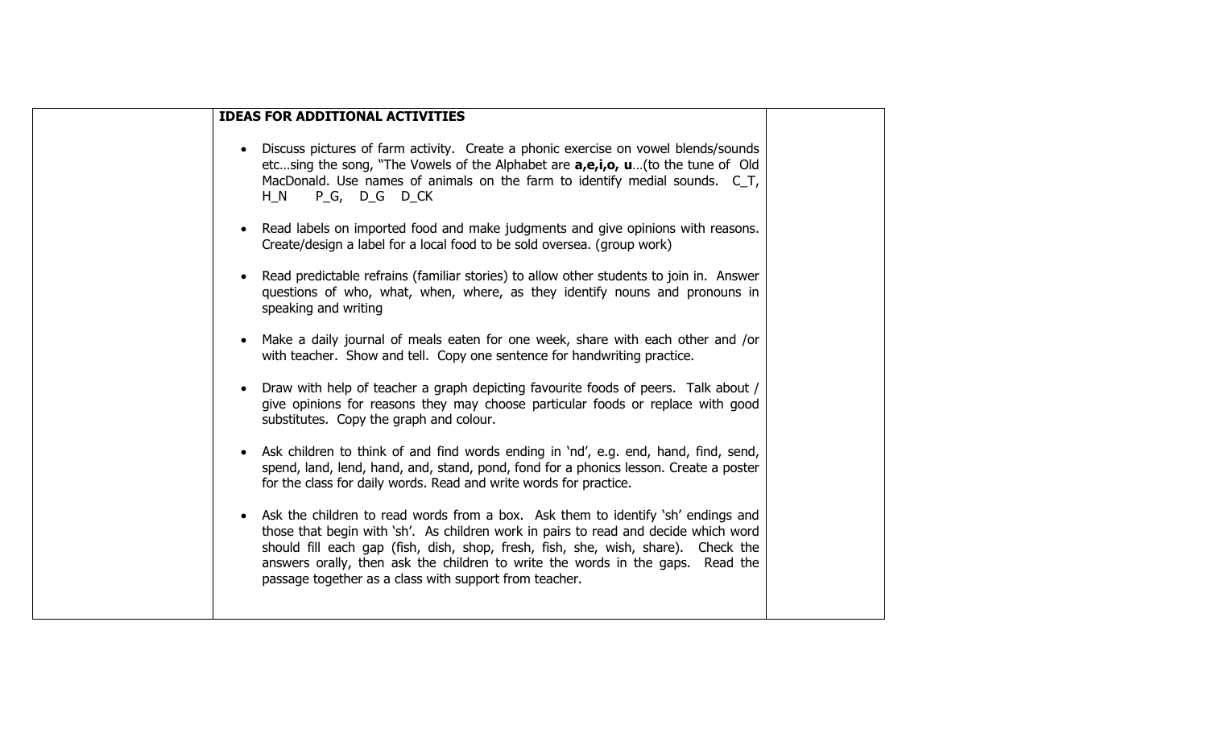| | IDEAS FOR ADDITIONAL ACTIVITIES | |
|---|---|---|
| | • Discuss pictures of farm activity. Create a phonic exercise on vowel blends/sounds etc…sing the song, "The Vowels of the Alphabet are **a,e,i,o, u**…(to the tune of Old MacDonald. Use names of animals on the farm to identify medial sounds. C_T, H_N P_G, D_G D_CK<br><br>• Read labels on imported food and make judgments and give opinions with reasons. Create/design a label for a local food to be sold oversea. (group work)<br><br>• Read predictable refrains (familiar stories) to allow other students to join in. Answer questions of who, what, when, where, as they identify nouns and pronouns in speaking and writing<br><br>• Make a daily journal of meals eaten for one week, share with each other and /or with teacher. Show and tell. Copy one sentence for handwriting practice.<br><br>• Draw with help of teacher a graph depicting favourite foods of peers. Talk about / give opinions for reasons they may choose particular foods or replace with good substitutes. Copy the graph and colour.<br><br>• Ask children to think of and find words ending in 'nd', e.g. end, hand, find, send, spend, land, lend, hand, and, stand, pond, fond for a phonics lesson. Create a poster for the class for daily words. Read and write words for practice.<br><br>• Ask the children to read words from a box. Ask them to identify 'sh' endings and those that begin with 'sh'. As children work in pairs to read and decide which word should fill each gap (fish, dish, shop, fresh, fish, she, wish, share). Check the answers orally, then ask the children to write the words in the gaps. Read the passage together as a class with support from teacher. | |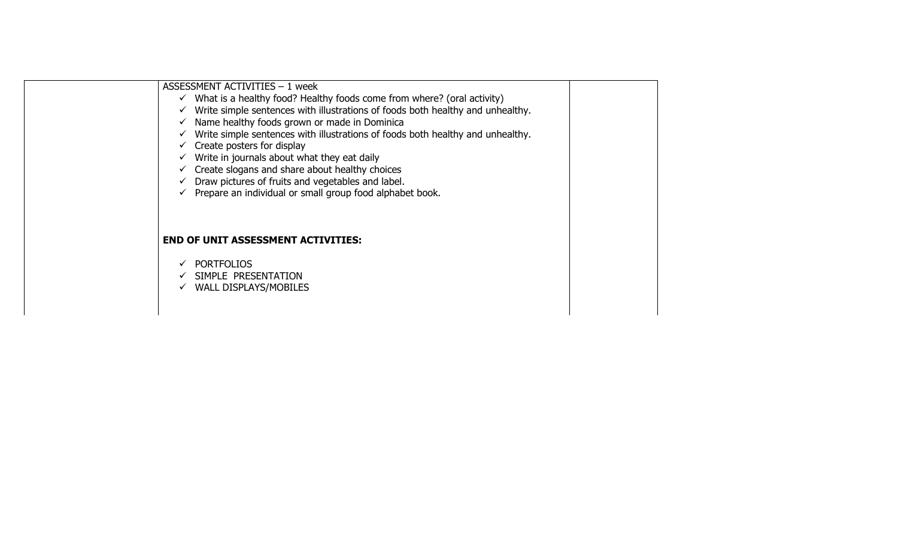| | | |
|---|---|---|
| | ASSESSMENT ACTIVITIES – 1 week<br>✓ What is a healthy food? Healthy foods come from where? (oral activity)<br>✓ Write simple sentences with illustrations of foods both healthy and unhealthy.<br>✓ Name healthy foods grown or made in Dominica<br>✓ Write simple sentences with illustrations of foods both healthy and unhealthy.<br>✓ Create posters for display<br>✓ Write in journals about what they eat daily<br>✓ Create slogans and share about healthy choices<br>✓ Draw pictures of fruits and vegetables and label.<br>✓ Prepare an individual or small group food alphabet book.<br><br>**END OF UNIT ASSESSMENT ACTIVITIES:**<br>✓ PORTFOLIOS<br>✓ SIMPLE PRESENTATION<br>✓ WALL DISPLAYS/MOBILES | |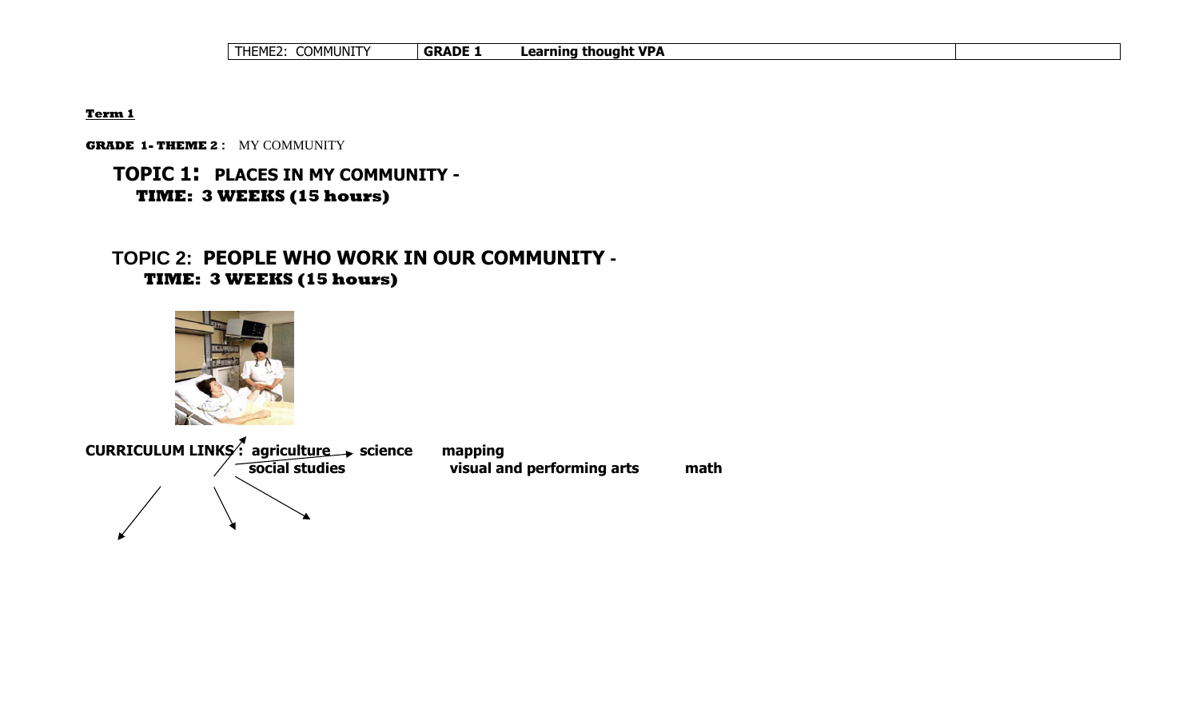| THEME2: COMMUNITY | **GRADE 1** **Learning thought VPA** | |
|---|---|---|

**Term 1**

**GRADE 1- THEME 2** : MY COMMUNITY

## TOPIC 1: PLACES IN MY COMMUNITY -

**TIME: 3 WEEKS (15 hours)**

## TOPIC 2: PEOPLE WHO WORK IN OUR COMMUNITY -

**TIME: 3 WEEKS (15 hours)**

**CURRICULUM LINKS : agriculture science mapping**
**social studies visual and performing arts math**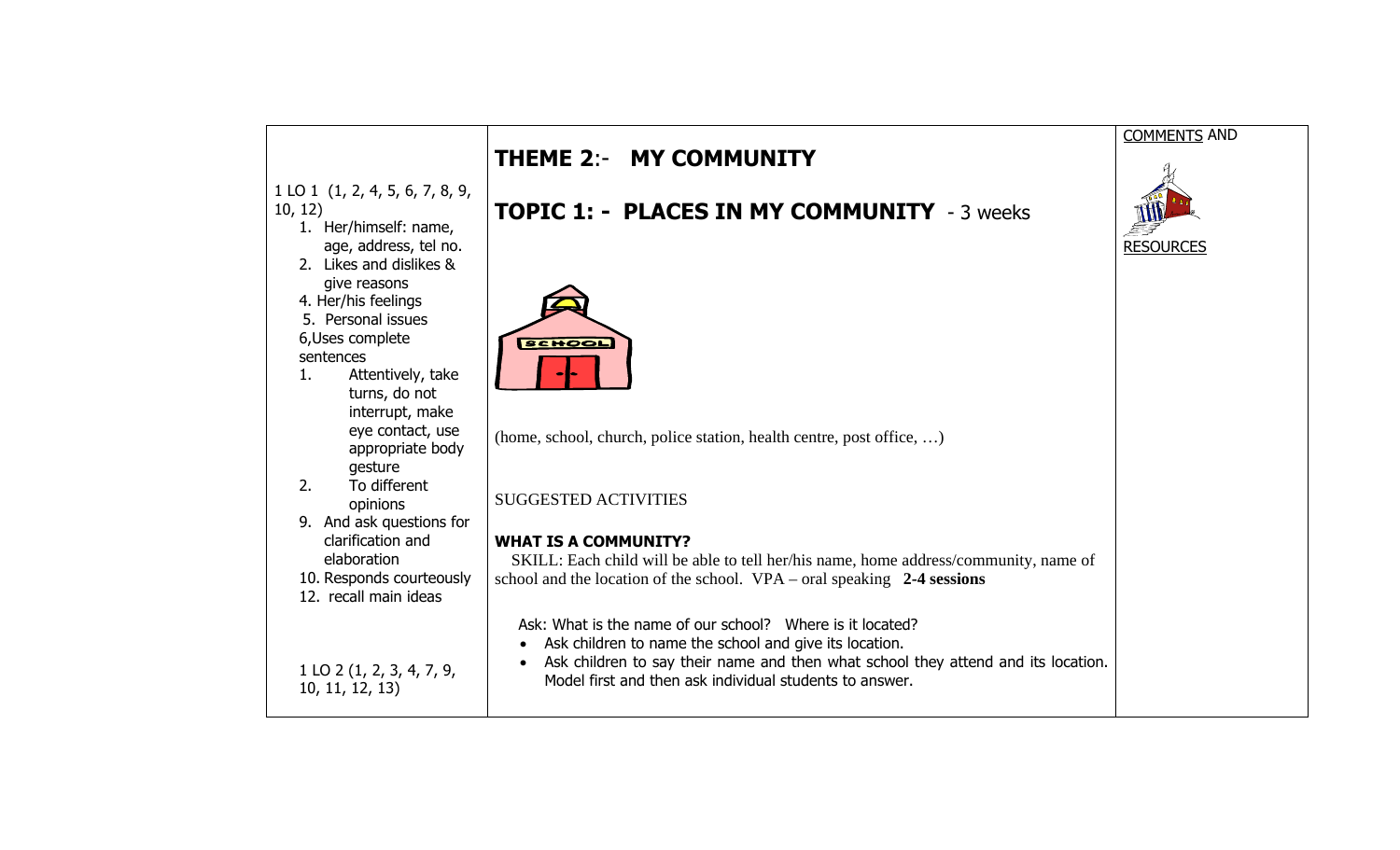| | THEME 2:- MY COMMUNITY | COMMENTS AND RESOURCES |
|---|---|---|
| 1 LO 1 (1, 2, 4, 5, 6, 7, 8, 9, 10, 12)<br>1. Her/himself: name, age, address, tel no.<br>2. Likes and dislikes & give reasons<br>4. Her/his feelings<br>5. Personal issues<br>6,Uses complete sentences<br>1. Attentively, take turns, do not interrupt, make eye contact, use appropriate body gesture<br>2. To different opinions<br>9. And ask questions for clarification and elaboration<br>10. Responds courteously<br>12. recall main ideas<br><br>1 LO 2 (1, 2, 3, 4, 7, 9, 10, 11, 12, 13) | **TOPIC 1: - PLACES IN MY COMMUNITY** - 3 weeks<br><br>(home, school, church, police station, health centre, post office, …)<br><br>SUGGESTED ACTIVITIES<br><br>**WHAT IS A COMMUNITY?**<br>SKILL: Each child will be able to tell her/his name, home address/community, name of school and the location of the school. VPA – oral speaking **2-4 sessions**<br><br>Ask: What is the name of our school? Where is it located?<br>• Ask children to name the school and give its location.<br>• Ask children to say their name and then what school they attend and its location. Model first and then ask individual students to answer. | |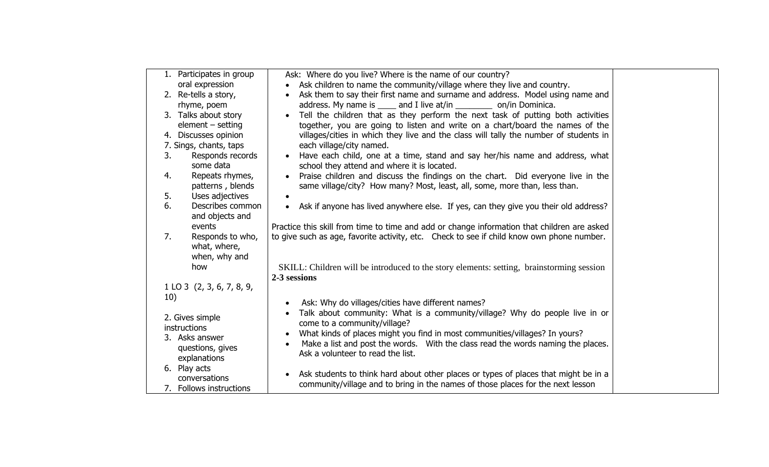| | | |
|---|---|---|
| 1. Participates in group oral expression<br>2. Re-tells a story, rhyme, poem<br>3. Talks about story element – setting<br>4. Discusses opinion<br>7. Sings, chants, taps<br>3. Responds records some data<br>4. Repeats rhymes, patterns , blends<br>5. Uses adjectives<br>6. Describes common and objects and events<br>7. Responds to who, what, where, when, why and how<br><br>1 LO 3 (2, 3, 6, 7, 8, 9, 10)<br><br>2. Gives simple instructions<br>3. Asks answer questions, gives explanations<br>6. Play acts conversations<br>7. Follows instructions | Ask: Where do you live? Where is the name of our country?<br>• Ask children to name the community/village where they live and country.<br>• Ask them to say their first name and surname and address. Model using name and address. My name is ____ and I live at/in ________ on/in Dominica.<br>• Tell the children that as they perform the next task of putting both activities together, you are going to listen and write on a chart/board the names of the villages/cities in which they live and the class will tally the number of students in each village/city named.<br>• Have each child, one at a time, stand and say her/his name and address, what school they attend and where it is located.<br>• Praise children and discuss the findings on the chart. Did everyone live in the same village/city? How many? Most, least, all, some, more than, less than.<br>•<br>• Ask if anyone has lived anywhere else. If yes, can they give you their old address?<br><br>Practice this skill from time to time and add or change information that children are asked to give such as age, favorite activity, etc. Check to see if child know own phone number.<br><br>SKILL: Children will be introduced to the story elements: setting, brainstorming session **2-3 sessions**<br><br>• Ask: Why do villages/cities have different names?<br>• Talk about community: What is a community/village? Why do people live in or come to a community/village?<br>• What kinds of places might you find in most communities/villages? In yours?<br>• Make a list and post the words. With the class read the words naming the places. Ask a volunteer to read the list.<br><br>• Ask students to think hard about other places or types of places that might be in a community/village and to bring in the names of those places for the next lesson | |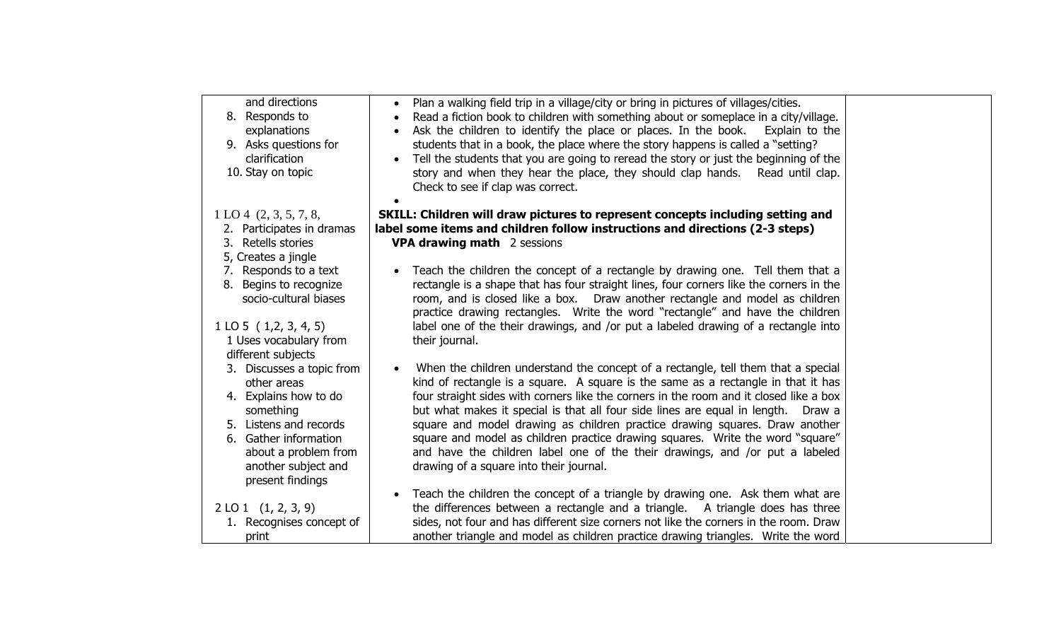| | | |
|---|---|---|
| and directions<br>8. Responds to explanations<br>9. Asks questions for clarification<br>10. Stay on topic | • Plan a walking field trip in a village/city or bring in pictures of villages/cities.<br>• Read a fiction book to children with something about or someplace in a city/village.<br>• Ask the children to identify the place or places. In the book. Explain to the students that in a book, the place where the story happens is called a "setting?<br>• Tell the students that you are going to reread the story or just the beginning of the story and when they hear the place, they should clap hands. Read until clap. Check to see if clap was correct.<br>• | |
| 1 LO 4 (2, 3, 5, 7, 8,<br>2. Participates in dramas<br>3. Retells stories<br>5, Creates a jingle<br>7. Responds to a text<br>8. Begins to recognize socio-cultural biases<br><br>1 LO 5 ( 1,2, 3, 4, 5)<br>1 Uses vocabulary from different subjects<br>3. Discusses a topic from other areas<br>4. Explains how to do something<br>5. Listens and records<br>6. Gather information about a problem from another subject and present findings<br><br>2 LO 1 (1, 2, 3, 9)<br>1. Recognises concept of print | **SKILL: Children will draw pictures to represent concepts including setting and label some items and children follow instructions and directions (2-3 steps)**<br>**VPA drawing math** 2 sessions<br><br>• Teach the children the concept of a rectangle by drawing one. Tell them that a rectangle is a shape that has four straight lines, four corners like the corners in the room, and is closed like a box. Draw another rectangle and model as children practice drawing rectangles. Write the word "rectangle" and have the children label one of the their drawings, and /or put a labeled drawing of a rectangle into their journal.<br><br>• When the children understand the concept of a rectangle, tell them that a special kind of rectangle is a square. A square is the same as a rectangle in that it has four straight sides with corners like the corners in the room and it closed like a box but what makes it special is that all four side lines are equal in length. Draw a square and model drawing as children practice drawing squares. Draw another square and model as children practice drawing squares. Write the word "square" and have the children label one of the their drawings, and /or put a labeled drawing of a square into their journal.<br><br>• Teach the children the concept of a triangle by drawing one. Ask them what are the differences between a rectangle and a triangle. A triangle does has three sides, not four and has different size corners not like the corners in the room. Draw another triangle and model as children practice drawing triangles. Write the word | |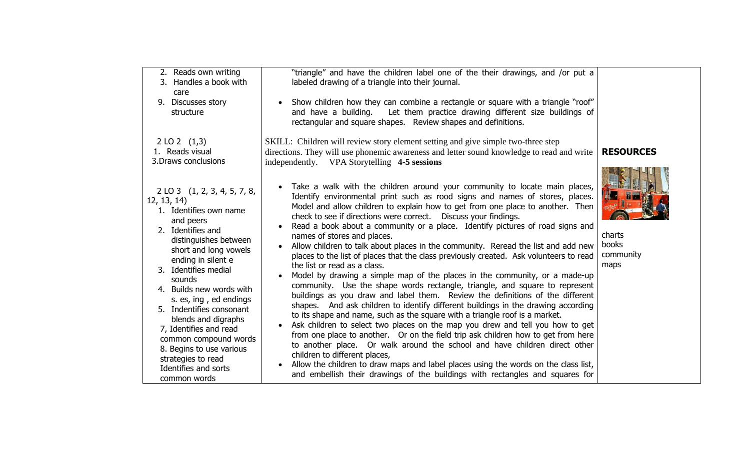| | | |
|---|---|---|
| 2. Reads own writing<br>3. Handles a book with care<br>9. Discusses story structure | "triangle" and have the children label one of the their drawings, and /or put a labeled drawing of a triangle into their journal.<br><br>• Show children how they can combine a rectangle or square with a triangle "roof" and have a building. Let them practice drawing different size buildings of rectangular and square shapes. Review shapes and definitions. | |
| 2 LO 2 (1,3)<br>1. Reads visual<br>3.Draws conclusions | SKILL: Children will review story element setting and give simple two-three step directions. They will use phonemic awareness and letter sound knowledge to read and write independently. VPA Storytelling **4-5 sessions** | **RESOURCES** |
| 2 LO 3 (1, 2, 3, 4, 5, 7, 8, 12, 13, 14)<br>1. Identifies own name and peers<br>2. Identifies and distinguishes between short and long vowels ending in silent e<br>3. Identifies medial sounds<br>4. Builds new words with s. es, ing , ed endings<br>5. Indentifies consonant blends and digraphs<br>7, Identifies and read common compound words<br>8. Begins to use various strategies to read Identifies and sorts common words | • Take a walk with the children around your community to locate main places, Identify environmental print such as rood signs and names of stores, places. Model and allow children to explain how to get from one place to another. Then check to see if directions were correct. Discuss your findings.<br>• Read a book about a community or a place. Identify pictures of road signs and names of stores and places.<br>• Allow children to talk about places in the community. Reread the list and add new places to the list of places that the class previously created. Ask volunteers to read the list or read as a class.<br>• Model by drawing a simple map of the places in the community, or a made-up community. Use the shape words rectangle, triangle, and square to represent buildings as you draw and label them. Review the definitions of the different shapes. And ask children to identify different buildings in the drawing according to its shape and name, such as the square with a triangle roof is a market.<br>• Ask children to select two places on the map you drew and tell you how to get from one place to another. Or on the field trip ask children how to get from here to another place. Or walk around the school and have children direct other children to different places,<br>• Allow the children to draw maps and label places using the words on the class list, and embellish their drawings of the buildings with rectangles and squares for | charts<br>books<br>community<br>maps |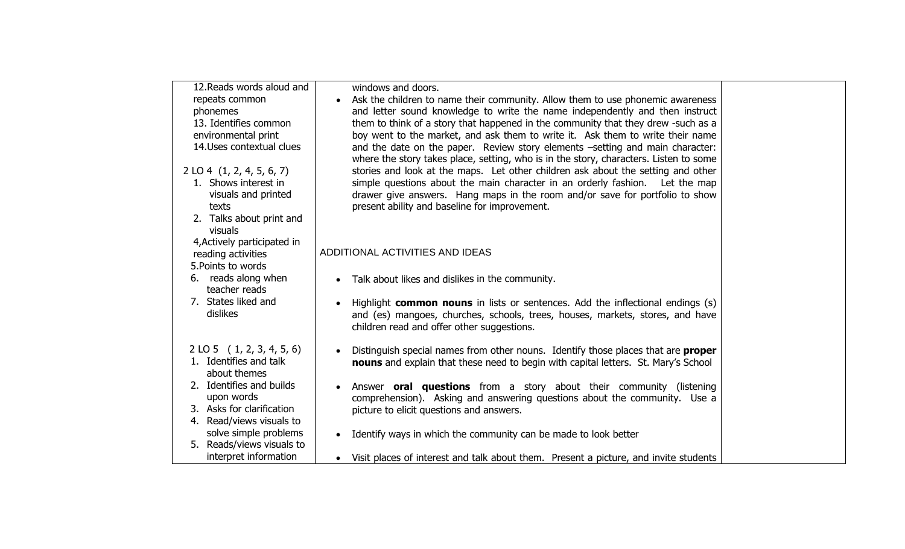| | | |
|---|---|---|
| 12.Reads words aloud and repeats common phonemes<br>13. Identifies common environmental print<br>14.Uses contextual clues<br><br>2 LO 4 (1, 2, 4, 5, 6, 7)<br>1. Shows interest in visuals and printed texts<br>2. Talks about print and visuals<br>4,Actively participated in reading activities<br>5.Points to words<br>6. reads along when teacher reads<br>7. States liked and dislikes<br><br>2 LO 5 ( 1, 2, 3, 4, 5, 6)<br>1. Identifies and talk about themes<br>2. Identifies and builds upon words<br>3. Asks for clarification<br>4. Read/views visuals to solve simple problems<br>5. Reads/views visuals to interpret information | windows and doors.<br>• Ask the children to name their community. Allow them to use phonemic awareness and letter sound knowledge to write the name independently and then instruct them to think of a story that happened in the community that they drew -such as a boy went to the market, and ask them to write it. Ask them to write their name and the date on the paper. Review story elements –setting and main character: where the story takes place, setting, who is in the story, characters. Listen to some stories and look at the maps. Let other children ask about the setting and other simple questions about the main character in an orderly fashion. Let the map drawer give answers. Hang maps in the room and/or save for portfolio to show present ability and baseline for improvement.<br><br>ADDITIONAL ACTIVITIES AND IDEAS<br><br>• Talk about likes and dislikes in the community.<br><br>• Highlight **common nouns** in lists or sentences. Add the inflectional endings (s) and (es) mangoes, churches, schools, trees, houses, markets, stores, and have children read and offer other suggestions.<br><br>• Distinguish special names from other nouns. Identify those places that are **proper nouns** and explain that these need to begin with capital letters. St. Mary's School<br><br>• Answer **oral questions** from a story about their community (listening comprehension). Asking and answering questions about the community. Use a picture to elicit questions and answers.<br><br>• Identify ways in which the community can be made to look better<br><br>• Visit places of interest and talk about them. Present a picture, and invite students | |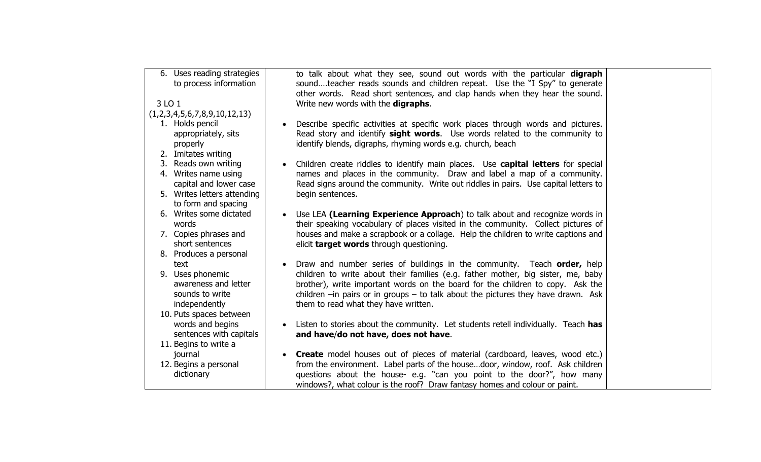| | | |
|---|---|---|
| 6. Uses reading strategies to process information<br><br>3 LO 1 (1,2,3,4,5,6,7,8,9,10,12,13)<br>1. Holds pencil appropriately, sits properly<br>2. Imitates writing<br>3. Reads own writing<br>4. Writes name using capital and lower case<br>5. Writes letters attending to form and spacing<br>6. Writes some dictated words<br>7. Copies phrases and short sentences<br>8. Produces a personal text<br>9. Uses phonemic awareness and letter sounds to write independently<br>10. Puts spaces between words and begins sentences with capitals<br>11. Begins to write a journal<br>12. Begins a personal dictionary | to talk about what they see, sound out words with the particular **digraph** sound….teacher reads sounds and children repeat. Use the "I Spy" to generate other words. Read short sentences, and clap hands when they hear the sound. Write new words with the **digraphs**.<br><br>• Describe specific activities at specific work places through words and pictures. Read story and identify **sight words**. Use words related to the community to identify blends, digraphs, rhyming words e.g. church, beach<br><br>• Children create riddles to identify main places. Use **capital letters** for special names and places in the community. Draw and label a map of a community. Read signs around the community. Write out riddles in pairs. Use capital letters to begin sentences.<br><br>• Use LEA **(Learning Experience Approach**) to talk about and recognize words in their speaking vocabulary of places visited in the community. Collect pictures of houses and make a scrapbook or a collage. Help the children to write captions and elicit **target words** through questioning.<br><br>• Draw and number series of buildings in the community. Teach **order,** help children to write about their families (e.g. father mother, big sister, me, baby brother), write important words on the board for the children to copy. Ask the children –in pairs or in groups – to talk about the pictures they have drawn. Ask them to read what they have written.<br><br>• Listen to stories about the community. Let students retell individually. Teach **has and have**/**do not have, does not have**.<br><br>• **Create** model houses out of pieces of material (cardboard, leaves, wood etc.) from the environment. Label parts of the house…door, window, roof. Ask children questions about the house- e.g. "can you point to the door?", how many windows?, what colour is the roof? Draw fantasy homes and colour or paint. | |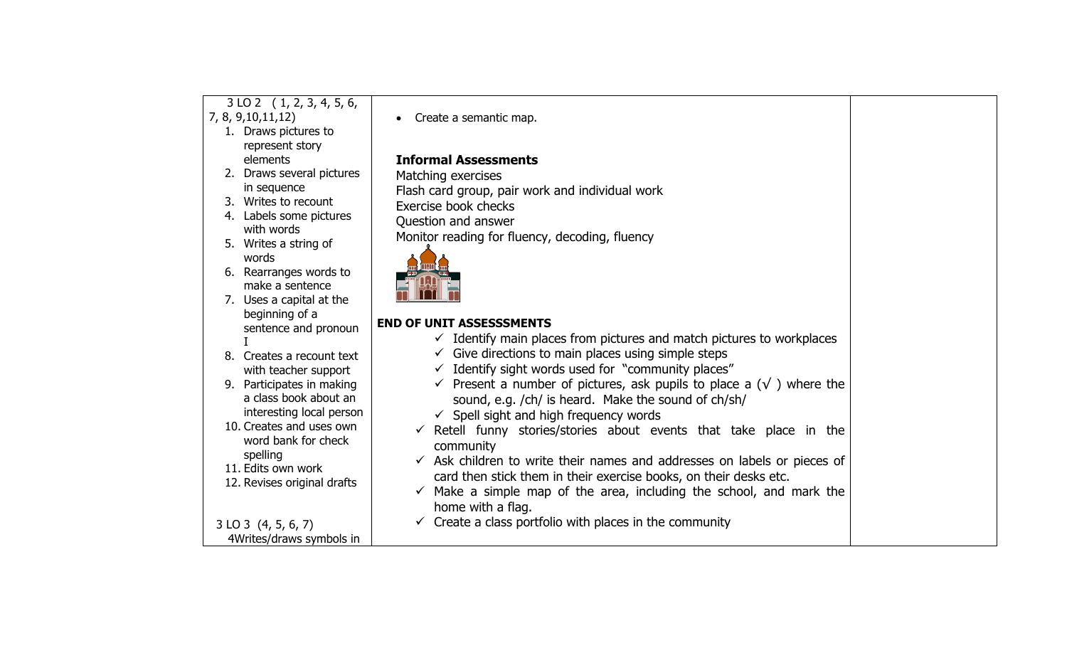| | | |
|---|---|---|
| 3 LO 2 ( 1, 2, 3, 4, 5, 6, 7, 8, 9,10,11,12)<br>1. Draws pictures to represent story elements<br>2. Draws several pictures in sequence<br>3. Writes to recount<br>4. Labels some pictures with words<br>5. Writes a string of words<br>6. Rearranges words to make a sentence<br>7. Uses a capital at the beginning of a sentence and pronoun I<br>8. Creates a recount text with teacher support<br>9. Participates in making a class book about an interesting local person<br>10. Creates and uses own word bank for check spelling<br>11. Edits own work<br>12. Revises original drafts<br><br>3 LO 3 (4, 5, 6, 7)<br>4Writes/draws symbols in | • Create a semantic map.<br><br>**Informal Assessments**<br>Matching exercises<br>Flash card group, pair work and individual work<br>Exercise book checks<br>Question and answer<br>Monitor reading for fluency, decoding, fluency<br><br>**END OF UNIT ASSESSSMENTS**<br>✓ Identify main places from pictures and match pictures to workplaces<br>✓ Give directions to main places using simple steps<br>✓ Identify sight words used for "community places"<br>✓ Present a number of pictures, ask pupils to place a (√ ) where the sound, e.g. /ch/ is heard. Make the sound of ch/sh/<br>✓ Spell sight and high frequency words<br>✓ Retell funny stories/stories about events that take place in the community<br>✓ Ask children to write their names and addresses on labels or pieces of card then stick them in their exercise books, on their desks etc.<br>✓ Make a simple map of the area, including the school, and mark the home with a flag.<br>✓ Create a class portfolio with places in the community | |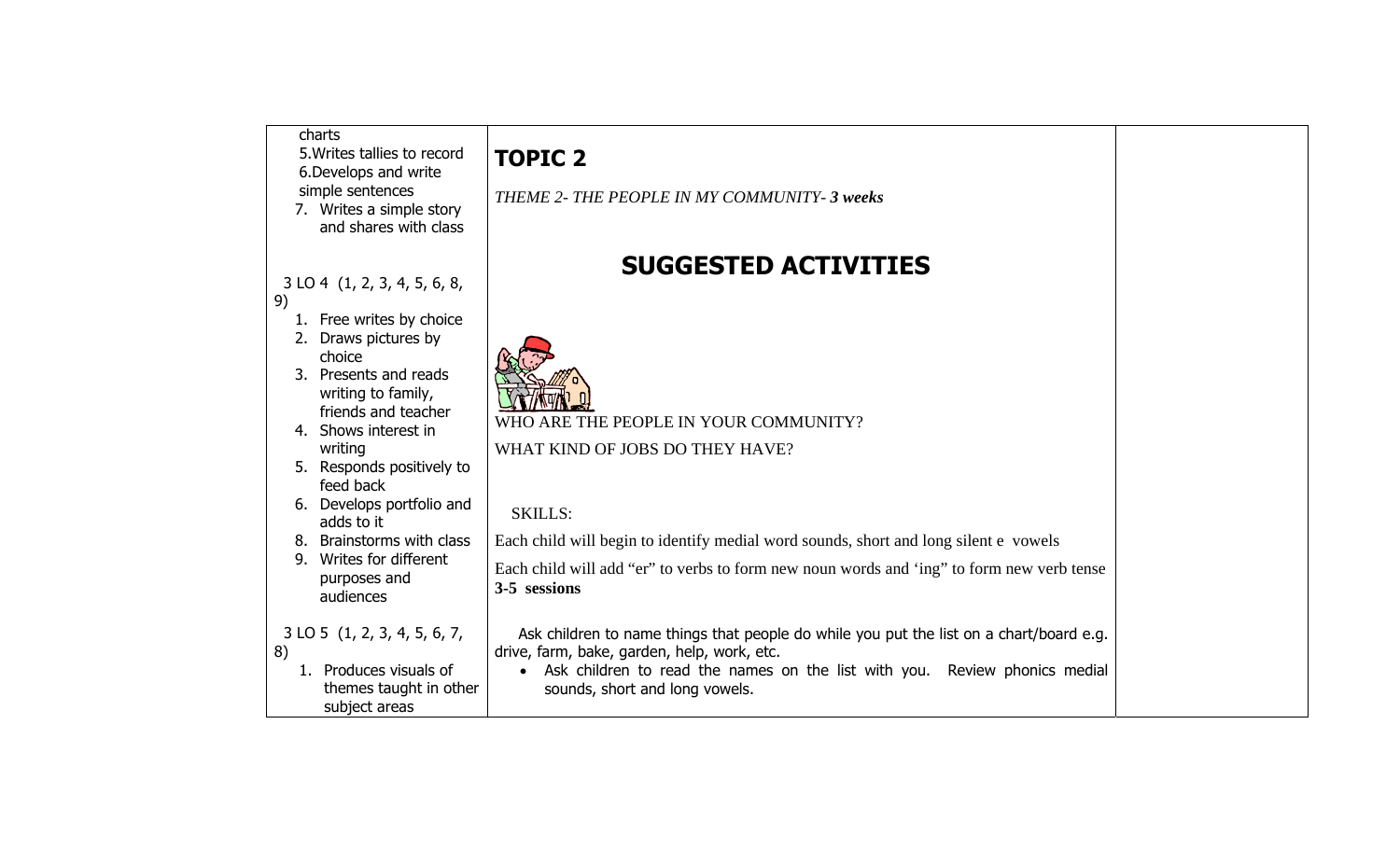| | | |
|---|---|---|
| charts<br>5.Writes tallies to record<br>6.Develops and write simple sentences<br>7. Writes a simple story and shares with class<br><br>3 LO 4 (1, 2, 3, 4, 5, 6, 8, 9)<br>1. Free writes by choice<br>2. Draws pictures by choice<br>3. Presents and reads writing to family, friends and teacher<br>4. Shows interest in writing<br>5. Responds positively to feed back<br>6. Develops portfolio and adds to it<br>8. Brainstorms with class<br>9. Writes for different purposes and audiences<br><br>3 LO 5 (1, 2, 3, 4, 5, 6, 7, 8)<br>1. Produces visuals of themes taught in other subject areas | **TOPIC 2**<br><br>*THEME 2- THE PEOPLE IN MY COMMUNITY- **3 weeks***<br><br>**SUGGESTED ACTIVITIES**<br><br>WHO ARE THE PEOPLE IN YOUR COMMUNITY?<br>WHAT KIND OF JOBS DO THEY HAVE?<br><br>SKILLS:<br>Each child will begin to identify medial word sounds, short and long silent e vowels<br>Each child will add "er" to verbs to form new noun words and 'ing" to form new verb tense<br>**3-5 sessions**<br><br>Ask children to name things that people do while you put the list on a chart/board e.g. drive, farm, bake, garden, help, work, etc.<br>• Ask children to read the names on the list with you. Review phonics medial sounds, short and long vowels. | |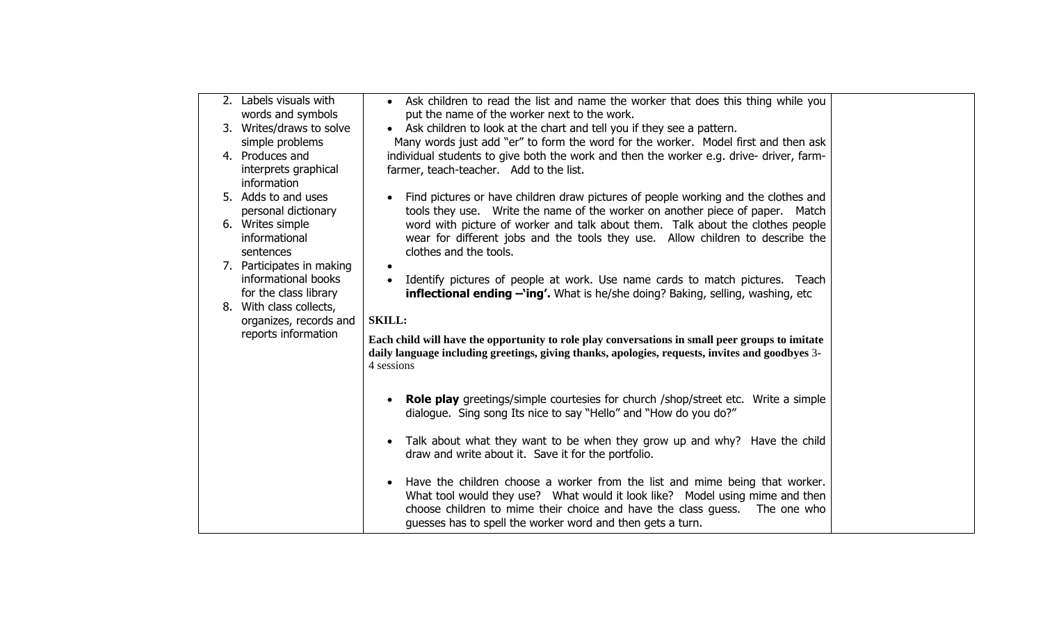| | | |
|---|---|---|
| 2. Labels visuals with words and symbols<br>3. Writes/draws to solve simple problems<br>4. Produces and interprets graphical information<br>5. Adds to and uses personal dictionary<br>6. Writes simple informational sentences<br>7. Participates in making informational books for the class library<br>8. With class collects, organizes, records and reports information | • Ask children to read the list and name the worker that does this thing while you put the name of the worker next to the work.<br>• Ask children to look at the chart and tell you if they see a pattern.<br>Many words just add "er" to form the word for the worker. Model first and then ask individual students to give both the work and then the worker e.g. drive- driver, farm- farmer, teach-teacher. Add to the list.<br><br>• Find pictures or have children draw pictures of people working and the clothes and tools they use. Write the name of the worker on another piece of paper. Match word with picture of worker and talk about them. Talk about the clothes people wear for different jobs and the tools they use. Allow children to describe the clothes and the tools.<br>•<br>• Identify pictures of people at work. Use name cards to match pictures. Teach **inflectional ending –'ing'.** What is he/she doing? Baking, selling, washing, etc<br><br>**SKILL:**<br><br>**Each child will have the opportunity to role play conversations in small peer groups to imitate daily language including greetings, giving thanks, apologies, requests, invites and goodbyes** 3-4 sessions<br><br>• **Role play** greetings/simple courtesies for church /shop/street etc. Write a simple dialogue. Sing song Its nice to say "Hello" and "How do you do?"<br><br>• Talk about what they want to be when they grow up and why? Have the child draw and write about it. Save it for the portfolio.<br><br>• Have the children choose a worker from the list and mime being that worker. What tool would they use? What would it look like? Model using mime and then choose children to mime their choice and have the class guess. The one who guesses has to spell the worker word and then gets a turn. | |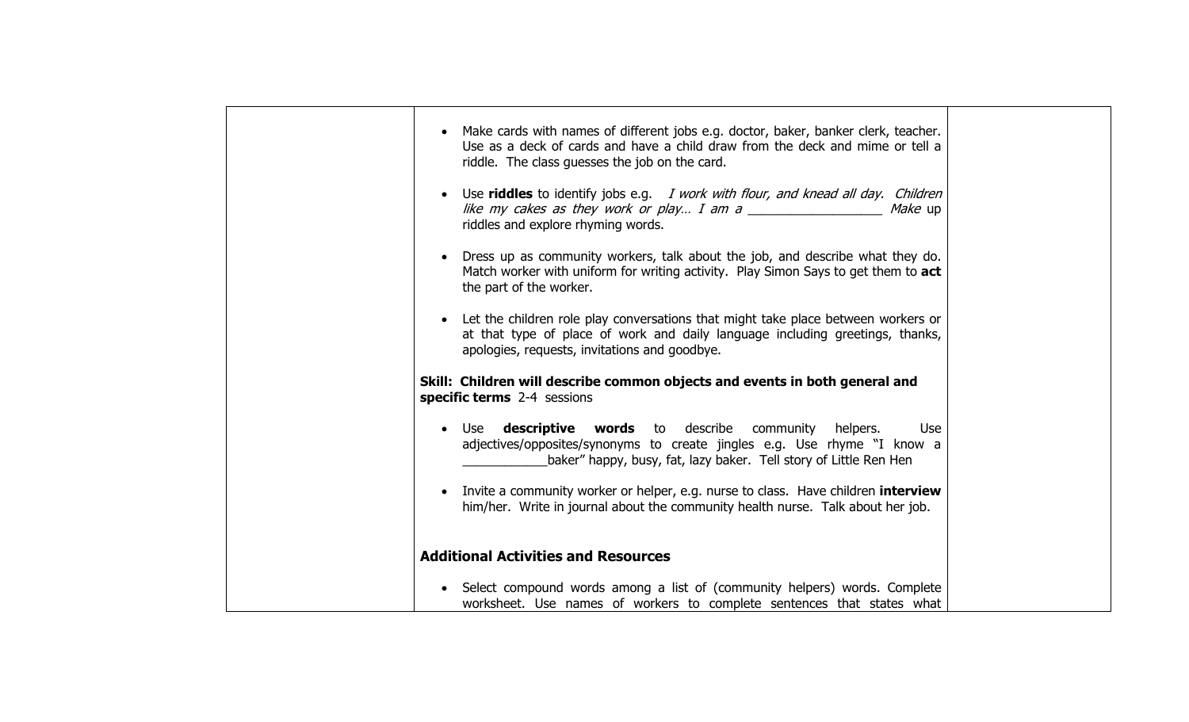| | | |
|---|---|---|
| | • Make cards with names of different jobs e.g. doctor, baker, banker clerk, teacher. Use as a deck of cards and have a child draw from the deck and mime or tell a riddle. The class guesses the job on the card.<br><br>• Use **riddles** to identify jobs e.g. *I work with flour, and knead all day. Children like my cakes as they work or play… I am a ___________________ Make* up riddles and explore rhyming words.<br><br>• Dress up as community workers, talk about the job, and describe what they do. Match worker with uniform for writing activity. Play Simon Says to get them to **act** the part of the worker.<br><br>• Let the children role play conversations that might take place between workers or at that type of place of work and daily language including greetings, thanks, apologies, requests, invitations and goodbye.<br><br>**Skill: Children will describe common objects and events in both general and specific terms** 2-4 sessions<br><br>• Use **descriptive words** to describe community helpers. Use adjectives/opposites/synonyms to create jingles e.g. Use rhyme "I know a ____________baker" happy, busy, fat, lazy baker. Tell story of Little Ren Hen<br><br>• Invite a community worker or helper, e.g. nurse to class. Have children **interview** him/her. Write in journal about the community health nurse. Talk about her job.<br><br>**Additional Activities and Resources**<br><br>• Select compound words among a list of (community helpers) words. Complete worksheet. Use names of workers to complete sentences that states what | |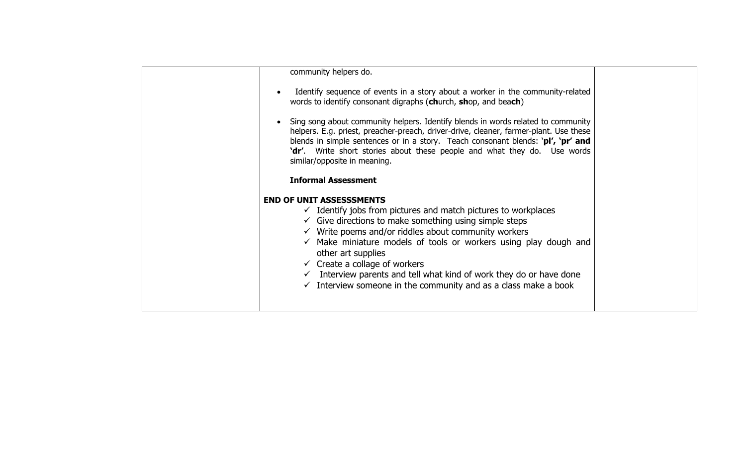| | | |
|---|---|---|
| | community helpers do.<br><br>• Identify sequence of events in a story about a worker in the community-related words to identify consonant digraphs (**ch**urch, **sh**op, and bea**ch**)<br><br>• Sing song about community helpers. Identify blends in words related to community helpers. E.g. priest, preacher-preach, driver-drive, cleaner, farmer-plant. Use these blends in simple sentences or in a story. Teach consonant blends: **'pl', 'pr' and 'dr'**. Write short stories about these people and what they do. Use words similar/opposite in meaning.<br><br>**Informal Assessment**<br><br>**END OF UNIT ASSESSSMENTS**<br>✓ Identify jobs from pictures and match pictures to workplaces<br>✓ Give directions to make something using simple steps<br>✓ Write poems and/or riddles about community workers<br>✓ Make miniature models of tools or workers using play dough and other art supplies<br>✓ Create a collage of workers<br>✓ Interview parents and tell what kind of work they do or have done<br>✓ Interview someone in the community and as a class make a book | |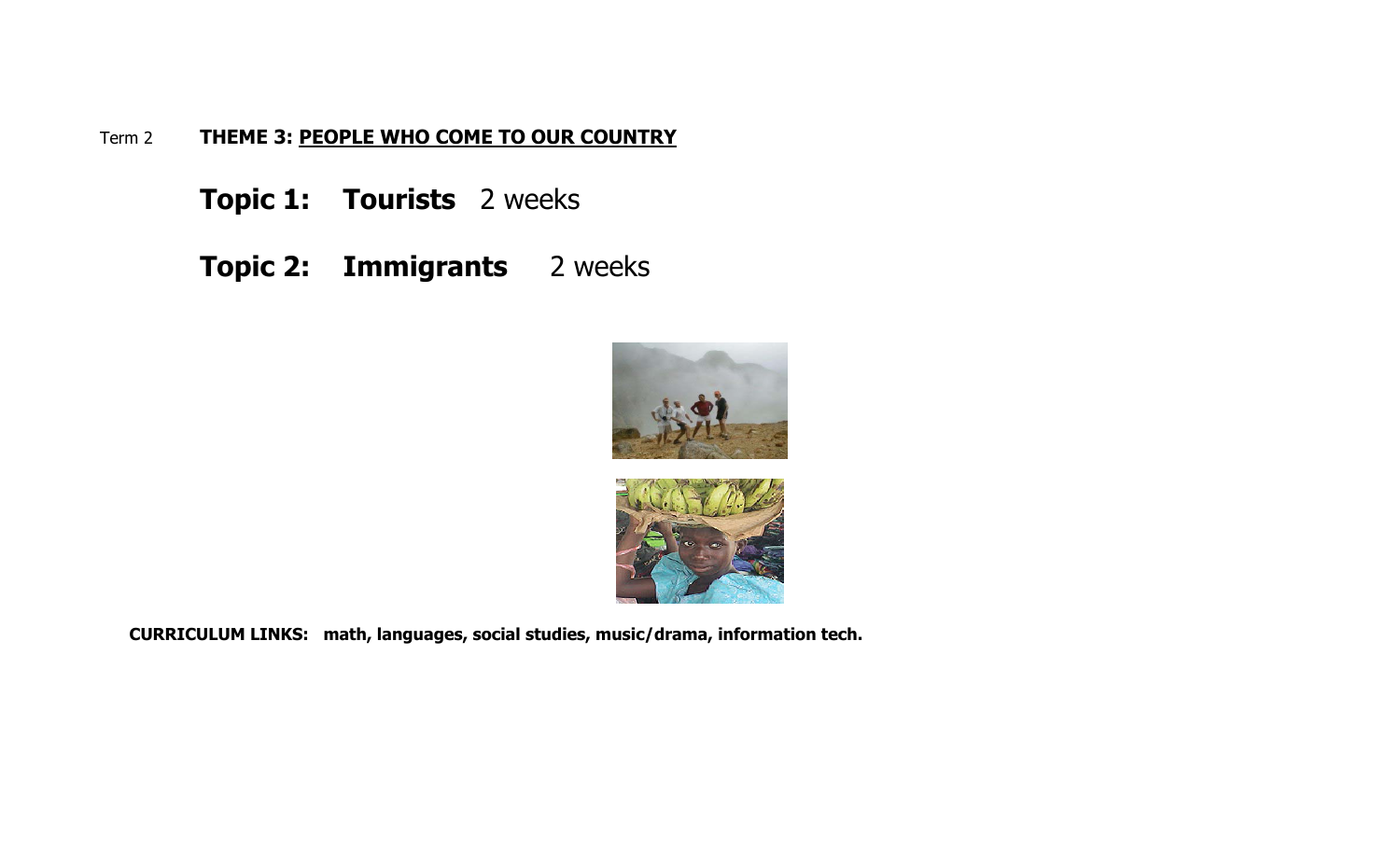Term 2 **THEME 3: PEOPLE WHO COME TO OUR COUNTRY**

## Topic 1: Tourists 2 weeks

## Topic 2: Immigrants 2 weeks

**CURRICULUM LINKS: math, languages, social studies, music/drama, information tech.**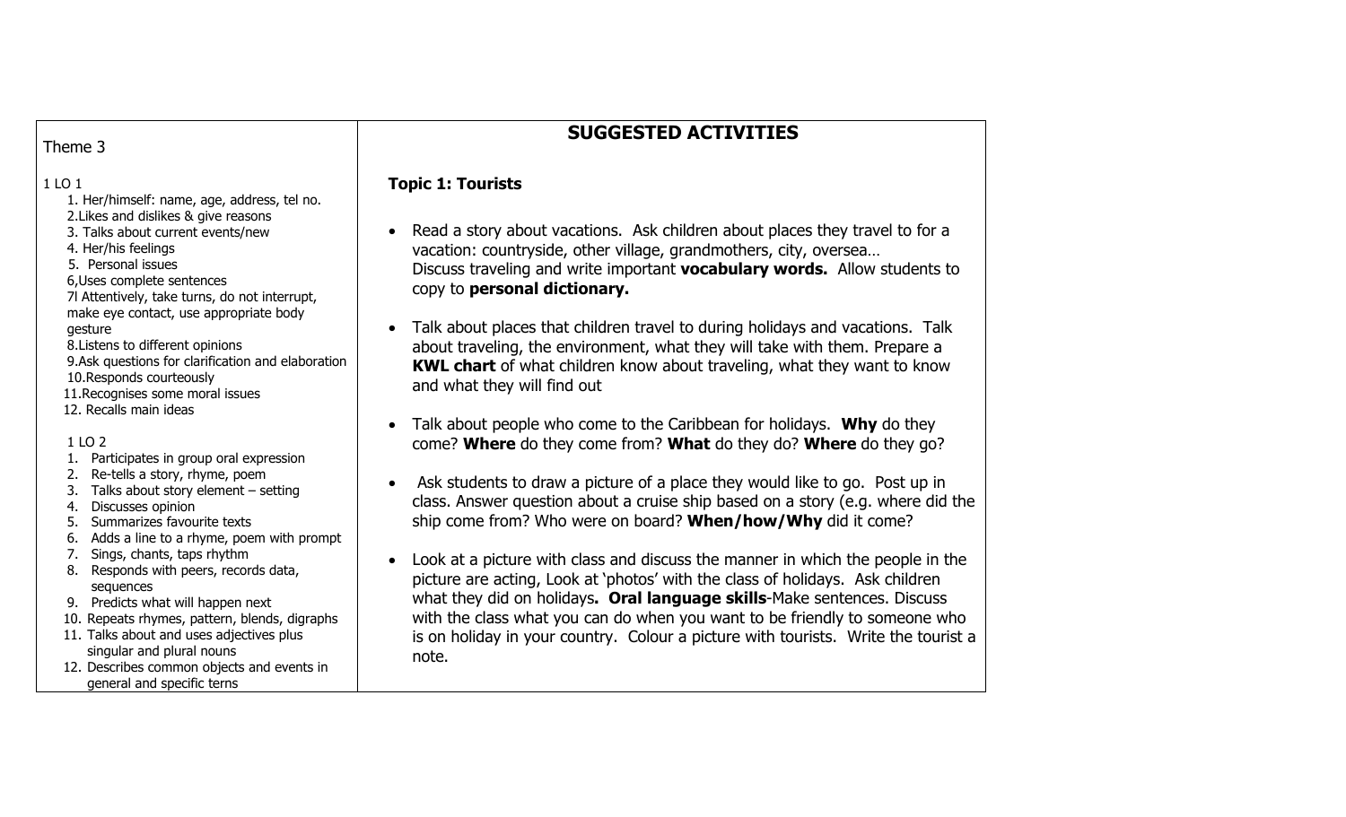| Theme 3 | SUGGESTED ACTIVITIES |
|---|---|
| 1 LO 1<br>1. Her/himself: name, age, address, tel no.<br>2.Likes and dislikes & give reasons<br>3. Talks about current events/new<br>4. Her/his feelings<br>5. Personal issues<br>6,Uses complete sentences<br>7l Attentively, take turns, do not interrupt, make eye contact, use appropriate body gesture<br>8.Listens to different opinions<br>9.Ask questions for clarification and elaboration<br>10.Responds courteously<br>11.Recognises some moral issues<br>12. Recalls main ideas<br><br>1 LO 2<br>1. Participates in group oral expression<br>2. Re-tells a story, rhyme, poem<br>3. Talks about story element – setting<br>4. Discusses opinion<br>5. Summarizes favourite texts<br>6. Adds a line to a rhyme, poem with prompt<br>7. Sings, chants, taps rhythm<br>8. Responds with peers, records data, sequences<br>9. Predicts what will happen next<br>10. Repeats rhymes, pattern, blends, digraphs<br>11. Talks about and uses adjectives plus singular and plural nouns<br>12. Describes common objects and events in general and specific terns | **Topic 1: Tourists**<br><br>• Read a story about vacations. Ask children about places they travel to for a vacation: countryside, other village, grandmothers, city, oversea… Discuss traveling and write important **vocabulary words.** Allow students to copy to **personal dictionary.**<br><br>• Talk about places that children travel to during holidays and vacations. Talk about traveling, the environment, what they will take with them. Prepare a **KWL chart** of what children know about traveling, what they want to know and what they will find out<br><br>• Talk about people who come to the Caribbean for holidays. **Why** do they come? **Where** do they come from? **What** do they do? **Where** do they go?<br><br>• Ask students to draw a picture of a place they would like to go. Post up in class. Answer question about a cruise ship based on a story (e.g. where did the ship come from? Who were on board? **When/how/Why** did it come?<br><br>• Look at a picture with class and discuss the manner in which the people in the picture are acting, Look at 'photos' with the class of holidays. Ask children what they did on holidays**. Oral language skills**-Make sentences. Discuss with the class what you can do when you want to be friendly to someone who is on holiday in your country. Colour a picture with tourists. Write the tourist a note. |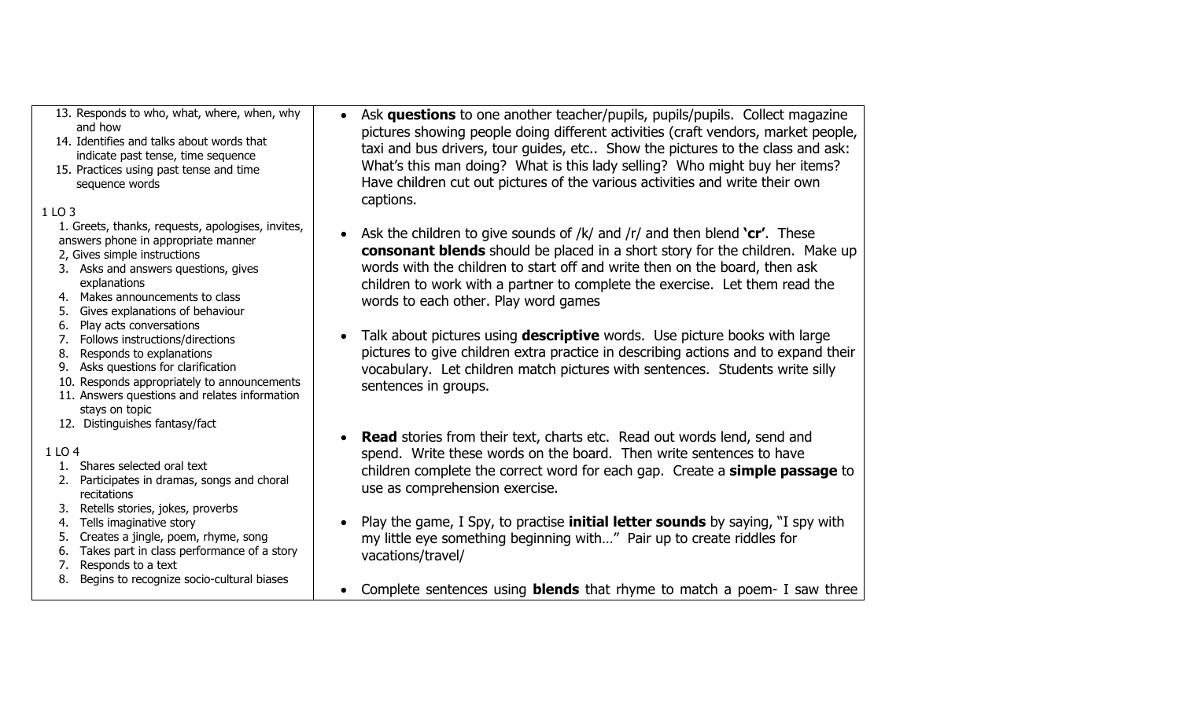| | |
|---|---|
| 13. Responds to who, what, where, when, why and how<br>14. Identifies and talks about words that indicate past tense, time sequence<br>15. Practices using past tense and time sequence words<br><br>1 LO 3<br>1. Greets, thanks, requests, apologises, invites, answers phone in appropriate manner<br>2, Gives simple instructions<br>3. Asks and answers questions, gives explanations<br>4. Makes announcements to class<br>5. Gives explanations of behaviour<br>6. Play acts conversations<br>7. Follows instructions/directions<br>8. Responds to explanations<br>9. Asks questions for clarification<br>10. Responds appropriately to announcements<br>11. Answers questions and relates information stays on topic<br>12. Distinguishes fantasy/fact<br><br>1 LO 4<br>1. Shares selected oral text<br>2. Participates in dramas, songs and choral recitations<br>3. Retells stories, jokes, proverbs<br>4. Tells imaginative story<br>5. Creates a jingle, poem, rhyme, song<br>6. Takes part in class performance of a story<br>7. Responds to a text<br>8. Begins to recognize socio-cultural biases | • Ask **questions** to one another teacher/pupils, pupils/pupils. Collect magazine pictures showing people doing different activities (craft vendors, market people, taxi and bus drivers, tour guides, etc.. Show the pictures to the class and ask: What's this man doing? What is this lady selling? Who might buy her items? Have children cut out pictures of the various activities and write their own captions.<br><br>• Ask the children to give sounds of /k/ and /r/ and then blend **'cr'**. These **consonant blends** should be placed in a short story for the children. Make up words with the children to start off and write then on the board, then ask children to work with a partner to complete the exercise. Let them read the words to each other. Play word games<br><br>• Talk about pictures using **descriptive** words. Use picture books with large pictures to give children extra practice in describing actions and to expand their vocabulary. Let children match pictures with sentences. Students write silly sentences in groups.<br><br>• **Read** stories from their text, charts etc. Read out words lend, send and spend. Write these words on the board. Then write sentences to have children complete the correct word for each gap. Create a **simple passage** to use as comprehension exercise.<br><br>• Play the game, I Spy, to practise **initial letter sounds** by saying, "I spy with my little eye something beginning with…" Pair up to create riddles for vacations/travel/<br><br>• Complete sentences using **blends** that rhyme to match a poem- I saw three |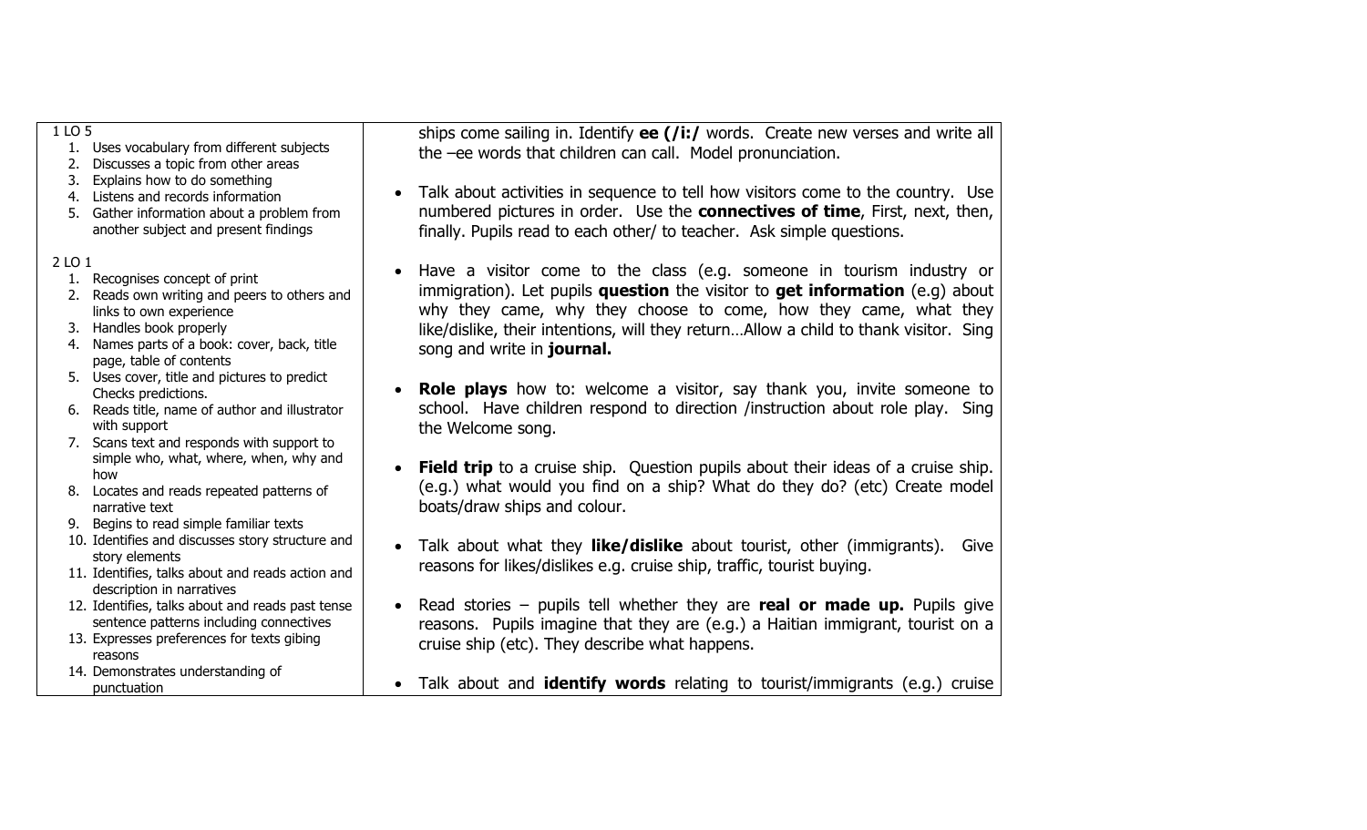| | |
|---|---|
| 1 LO 5<br>1. Uses vocabulary from different subjects<br>2. Discusses a topic from other areas<br>3. Explains how to do something<br>4. Listens and records information<br>5. Gather information about a problem from another subject and present findings<br><br>2 LO 1<br>1. Recognises concept of print<br>2. Reads own writing and peers to others and links to own experience<br>3. Handles book properly<br>4. Names parts of a book: cover, back, title page, table of contents<br>5. Uses cover, title and pictures to predict Checks predictions.<br>6. Reads title, name of author and illustrator with support<br>7. Scans text and responds with support to simple who, what, where, when, why and how<br>8. Locates and reads repeated patterns of narrative text<br>9. Begins to read simple familiar texts<br>10. Identifies and discusses story structure and story elements<br>11. Identifies, talks about and reads action and description in narratives<br>12. Identifies, talks about and reads past tense sentence patterns including connectives<br>13. Expresses preferences for texts gibing reasons<br>14. Demonstrates understanding of punctuation | ships come sailing in. Identify **ee (/i:/** words. Create new verses and write all the –ee words that children can call. Model pronunciation.<br><br>• Talk about activities in sequence to tell how visitors come to the country. Use numbered pictures in order. Use the **connectives of time**, First, next, then, finally. Pupils read to each other/ to teacher. Ask simple questions.<br><br>• Have a visitor come to the class (e.g. someone in tourism industry or immigration). Let pupils **question** the visitor to **get information** (e.g) about why they came, why they choose to come, how they came, what they like/dislike, their intentions, will they return…Allow a child to thank visitor. Sing song and write in **journal.**<br><br>• **Role plays** how to: welcome a visitor, say thank you, invite someone to school. Have children respond to direction /instruction about role play. Sing the Welcome song.<br><br>• **Field trip** to a cruise ship. Question pupils about their ideas of a cruise ship. (e.g.) what would you find on a ship? What do they do? (etc) Create model boats/draw ships and colour.<br><br>• Talk about what they **like/dislike** about tourist, other (immigrants). Give reasons for likes/dislikes e.g. cruise ship, traffic, tourist buying.<br><br>• Read stories – pupils tell whether they are **real or made up.** Pupils give reasons. Pupils imagine that they are (e.g.) a Haitian immigrant, tourist on a cruise ship (etc). They describe what happens.<br><br>• Talk about and **identify words** relating to tourist/immigrants (e.g.) cruise |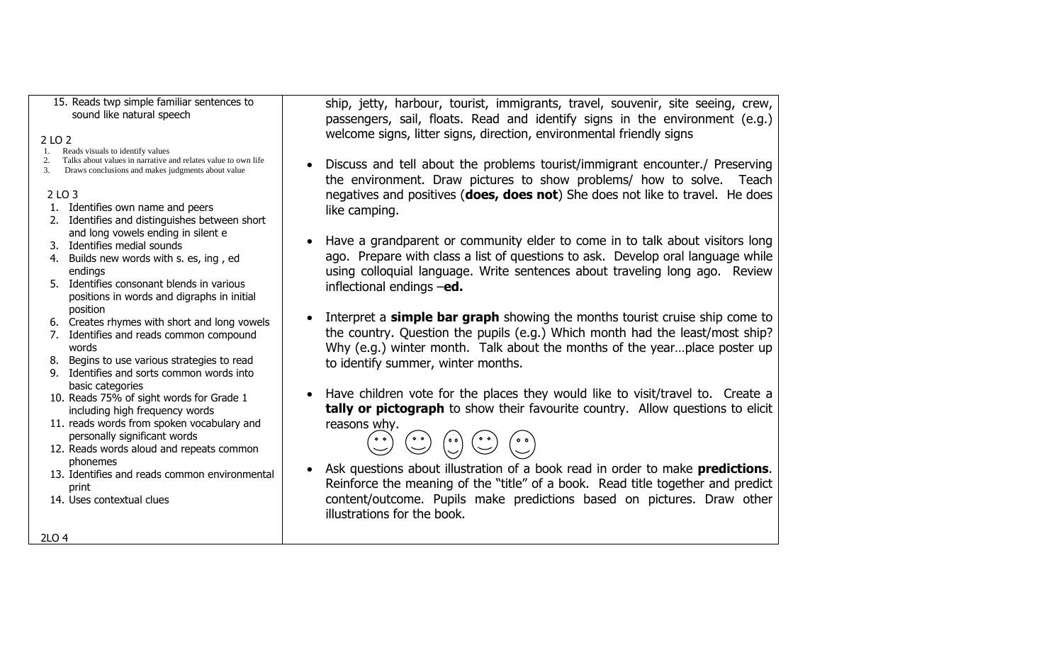| | |
|---|---|
| 15. Reads twp simple familiar sentences to sound like natural speech<br><br>2 LO 2<br>1. Reads visuals to identify values<br>2. Talks about values in narrative and relates value to own life<br>3. Draws conclusions and makes judgments about value<br><br>2 LO 3<br>1. Identifies own name and peers<br>2. Identifies and distinguishes between short and long vowels ending in silent e<br>3. Identifies medial sounds<br>4. Builds new words with s. es, ing , ed endings<br>5. Identifies consonant blends in various positions in words and digraphs in initial position<br>6. Creates rhymes with short and long vowels<br>7. Identifies and reads common compound words<br>8. Begins to use various strategies to read<br>9. Identifies and sorts common words into basic categories<br>10. Reads 75% of sight words for Grade 1 including high frequency words<br>11. reads words from spoken vocabulary and personally significant words<br>12. Reads words aloud and repeats common phonemes<br>13. Identifies and reads common environmental print<br>14. Uses contextual clues<br><br>2LO 4 | ship, jetty, harbour, tourist, immigrants, travel, souvenir, site seeing, crew, passengers, sail, floats. Read and identify signs in the environment (e.g.) welcome signs, litter signs, direction, environmental friendly signs<br><br>• Discuss and tell about the problems tourist/immigrant encounter./ Preserving the environment. Draw pictures to show problems/ how to solve. Teach negatives and positives (**does, does not**) She does not like to travel. He does like camping.<br><br>• Have a grandparent or community elder to come in to talk about visitors long ago. Prepare with class a list of questions to ask. Develop oral language while using colloquial language. Write sentences about traveling long ago. Review inflectional endings –**ed.**<br><br>• Interpret a **simple bar graph** showing the months tourist cruise ship come to the country. Question the pupils (e.g.) Which month had the least/most ship? Why (e.g.) winter month. Talk about the months of the year…place poster up to identify summer, winter months.<br><br>• Have children vote for the places they would like to visit/travel to. Create a **tally or pictograph** to show their favourite country. Allow questions to elicit reasons why.<br><br>• Ask questions about illustration of a book read in order to make **predictions**. Reinforce the meaning of the "title" of a book. Read title together and predict content/outcome. Pupils make predictions based on pictures. Draw other illustrations for the book. |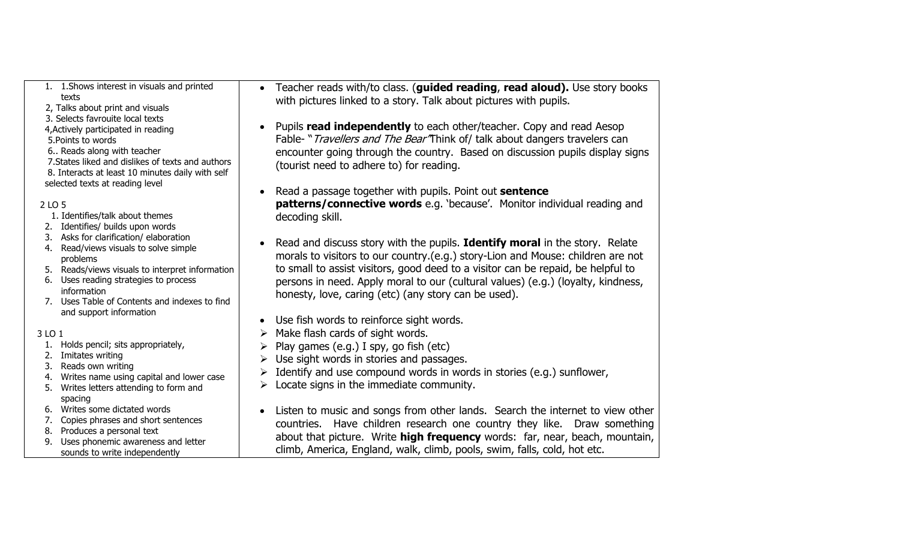| | |
|---|---|
| 1. 1.Shows interest in visuals and printed texts<br>2, Talks about print and visuals<br>3. Selects favrouite local texts<br>4,Actively participated in reading<br>5.Points to words<br>6.. Reads along with teacher<br>7.States liked and dislikes of texts and authors<br>8. Interacts at least 10 minutes daily with self selected texts at reading level<br><br>2 LO 5<br>1. Identifies/talk about themes<br>2. Identifies/ builds upon words<br>3. Asks for clarification/ elaboration<br>4. Read/views visuals to solve simple problems<br>5. Reads/views visuals to interpret information<br>6. Uses reading strategies to process information<br>7. Uses Table of Contents and indexes to find and support information<br><br>3 LO 1<br>1. Holds pencil; sits appropriately,<br>2. Imitates writing<br>3. Reads own writing<br>4. Writes name using capital and lower case<br>5. Writes letters attending to form and spacing<br>6. Writes some dictated words<br>7. Copies phrases and short sentences<br>8. Produces a personal text<br>9. Uses phonemic awareness and letter sounds to write independently | • Teacher reads with/to class. (**guided reading**, **read aloud).** Use story books with pictures linked to a story. Talk about pictures with pupils.<br><br>• Pupils **read independently** to each other/teacher. Copy and read Aesop Fable- "*Travellers and The Bear"* Think of/ talk about dangers travelers can encounter going through the country. Based on discussion pupils display signs (tourist need to adhere to) for reading.<br><br>• Read a passage together with pupils. Point out **sentence patterns/connective words** e.g. 'because'. Monitor individual reading and decoding skill.<br><br>• Read and discuss story with the pupils. **Identify moral** in the story. Relate morals to visitors to our country.(e.g.) story-Lion and Mouse: children are not to small to assist visitors, good deed to a visitor can be repaid, be helpful to persons in need. Apply moral to our (cultural values) (e.g.) (loyalty, kindness, honesty, love, caring (etc) (any story can be used).<br><br>• Use fish words to reinforce sight words.<br>➢ Make flash cards of sight words.<br>➢ Play games (e.g.) I spy, go fish (etc)<br>➢ Use sight words in stories and passages.<br>➢ Identify and use compound words in words in stories (e.g.) sunflower,<br>➢ Locate signs in the immediate community.<br><br>• Listen to music and songs from other lands. Search the internet to view other countries. Have children research one country they like. Draw something about that picture. Write **high frequency** words: far, near, beach, mountain, climb, America, England, walk, climb, pools, swim, falls, cold, hot etc. |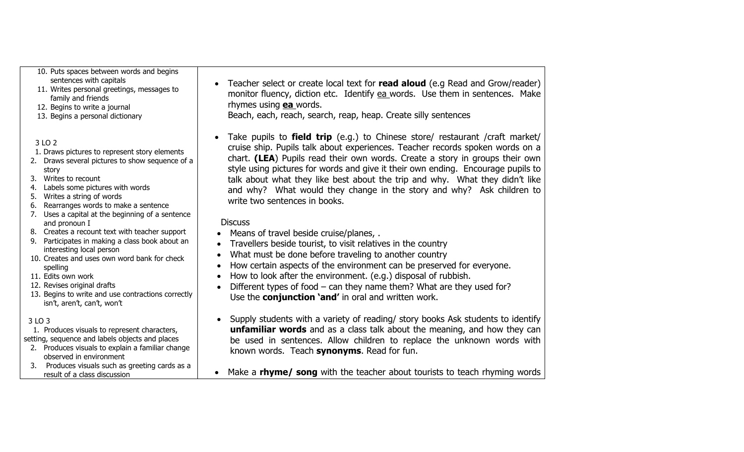| | |
|---|---|
| 10. Puts spaces between words and begins sentences with capitals<br>11. Writes personal greetings, messages to family and friends<br>12. Begins to write a journal<br>13. Begins a personal dictionary<br><br>3 LO 2<br>1. Draws pictures to represent story elements<br>2. Draws several pictures to show sequence of a story<br>3. Writes to recount<br>4. Labels some pictures with words<br>5. Writes a string of words<br>6. Rearranges words to make a sentence<br>7. Uses a capital at the beginning of a sentence and pronoun I<br>8. Creates a recount text with teacher support<br>9. Participates in making a class book about an interesting local person<br>10. Creates and uses own word bank for check spelling<br>11. Edits own work<br>12. Revises original drafts<br>13. Begins to write and use contractions correctly isn't, aren't, can't, won't<br><br>3 LO 3<br>1. Produces visuals to represent characters, setting, sequence and labels objects and places<br>2. Produces visuals to explain a familiar change observed in environment<br>3. Produces visuals such as greeting cards as a result of a class discussion | • Teacher select or create local text for **read aloud** (e.g Read and Grow/reader) monitor fluency, diction etc. Identify ea words. Use them in sentences. Make rhymes using **ea** words.<br>Beach, each, reach, search, reap, heap. Create silly sentences<br><br>• Take pupils to **field trip** (e.g.) to Chinese store/ restaurant /craft market/ cruise ship. Pupils talk about experiences. Teacher records spoken words on a chart. **(LEA**) Pupils read their own words. Create a story in groups their own style using pictures for words and give it their own ending. Encourage pupils to talk about what they like best about the trip and why. What they didn't like and why? What would they change in the story and why? Ask children to write two sentences in books.<br><br>Discuss<br>• Means of travel beside cruise/planes, .<br>• Travellers beside tourist, to visit relatives in the country<br>• What must be done before traveling to another country<br>• How certain aspects of the environment can be preserved for everyone.<br>• How to look after the environment. (e.g.) disposal of rubbish.<br>• Different types of food – can they name them? What are they used for?<br>Use the **conjunction 'and'** in oral and written work.<br><br>• Supply students with a variety of reading/ story books Ask students to identify **unfamiliar words** and as a class talk about the meaning, and how they can be used in sentences. Allow children to replace the unknown words with known words. Teach **synonyms**. Read for fun.<br><br>• Make a **rhyme/ song** with the teacher about tourists to teach rhyming words |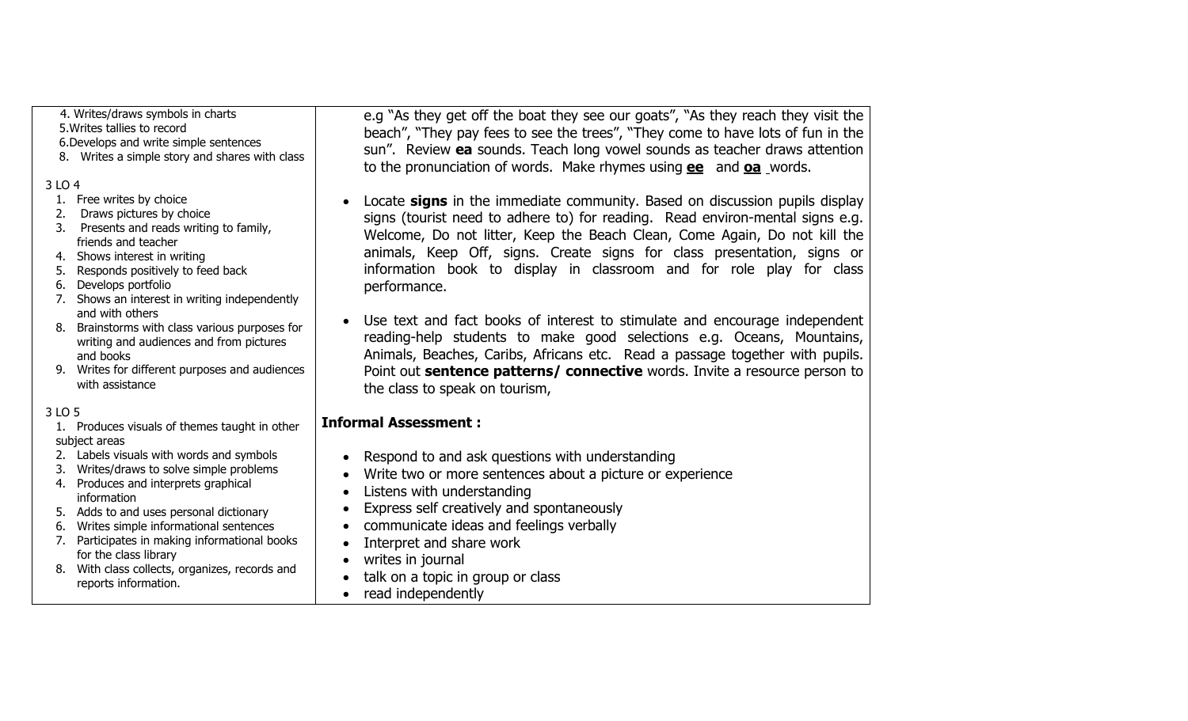| | |
|---|---|
| 4. Writes/draws symbols in charts<br>5.Writes tallies to record<br>6.Develops and write simple sentences<br>8. Writes a simple story and shares with class<br><br>3 LO 4<br>1. Free writes by choice<br>2. Draws pictures by choice<br>3. Presents and reads writing to family, friends and teacher<br>4. Shows interest in writing<br>5. Responds positively to feed back<br>6. Develops portfolio<br>7. Shows an interest in writing independently and with others<br>8. Brainstorms with class various purposes for writing and audiences and from pictures and books<br>9. Writes for different purposes and audiences with assistance<br><br>3 LO 5<br>1. Produces visuals of themes taught in other subject areas<br>2. Labels visuals with words and symbols<br>3. Writes/draws to solve simple problems<br>4. Produces and interprets graphical information<br>5. Adds to and uses personal dictionary<br>6. Writes simple informational sentences<br>7. Participates in making informational books for the class library<br>8. With class collects, organizes, records and reports information. | e.g "As they get off the boat they see our goats", "As they reach they visit the beach", "They pay fees to see the trees", "They come to have lots of fun in the sun". Review **ea** sounds. Teach long vowel sounds as teacher draws attention to the pronunciation of words. Make rhymes using **ee** and **oa** words.<br><br>• Locate **signs** in the immediate community. Based on discussion pupils display signs (tourist need to adhere to) for reading. Read environ-mental signs e.g. Welcome, Do not litter, Keep the Beach Clean, Come Again, Do not kill the animals, Keep Off, signs. Create signs for class presentation, signs or information book to display in classroom and for role play for class performance.<br><br>• Use text and fact books of interest to stimulate and encourage independent reading-help students to make good selections e.g. Oceans, Mountains, Animals, Beaches, Caribs, Africans etc. Read a passage together with pupils. Point out **sentence patterns/ connective** words. Invite a resource person to the class to speak on tourism,<br><br>**Informal Assessment :**<br><br>• Respond to and ask questions with understanding<br>• Write two or more sentences about a picture or experience<br>• Listens with understanding<br>• Express self creatively and spontaneously<br>• communicate ideas and feelings verbally<br>• Interpret and share work<br>• writes in journal<br>• talk on a topic in group or class<br>• read independently |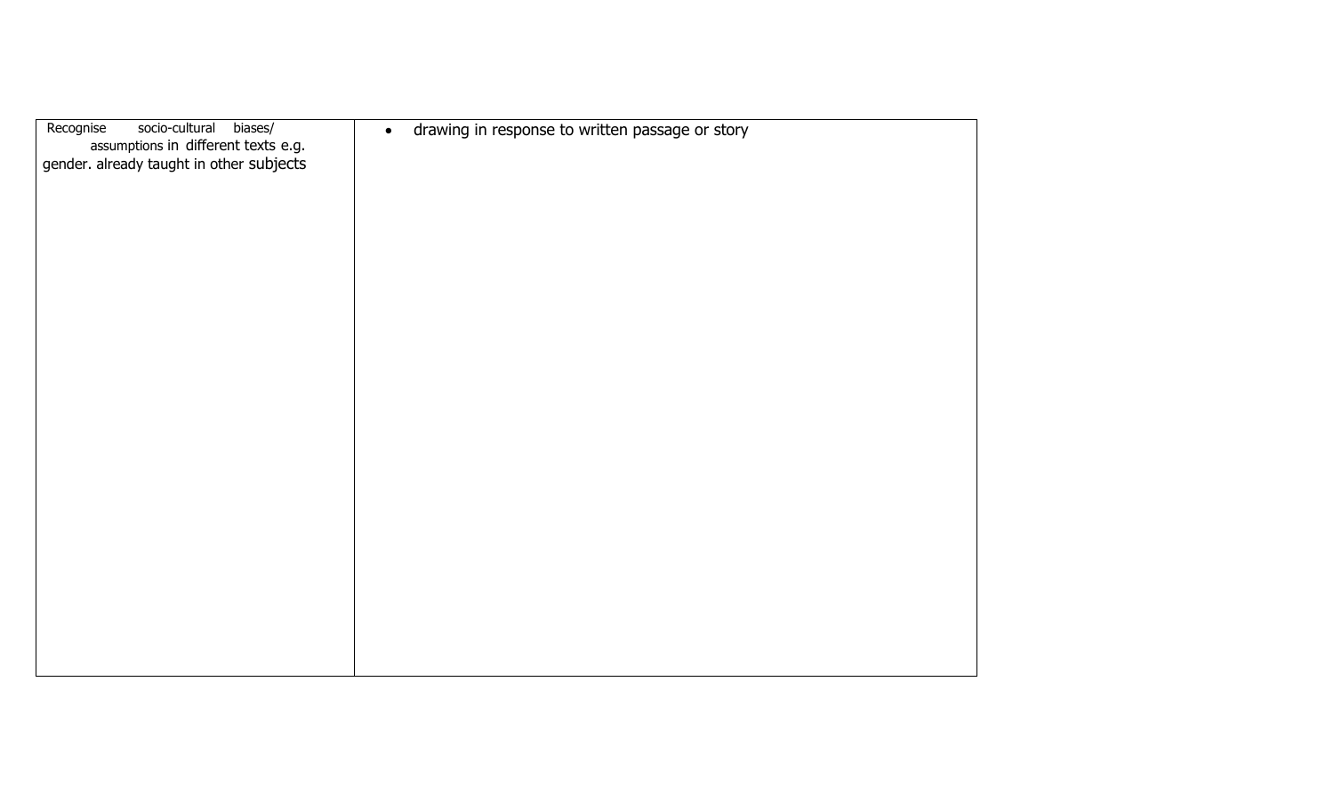| Recognise socio-cultural biases/ assumptions in different texts e.g. gender. already taught in other subjects | • drawing in response to written passage or story |
| --- | --- |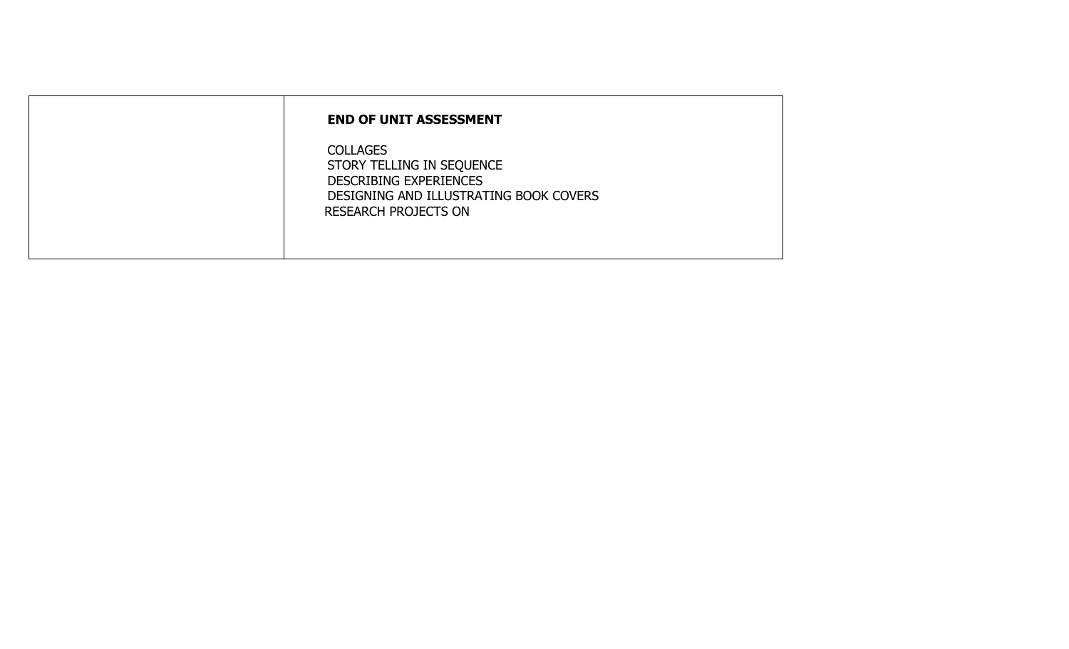|  | **END OF UNIT ASSESSMENT**<br><br>COLLAGES<br>STORY TELLING IN SEQUENCE<br>DESCRIBING EXPERIENCES<br>DESIGNING AND ILLUSTRATING BOOK COVERS<br>RESEARCH PROJECTS ON |
|---|---|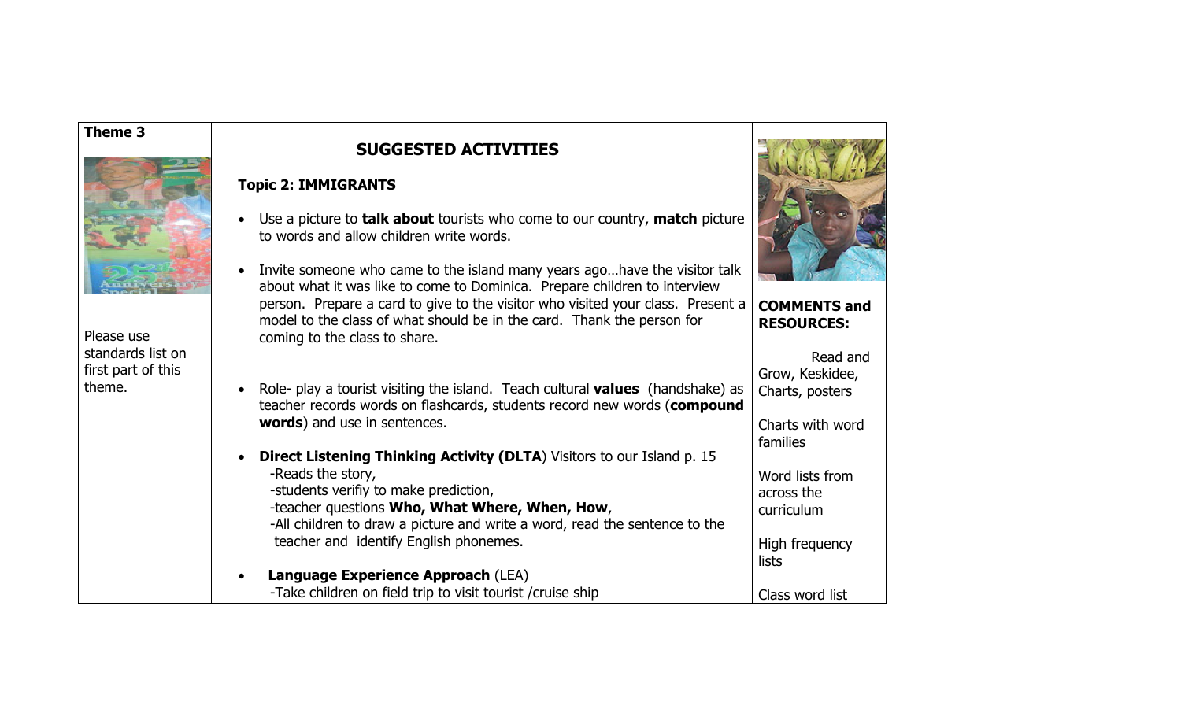| Theme 3 | SUGGESTED ACTIVITIES | COMMENTS and RESOURCES: |
|---|---|---|
| Please use standards list on first part of this theme. | **Topic 2: IMMIGRANTS**<br><br>• Use a picture to **talk about** tourists who come to our country, **match** picture to words and allow children write words.<br><br>• Invite someone who came to the island many years ago…have the visitor talk about what it was like to come to Dominica. Prepare children to interview person. Prepare a card to give to the visitor who visited your class. Present a model to the class of what should be in the card. Thank the person for coming to the class to share.<br><br>• Role- play a tourist visiting the island. Teach cultural **values** (handshake) as teacher records words on flashcards, students record new words (**compound words**) and use in sentences.<br><br>• **Direct Listening Thinking Activity (DLTA**) Visitors to our Island p. 15<br>-Reads the story,<br>-students verifiy to make prediction,<br>-teacher questions **Who, What Where, When, How**,<br>-All children to draw a picture and write a word, read the sentence to the teacher and identify English phonemes.<br><br>• **Language Experience Approach** (LEA)<br>-Take children on field trip to visit tourist /cruise ship | Read and Grow, Keskidee, Charts, posters<br><br>Charts with word families<br><br>Word lists from across the curriculum<br><br>High frequency lists<br><br>Class word list |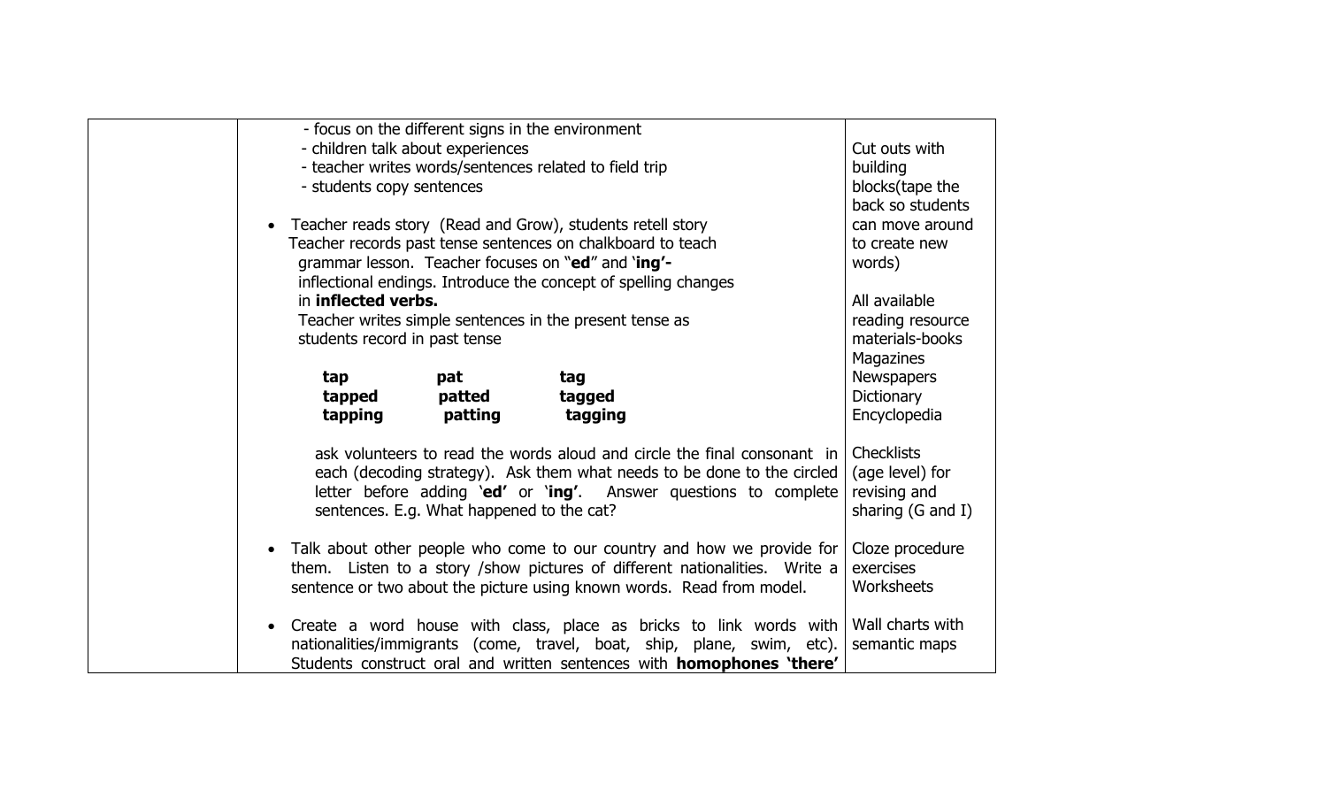| | | |
|---|---|---|
| | - focus on the different signs in the environment<br>- children talk about experiences<br>- teacher writes words/sentences related to field trip<br>- students copy sentences<br><br>• Teacher reads story (Read and Grow), students retell story<br>Teacher records past tense sentences on chalkboard to teach grammar lesson. Teacher focuses on "**ed**" and '**ing'-** inflectional endings. Introduce the concept of spelling changes in **inflected verbs.**<br>Teacher writes simple sentences in the present tense as students record in past tense<br><br>**tap** **pat** **tag**<br>**tapped** **patted** **tagged**<br>**tapping** **patting** **tagging**<br><br>ask volunteers to read the words aloud and circle the final consonant in each (decoding strategy). Ask them what needs to be done to the circled letter before adding '**ed'** or '**ing'**. Answer questions to complete sentences. E.g. What happened to the cat?<br><br>• Talk about other people who come to our country and how we provide for them. Listen to a story /show pictures of different nationalities. Write a sentence or two about the picture using known words. Read from model.<br><br>• Create a word house with class, place as bricks to link words with nationalities/immigrants (come, travel, boat, ship, plane, swim, etc). Students construct oral and written sentences with **homophones 'there'** | Cut outs with building blocks(tape the back so students can move around to create new words)<br><br>All available reading resource materials-books<br>Magazines<br>Newspapers<br>Dictionary<br>Encyclopedia<br><br>Checklists (age level) for revising and sharing (G and I)<br><br>Cloze procedure exercises<br>Worksheets<br><br>Wall charts with semantic maps |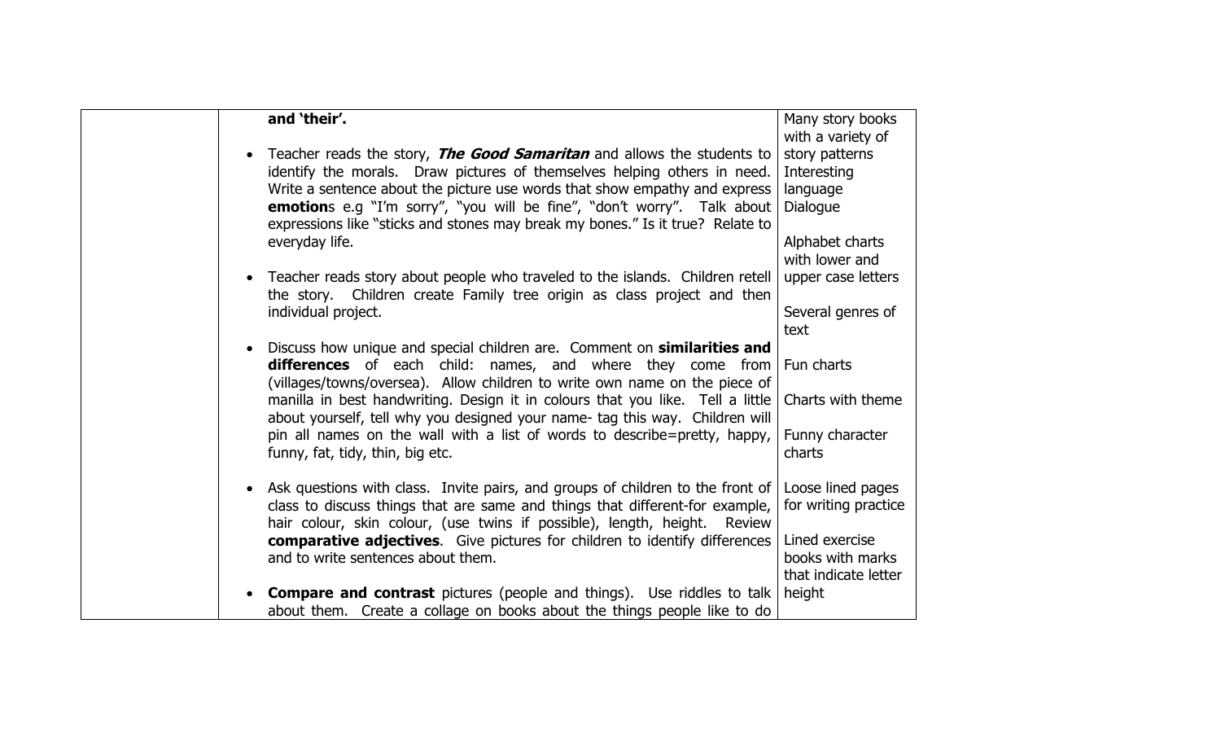| | | |
|---|---|---|
| | **and 'their'.**<br><br>• Teacher reads the story, ***The Good Samaritan*** and allows the students to identify the morals. Draw pictures of themselves helping others in need. Write a sentence about the picture use words that show empathy and express **emotion**s e.g "I'm sorry", "you will be fine", "don't worry". Talk about expressions like "sticks and stones may break my bones." Is it true? Relate to everyday life.<br><br>• Teacher reads story about people who traveled to the islands. Children retell the story. Children create Family tree origin as class project and then individual project.<br><br>• Discuss how unique and special children are. Comment on **similarities and differences** of each child: names, and where they come from (villages/towns/oversea). Allow children to write own name on the piece of manilla in best handwriting. Design it in colours that you like. Tell a little about yourself, tell why you designed your name- tag this way. Children will pin all names on the wall with a list of words to describe=pretty, happy, funny, fat, tidy, thin, big etc.<br><br>• Ask questions with class. Invite pairs, and groups of children to the front of class to discuss things that are same and things that different-for example, hair colour, skin colour, (use twins if possible), length, height. Review **comparative adjectives**. Give pictures for children to identify differences and to write sentences about them.<br><br>• **Compare and contrast** pictures (people and things). Use riddles to talk about them. Create a collage on books about the things people like to do | Many story books with a variety of story patterns<br>Interesting language<br>Dialogue<br><br>Alphabet charts with lower and upper case letters<br><br>Several genres of text<br><br>Fun charts<br><br>Charts with theme<br><br>Funny character charts<br><br>Loose lined pages for writing practice<br><br>Lined exercise books with marks that indicate letter height |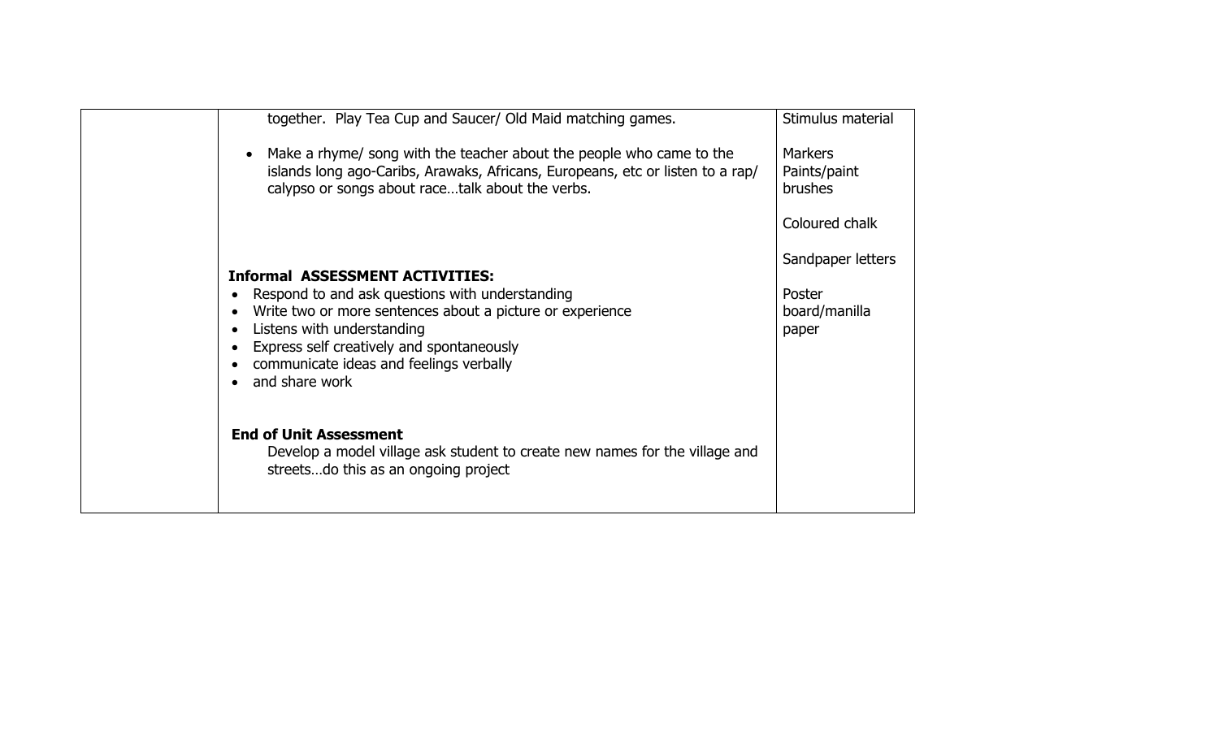| | | |
|---|---|---|
| | together. Play Tea Cup and Saucer/ Old Maid matching games.<br><br>• Make a rhyme/ song with the teacher about the people who came to the islands long ago-Caribs, Arawaks, Africans, Europeans, etc or listen to a rap/ calypso or songs about race…talk about the verbs.<br><br>**Informal ASSESSMENT ACTIVITIES:**<br>• Respond to and ask questions with understanding<br>• Write two or more sentences about a picture or experience<br>• Listens with understanding<br>• Express self creatively and spontaneously<br>• communicate ideas and feelings verbally<br>• and share work<br><br>**End of Unit Assessment**<br>Develop a model village ask student to create new names for the village and streets…do this as an ongoing project | Stimulus material<br><br>Markers<br>Paints/paint brushes<br><br>Coloured chalk<br><br>Sandpaper letters<br><br>Poster board/manilla paper |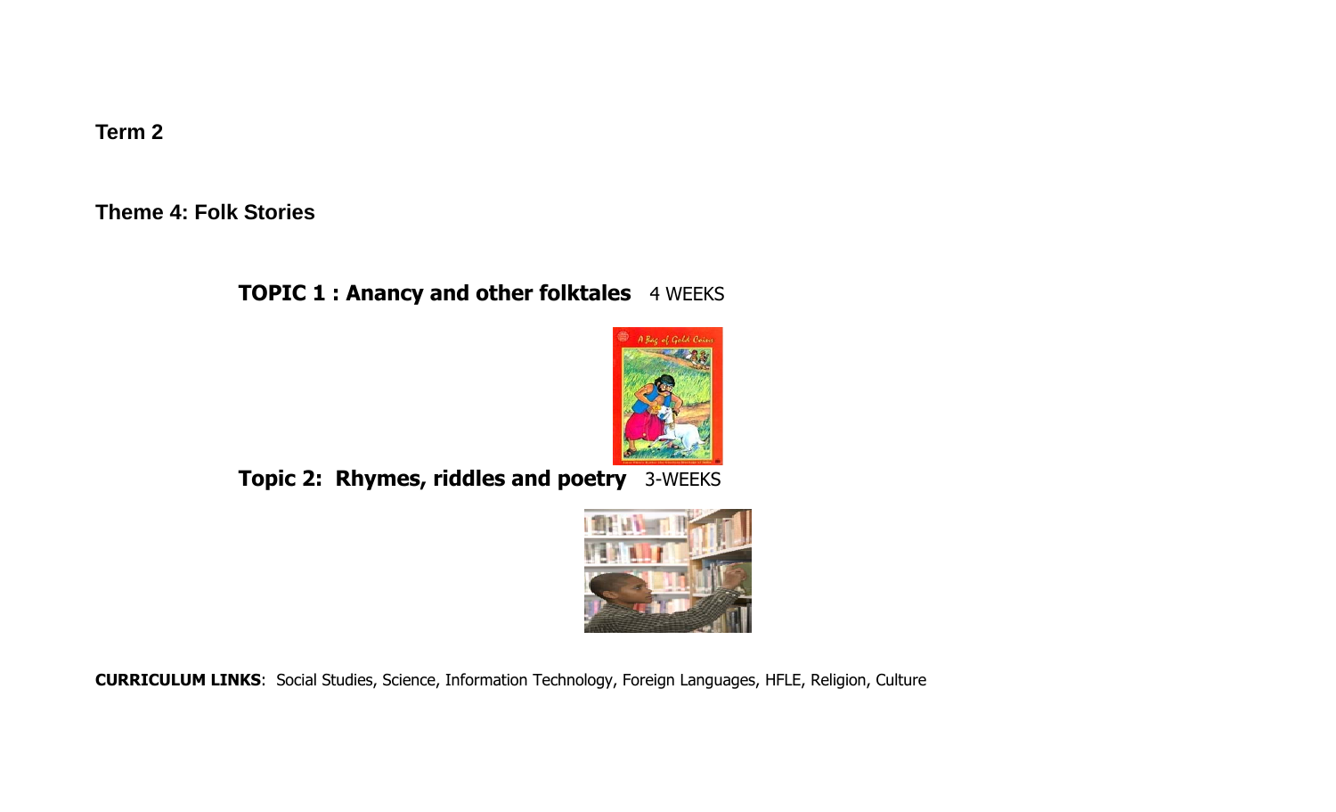**Term 2**

**Theme 4: Folk Stories**

**TOPIC 1 : Anancy and other folktales** 4 WEEKS

**Topic 2: Rhymes, riddles and poetry** 3-WEEKS

**CURRICULUM LINKS**: Social Studies, Science, Information Technology, Foreign Languages, HFLE, Religion, Culture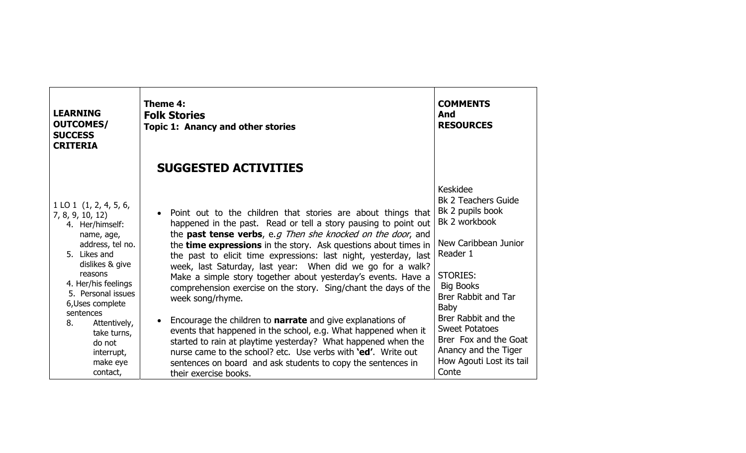| LEARNING OUTCOMES/ SUCCESS CRITERIA | Theme 4: **Folk Stories** Topic 1: Anancy and other stories<br><br>**SUGGESTED ACTIVITIES** | COMMENTS And RESOURCES |
|---|---|---|
| 1 LO 1 (1, 2, 4, 5, 6, 7, 8, 9, 10, 12)<br>4. Her/himself: name, age, address, tel no.<br>5. Likes and dislikes & give reasons<br>4. Her/his feelings<br>5. Personal issues<br>6,Uses complete sentences<br>8. Attentively, take turns, do not interrupt, make eye contact, | • Point out to the children that stories are about things that happened in the past. Read or tell a story pausing to point out the **past tense verbs**, e.*g Then she knocked on the door*, and the **time expressions** in the story. Ask questions about times in the past to elicit time expressions: last night, yesterday, last week, last Saturday, last year: When did we go for a walk? Make a simple story together about yesterday's events. Have a comprehension exercise on the story. Sing/chant the days of the week song/rhyme.<br><br>• Encourage the children to **narrate** and give explanations of events that happened in the school, e.g. What happened when it started to rain at playtime yesterday? What happened when the nurse came to the school? etc. Use verbs with **'ed'**. Write out sentences on board and ask students to copy the sentences in their exercise books. | Keskidee<br>Bk 2 Teachers Guide<br>Bk 2 pupils book<br>Bk 2 workbook<br><br>New Caribbean Junior Reader 1<br><br>STORIES:<br>Big Books<br>Brer Rabbit and Tar Baby<br>Brer Rabbit and the Sweet Potatoes<br>Brer Fox and the Goat<br>Anancy and the Tiger<br>How Agouti Lost its tail<br>Conte |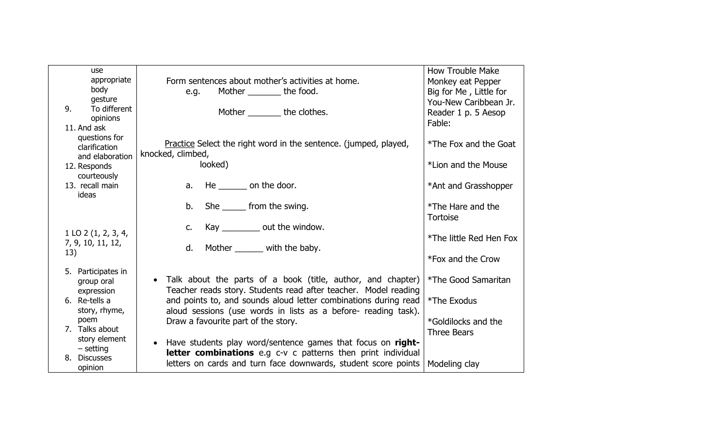| | | |
|---|---|---|
| use appropriate body gesture<br>9. To different opinions<br>11. And ask questions for clarification and elaboration<br>12. Responds courteously<br>13. recall main ideas<br><br>1 LO 2 (1, 2, 3, 4, 7, 9, 10, 11, 12, 13)<br><br>5. Participates in group oral expression<br>6. Re-tells a story, rhyme, poem<br>7. Talks about story element – setting<br>8. Discusses opinion | Form sentences about mother's activities at home.<br>e.g. Mother _______ the food.<br>Mother _______ the clothes.<br><br>Practice Select the right word in the sentence. (jumped, played, knocked, climbed, looked)<br>a. He ______ on the door.<br>b. She _____ from the swing.<br>c. Kay ________ out the window.<br>d. Mother ______ with the baby.<br><br>• Talk about the parts of a book (title, author, and chapter) Teacher reads story. Students read after teacher. Model reading and points to, and sounds aloud letter combinations during read aloud sessions (use words in lists as a before- reading task). Draw a favourite part of the story.<br>• Have students play word/sentence games that focus on **right-letter combinations** e.g c-v c patterns then print individual letters on cards and turn face downwards, student score points | How Trouble Make Monkey eat Pepper<br>Big for Me , Little for You-New Caribbean Jr. Reader 1 p. 5 Aesop Fable:<br>*The Fox and the Goat<br>*Lion and the Mouse<br>*Ant and Grasshopper<br>*The Hare and the Tortoise<br>*The little Red Hen Fox<br>*Fox and the Crow<br>*The Good Samaritan<br>*The Exodus<br>*Goldilocks and the Three Bears<br><br>Modeling clay |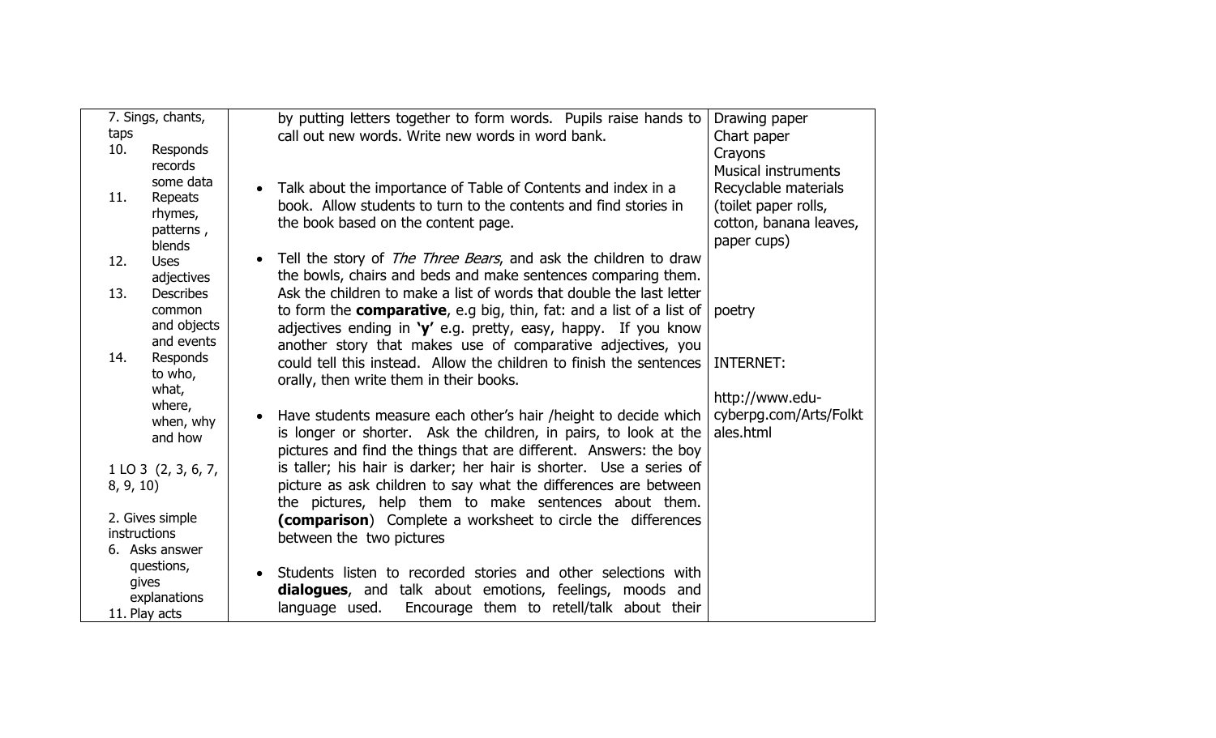| | | |
|---|---|---|
| 7. Sings, chants, taps<br>10. Responds records some data<br>11. Repeats rhymes, patterns , blends<br>12. Uses adjectives<br>13. Describes common and objects and events<br>14. Responds to who, what, where, when, why and how<br><br>1 LO 3 (2, 3, 6, 7, 8, 9, 10)<br><br>2. Gives simple instructions<br>6. Asks answer questions, gives explanations<br>11. Play acts | by putting letters together to form words. Pupils raise hands to call out new words. Write new words in word bank.<br><br>• Talk about the importance of Table of Contents and index in a book. Allow students to turn to the contents and find stories in the book based on the content page.<br><br>• Tell the story of *The Three Bears*, and ask the children to draw the bowls, chairs and beds and make sentences comparing them. Ask the children to make a list of words that double the last letter to form the **comparative**, e.g big, thin, fat: and a list of a list of adjectives ending in **'y'** e.g. pretty, easy, happy. If you know another story that makes use of comparative adjectives, you could tell this instead. Allow the children to finish the sentences orally, then write them in their books.<br><br>• Have students measure each other's hair /height to decide which is longer or shorter. Ask the children, in pairs, to look at the pictures and find the things that are different. Answers: the boy is taller; his hair is darker; her hair is shorter. Use a series of picture as ask children to say what the differences are between the pictures, help them to make sentences about them. **(comparison**) Complete a worksheet to circle the differences between the two pictures<br><br>• Students listen to recorded stories and other selections with **dialogues**, and talk about emotions, feelings, moods and language used. Encourage them to retell/talk about their | Drawing paper<br>Chart paper<br>Crayons<br>Musical instruments<br>Recyclable materials (toilet paper rolls, cotton, banana leaves, paper cups)<br><br>poetry<br><br>INTERNET:<br><br>http://www.edu-cyberpg.com/Arts/Folktales.html |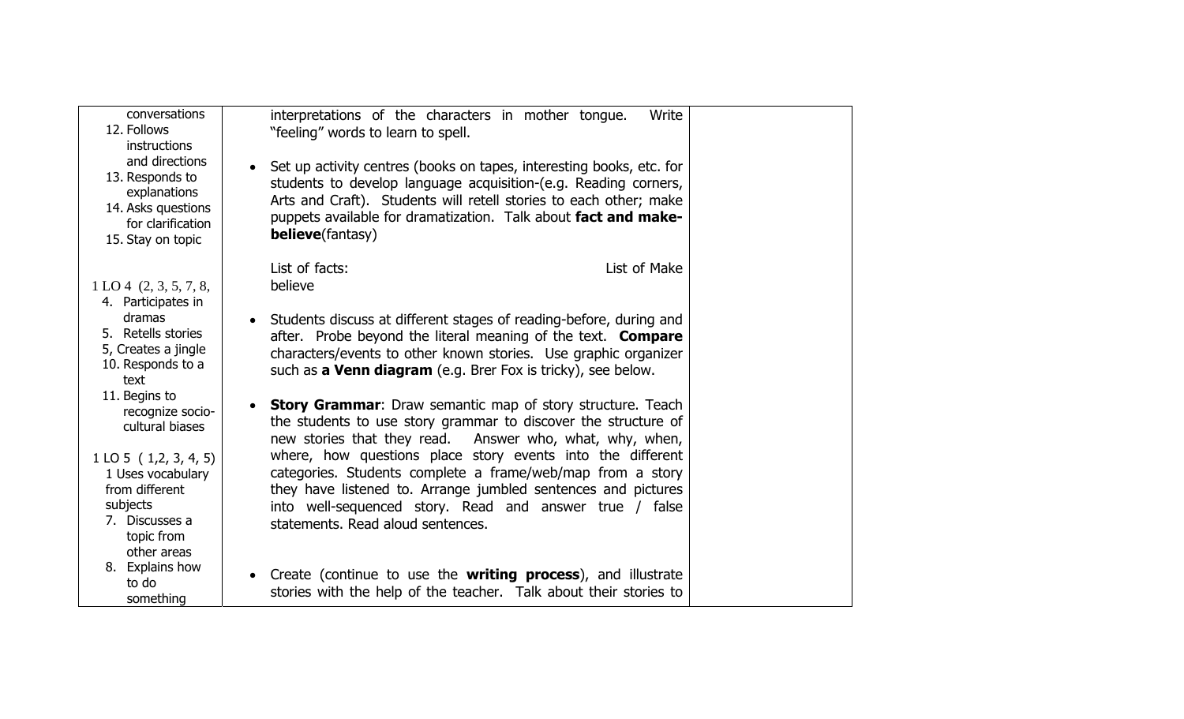| | | |
|---|---|---|
| conversations<br>12. Follows instructions and directions<br>13. Responds to explanations<br>14. Asks questions for clarification<br>15. Stay on topic<br><br>1 LO 4 (2, 3, 5, 7, 8,<br>4. Participates in dramas<br>5. Retells stories<br>5, Creates a jingle<br>10. Responds to a text<br>11. Begins to recognize socio-cultural biases<br><br>1 LO 5 ( 1,2, 3, 4, 5)<br>1 Uses vocabulary from different subjects<br>7. Discusses a topic from other areas<br>8. Explains how to do something | interpretations of the characters in mother tongue. Write "feeling" words to learn to spell.<br><br>• Set up activity centres (books on tapes, interesting books, etc. for students to develop language acquisition-(e.g. Reading corners, Arts and Craft). Students will retell stories to each other; make puppets available for dramatization. Talk about **fact and make-believe**(fantasy)<br><br>List of facts: List of Make believe<br><br>• Students discuss at different stages of reading-before, during and after. Probe beyond the literal meaning of the text. **Compare** characters/events to other known stories. Use graphic organizer such as **a Venn diagram** (e.g. Brer Fox is tricky), see below.<br><br>• **Story Grammar**: Draw semantic map of story structure. Teach the students to use story grammar to discover the structure of new stories that they read. Answer who, what, why, when, where, how questions place story events into the different categories. Students complete a frame/web/map from a story they have listened to. Arrange jumbled sentences and pictures into well-sequenced story. Read and answer true / false statements. Read aloud sentences.<br><br>• Create (continue to use the **writing process**), and illustrate stories with the help of the teacher. Talk about their stories to | |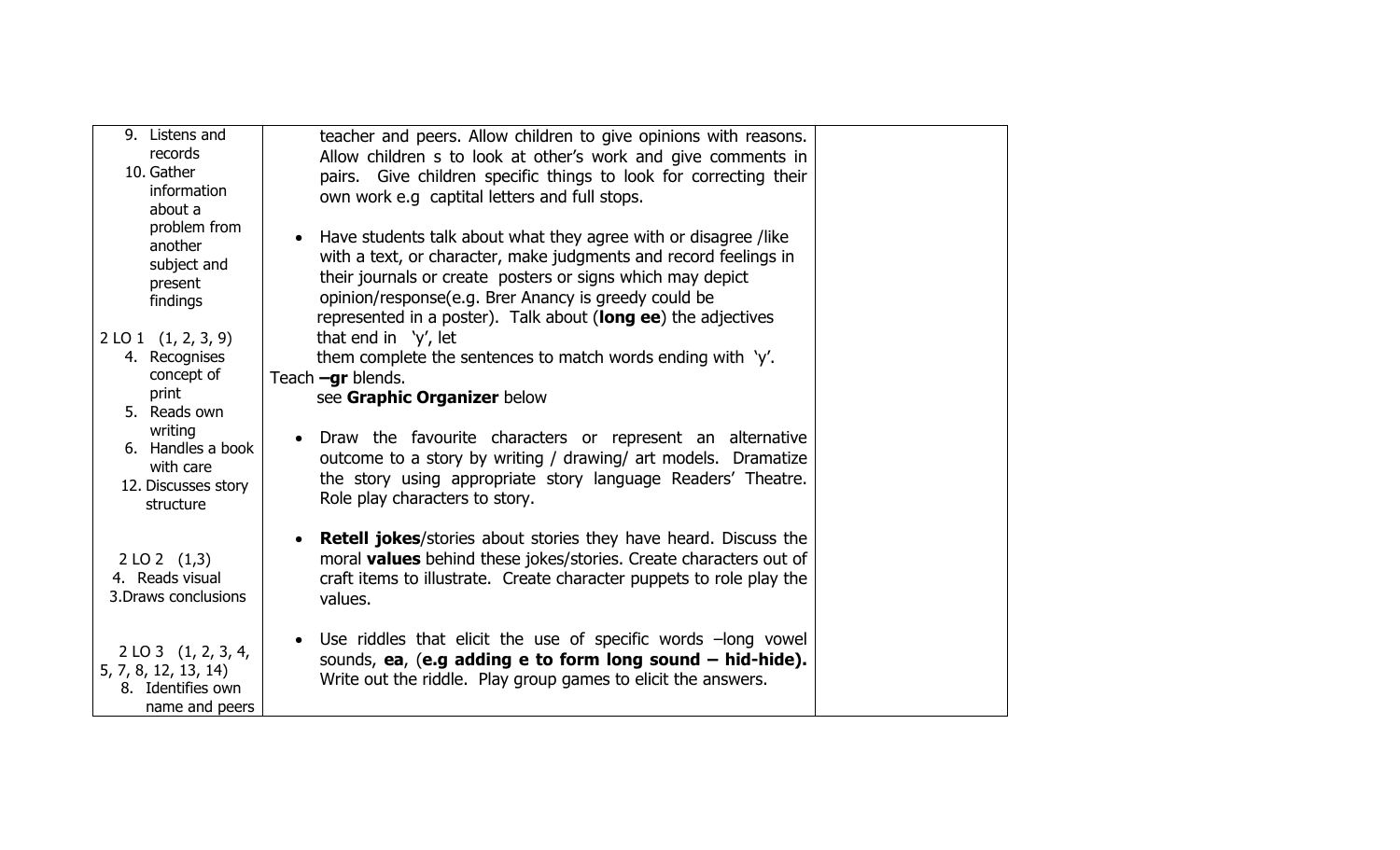| | | |
|---|---|---|
| 9. Listens and records<br>10. Gather information about a problem from another subject and present findings<br><br>2 LO 1 (1, 2, 3, 9)<br>4. Recognises concept of print<br>5. Reads own writing<br>6. Handles a book with care<br>12. Discusses story structure<br><br>2 LO 2 (1,3)<br>4. Reads visual<br>3.Draws conclusions<br><br>2 LO 3 (1, 2, 3, 4, 5, 7, 8, 12, 13, 14)<br>8. Identifies own name and peers | teacher and peers. Allow children to give opinions with reasons. Allow children s to look at other's work and give comments in pairs. Give children specific things to look for correcting their own work e.g captital letters and full stops.<br><br>• Have students talk about what they agree with or disagree /like with a text, or character, make judgments and record feelings in their journals or create posters or signs which may depict opinion/response(e.g. Brer Anancy is greedy could be represented in a poster). Talk about (**long ee**) the adjectives that end in 'y', let them complete the sentences to match words ending with 'y'.<br>Teach **–gr** blends.<br>see **Graphic Organizer** below<br><br>• Draw the favourite characters or represent an alternative outcome to a story by writing / drawing/ art models. Dramatize the story using appropriate story language Readers' Theatre. Role play characters to story.<br><br>• **Retell jokes**/stories about stories they have heard. Discuss the moral **values** behind these jokes/stories. Create characters out of craft items to illustrate. Create character puppets to role play the values.<br><br>• Use riddles that elicit the use of specific words –long vowel sounds, **ea**, (**e.g adding e to form long sound – hid-hide).** Write out the riddle. Play group games to elicit the answers. | |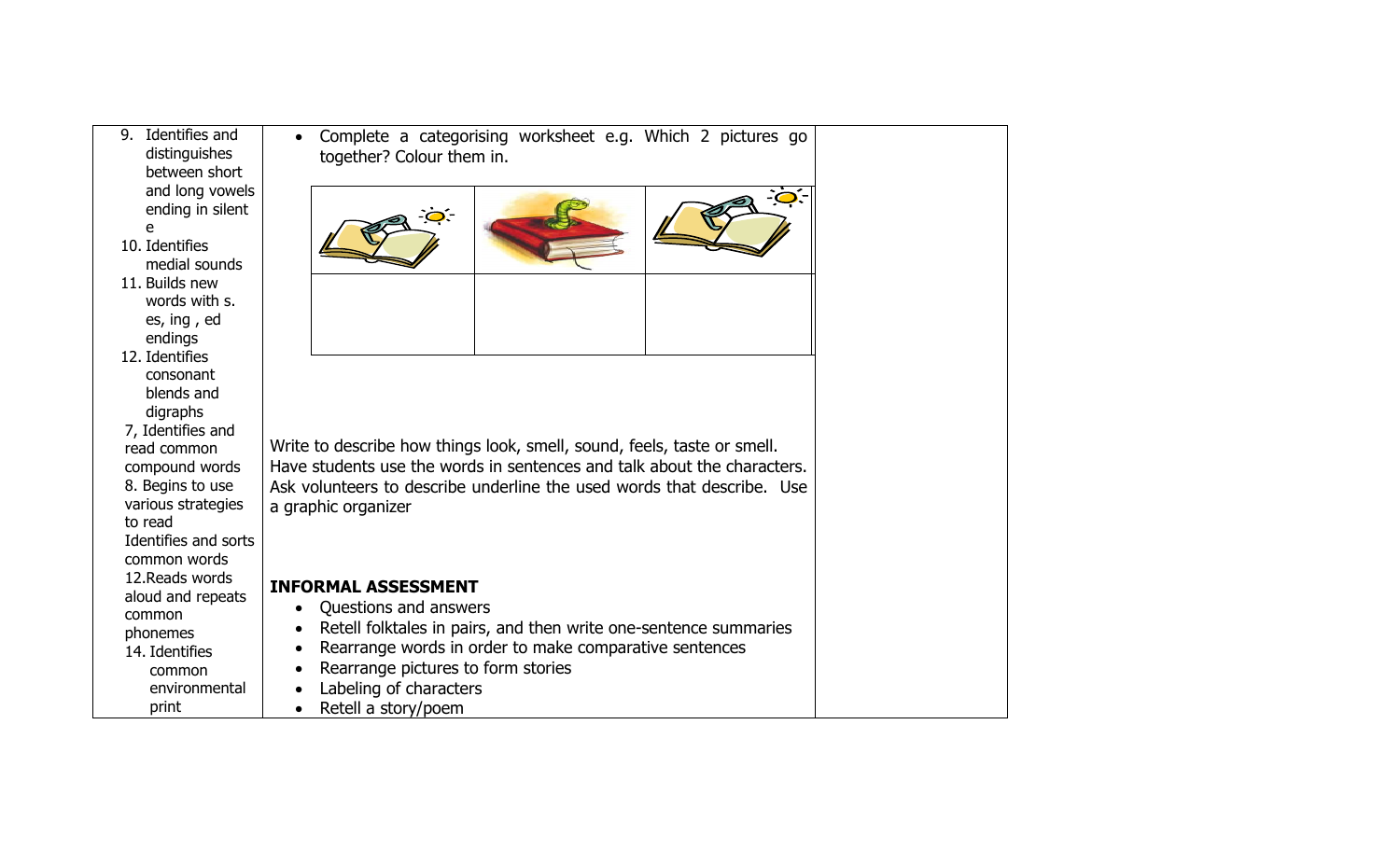| | | |
|---|---|---|
| 9. Identifies and distinguishes between short and long vowels ending in silent e<br>10. Identifies medial sounds<br>11. Builds new words with s. es, ing , ed endings<br>12. Identifies consonant blends and digraphs<br>7, Identifies and read common compound words<br>8. Begins to use various strategies to read<br>Identifies and sorts common words<br>12.Reads words aloud and repeats common phonemes<br>14. Identifies common environmental print | • Complete a categorising worksheet e.g. Which 2 pictures go together? Colour them in.<br><br>Write to describe how things look, smell, sound, feels, taste or smell. Have students use the words in sentences and talk about the characters. Ask volunteers to describe underline the used words that describe. Use a graphic organizer<br><br>**INFORMAL ASSESSMENT**<br>• Questions and answers<br>• Retell folktales in pairs, and then write one-sentence summaries<br>• Rearrange words in order to make comparative sentences<br>• Rearrange pictures to form stories<br>• Labeling of characters<br>• Retell a story/poem | |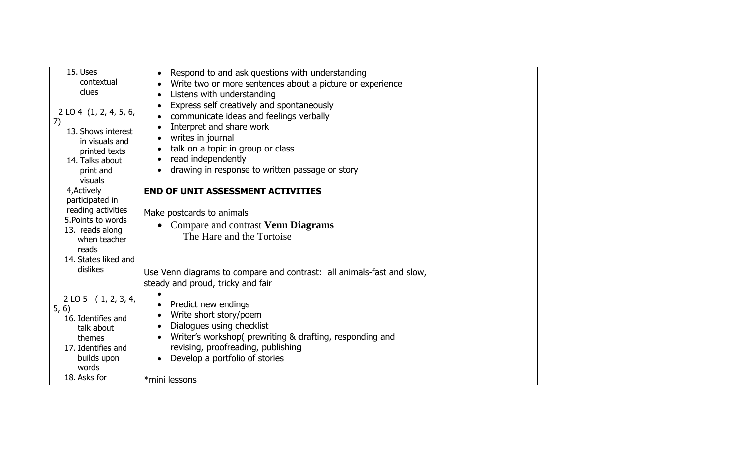| | | |
|---|---|---|
| 15. Uses contextual clues<br><br>2 LO 4 (1, 2, 4, 5, 6, 7)<br>13. Shows interest in visuals and printed texts<br>14. Talks about print and visuals<br>4,Actively participated in reading activities<br>5.Points to words<br>13. reads along when teacher reads<br>14. States liked and dislikes<br><br>2 LO 5 ( 1, 2, 3, 4, 5, 6)<br>16. Identifies and talk about themes<br>17. Identifies and builds upon words<br>18. Asks for | • Respond to and ask questions with understanding<br>• Write two or more sentences about a picture or experience<br>• Listens with understanding<br>• Express self creatively and spontaneously<br>• communicate ideas and feelings verbally<br>• Interpret and share work<br>• writes in journal<br>• talk on a topic in group or class<br>• read independently<br>• drawing in response to written passage or story<br><br>**END OF UNIT ASSESSMENT ACTIVITIES**<br><br>Make postcards to animals<br>• Compare and contrast **Venn Diagrams**<br>The Hare and the Tortoise<br><br>Use Venn diagrams to compare and contrast: all animals-fast and slow, steady and proud, tricky and fair<br>•<br>• Predict new endings<br>• Write short story/poem<br>• Dialogues using checklist<br>• Writer's workshop( prewriting & drafting, responding and revising, proofreading, publishing<br>• Develop a portfolio of stories<br><br>*mini lessons | |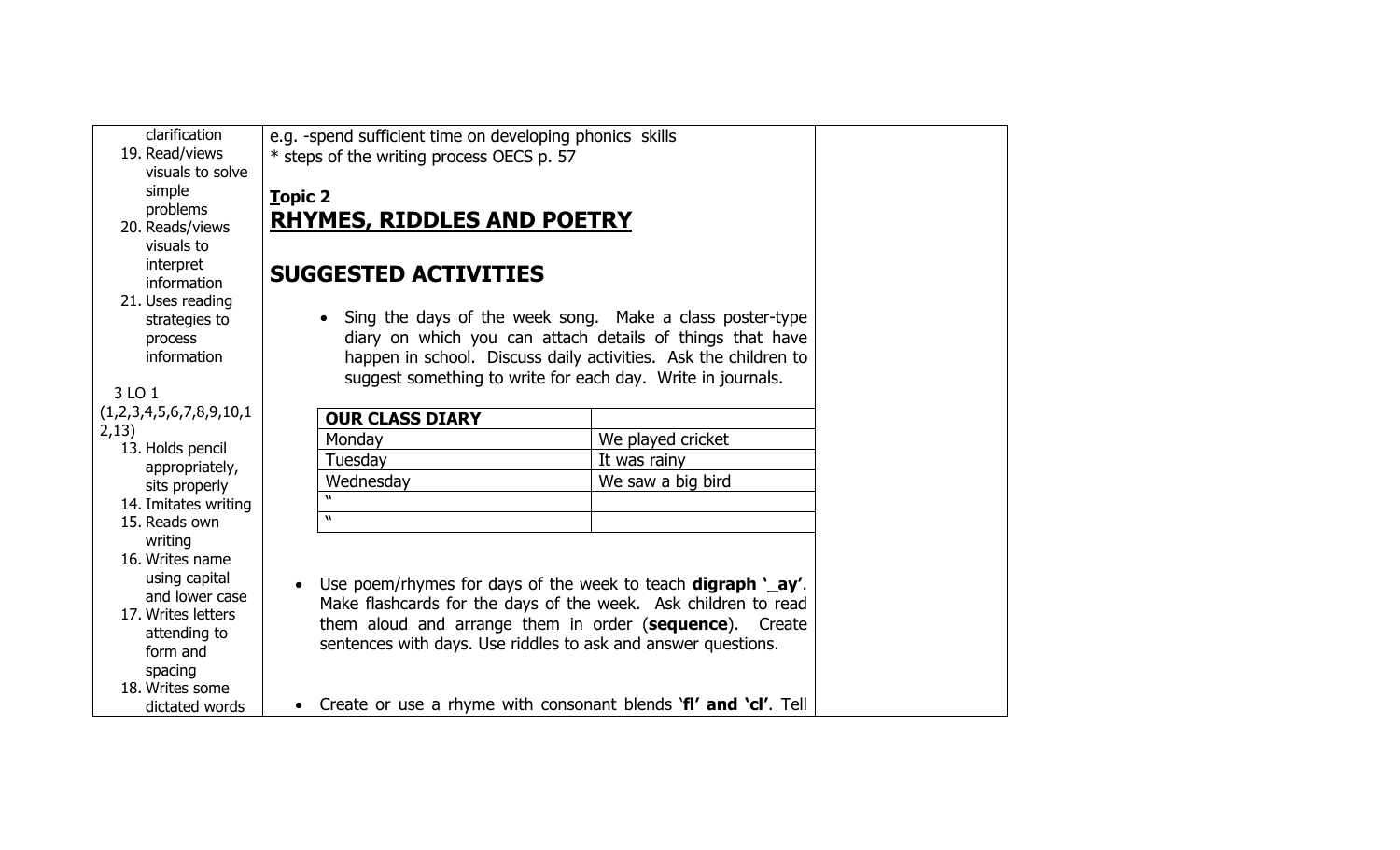| | | |
|---|---|---|
| clarification<br>19. Read/views visuals to solve simple problems<br>20. Reads/views visuals to interpret information<br>21. Uses reading strategies to process information<br><br>3 LO 1 (1,2,3,4,5,6,7,8,9,10,12,13)<br>13. Holds pencil appropriately, sits properly<br>14. Imitates writing<br>15. Reads own writing<br>16. Writes name using capital and lower case<br>17. Writes letters attending to form and spacing<br>18. Writes some dictated words | e.g. -spend sufficient time on developing phonics skills<br>* steps of the writing process OECS p. 57<br><br>**Topic 2**<br>**RHYMES, RIDDLES AND POETRY**<br><br>**SUGGESTED ACTIVITIES**<br><br>• Sing the days of the week song. Make a class poster-type diary on which you can attach details of things that have happen in school. Discuss daily activities. Ask the children to suggest something to write for each day. Write in journals.<br><br>**OUR CLASS DIARY**<br>Monday — We played cricket<br>Tuesday — It was rainy<br>Wednesday — We saw a big bird<br>"<br>"<br><br>• Use poem/rhymes for days of the week to teach **digraph '_ay'**. Make flashcards for the days of the week. Ask children to read them aloud and arrange them in order (**sequence**). Create sentences with days. Use riddles to ask and answer questions.<br><br>• Create or use a rhyme with consonant blends '**fl' and 'cl'**. Tell | |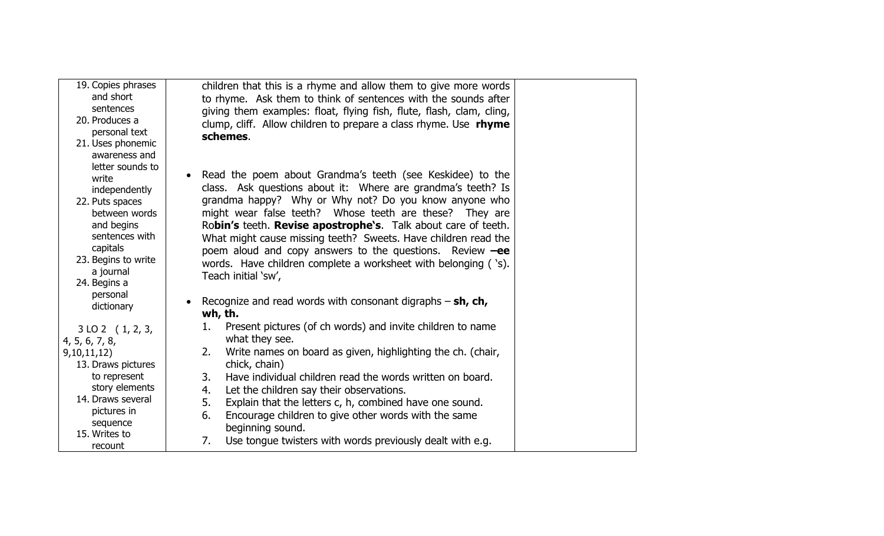| | | |
|---|---|---|
| 19. Copies phrases and short sentences<br>20. Produces a personal text<br>21. Uses phonemic awareness and letter sounds to write independently<br>22. Puts spaces between words and begins sentences with capitals<br>23. Begins to write a journal<br>24. Begins a personal dictionary<br><br>3 LO 2 ( 1, 2, 3, 4, 5, 6, 7, 8, 9,10,11,12)<br>13. Draws pictures to represent story elements<br>14. Draws several pictures in sequence<br>15. Writes to recount | children that this is a rhyme and allow them to give more words to rhyme. Ask them to think of sentences with the sounds after giving them examples: float, flying fish, flute, flash, clam, cling, clump, cliff. Allow children to prepare a class rhyme. Use **rhyme schemes**.<br><br>• Read the poem about Grandma's teeth (see Keskidee) to the class. Ask questions about it: Where are grandma's teeth? Is grandma happy? Why or Why not? Do you know anyone who might wear false teeth? Whose teeth are these? They are Ro**bin's** teeth. **Revise apostrophe's**. Talk about care of teeth. What might cause missing teeth? Sweets. Have children read the poem aloud and copy answers to the questions. Review **–ee** words. Have children complete a worksheet with belonging ( 's). Teach initial 'sw',<br><br>• Recognize and read words with consonant digraphs – **sh, ch, wh, th.**<br>1. Present pictures (of ch words) and invite children to name what they see.<br>2. Write names on board as given, highlighting the ch. (chair, chick, chain)<br>3. Have individual children read the words written on board.<br>4. Let the children say their observations.<br>5. Explain that the letters c, h, combined have one sound.<br>6. Encourage children to give other words with the same beginning sound.<br>7. Use tongue twisters with words previously dealt with e.g. | |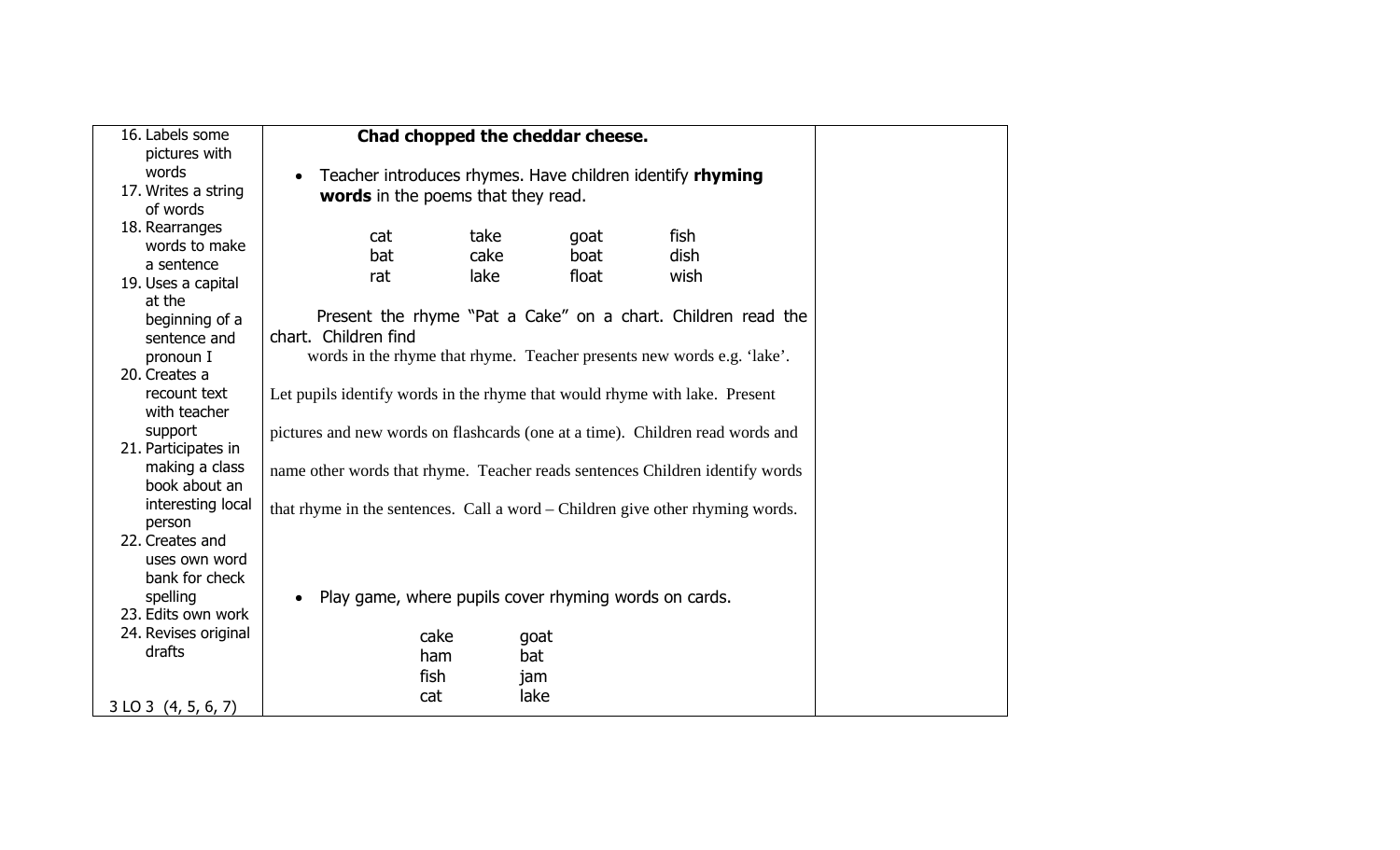| | | |
|---|---|---|
| 16. Labels some pictures with words<br>17. Writes a string of words<br>18. Rearranges words to make a sentence<br>19. Uses a capital at the beginning of a sentence and pronoun I<br>20. Creates a recount text with teacher support<br>21. Participates in making a class book about an interesting local person<br>22. Creates and uses own word bank for check spelling<br>23. Edits own work<br>24. Revises original drafts<br><br>3 LO 3 (4, 5, 6, 7) | **Chad chopped the cheddar cheese.**<br><br>• Teacher introduces rhymes. Have children identify **rhyming words** in the poems that they read.<br><br>cat take goat fish<br>bat cake boat dish<br>rat lake float wish<br><br>Present the rhyme "Pat a Cake" on a chart. Children read the chart. Children find words in the rhyme that rhyme. Teacher presents new words e.g. 'lake'.<br><br>Let pupils identify words in the rhyme that would rhyme with lake. Present pictures and new words on flashcards (one at a time). Children read words and name other words that rhyme. Teacher reads sentences Children identify words that rhyme in the sentences. Call a word – Children give other rhyming words.<br><br>• Play game, where pupils cover rhyming words on cards.<br><br>cake goat<br>ham bat<br>fish jam<br>cat lake | |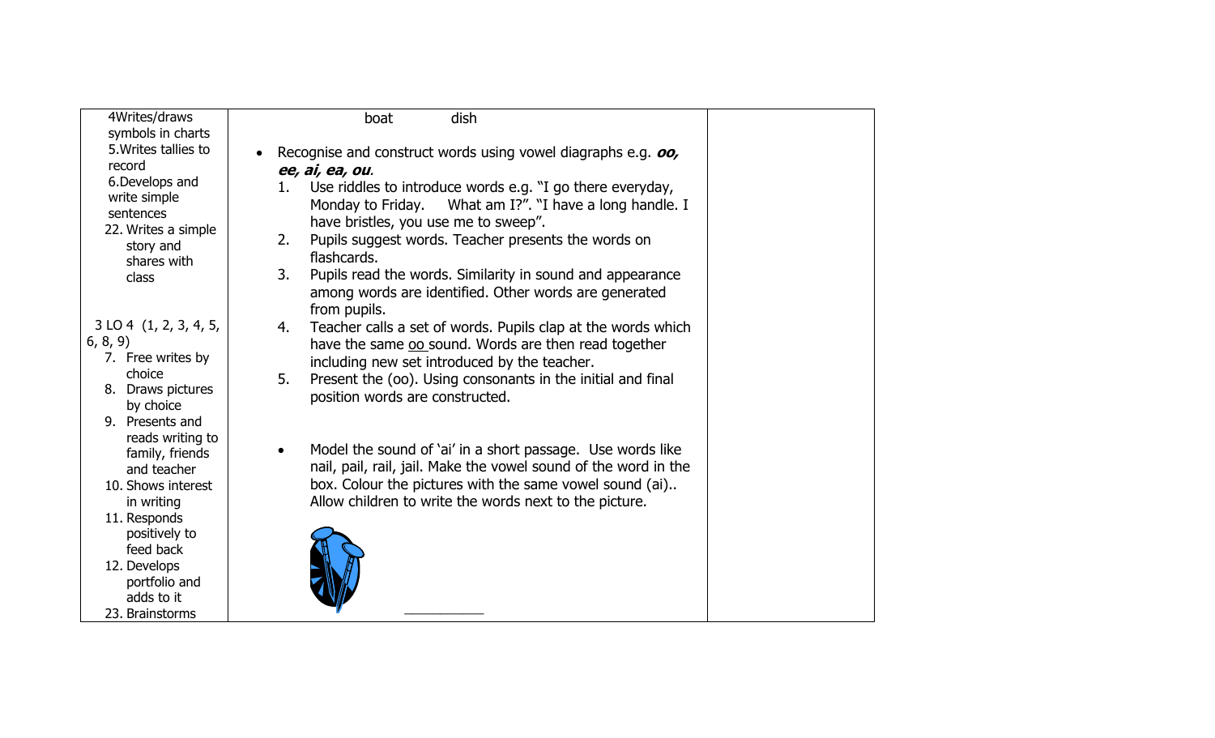| | | |
|---|---|---|
| 4Writes/draws symbols in charts<br>5.Writes tallies to record<br>6.Develops and write simple sentences<br>22. Writes a simple story and shares with class<br><br>3 LO 4 (1, 2, 3, 4, 5, 6, 8, 9)<br>7. Free writes by choice<br>8. Draws pictures by choice<br>9. Presents and reads writing to family, friends and teacher<br>10. Shows interest in writing<br>11. Responds positively to feed back<br>12. Develops portfolio and adds to it<br>23. Brainstorms | boat dish<br><br>• Recognise and construct words using vowel diagraphs e.g. ***oo, ee, ai, ea, ou***.<br>1. Use riddles to introduce words e.g. "I go there everyday, Monday to Friday. What am I?". "I have a long handle. I have bristles, you use me to sweep".<br>2. Pupils suggest words. Teacher presents the words on flashcards.<br>3. Pupils read the words. Similarity in sound and appearance among words are identified. Other words are generated from pupils.<br>4. Teacher calls a set of words. Pupils clap at the words which have the same oo sound. Words are then read together including new set introduced by the teacher.<br>5. Present the (oo). Using consonants in the initial and final position words are constructed.<br><br>• Model the sound of 'ai' in a short passage. Use words like nail, pail, rail, jail. Make the vowel sound of the word in the box. Colour the pictures with the same vowel sound (ai).. Allow children to write the words next to the picture.<br><br>___________ | |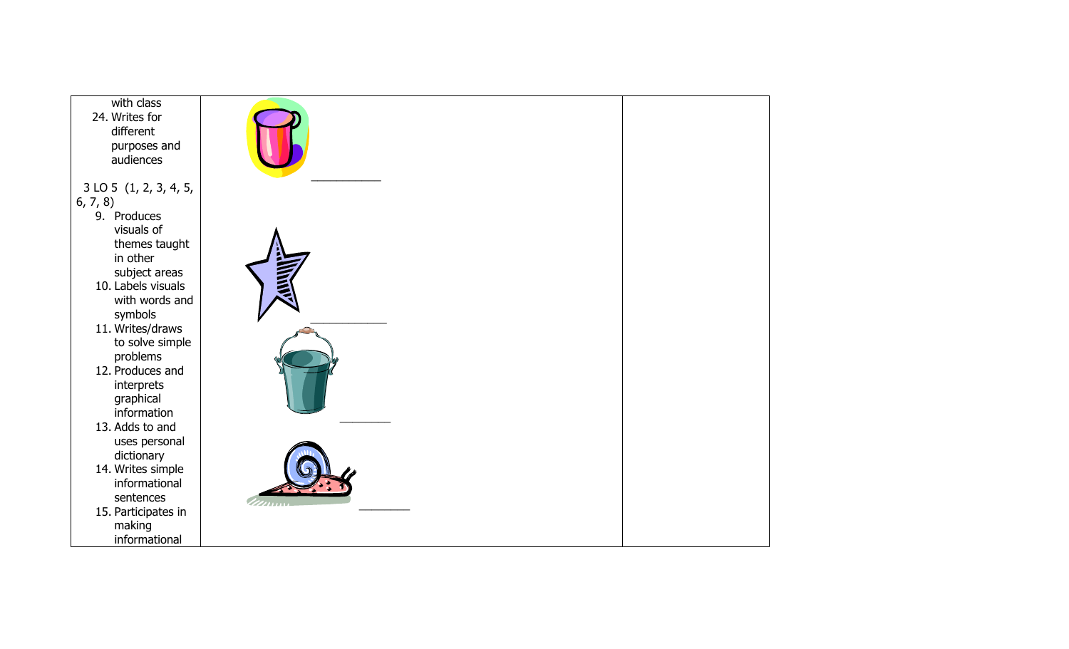| | | |
|---|---|---|
| with class<br>24. Writes for different purposes and audiences<br><br>3 LO 5 (1, 2, 3, 4, 5, 6, 7, 8)<br>9. Produces visuals of themes taught in other subject areas<br>10. Labels visuals with words and symbols<br>11. Writes/draws to solve simple problems<br>12. Produces and interprets graphical information<br>13. Adds to and uses personal dictionary<br>14. Writes simple informational sentences<br>15. Participates in making informational | \_\_\_\_\_\_\_\_\_\_<br><br>\_\_\_\_\_\_\_\_\_\_<br><br>\_\_\_\_\_\_\_<br><br>\_\_\_\_\_\_\_ | |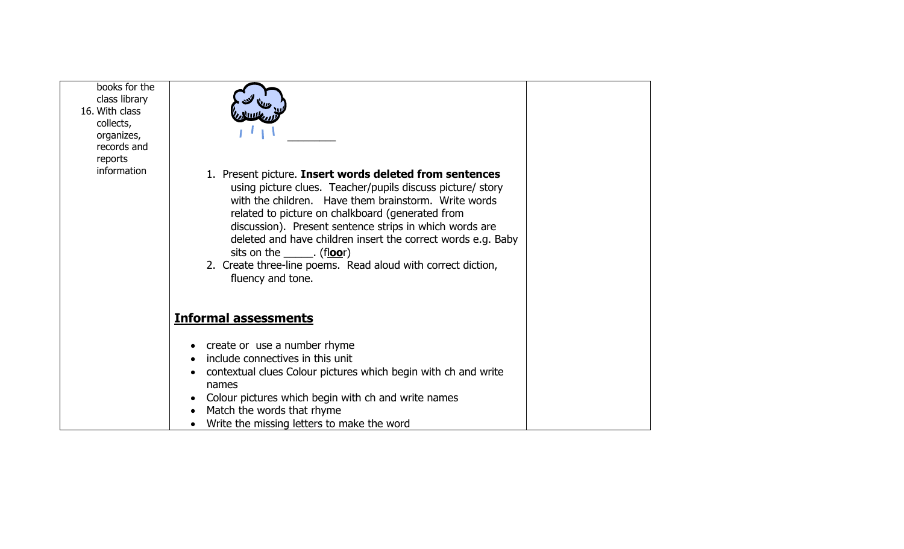| | | |
|---|---|---|
| books for the class library<br>16. With class collects, organizes, records and reports information | ________<br><br>1. Present picture. **Insert words deleted from sentences** using picture clues. Teacher/pupils discuss picture/ story with the children. Have them brainstorm. Write words related to picture on chalkboard (generated from discussion). Present sentence strips in which words are deleted and have children insert the correct words e.g. Baby sits on the _____. (fl**oo**r)<br>2. Create three-line poems. Read aloud with correct diction, fluency and tone.<br><br>**Informal assessments**<br><br>• create or use a number rhyme<br>• include connectives in this unit<br>• contextual clues Colour pictures which begin with ch and write names<br>• Colour pictures which begin with ch and write names<br>• Match the words that rhyme<br>• Write the missing letters to make the word | |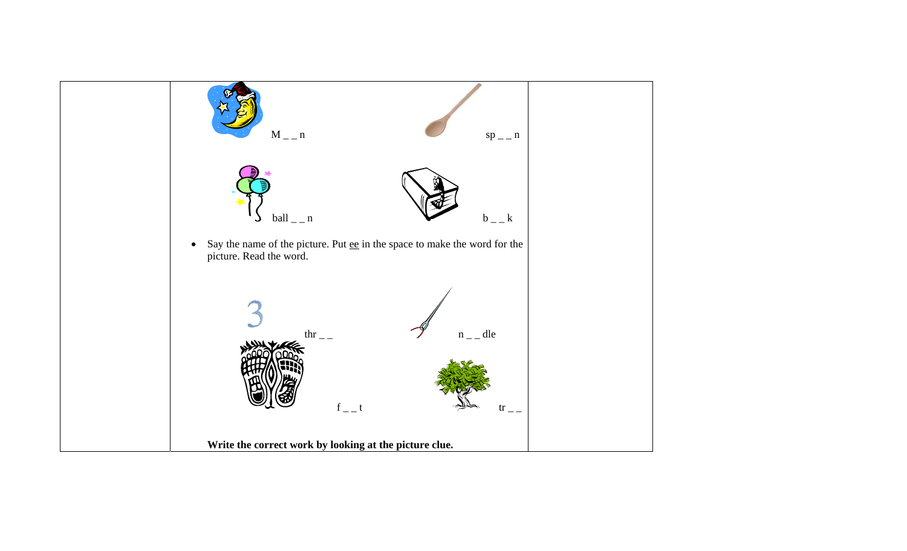M _ _ n

sp _ _ n

ball _ _ n

b _ _ k

- Say the name of the picture. Put ee in the space to make the word for the picture. Read the word.

thr _ _

n _ _ dle

f _ _ t

tr _ _

**Write the correct work by looking at the picture clue.**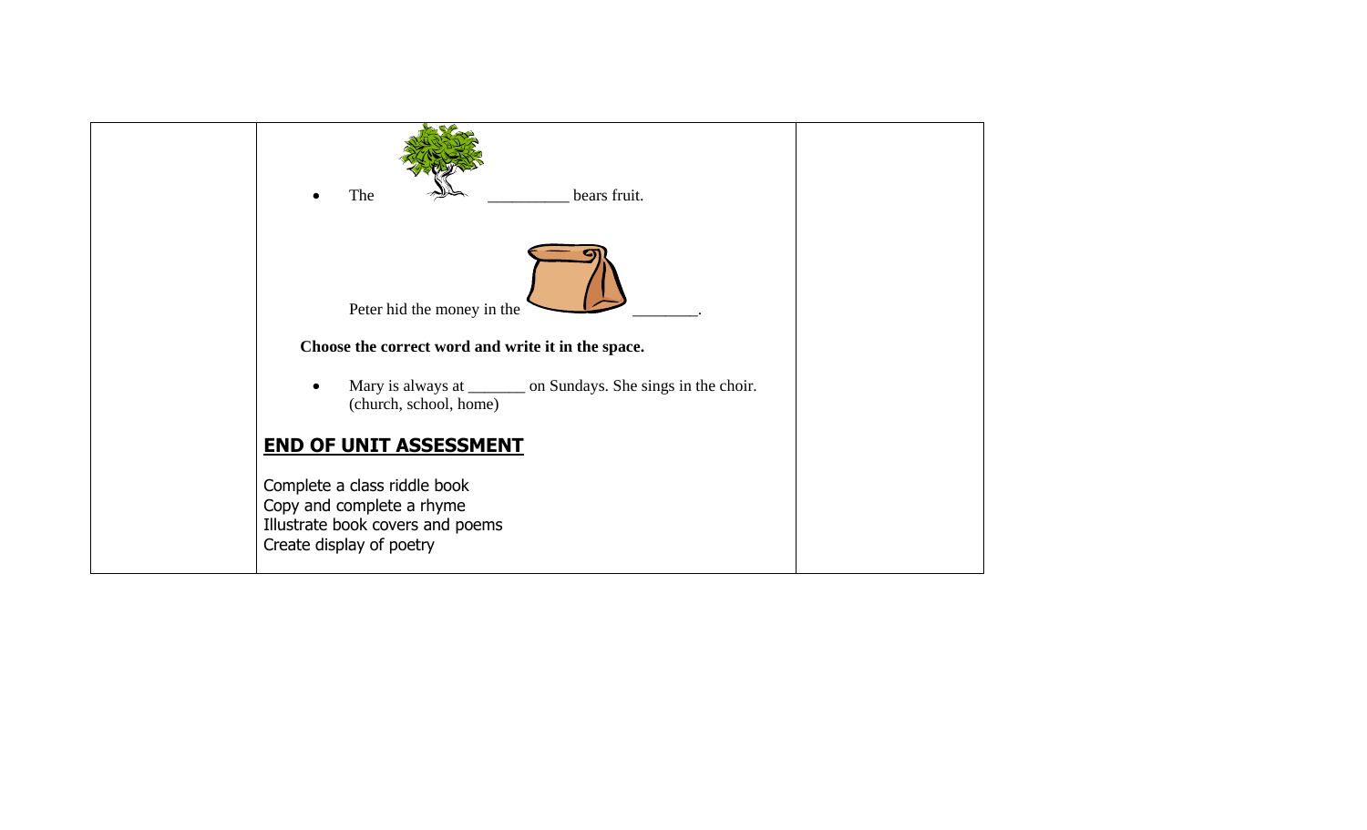| | | |
|---|---|---|
| | • The __________ bears fruit.<br><br>Peter hid the money in the ________.<br><br>**Choose the correct word and write it in the space.**<br><br>• Mary is always at _______ on Sundays. She sings in the choir. (church, school, home)<br><br>**END OF UNIT ASSESSMENT**<br><br>Complete a class riddle book<br>Copy and complete a rhyme<br>Illustrate book covers and poems<br>Create display of poetry | |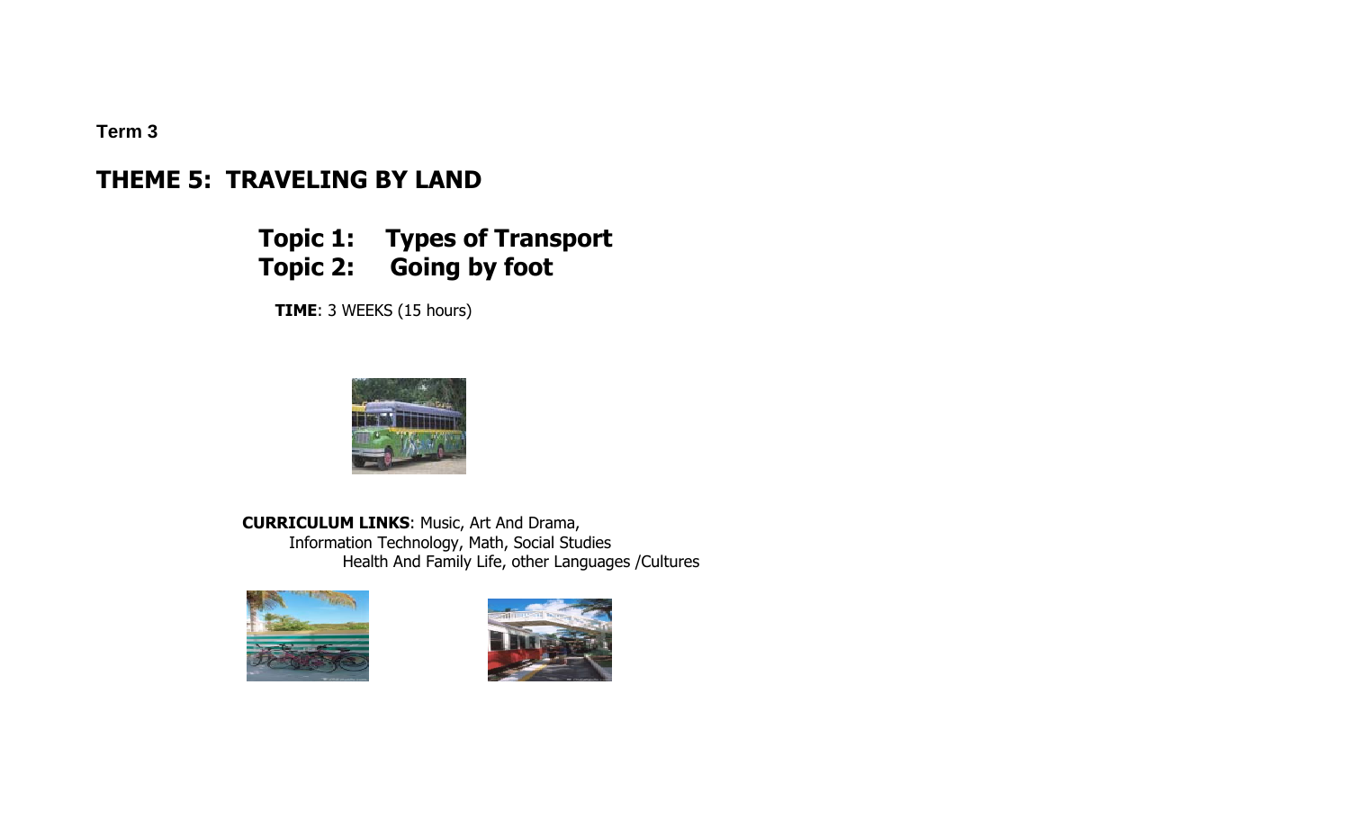**Term 3**

# THEME 5: TRAVELING BY LAND

## Topic 1: Types of Transport
## Topic 2: Going by foot

**TIME**: 3 WEEKS (15 hours)

**CURRICULUM LINKS**: Music, Art And Drama, Information Technology, Math, Social Studies Health And Family Life, other Languages /Cultures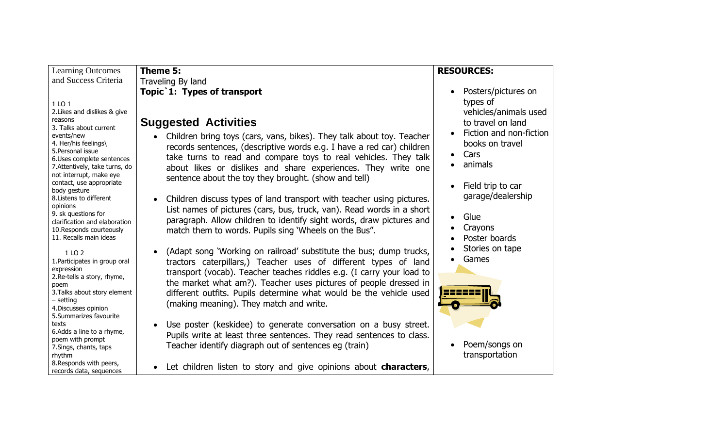| Learning Outcomes and Success Criteria | Theme 5: | RESOURCES: |
|---|---|---|
| 1 LO 1<br>2.Likes and dislikes & give reasons<br>3. Talks about current events/new<br>4. Her/his feelings\<br>5.Personal issue<br>6.Uses complete sentences<br>7.Attentively, take turns, do not interrupt, make eye contact, use appropriate body gesture<br>8.Listens to different opinions<br>9. sk questions for clarification and elaboration<br>10.Responds courteously<br>11. Recalls main ideas<br><br>1 LO 2<br>1.Participates in group oral expression<br>2.Re-tells a story, rhyme, poem<br>3.Talks about story element – setting<br>4.Discusses opinion<br>5.Summarizes favourite texts<br>6.Adds a line to a rhyme, poem with prompt<br>7.Sings, chants, taps rhythm<br>8.Responds with peers, records data, sequences | Traveling By land<br>**Topic`1: Types of transport**<br><br>**Suggested Activities**<br>• Children bring toys (cars, vans, bikes). They talk about toy. Teacher records sentences, (descriptive words e.g. I have a red car) children take turns to read and compare toys to real vehicles. They talk about likes or dislikes and share experiences. They write one sentence about the toy they brought. (show and tell)<br><br>• Children discuss types of land transport with teacher using pictures. List names of pictures (cars, bus, truck, van). Read words in a short paragraph. Allow children to identify sight words, draw pictures and match them to words. Pupils sing 'Wheels on the Bus".<br><br>• (Adapt song 'Working on railroad' substitute the bus; dump trucks, tractors caterpillars,) Teacher uses of different types of land transport (vocab). Teacher teaches riddles e.g. (I carry your load to the market what am?). Teacher uses pictures of people dressed in different outfits. Pupils determine what would be the vehicle used (making meaning). They match and write.<br><br>• Use poster (keskidee) to generate conversation on a busy street. Pupils write at least three sentences. They read sentences to class. Teacher identify diagraph out of sentences eg (train)<br><br>• Let children listen to story and give opinions about **characters**, | • Posters/pictures on types of vehicles/animals used to travel on land<br>• Fiction and non-fiction books on travel<br>• Cars<br>• animals<br><br>• Field trip to car garage/dealership<br><br>• Glue<br>• Crayons<br>• Poster boards<br>• Stories on tape<br>• Games<br><br>• Poem/songs on transportation |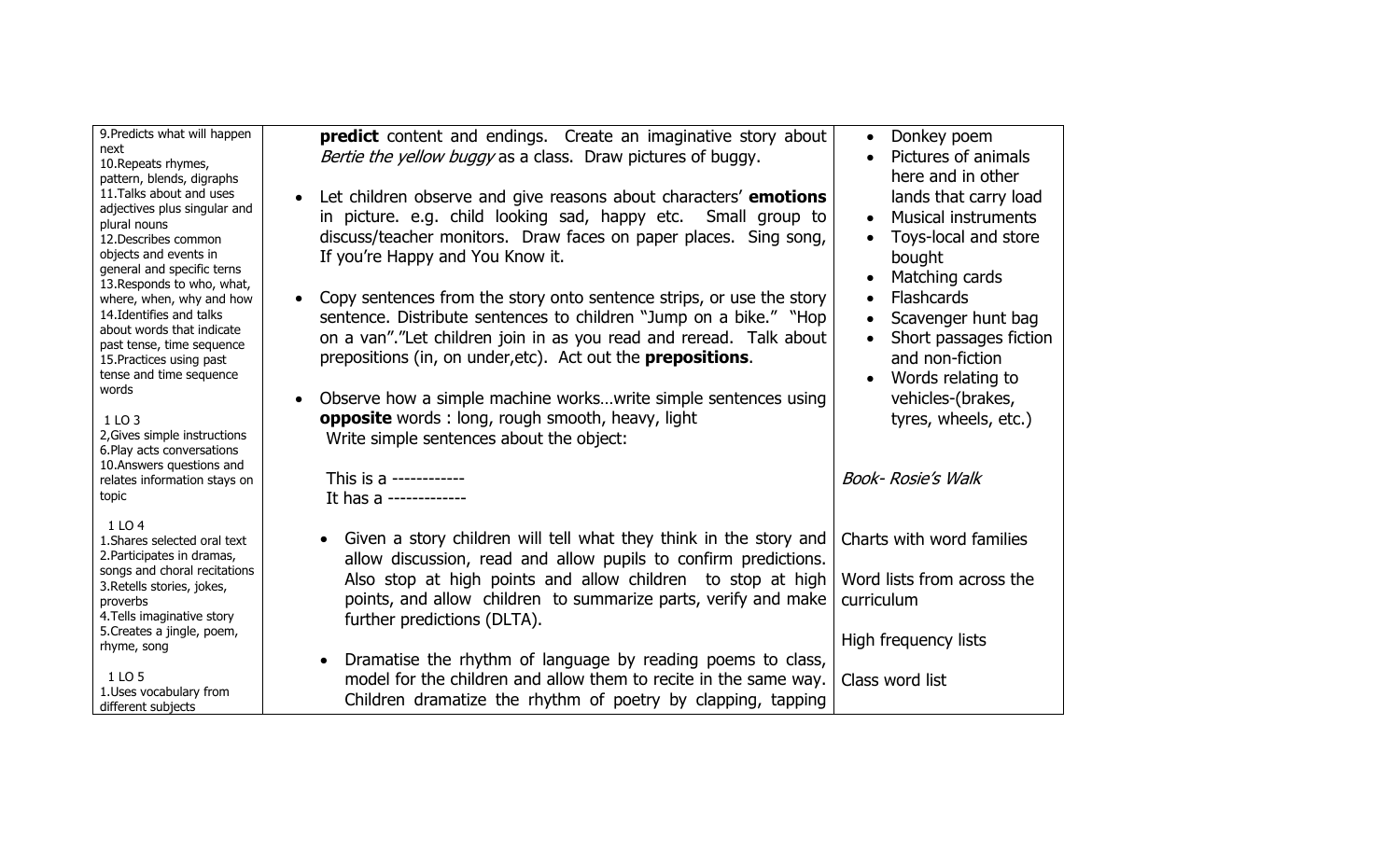| | | |
|---|---|---|
| 9.Predicts what will happen next<br>10.Repeats rhymes, pattern, blends, digraphs<br>11.Talks about and uses adjectives plus singular and plural nouns<br>12.Describes common objects and events in general and specific terns<br>13.Responds to who, what, where, when, why and how<br>14.Identifies and talks about words that indicate past tense, time sequence<br>15.Practices using past tense and time sequence words<br><br>1 LO 3<br>2,Gives simple instructions<br>6.Play acts conversations<br>10.Answers questions and relates information stays on topic<br><br>1 LO 4<br>1.Shares selected oral text<br>2.Participates in dramas, songs and choral recitations<br>3.Retells stories, jokes, proverbs<br>4.Tells imaginative story<br>5.Creates a jingle, poem, rhyme, song<br><br>1 LO 5<br>1.Uses vocabulary from different subjects | **predict** content and endings. Create an imaginative story about *Bertie the yellow buggy* as a class. Draw pictures of buggy.<br><br>• Let children observe and give reasons about characters' **emotions** in picture. e.g. child looking sad, happy etc. Small group to discuss/teacher monitors. Draw faces on paper places. Sing song, If you're Happy and You Know it.<br><br>• Copy sentences from the story onto sentence strips, or use the story sentence. Distribute sentences to children "Jump on a bike." "Hop on a van"."Let children join in as you read and reread. Talk about prepositions (in, on under,etc). Act out the **prepositions**.<br><br>• Observe how a simple machine works…write simple sentences using **opposite** words : long, rough smooth, heavy, light<br>Write simple sentences about the object:<br><br>This is a ------------<br>It has a -------------<br><br>• Given a story children will tell what they think in the story and allow discussion, read and allow pupils to confirm predictions. Also stop at high points and allow children to stop at high points, and allow children to summarize parts, verify and make further predictions (DLTA).<br><br>• Dramatise the rhythm of language by reading poems to class, model for the children and allow them to recite in the same way. Children dramatize the rhythm of poetry by clapping, tapping | • Donkey poem<br>• Pictures of animals here and in other lands that carry load<br>• Musical instruments<br>• Toys-local and store bought<br>• Matching cards<br>• Flashcards<br>• Scavenger hunt bag<br>• Short passages fiction and non-fiction<br>• Words relating to vehicles-(brakes, tyres, wheels, etc.)<br><br>*Book- Rosie's Walk*<br><br>Charts with word families<br><br>Word lists from across the curriculum<br><br>High frequency lists<br><br>Class word list |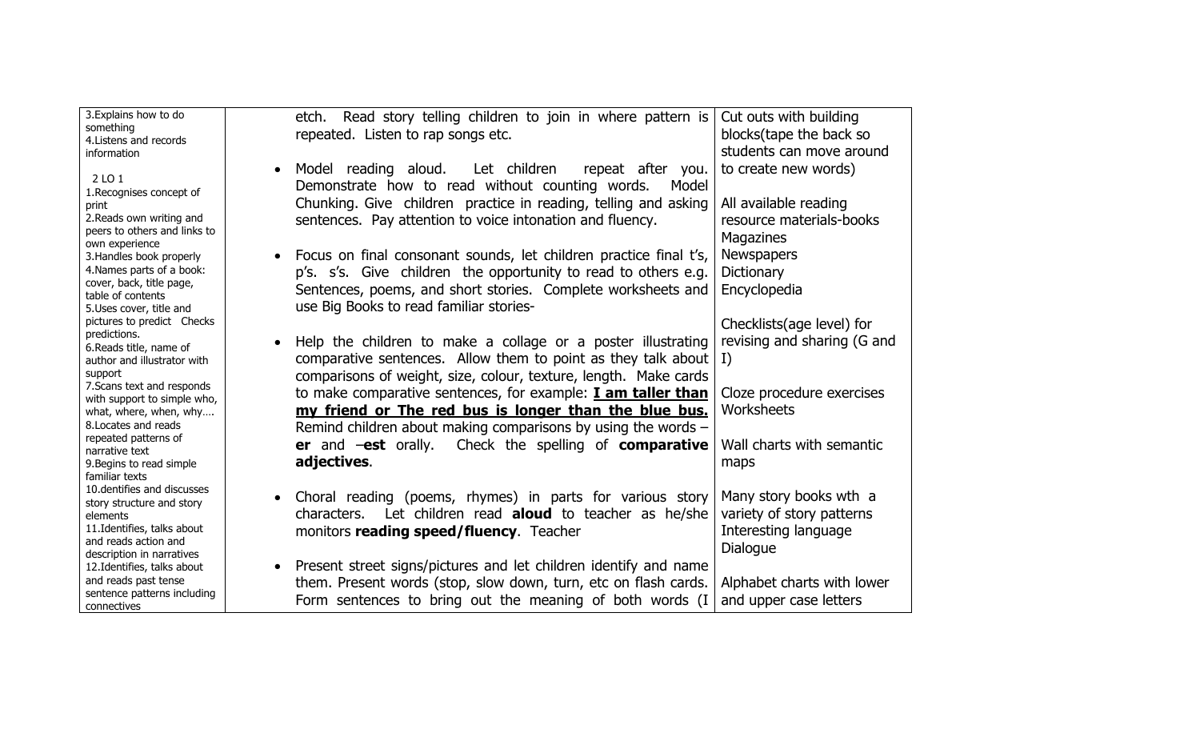| | | |
|---|---|---|
| 3.Explains how to do something<br>4.Listens and records information<br><br>2 LO 1<br>1.Recognises concept of print<br>2.Reads own writing and peers to others and links to own experience<br>3.Handles book properly<br>4.Names parts of a book: cover, back, title page, table of contents<br>5.Uses cover, title and pictures to predict Checks predictions.<br>6.Reads title, name of author and illustrator with support<br>7.Scans text and responds with support to simple who, what, where, when, why….<br>8.Locates and reads repeated patterns of narrative text<br>9.Begins to read simple familiar texts<br>10.dentifies and discusses story structure and story elements<br>11.Identifies, talks about and reads action and description in narratives<br>12.Identifies, talks about and reads past tense sentence patterns including connectives | | etch. Read story telling children to join in where pattern is repeated. Listen to rap songs etc.<br><br>• Model reading aloud. Let children repeat after you. Demonstrate how to read without counting words. Model Chunking. Give children practice in reading, telling and asking sentences. Pay attention to voice intonation and fluency.<br><br>• Focus on final consonant sounds, let children practice final t's, p's. s's. Give children the opportunity to read to others e.g. Sentences, poems, and short stories. Complete worksheets and use Big Books to read familiar stories-<br><br>• Help the children to make a collage or a poster illustrating comparative sentences. Allow them to point as they talk about comparisons of weight, size, colour, texture, length. Make cards to make comparative sentences, for example: <u>**I am taller than my friend or The red bus is longer than the blue bus.**</u> Remind children about making comparisons by using the words –**er** and –**est** orally. Check the spelling of **comparative adjectives**.<br><br>• Choral reading (poems, rhymes) in parts for various story characters. Let children read **aloud** to teacher as he/she monitors **reading speed/fluency**. Teacher<br><br>• Present street signs/pictures and let children identify and name them. Present words (stop, slow down, turn, etc on flash cards. Form sentences to bring out the meaning of both words (I | Cut outs with building blocks(tape the back so students can move around to create new words)<br><br>All available reading resource materials-books<br>Magazines<br>Newspapers<br>Dictionary<br>Encyclopedia<br><br>Checklists(age level) for revising and sharing (G and I)<br><br>Cloze procedure exercises<br>Worksheets<br><br>Wall charts with semantic maps<br><br>Many story books wth a variety of story patterns<br>Interesting language<br>Dialogue<br><br>Alphabet charts with lower and upper case letters |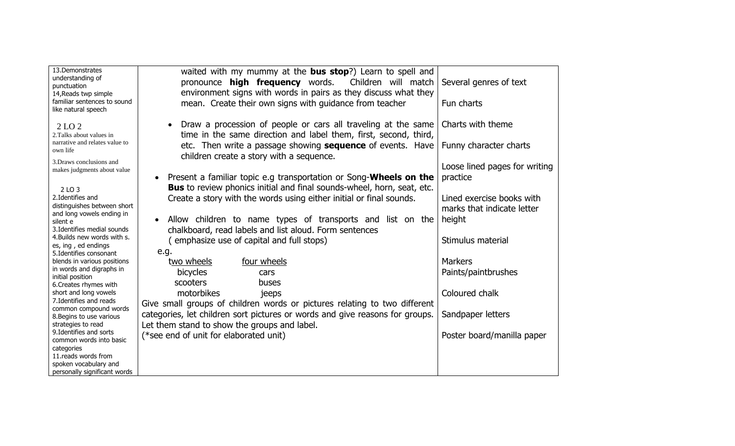| | | |
|---|---|---|
| 13.Demonstrates understanding of punctuation<br>14,Reads twp simple familiar sentences to sound like natural speech<br><br>2 LO 2<br>2.Talks about values in narrative and relates value to own life<br>3.Draws conclusions and makes judgments about value<br><br>2 LO 3<br>2.Identifies and distinguishes between short and long vowels ending in silent e<br>3.Identifies medial sounds<br>4.Builds new words with s. es, ing , ed endings<br>5.Identifies consonant blends in various positions in words and digraphs in initial position<br>6.Creates rhymes with short and long vowels<br>7.Identifies and reads common compound words<br>8.Begins to use various strategies to read<br>9.Identifies and sorts common words into basic categories<br>11.reads words from spoken vocabulary and personally significant words | waited with my mummy at the **bus stop**?) Learn to spell and pronounce **high frequency** words. Children will match environment signs with words in pairs as they discuss what they mean. Create their own signs with guidance from teacher<br><br>• Draw a procession of people or cars all traveling at the same time in the same direction and label them, first, second, third, etc. Then write a passage showing **sequence** of events. Have children create a story with a sequence.<br><br>• Present a familiar topic e.g transportation or Song-**Wheels on the Bus** to review phonics initial and final sounds-wheel, horn, seat, etc. Create a story with the words using either initial or final sounds.<br><br>• Allow children to name types of transports and list on the chalkboard, read labels and list aloud. Form sentences ( emphasize use of capital and full stops)<br>e.g.<br>two wheels — four wheels<br>bicycles — cars<br>scooters — buses<br>motorbikes — jeeps<br>Give small groups of children words or pictures relating to two different categories, let children sort pictures or words and give reasons for groups. Let them stand to show the groups and label.<br>(*see end of unit for elaborated unit) | Several genres of text<br><br>Fun charts<br><br>Charts with theme<br><br>Funny character charts<br><br>Loose lined pages for writing practice<br><br>Lined exercise books with marks that indicate letter height<br><br>Stimulus material<br><br>Markers<br>Paints/paintbrushes<br><br>Coloured chalk<br><br>Sandpaper letters<br><br>Poster board/manilla paper |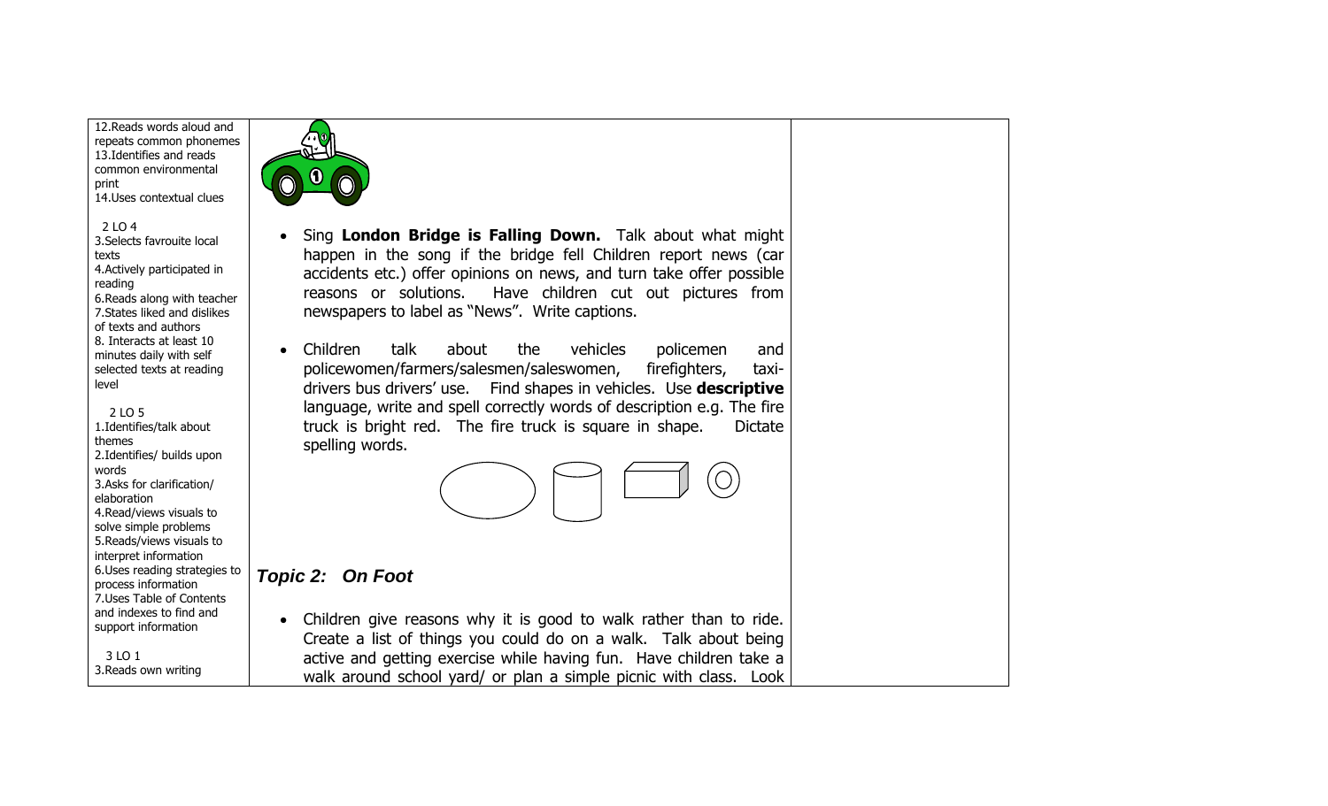| | | |
|---|---|---|
| 12.Reads words aloud and repeats common phonemes<br>13.Identifies and reads common environmental print<br>14.Uses contextual clues<br><br>2 LO 4<br>3.Selects favrouite local texts<br>4.Actively participated in reading<br>6.Reads along with teacher<br>7.States liked and dislikes of texts and authors<br>8. Interacts at least 10 minutes daily with self selected texts at reading level<br><br>2 LO 5<br>1.Identifies/talk about themes<br>2.Identifies/ builds upon words<br>3.Asks for clarification/ elaboration<br>4.Read/views visuals to solve simple problems<br>5.Reads/views visuals to interpret information<br>6.Uses reading strategies to process information<br>7.Uses Table of Contents and indexes to find and support information<br><br>3 LO 1<br>3.Reads own writing | • Sing **London Bridge is Falling Down.** Talk about what might happen in the song if the bridge fell Children report news (car accidents etc.) offer opinions on news, and turn take offer possible reasons or solutions. Have children cut out pictures from newspapers to label as "News". Write captions.<br><br>• Children talk about the vehicles policemen and policewomen/farmers/salesmen/saleswomen, firefighters, taxi-drivers bus drivers' use. Find shapes in vehicles. Use **descriptive** language, write and spell correctly words of description e.g. The fire truck is bright red. The fire truck is square in shape. Dictate spelling words.<br><br>***Topic 2: On Foot***<br><br>• Children give reasons why it is good to walk rather than to ride. Create a list of things you could do on a walk. Talk about being active and getting exercise while having fun. Have children take a walk around school yard/ or plan a simple picnic with class. Look | |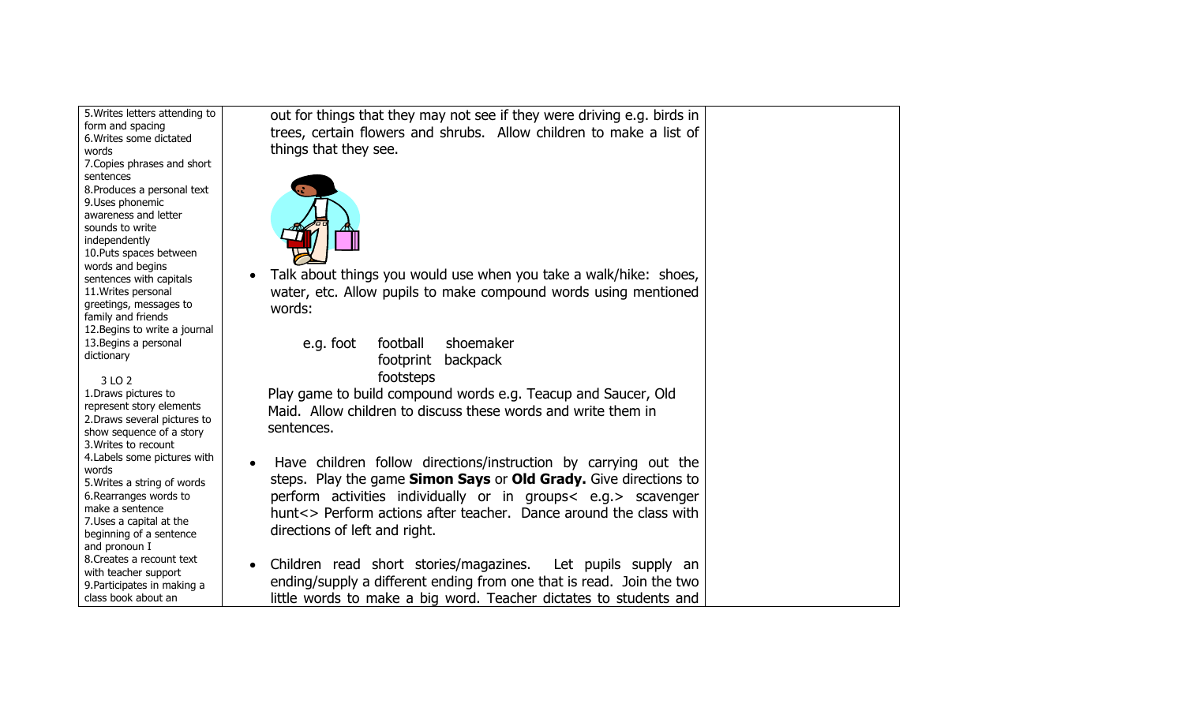| | | |
|---|---|---|
| 5.Writes letters attending to form and spacing<br>6.Writes some dictated words<br>7.Copies phrases and short sentences<br>8.Produces a personal text<br>9.Uses phonemic awareness and letter sounds to write independently<br>10.Puts spaces between words and begins sentences with capitals<br>11.Writes personal greetings, messages to family and friends<br>12.Begins to write a journal<br>13.Begins a personal dictionary<br><br>3 LO 2<br>1.Draws pictures to represent story elements<br>2.Draws several pictures to show sequence of a story<br>3.Writes to recount<br>4.Labels some pictures with words<br>5.Writes a string of words<br>6.Rearranges words to make a sentence<br>7.Uses a capital at the beginning of a sentence and pronoun I<br>8.Creates a recount text with teacher support<br>9.Participates in making a class book about an | out for things that they may not see if they were driving e.g. birds in trees, certain flowers and shrubs. Allow children to make a list of things that they see.<br><br>• Talk about things you would use when you take a walk/hike: shoes, water, etc. Allow pupils to make compound words using mentioned words:<br><br>e.g. foot football shoemaker<br>footprint backpack<br>footsteps<br><br>Play game to build compound words e.g. Teacup and Saucer, Old Maid. Allow children to discuss these words and write them in sentences.<br><br>• Have children follow directions/instruction by carrying out the steps. Play the game **Simon Says** or **Old Grady.** Give directions to perform activities individually or in groups< e.g.> scavenger hunt<> Perform actions after teacher. Dance around the class with directions of left and right.<br><br>• Children read short stories/magazines. Let pupils supply an ending/supply a different ending from one that is read. Join the two little words to make a big word. Teacher dictates to students and | |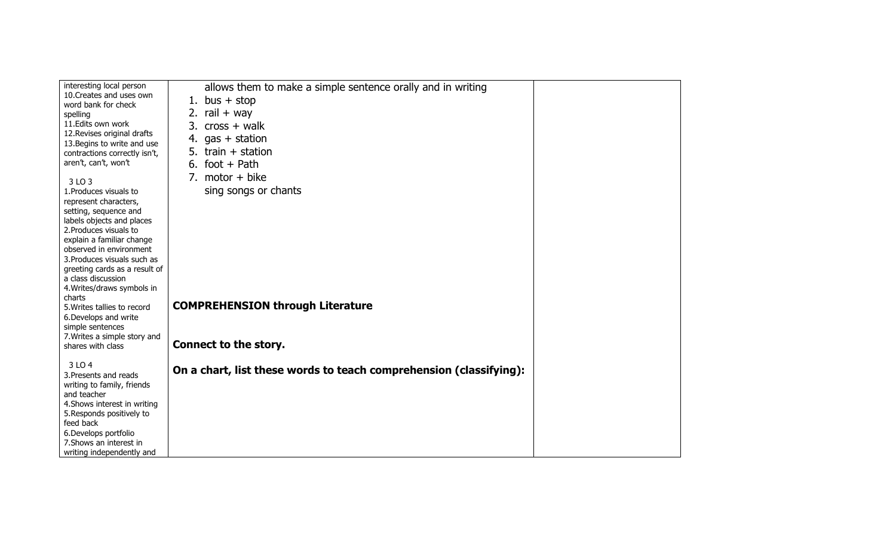| | | |
|---|---|---|
| interesting local person<br>10.Creates and uses own word bank for check spelling<br>11.Edits own work<br>12.Revises original drafts<br>13.Begins to write and use contractions correctly isn't, aren't, can't, won't<br><br>3 LO 3<br>1.Produces visuals to represent characters, setting, sequence and labels objects and places<br>2.Produces visuals to explain a familiar change observed in environment<br>3.Produces visuals such as greeting cards as a result of a class discussion<br>4.Writes/draws symbols in charts<br>5.Writes tallies to record<br>6.Develops and write simple sentences<br>7.Writes a simple story and shares with class<br><br>3 LO 4<br>3.Presents and reads writing to family, friends and teacher<br>4.Shows interest in writing<br>5.Responds positively to feed back<br>6.Develops portfolio<br>7.Shows an interest in writing independently and | allows them to make a simple sentence orally and in writing<br>1. bus + stop<br>2. rail + way<br>3. cross + walk<br>4. gas + station<br>5. train + station<br>6. foot + Path<br>7. motor + bike<br>sing songs or chants<br><br><br><br><br><br><br><br>**COMPREHENSION through Literature**<br><br>**Connect to the story.**<br><br>**On a chart, list these words to teach comprehension (classifying):** | |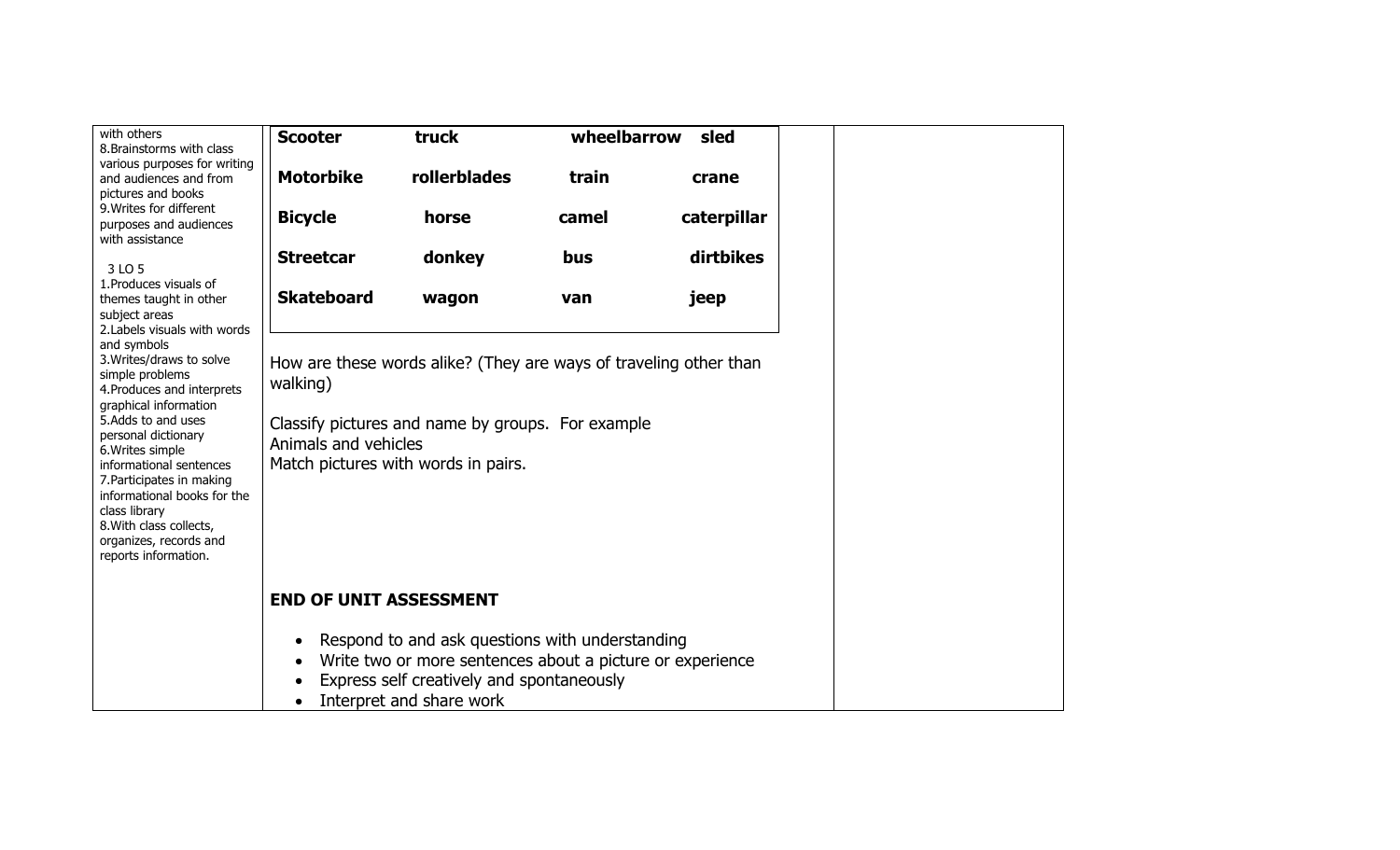| | | |
|---|---|---|
| with others<br>8.Brainstorms with class various purposes for writing and audiences and from pictures and books<br>9.Writes for different purposes and audiences with assistance<br><br>3 LO 5<br>1.Produces visuals of themes taught in other subject areas<br>2.Labels visuals with words and symbols<br>3.Writes/draws to solve simple problems<br>4.Produces and interprets graphical information<br>5.Adds to and uses personal dictionary<br>6.Writes simple informational sentences<br>7.Participates in making informational books for the class library<br>8.With class collects, organizes, records and reports information. | **Scooter** **truck** **wheelbarrow** **sled**<br>**Motorbike** **rollerblades** **train** **crane**<br>**Bicycle** **horse** **camel** **caterpillar**<br>**Streetcar** **donkey** **bus** **dirtbikes**<br>**Skateboard** **wagon** **van** **jeep**<br><br>How are these words alike? (They are ways of traveling other than walking)<br><br>Classify pictures and name by groups. For example<br>Animals and vehicles<br>Match pictures with words in pairs.<br><br>**END OF UNIT ASSESSMENT**<br><br>• Respond to and ask questions with understanding<br>• Write two or more sentences about a picture or experience<br>• Express self creatively and spontaneously<br>• Interpret and share work | |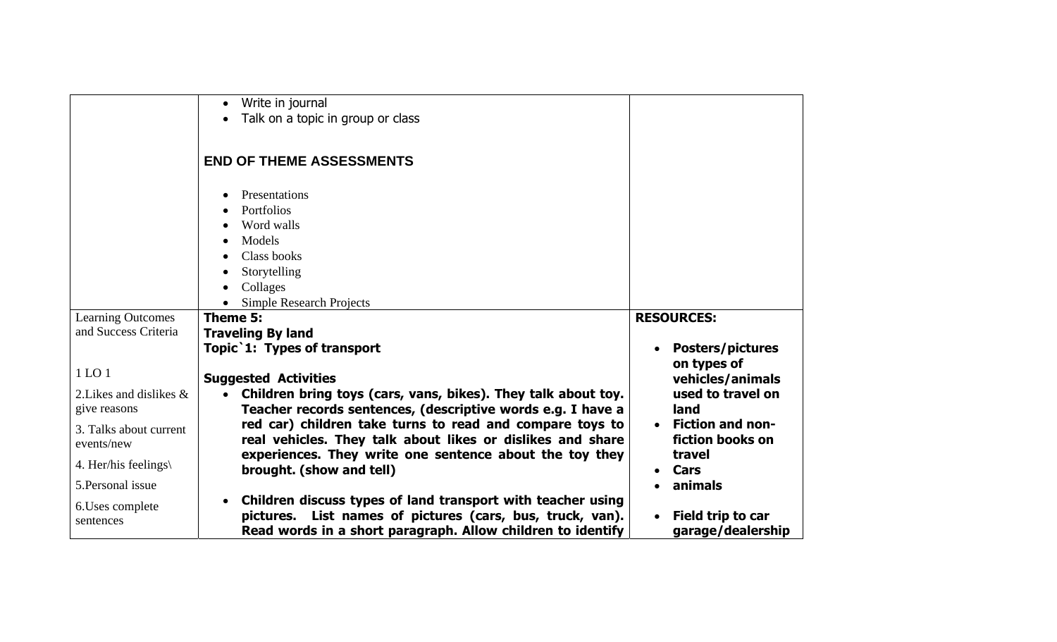| | | |
|---|---|---|
| | • Write in journal<br>• Talk on a topic in group or class<br><br>**END OF THEME ASSESSMENTS**<br><br>• Presentations<br>• Portfolios<br>• Word walls<br>• Models<br>• Class books<br>• Storytelling<br>• Collages<br>• Simple Research Projects | |
| Learning Outcomes and Success Criteria<br><br>1 LO 1<br><br>2.Likes and dislikes & give reasons<br><br>3. Talks about current events/new<br><br>4. Her/his feelings\<br><br>5.Personal issue<br><br>6.Uses complete sentences | **Theme 5:**<br>**Traveling By land**<br>**Topic`1: Types of transport**<br><br>**Suggested Activities**<br>• **Children bring toys (cars, vans, bikes). They talk about toy. Teacher records sentences, (descriptive words e.g. I have a red car) children take turns to read and compare toys to real vehicles. They talk about likes or dislikes and share experiences. They write one sentence about the toy they brought. (show and tell)**<br><br>• **Children discuss types of land transport with teacher using pictures. List names of pictures (cars, bus, truck, van). Read words in a short paragraph. Allow children to identify** | **RESOURCES:**<br><br>• **Posters/pictures on types of vehicles/animals used to travel on land**<br>• **Fiction and non-fiction books on travel**<br>• **Cars**<br>• **animals**<br><br>• **Field trip to car garage/dealership** |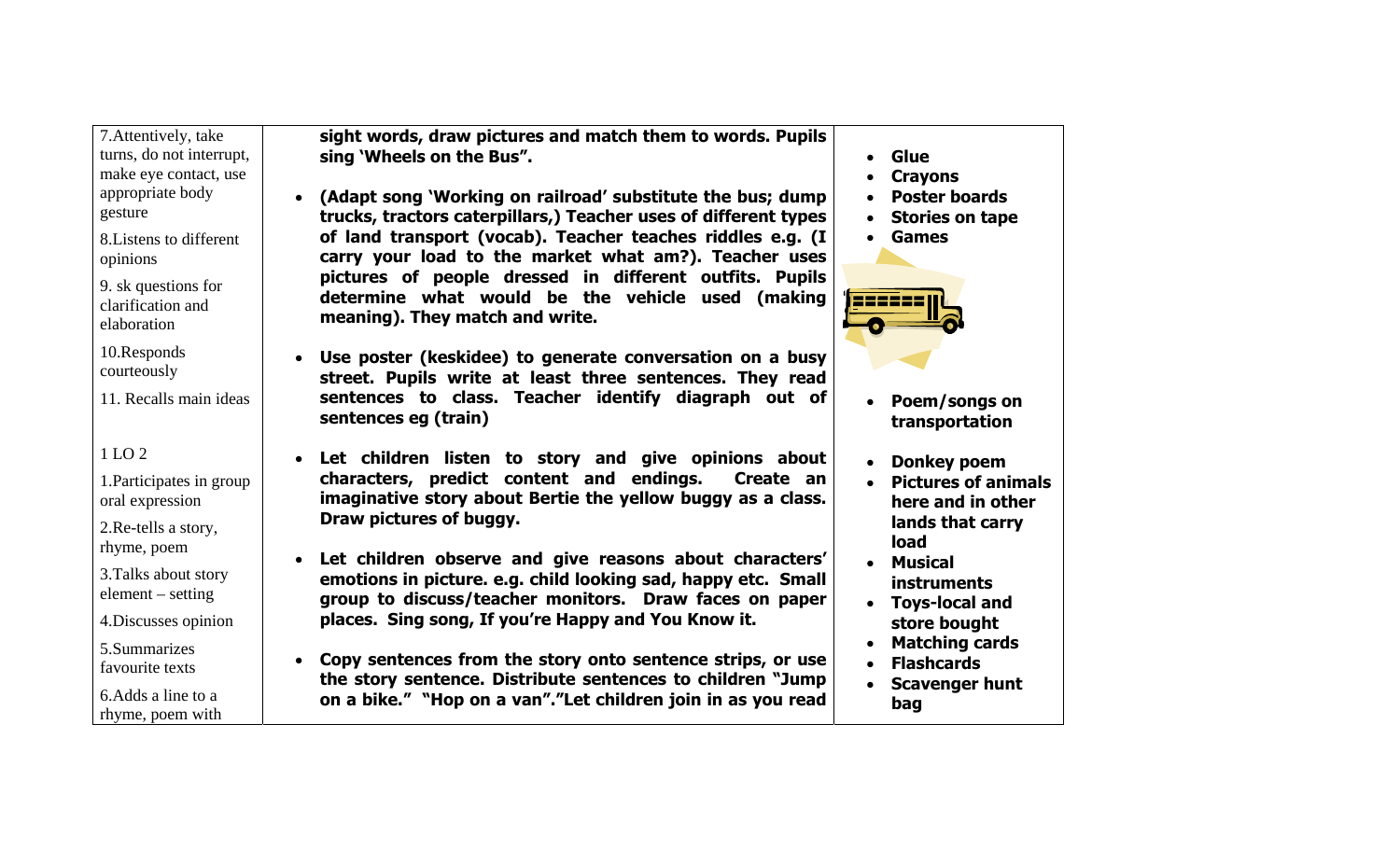| | | |
|---|---|---|
| 7.Attentively, take turns, do not interrupt, make eye contact, use appropriate body gesture<br><br>8.Listens to different opinions<br><br>9. sk questions for clarification and elaboration<br><br>10.Responds courteously<br><br>11. Recalls main ideas<br><br>1 LO 2<br><br>1.Participates in group oral expression<br><br>2.Re-tells a story, rhyme, poem<br><br>3.Talks about story element – setting<br><br>4.Discusses opinion<br><br>5.Summarizes favourite texts<br><br>6.Adds a line to a rhyme, poem with | **sight words, draw pictures and match them to words. Pupils sing 'Wheels on the Bus".**<br><br>• **(Adapt song 'Working on railroad' substitute the bus; dump trucks, tractors caterpillars,) Teacher uses of different types of land transport (vocab). Teacher teaches riddles e.g. (I carry your load to the market what am?). Teacher uses pictures of people dressed in different outfits. Pupils determine what would be the vehicle used (making meaning). They match and write.**<br><br>• **Use poster (keskidee) to generate conversation on a busy street. Pupils write at least three sentences. They read sentences to class. Teacher identify diagraph out of sentences eg (train)**<br><br>• **Let children listen to story and give opinions about characters, predict content and endings. Create an imaginative story about Bertie the yellow buggy as a class. Draw pictures of buggy.**<br><br>• **Let children observe and give reasons about characters' emotions in picture. e.g. child looking sad, happy etc. Small group to discuss/teacher monitors. Draw faces on paper places. Sing song, If you're Happy and You Know it.**<br><br>• **Copy sentences from the story onto sentence strips, or use the story sentence. Distribute sentences to children "Jump on a bike." "Hop on a van"."Let children join in as you read** | • **Glue**<br>• **Crayons**<br>• **Poster boards**<br>• **Stories on tape**<br>• **Games**<br><br>• **Poem/songs on transportation**<br><br>• **Donkey poem**<br>• **Pictures of animals here and in other lands that carry load**<br>• **Musical instruments**<br>• **Toys-local and store bought**<br>• **Matching cards**<br>• **Flashcards**<br>• **Scavenger hunt bag** |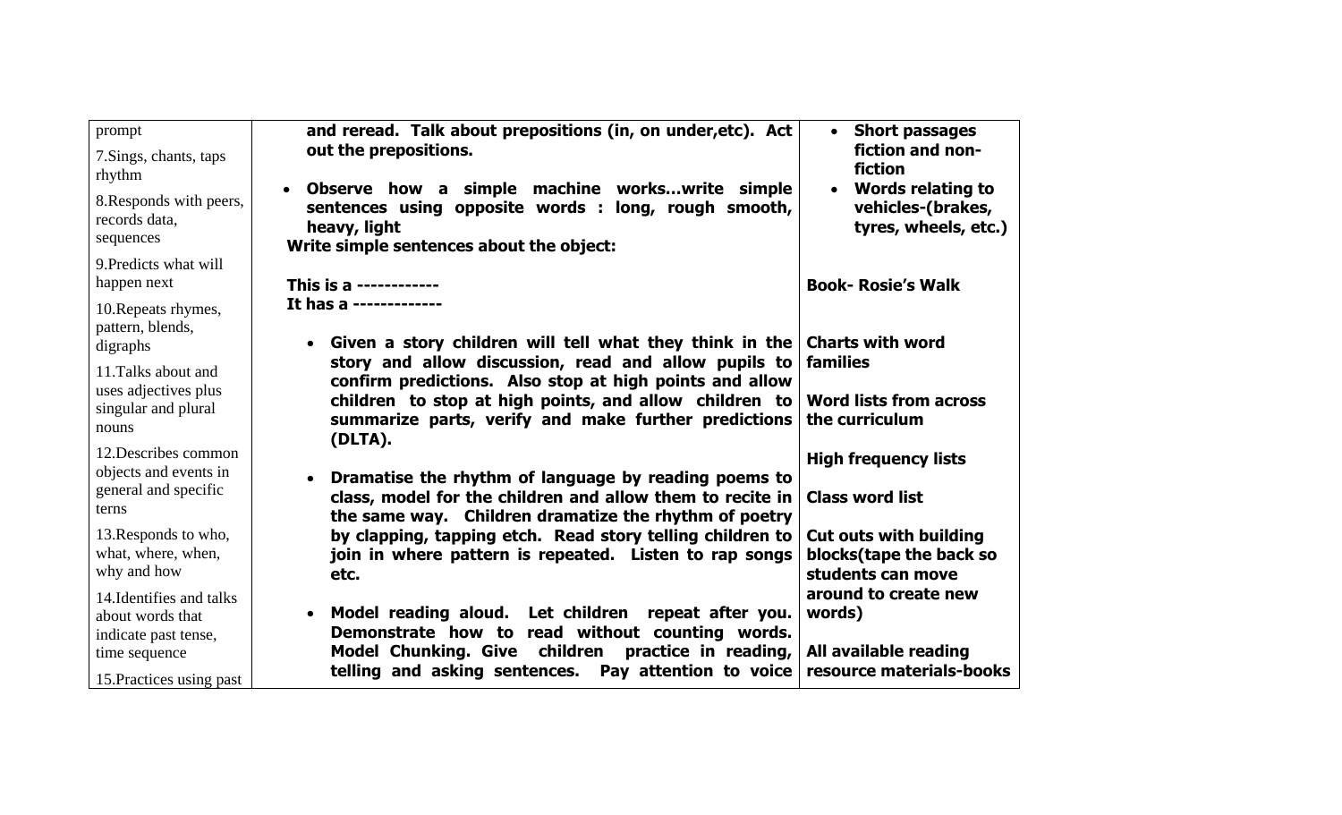| | | |
|---|---|---|
| prompt<br>7.Sings, chants, taps rhythm<br>8.Responds with peers, records data, sequences<br>9.Predicts what will happen next<br>10.Repeats rhymes, pattern, blends, digraphs<br>11.Talks about and uses adjectives plus singular and plural nouns<br>12.Describes common objects and events in general and specific terns<br>13.Responds to who, what, where, when, why and how<br>14.Identifies and talks about words that indicate past tense, time sequence<br>15.Practices using past | **and reread. Talk about prepositions (in, on under,etc). Act out the prepositions.**<br>• **Observe how a simple machine works…write simple sentences using opposite words : long, rough smooth, heavy, light**<br>**Write simple sentences about the object:**<br>**This is a -----------**<br>**It has a ------------**<br>• **Given a story children will tell what they think in the story and allow discussion, read and allow pupils to confirm predictions. Also stop at high points and allow children to stop at high points, and allow children to summarize parts, verify and make further predictions (DLTA).**<br>• **Dramatise the rhythm of language by reading poems to class, model for the children and allow them to recite in the same way. Children dramatize the rhythm of poetry by clapping, tapping etch. Read story telling children to join in where pattern is repeated. Listen to rap songs etc.**<br>• **Model reading aloud. Let children repeat after you. Demonstrate how to read without counting words. Model Chunking. Give children practice in reading, telling and asking sentences. Pay attention to voice** | • **Short passages fiction and non-fiction**<br>• **Words relating to vehicles-(brakes, tyres, wheels, etc.)**<br>**Book- Rosie's Walk**<br>**Charts with word families**<br>**Word lists from across the curriculum**<br>**High frequency lists**<br>**Class word list**<br>**Cut outs with building blocks(tape the back so students can move around to create new words)**<br>**All available reading resource materials-books** |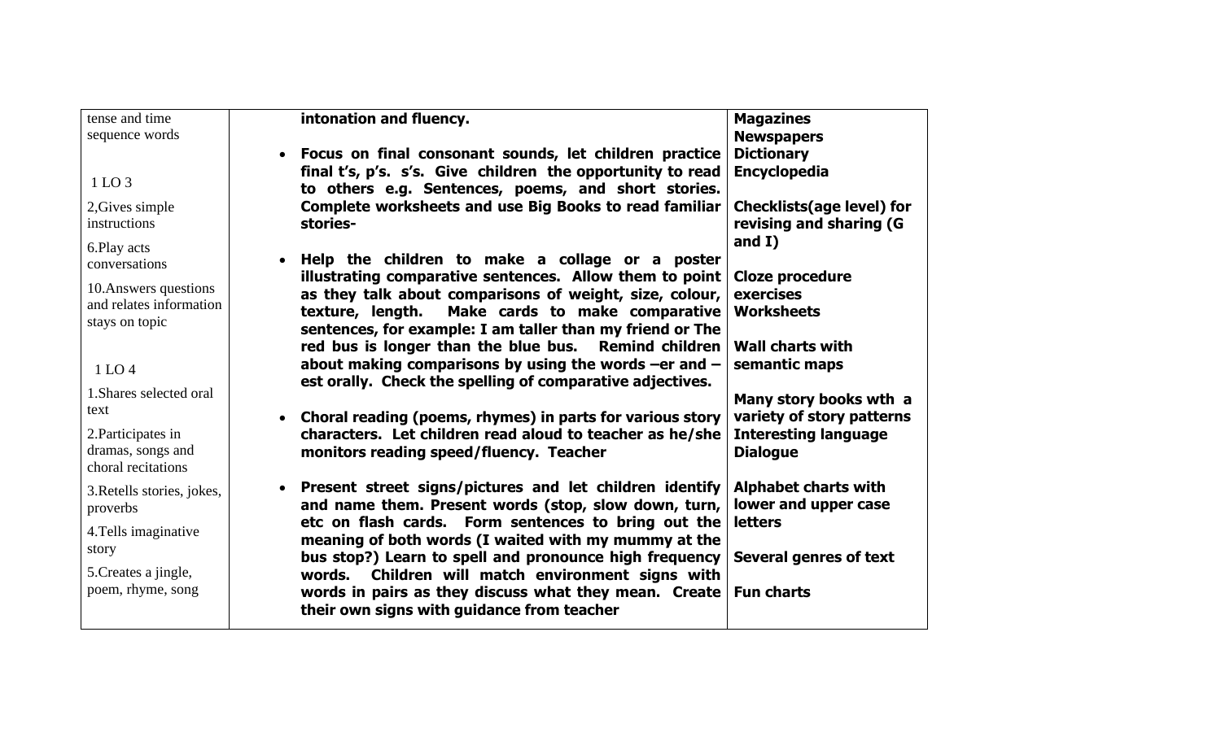| | | |
|---|---|---|
| tense and time sequence words<br><br>1 LO 3<br><br>2,Gives simple instructions<br><br>6.Play acts conversations<br><br>10.Answers questions and relates information stays on topic<br><br>1 LO 4<br><br>1.Shares selected oral text<br><br>2.Participates in dramas, songs and choral recitations<br><br>3.Retells stories, jokes, proverbs<br><br>4.Tells imaginative story<br><br>5.Creates a jingle, poem, rhyme, song | **intonation and fluency.**<br><br>• **Focus on final consonant sounds, let children practice final t's, p's. s's. Give children the opportunity to read to others e.g. Sentences, poems, and short stories. Complete worksheets and use Big Books to read familiar stories-**<br><br>• **Help the children to make a collage or a poster illustrating comparative sentences. Allow them to point as they talk about comparisons of weight, size, colour, texture, length. Make cards to make comparative sentences, for example: I am taller than my friend or The red bus is longer than the blue bus. Remind children about making comparisons by using the words –er and –est orally. Check the spelling of comparative adjectives.**<br><br>• **Choral reading (poems, rhymes) in parts for various story characters. Let children read aloud to teacher as he/she monitors reading speed/fluency. Teacher**<br><br>• **Present street signs/pictures and let children identify and name them. Present words (stop, slow down, turn, etc on flash cards. Form sentences to bring out the meaning of both words (I waited with my mummy at the bus stop?) Learn to spell and pronounce high frequency words. Children will match environment signs with words in pairs as they discuss what they mean. Create their own signs with guidance from teacher** | **Magazines**<br>**Newspapers**<br>**Dictionary**<br>**Encyclopedia**<br><br>**Checklists(age level) for revising and sharing (G and I)**<br><br>**Cloze procedure exercises**<br>**Worksheets**<br><br>**Wall charts with semantic maps**<br><br>**Many story books wth a variety of story patterns**<br>**Interesting language**<br>**Dialogue**<br><br>**Alphabet charts with lower and upper case letters**<br><br>**Several genres of text**<br><br>**Fun charts** |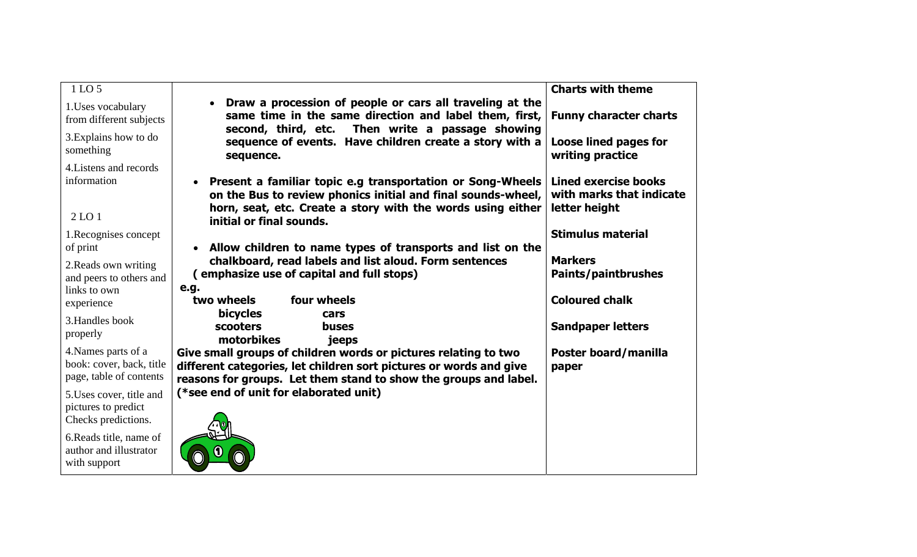| | | |
|---|---|---|
| 1 LO 5<br><br>1.Uses vocabulary from different subjects<br><br>3.Explains how to do something<br><br>4.Listens and records information<br><br>2 LO 1<br><br>1.Recognises concept of print<br><br>2.Reads own writing and peers to others and links to own experience<br><br>3.Handles book properly<br><br>4.Names parts of a book: cover, back, title page, table of contents<br><br>5.Uses cover, title and pictures to predict Checks predictions.<br><br>6.Reads title, name of author and illustrator with support | • **Draw a procession of people or cars all traveling at the same time in the same direction and label them, first, second, third, etc. Then write a passage showing sequence of events. Have children create a story with a sequence.**<br><br>• **Present a familiar topic e.g transportation or Song-Wheels on the Bus to review phonics initial and final sounds-wheel, horn, seat, etc. Create a story with the words using either initial or final sounds.**<br><br>• **Allow children to name types of transports and list on the chalkboard, read labels and list aloud. Form sentences ( emphasize use of capital and full stops)**<br><br>**e.g.**<br>**two wheels — four wheels**<br>**bicycles — cars**<br>**scooters — buses**<br>**motorbikes — jeeps**<br><br>**Give small groups of children words or pictures relating to two different categories, let children sort pictures or words and give reasons for groups. Let them stand to show the groups and label. (*see end of unit for elaborated unit)** | **Charts with theme**<br><br>**Funny character charts**<br><br>**Loose lined pages for writing practice**<br><br>**Lined exercise books with marks that indicate letter height**<br><br>**Stimulus material**<br><br>**Markers**<br>**Paints/paintbrushes**<br><br>**Coloured chalk**<br><br>**Sandpaper letters**<br><br>**Poster board/manilla paper** |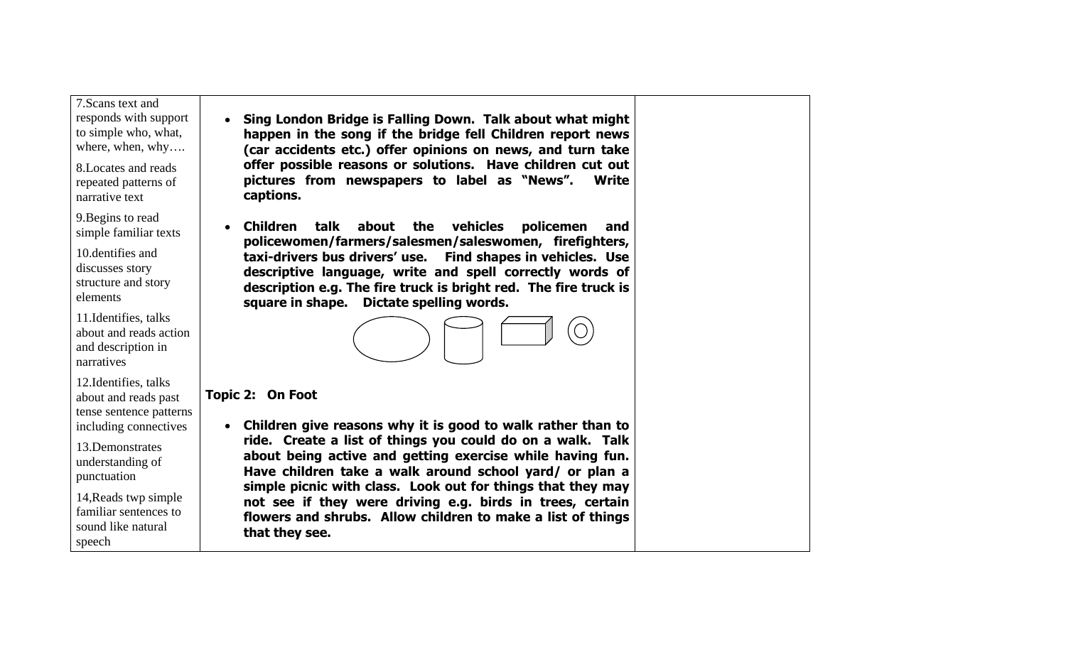| | | |
|---|---|---|
| 7.Scans text and responds with support to simple who, what, where, when, why….<br><br>8.Locates and reads repeated patterns of narrative text<br><br>9.Begins to read simple familiar texts<br><br>10.dentifies and discusses story structure and story elements<br><br>11.Identifies, talks about and reads action and description in narratives<br><br>12.Identifies, talks about and reads past tense sentence patterns including connectives<br><br>13.Demonstrates understanding of punctuation<br><br>14,Reads twp simple familiar sentences to sound like natural speech | • **Sing London Bridge is Falling Down. Talk about what might happen in the song if the bridge fell Children report news (car accidents etc.) offer opinions on news, and turn take offer possible reasons or solutions. Have children cut out pictures from newspapers to label as "News". Write captions.**<br><br>• **Children talk about the vehicles policemen and policewomen/farmers/salesmen/saleswomen, firefighters, taxi-drivers bus drivers' use. Find shapes in vehicles. Use descriptive language, write and spell correctly words of description e.g. The fire truck is bright red. The fire truck is square in shape. Dictate spelling words.**<br><br>**Topic 2: On Foot**<br><br>• **Children give reasons why it is good to walk rather than to ride. Create a list of things you could do on a walk. Talk about being active and getting exercise while having fun. Have children take a walk around school yard/ or plan a simple picnic with class. Look out for things that they may not see if they were driving e.g. birds in trees, certain flowers and shrubs. Allow children to make a list of things that they see.** | |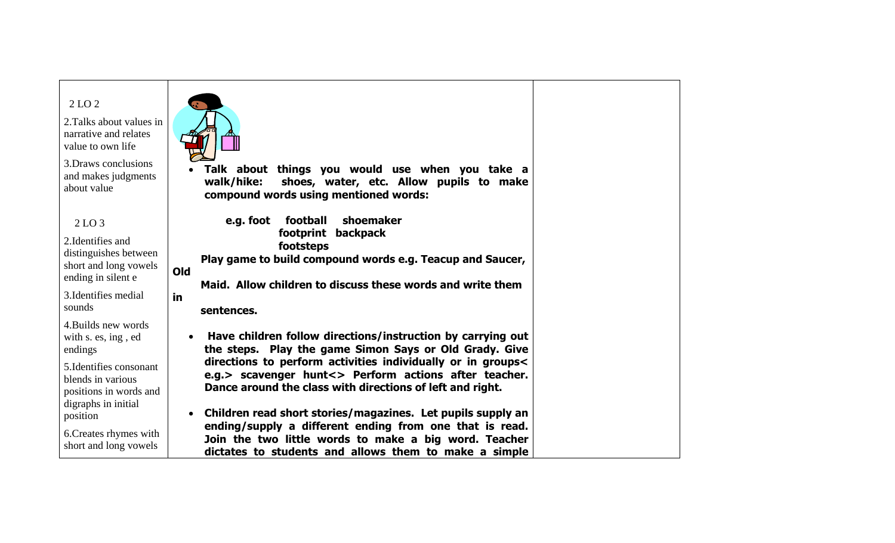| | | |
|---|---|---|
| 2 LO 2<br><br>2.Talks about values in narrative and relates value to own life<br><br>3.Draws conclusions and makes judgments about value<br><br>2 LO 3<br><br>2.Identifies and distinguishes between short and long vowels ending in silent e<br><br>3.Identifies medial sounds<br><br>4.Builds new words with s. es, ing , ed endings<br><br>5.Identifies consonant blends in various positions in words and digraphs in initial position<br><br>6.Creates rhymes with short and long vowels | • **Talk about things you would use when you take a walk/hike: shoes, water, etc. Allow pupils to make compound words using mentioned words:**<br><br>**e.g. foot football shoemaker footprint backpack footsteps**<br><br>**Play game to build compound words e.g. Teacup and Saucer, Old Maid. Allow children to discuss these words and write them in sentences.**<br><br>• **Have children follow directions/instruction by carrying out the steps. Play the game Simon Says or Old Grady. Give directions to perform activities individually or in groups< e.g.> scavenger hunt<> Perform actions after teacher. Dance around the class with directions of left and right.**<br><br>• **Children read short stories/magazines. Let pupils supply an ending/supply a different ending from one that is read. Join the two little words to make a big word. Teacher dictates to students and allows them to make a simple** | |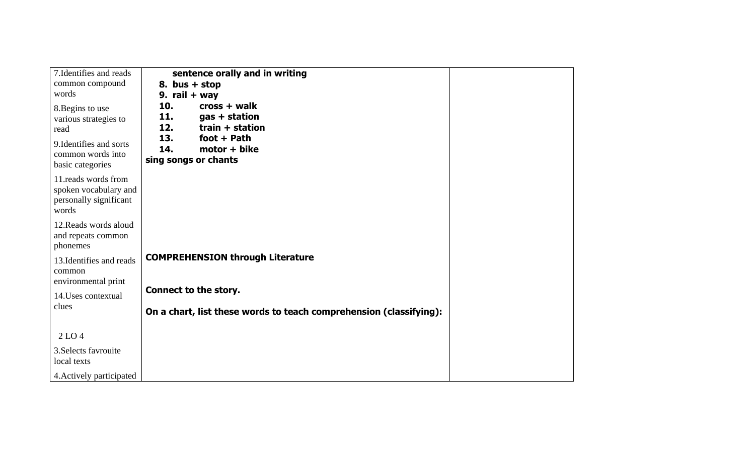| | | |
|---|---|---|
| 7.Identifies and reads common compound words<br><br>8.Begins to use various strategies to read<br><br>9.Identifies and sorts common words into basic categories<br><br>11.reads words from spoken vocabulary and personally significant words<br><br>12.Reads words aloud and repeats common phonemes<br><br>13.Identifies and reads common environmental print<br><br>14.Uses contextual clues<br><br>2 LO 4<br><br>3.Selects favrouite local texts<br><br>4.Actively participated | **sentence orally and in writing**<br>**8. bus + stop**<br>**9. rail + way**<br>**10. cross + walk**<br>**11. gas + station**<br>**12. train + station**<br>**13. foot + Path**<br>**14. motor + bike**<br>**sing songs or chants**<br><br>**COMPREHENSION through Literature**<br><br>**Connect to the story.**<br><br>**On a chart, list these words to teach comprehension (classifying):** | |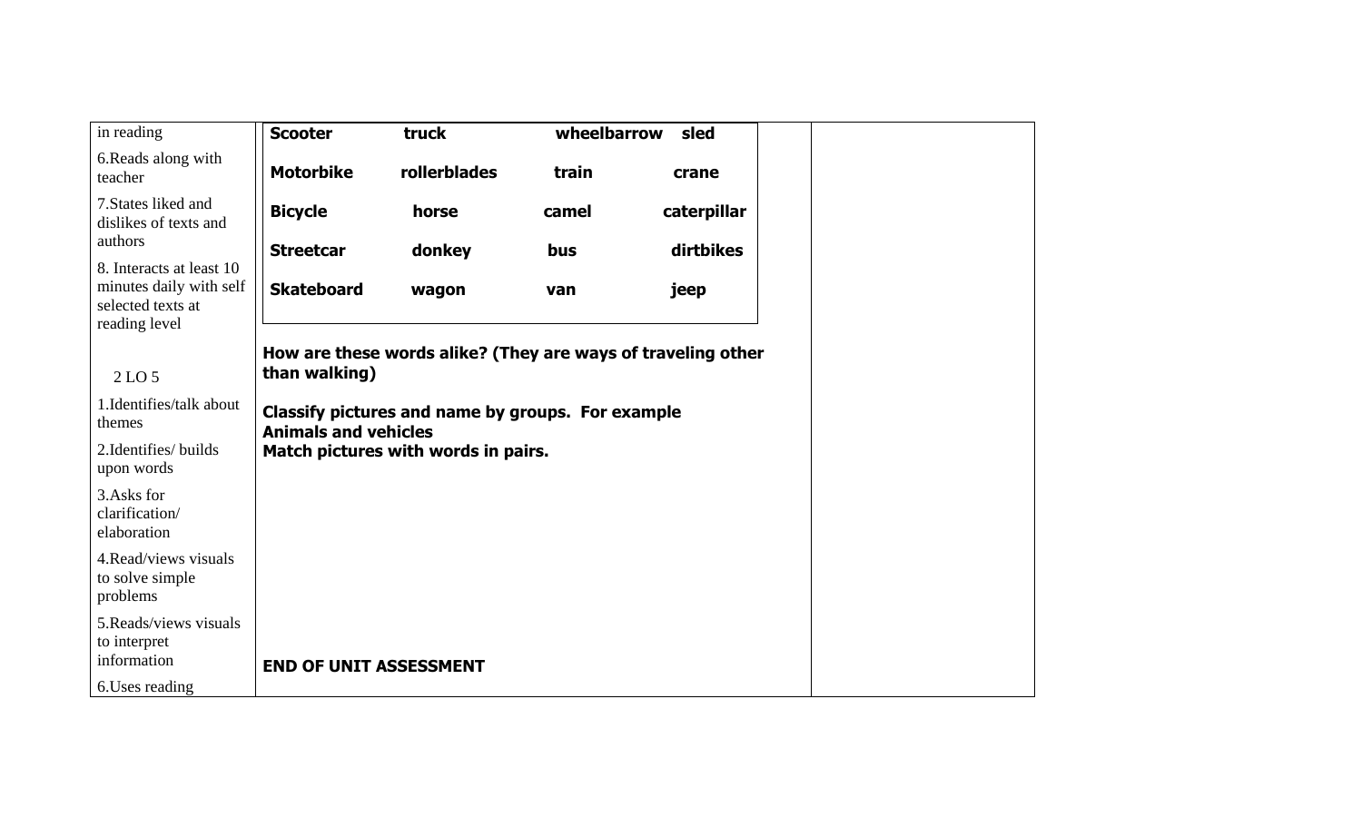| | | |
|---|---|---|
| in reading<br><br>6.Reads along with teacher<br><br>7.States liked and dislikes of texts and authors<br><br>8. Interacts at least 10 minutes daily with self selected texts at reading level<br><br>2 LO 5<br><br>1.Identifies/talk about themes<br><br>2.Identifies/ builds upon words<br><br>3.Asks for clarification/ elaboration<br><br>4.Read/views visuals to solve simple problems<br><br>5.Reads/views visuals to interpret information<br><br>6.Uses reading | **Scooter** **truck** **wheelbarrow** **sled**<br>**Motorbike** **rollerblades** **train** **crane**<br>**Bicycle** **horse** **camel** **caterpillar**<br>**Streetcar** **donkey** **bus** **dirtbikes**<br>**Skateboard** **wagon** **van** **jeep**<br><br>**How are these words alike? (They are ways of traveling other than walking)**<br><br>**Classify pictures and name by groups. For example Animals and vehicles**<br>**Match pictures with words in pairs.**<br><br>**END OF UNIT ASSESSMENT** | |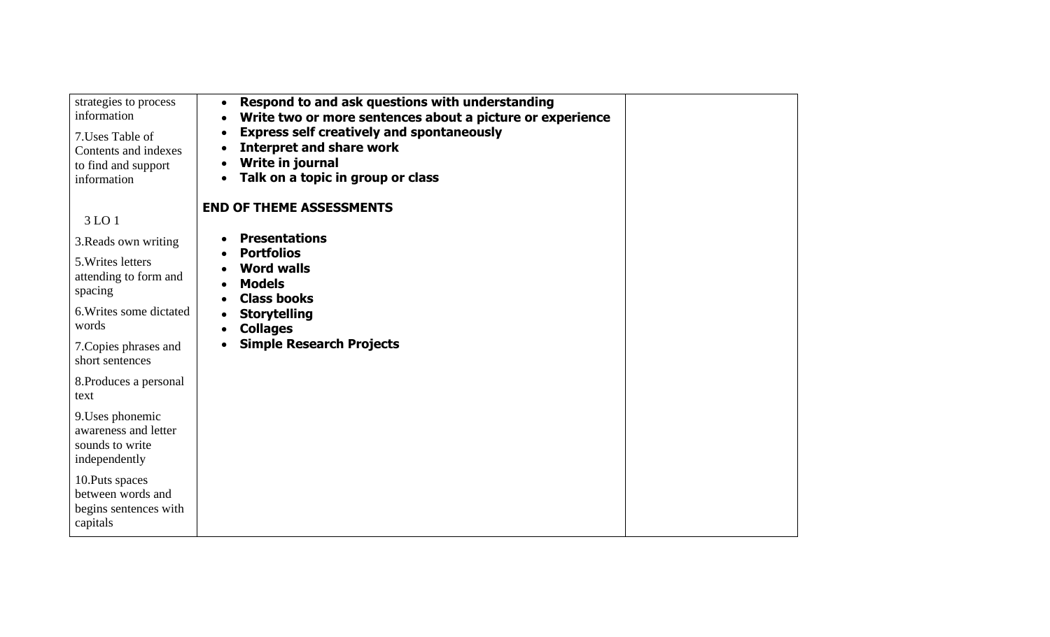| strategies to process information<br><br>7.Uses Table of Contents and indexes to find and support information<br><br>3 LO 1<br><br>3.Reads own writing<br><br>5.Writes letters attending to form and spacing<br><br>6.Writes some dictated words<br><br>7.Copies phrases and short sentences<br><br>8.Produces a personal text<br><br>9.Uses phonemic awareness and letter sounds to write independently<br><br>10.Puts spaces between words and begins sentences with capitals | • **Respond to and ask questions with understanding**<br>• **Write two or more sentences about a picture or experience**<br>• **Express self creatively and spontaneously**<br>• **Interpret and share work**<br>• **Write in journal**<br>• **Talk on a topic in group or class**<br><br>**END OF THEME ASSESSMENTS**<br><br>• **Presentations**<br>• **Portfolios**<br>• **Word walls**<br>• **Models**<br>• **Class books**<br>• **Storytelling**<br>• **Collages**<br>• **Simple Research Projects** | |
|---|---|---|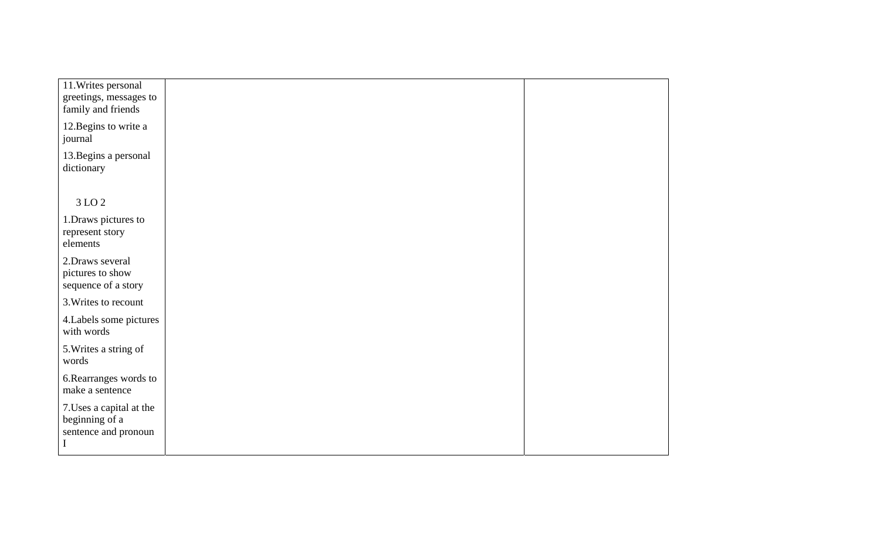| | | |
|---|---|---|
| 11.Writes personal greetings, messages to family and friends<br><br>12.Begins to write a journal<br><br>13.Begins a personal dictionary<br><br>3 LO 2<br><br>1.Draws pictures to represent story elements<br><br>2.Draws several pictures to show sequence of a story<br><br>3.Writes to recount<br><br>4.Labels some pictures with words<br><br>5.Writes a string of words<br><br>6.Rearranges words to make a sentence<br><br>7.Uses a capital at the beginning of a sentence and pronoun I | | |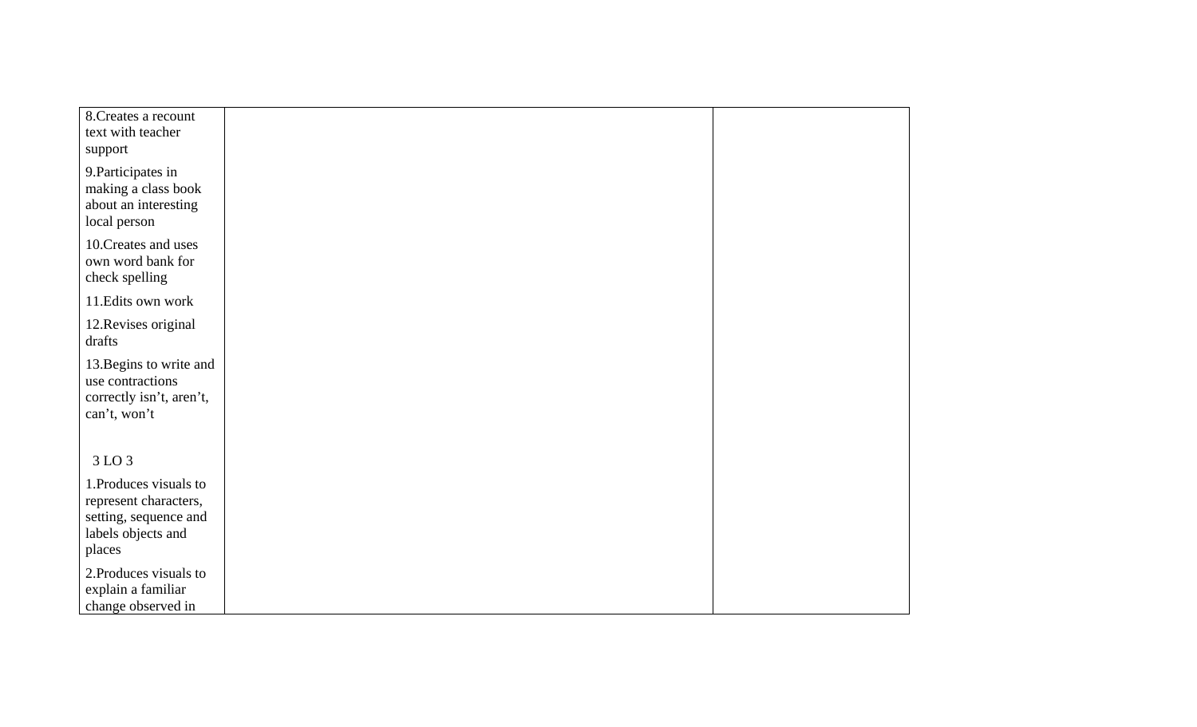| | | |
|---|---|---|
| 8.Creates a recount text with teacher support<br><br>9.Participates in making a class book about an interesting local person<br><br>10.Creates and uses own word bank for check spelling<br><br>11.Edits own work<br><br>12.Revises original drafts<br><br>13.Begins to write and use contractions correctly isn't, aren't, can't, won't<br><br><br>3 LO 3<br><br>1.Produces visuals to represent characters, setting, sequence and labels objects and places<br><br>2.Produces visuals to explain a familiar change observed in | | |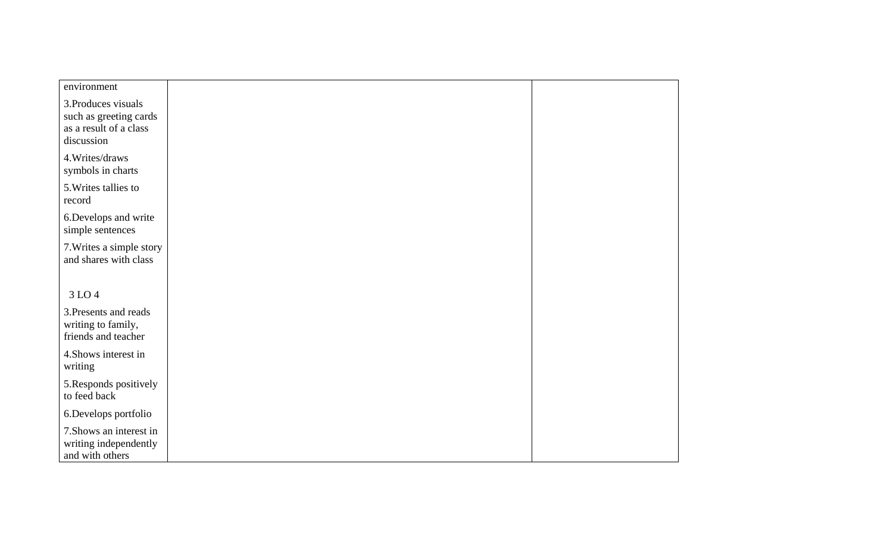| | | |
|---|---|---|
| environment<br><br>3.Produces visuals such as greeting cards as a result of a class discussion<br><br>4.Writes/draws symbols in charts<br><br>5.Writes tallies to record<br><br>6.Develops and write simple sentences<br><br>7.Writes a simple story and shares with class<br><br><br>3 LO 4<br><br>3.Presents and reads writing to family, friends and teacher<br><br>4.Shows interest in writing<br><br>5.Responds positively to feed back<br><br>6.Develops portfolio<br><br>7.Shows an interest in writing independently and with others | | |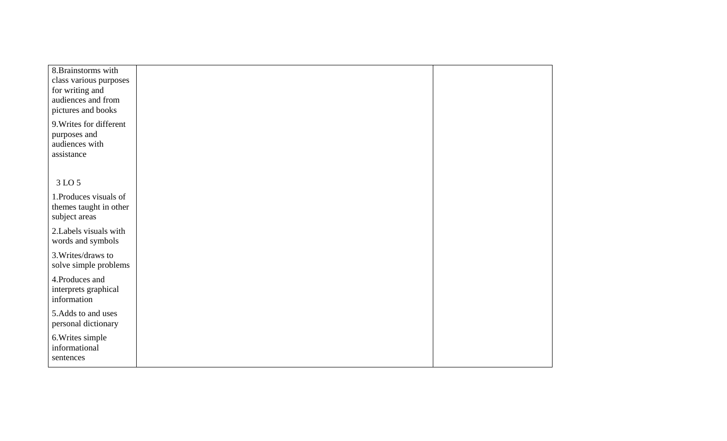| | | |
|---|---|---|
| 8.Brainstorms with class various purposes for writing and audiences and from pictures and books<br><br>9.Writes for different purposes and audiences with assistance<br><br>3 LO 5<br><br>1.Produces visuals of themes taught in other subject areas<br><br>2.Labels visuals with words and symbols<br><br>3.Writes/draws to solve simple problems<br><br>4.Produces and interprets graphical information<br><br>5.Adds to and uses personal dictionary<br><br>6.Writes simple informational sentences | | |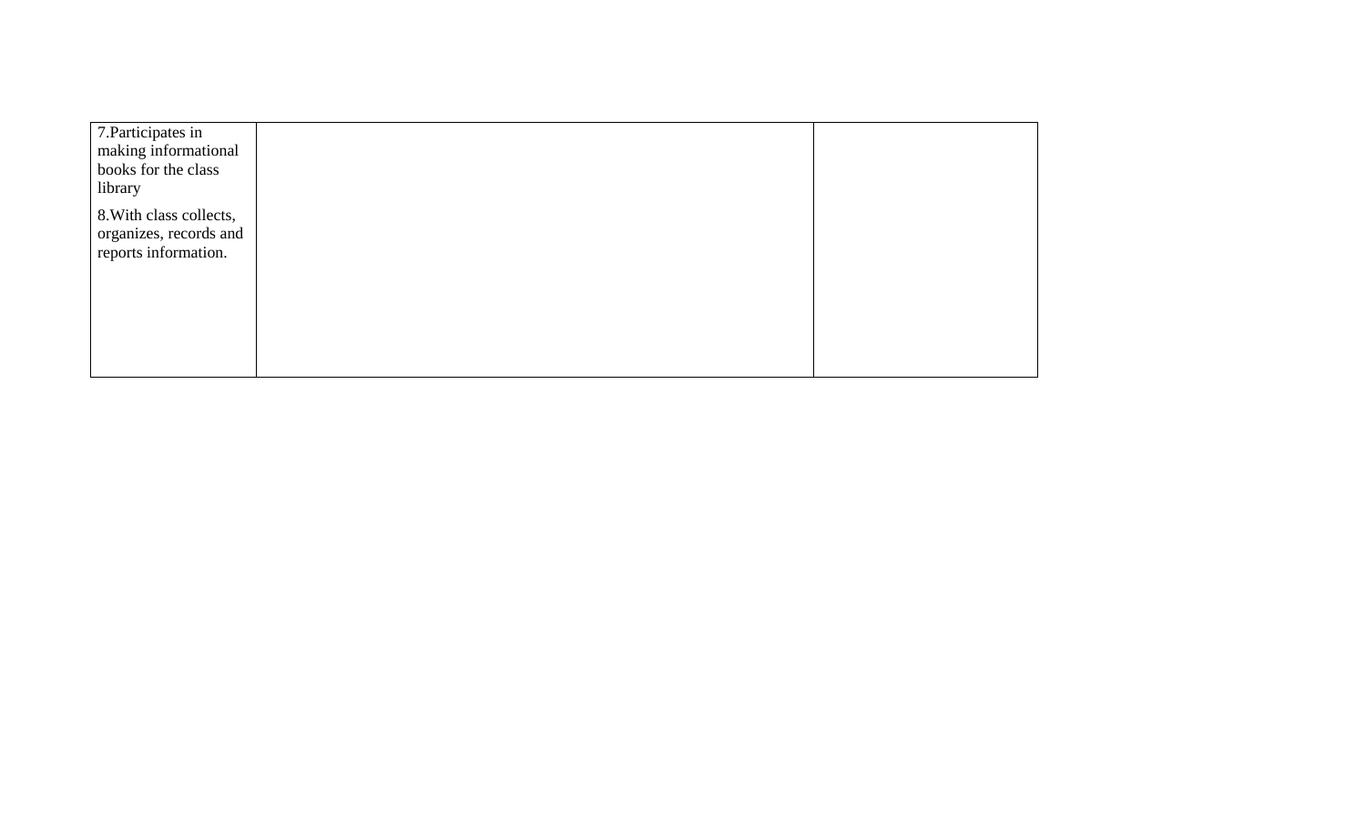| | | |
|---|---|---|
| 7.Participates in making informational books for the class library<br><br>8.With class collects, organizes, records and reports information. | | |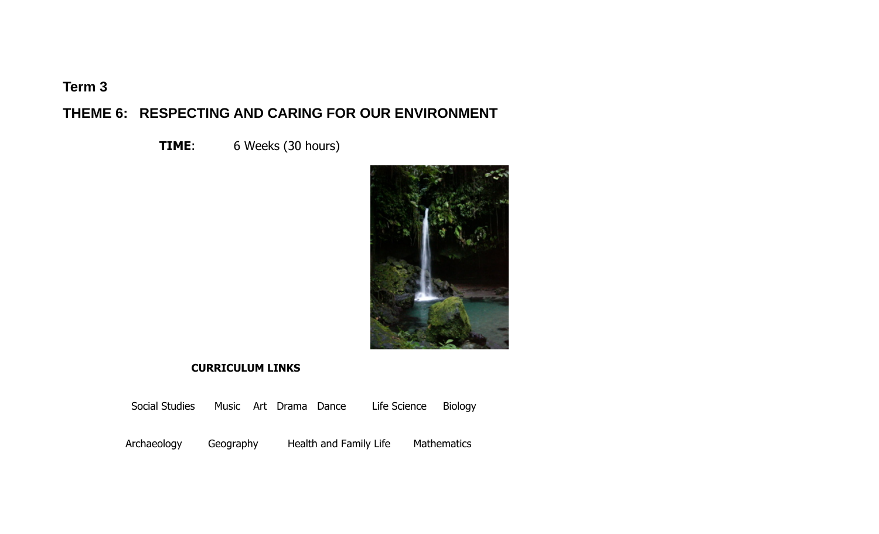**Term 3**

## THEME 6: RESPECTING AND CARING FOR OUR ENVIRONMENT

**TIME**: 6 Weeks (30 hours)

**CURRICULUM LINKS**

Social Studies Music Art Drama Dance Life Science Biology

Archaeology Geography Health and Family Life Mathematics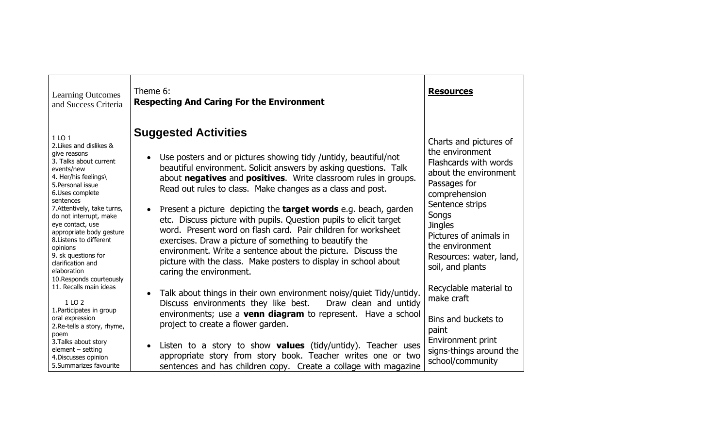| Learning Outcomes and Success Criteria | Theme 6: **Respecting And Caring For the Environment** | **Resources** |
|---|---|---|
| 1 LO 1<br>2.Likes and dislikes & give reasons<br>3. Talks about current events/new<br>4. Her/his feelings\<br>5.Personal issue<br>6.Uses complete sentences<br>7.Attentively, take turns, do not interrupt, make eye contact, use appropriate body gesture<br>8.Listens to different opinions<br>9. sk questions for clarification and elaboration<br>10.Responds courteously<br>11. Recalls main ideas<br><br>1 LO 2<br>1.Participates in group oral expression<br>2.Re-tells a story, rhyme, poem<br>3.Talks about story element – setting<br>4.Discusses opinion<br>5.Summarizes favourite | **Suggested Activities**<br><br>• Use posters and or pictures showing tidy /untidy, beautiful/not beautiful environment. Solicit answers by asking questions. Talk about **negatives** and **positives**. Write classroom rules in groups. Read out rules to class. Make changes as a class and post.<br><br>• Present a picture depicting the **target words** e.g. beach, garden etc. Discuss picture with pupils. Question pupils to elicit target word. Present word on flash card. Pair children for worksheet exercises. Draw a picture of something to beautify the environment. Write a sentence about the picture. Discuss the picture with the class. Make posters to display in school about caring the environment.<br><br>• Talk about things in their own environment noisy/quiet Tidy/untidy. Discuss environments they like best. Draw clean and untidy environments; use a **venn diagram** to represent. Have a school project to create a flower garden.<br><br>• Listen to a story to show **values** (tidy/untidy). Teacher uses appropriate story from story book. Teacher writes one or two sentences and has children copy. Create a collage with magazine | Charts and pictures of the environment<br>Flashcards with words about the environment<br>Passages for comprehension<br>Sentence strips<br>Songs<br>Jingles<br>Pictures of animals in the environment<br>Resources: water, land, soil, and plants<br><br>Recyclable material to make craft<br><br>Bins and buckets to paint<br>Environment print signs-things around the school/community |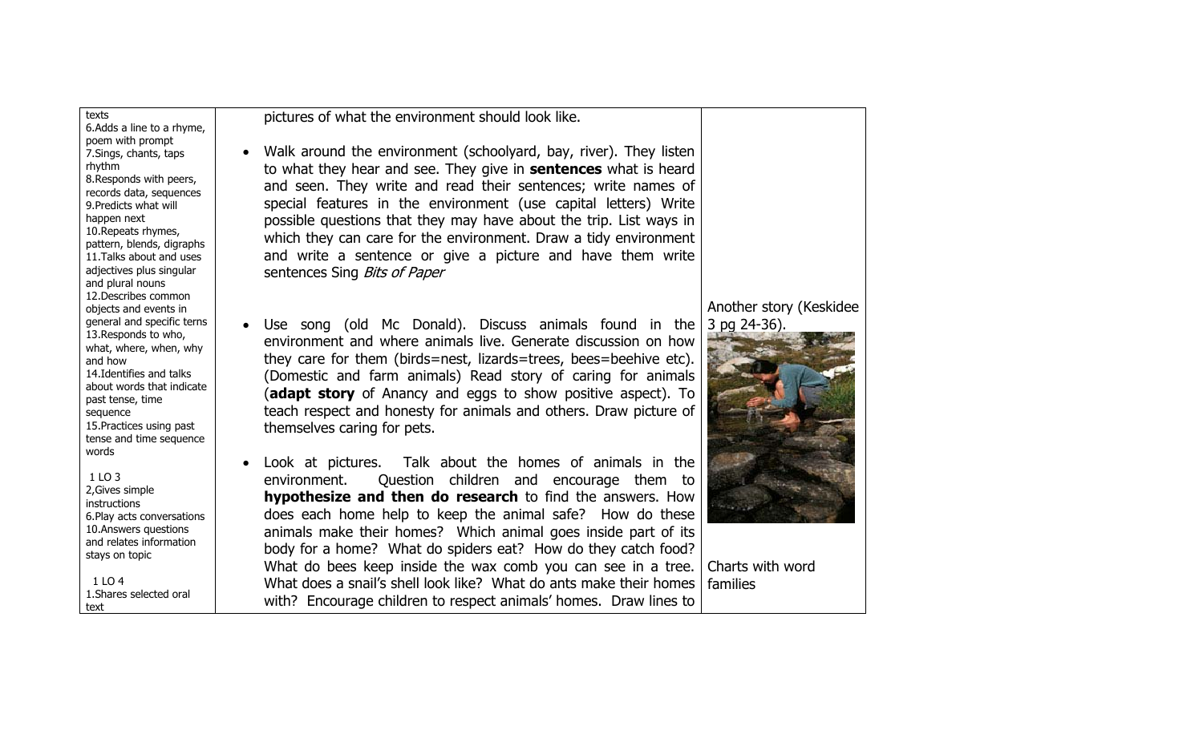| | | |
|---|---|---|
| texts<br>6.Adds a line to a rhyme, poem with prompt<br>7.Sings, chants, taps rhythm<br>8.Responds with peers, records data, sequences<br>9.Predicts what will happen next<br>10.Repeats rhymes, pattern, blends, digraphs<br>11.Talks about and uses adjectives plus singular and plural nouns<br>12.Describes common objects and events in general and specific terns<br>13.Responds to who, what, where, when, why and how<br>14.Identifies and talks about words that indicate past tense, time sequence<br>15.Practices using past tense and time sequence words<br><br>1 LO 3<br>2,Gives simple instructions<br>6.Play acts conversations<br>10.Answers questions and relates information stays on topic<br><br>1 LO 4<br>1.Shares selected oral text | pictures of what the environment should look like.<br><br>• Walk around the environment (schoolyard, bay, river). They listen to what they hear and see. They give in **sentences** what is heard and seen. They write and read their sentences; write names of special features in the environment (use capital letters) Write possible questions that they may have about the trip. List ways in which they can care for the environment. Draw a tidy environment and write a sentence or give a picture and have them write sentences Sing *Bits of Paper*<br><br>• Use song (old Mc Donald). Discuss animals found in the environment and where animals live. Generate discussion on how they care for them (birds=nest, lizards=trees, bees=beehive etc). (Domestic and farm animals) Read story of caring for animals (**adapt story** of Anancy and eggs to show positive aspect). To teach respect and honesty for animals and others. Draw picture of themselves caring for pets.<br><br>• Look at pictures. Talk about the homes of animals in the environment. Question children and encourage them to **hypothesize and then do research** to find the answers. How does each home help to keep the animal safe? How do these animals make their homes? Which animal goes inside part of its body for a home? What do spiders eat? How do they catch food? What do bees keep inside the wax comb you can see in a tree. What does a snail's shell look like? What do ants make their homes with? Encourage children to respect animals' homes. Draw lines to | Another story (Keskidee 3 pg 24-36).<br><br>Charts with word families |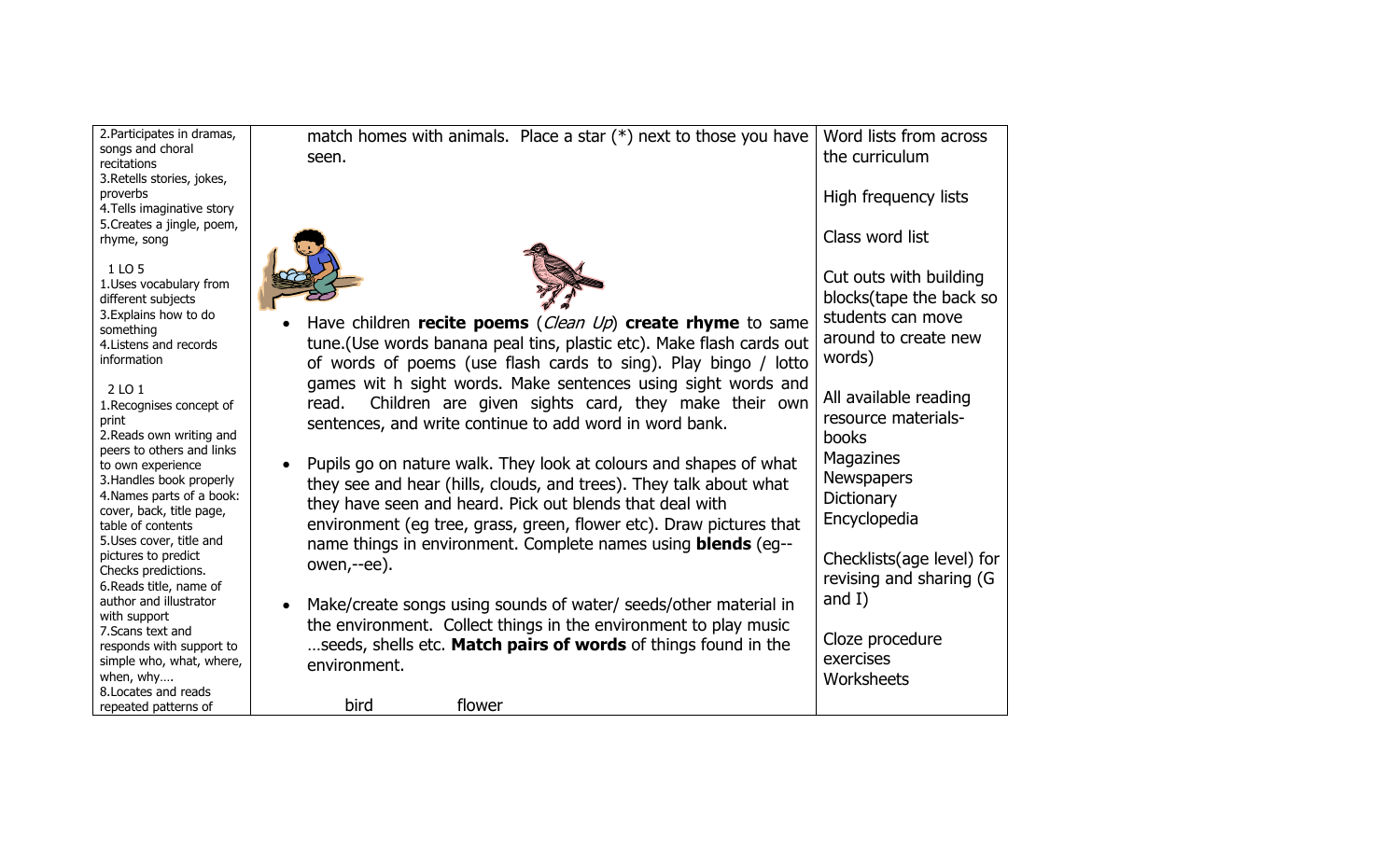| | | |
|---|---|---|
| 2.Participates in dramas, songs and choral recitations<br>3.Retells stories, jokes, proverbs<br>4.Tells imaginative story<br>5.Creates a jingle, poem, rhyme, song<br><br>1 LO 5<br>1.Uses vocabulary from different subjects<br>3.Explains how to do something<br>4.Listens and records information<br><br>2 LO 1<br>1.Recognises concept of print<br>2.Reads own writing and peers to others and links to own experience<br>3.Handles book properly<br>4.Names parts of a book: cover, back, title page, table of contents<br>5.Uses cover, title and pictures to predict Checks predictions.<br>6.Reads title, name of author and illustrator with support<br>7.Scans text and responds with support to simple who, what, where, when, why….<br>8.Locates and reads repeated patterns of | match homes with animals. Place a star (*) next to those you have seen.<br><br>• Have children **recite poems** (*Clean Up*) **create rhyme** to same tune.(Use words banana peal tins, plastic etc). Make flash cards out of words of poems (use flash cards to sing). Play bingo / lotto games wit h sight words. Make sentences using sight words and read. Children are given sights card, they make their own sentences, and write continue to add word in word bank.<br><br>• Pupils go on nature walk. They look at colours and shapes of what they see and hear (hills, clouds, and trees). They talk about what they have seen and heard. Pick out blends that deal with environment (eg tree, grass, green, flower etc). Draw pictures that name things in environment. Complete names using **blends** (eg--owen,--ee).<br><br>• Make/create songs using sounds of water/ seeds/other material in the environment. Collect things in the environment to play music …seeds, shells etc. **Match pairs of words** of things found in the environment.<br><br>bird flower | Word lists from across the curriculum<br><br>High frequency lists<br><br>Class word list<br><br>Cut outs with building blocks(tape the back so students can move around to create new words)<br><br>All available reading resource materials-books<br>Magazines<br>Newspapers<br>Dictionary<br>Encyclopedia<br><br>Checklists(age level) for revising and sharing (G and I)<br><br>Cloze procedure exercises<br>Worksheets |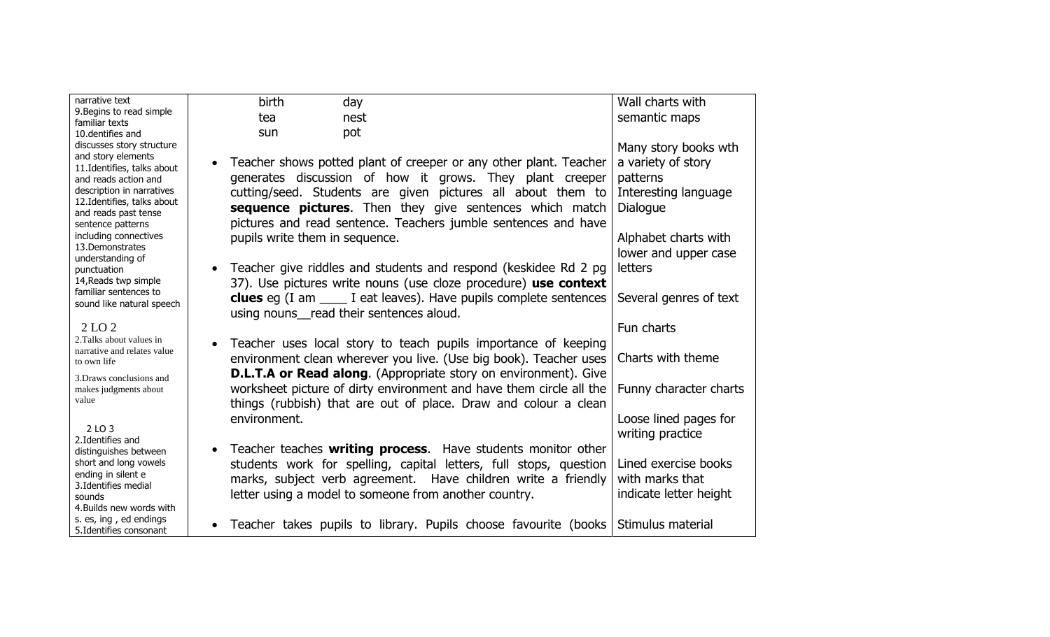| narrative text<br>9.Begins to read simple familiar texts<br>10.dentifies and discusses story structure and story elements<br>11.Identifies, talks about and reads action and description in narratives<br>12.Identifies, talks about and reads past tense sentence patterns including connectives<br>13.Demonstrates understanding of punctuation<br>14,Reads twp simple familiar sentences to sound like natural speech<br><br>2 LO 2<br>2.Talks about values in narrative and relates value to own life<br>3.Draws conclusions and makes judgments about value<br><br>2 LO 3<br>2.Identifies and distinguishes between short and long vowels ending in silent e<br>3.Identifies medial sounds<br>4.Builds new words with s. es, ing , ed endings<br>5.Identifies consonant | birth day<br>tea nest<br>sun pot<br><br>• Teacher shows potted plant of creeper or any other plant. Teacher generates discussion of how it grows. They plant creeper cutting/seed. Students are given pictures all about them to **sequence pictures**. Then they give sentences which match pictures and read sentence. Teachers jumble sentences and have pupils write them in sequence.<br><br>• Teacher give riddles and students and respond (keskidee Rd 2 pg 37). Use pictures write nouns (use cloze procedure) **use context clues** eg (I am ____ I eat leaves). Have pupils complete sentences using nouns__read their sentences aloud.<br><br>• Teacher uses local story to teach pupils importance of keeping environment clean wherever you live. (Use big book). Teacher uses **D.L.T.A or Read along**. (Appropriate story on environment). Give worksheet picture of dirty environment and have them circle all the things (rubbish) that are out of place. Draw and colour a clean environment.<br><br>• Teacher teaches **writing process**. Have students monitor other students work for spelling, capital letters, full stops, question marks, subject verb agreement. Have children write a friendly letter using a model to someone from another country.<br><br>• Teacher takes pupils to library. Pupils choose favourite (books | Wall charts with semantic maps<br><br>Many story books wth a variety of story patterns<br>Interesting language<br>Dialogue<br><br>Alphabet charts with lower and upper case letters<br><br>Several genres of text<br><br>Fun charts<br><br>Charts with theme<br><br>Funny character charts<br><br>Loose lined pages for writing practice<br><br>Lined exercise books with marks that indicate letter height<br><br>Stimulus material |
|---|---|---|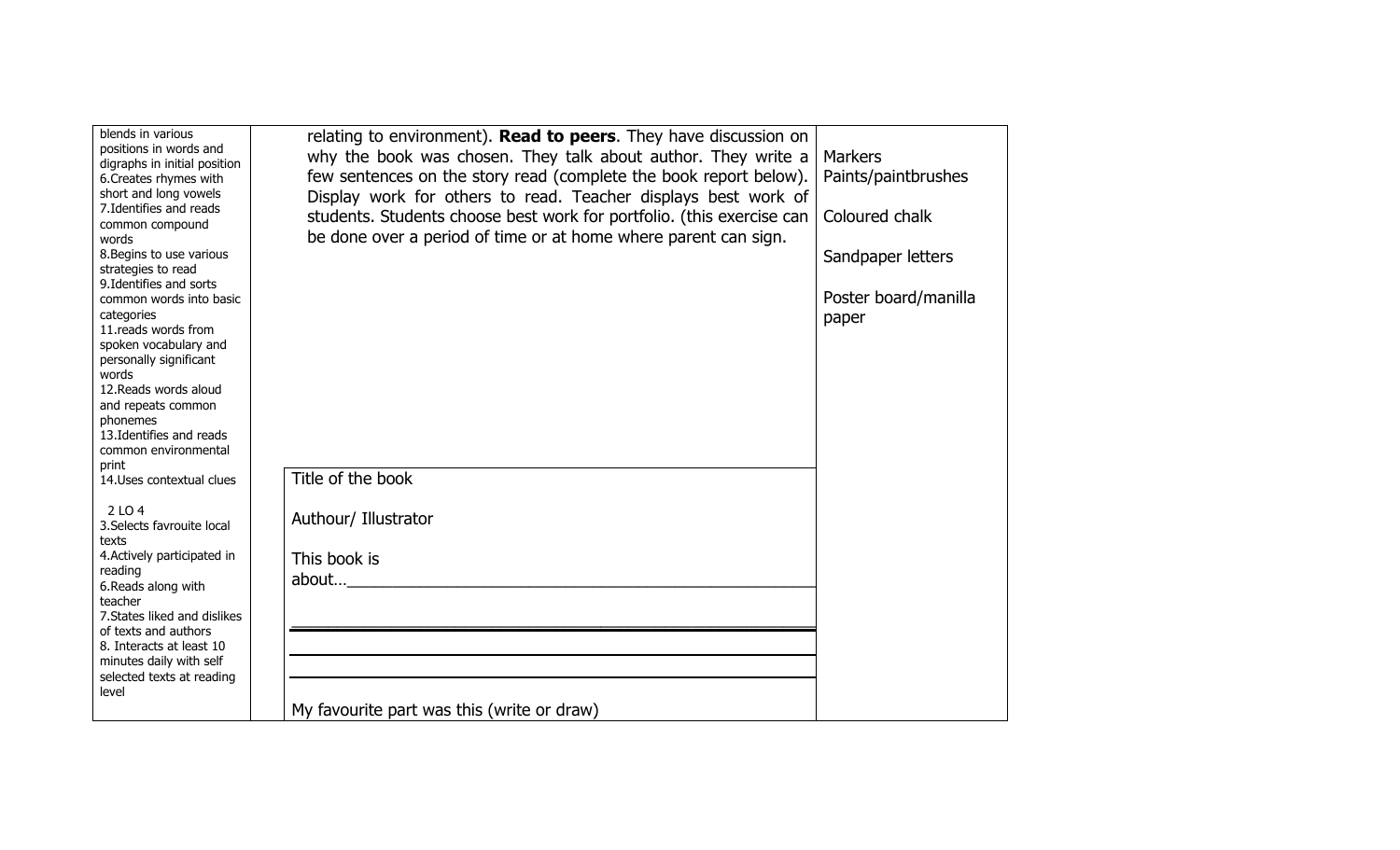| | | | |
|---|---|---|---|
| blends in various positions in words and digraphs in initial position<br>6.Creates rhymes with short and long vowels<br>7.Identifies and reads common compound words<br>8.Begins to use various strategies to read<br>9.Identifies and sorts common words into basic categories<br>11.reads words from spoken vocabulary and personally significant words<br>12.Reads words aloud and repeats common phonemes<br>13.Identifies and reads common environmental print<br>14.Uses contextual clues<br><br>2 LO 4<br>3.Selects favrouite local texts<br>4.Actively participated in reading<br>6.Reads along with teacher<br>7.States liked and dislikes of texts and authors<br>8. Interacts at least 10 minutes daily with self selected texts at reading level | | relating to environment). **Read to peers**. They have discussion on why the book was chosen. They talk about author. They write a few sentences on the story read (complete the book report below). Display work for others to read. Teacher displays best work of students. Students choose best work for portfolio. (this exercise can be done over a period of time or at home where parent can sign.<br><br>Title of the book<br><br>Authour/ Illustrator<br><br>This book is about…\_\_\_\_\_\_\_\_\_\_\_\_\_\_\_\_\_\_\_\_\_\_\_\_\_\_\_\_\_\_<br><br>\_\_\_\_\_\_\_\_\_\_\_\_\_\_\_\_\_\_\_\_\_\_\_\_\_\_\_\_\_\_\_\_\_\_\_\_<br><br>My favourite part was this (write or draw) | Markers<br>Paints/paintbrushes<br><br>Coloured chalk<br><br>Sandpaper letters<br><br>Poster board/manilla paper |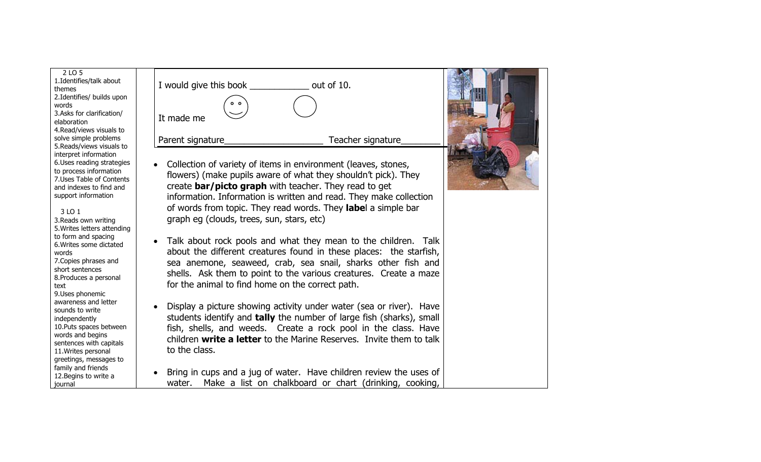| 2 LO 5<br>1.Identifies/talk about themes<br>2.Identifies/ builds upon words<br>3.Asks for clarification/ elaboration<br>4.Read/views visuals to solve simple problems<br>5.Reads/views visuals to interpret information<br>6.Uses reading strategies to process information<br>7.Uses Table of Contents and indexes to find and support information<br><br>3 LO 1<br>3.Reads own writing<br>5.Writes letters attending to form and spacing<br>6.Writes some dictated words<br>7.Copies phrases and short sentences<br>8.Produces a personal text<br>9.Uses phonemic awareness and letter sounds to write independently<br>10.Puts spaces between words and begins sentences with capitals<br>11.Writes personal greetings, messages to family and friends<br>12.Begins to write a journal | I would give this book ____________ out of 10.<br><br>It made me<br><br>Parent signature___________________ Teacher signature________<br><br>• Collection of variety of items in environment (leaves, stones, flowers) (make pupils aware of what they shouldn't pick). They create **bar/picto graph** with teacher. They read to get information. Information is written and read. They make collection of words from topic. They read words. They **label** a simple bar graph eg (clouds, trees, sun, stars, etc)<br><br>• Talk about rock pools and what they mean to the children. Talk about the different creatures found in these places: the starfish, sea anemone, seaweed, crab, sea snail, sharks other fish and shells. Ask them to point to the various creatures. Create a maze for the animal to find home on the correct path.<br><br>• Display a picture showing activity under water (sea or river). Have students identify and **tally** the number of large fish (sharks), small fish, shells, and weeds. Create a rock pool in the class. Have children **write a letter** to the Marine Reserves. Invite them to talk to the class.<br><br>• Bring in cups and a jug of water. Have children review the uses of water. Make a list on chalkboard or chart (drinking, cooking, | |
|---|---|---|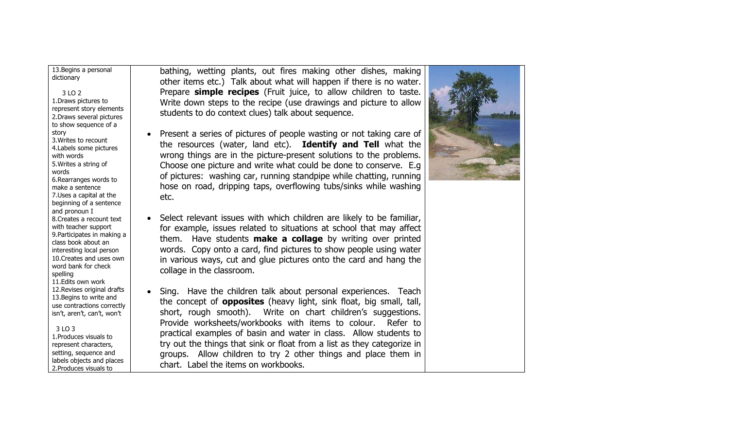| | | |
|---|---|---|
| 13.Begins a personal dictionary<br><br>3 LO 2<br>1.Draws pictures to represent story elements<br>2.Draws several pictures to show sequence of a story<br>3.Writes to recount<br>4.Labels some pictures with words<br>5.Writes a string of words<br>6.Rearranges words to make a sentence<br>7.Uses a capital at the beginning of a sentence and pronoun I<br>8.Creates a recount text with teacher support<br>9.Participates in making a class book about an interesting local person<br>10.Creates and uses own word bank for check spelling<br>11.Edits own work<br>12.Revises original drafts<br>13.Begins to write and use contractions correctly isn't, aren't, can't, won't<br><br>3 LO 3<br>1.Produces visuals to represent characters, setting, sequence and labels objects and places<br>2.Produces visuals to | bathing, wetting plants, out fires making other dishes, making other items etc.) Talk about what will happen if there is no water. Prepare **simple recipes** (Fruit juice, to allow children to taste. Write down steps to the recipe (use drawings and picture to allow students to do context clues) talk about sequence.<br><br>• Present a series of pictures of people wasting or not taking care of the resources (water, land etc). **Identify and Tell** what the wrong things are in the picture-present solutions to the problems. Choose one picture and write what could be done to conserve. E.g of pictures: washing car, running standpipe while chatting, running hose on road, dripping taps, overflowing tubs/sinks while washing etc.<br><br>• Select relevant issues with which children are likely to be familiar, for example, issues related to situations at school that may affect them. Have students **make a collage** by writing over printed words. Copy onto a card, find pictures to show people using water in various ways, cut and glue pictures onto the card and hang the collage in the classroom.<br><br>• Sing. Have the children talk about personal experiences. Teach the concept of **opposites** (heavy light, sink float, big small, tall, short, rough smooth). Write on chart children's suggestions. Provide worksheets/workbooks with items to colour. Refer to practical examples of basin and water in class. Allow students to try out the things that sink or float from a list as they categorize in groups. Allow children to try 2 other things and place them in chart. Label the items on workbooks. | |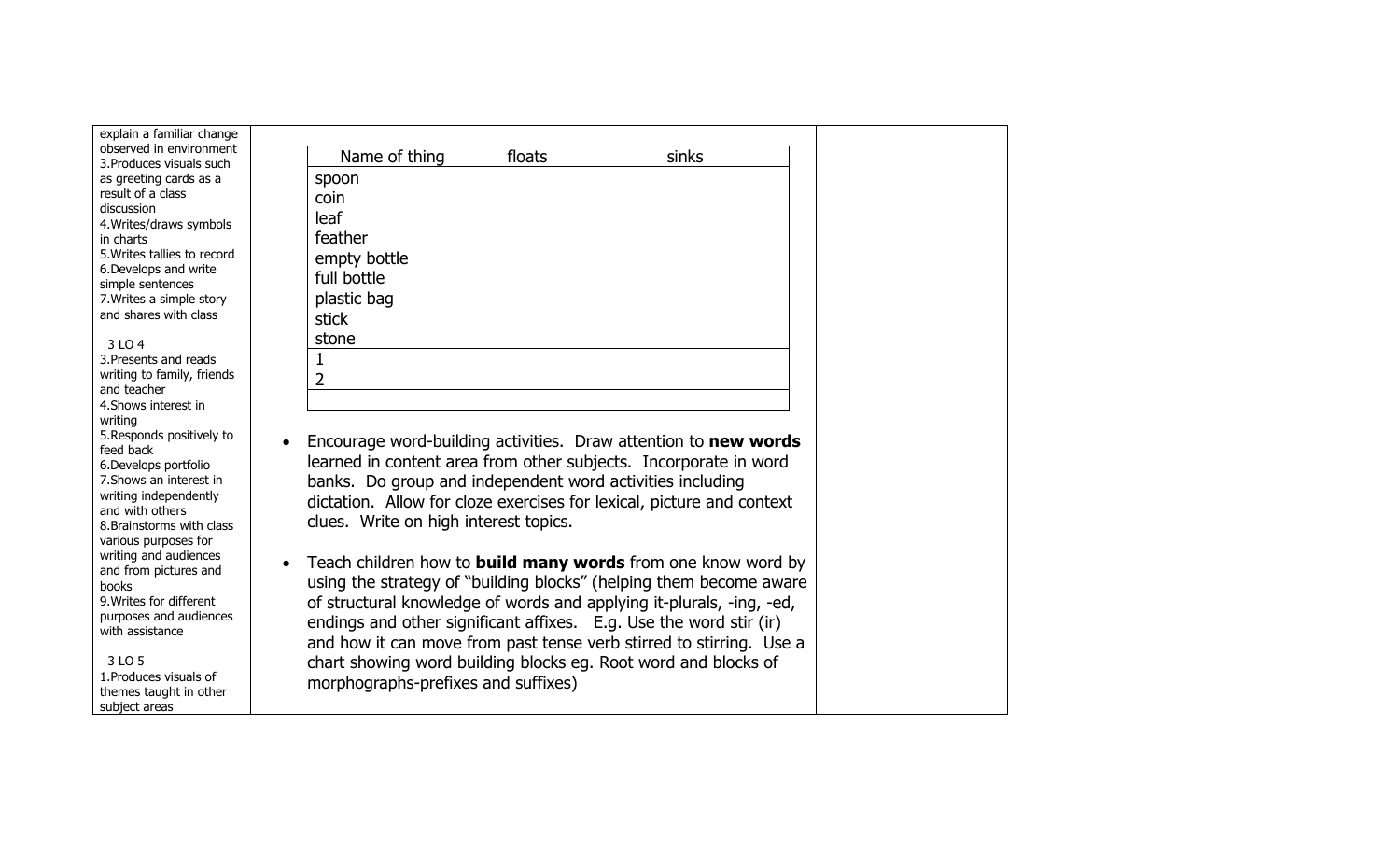| | | |
|---|---|---|
| explain a familiar change observed in environment<br>3.Produces visuals such as greeting cards as a result of a class discussion<br>4.Writes/draws symbols in charts<br>5.Writes tallies to record<br>6.Develops and write simple sentences<br>7.Writes a simple story and shares with class<br><br>3 LO 4<br>3.Presents and reads writing to family, friends and teacher<br>4.Shows interest in writing<br>5.Responds positively to feed back<br>6.Develops portfolio<br>7.Shows an interest in writing independently and with others<br>8.Brainstorms with class various purposes for writing and audiences and from pictures and books<br>9.Writes for different purposes and audiences with assistance<br><br>3 LO 5<br>1.Produces visuals of themes taught in other subject areas | (table below)<br><br>• Encourage word-building activities. Draw attention to **new words** learned in content area from other subjects. Incorporate in word banks. Do group and independent word activities including dictation. Allow for cloze exercises for lexical, picture and context clues. Write on high interest topics.<br><br>• Teach children how to **build many words** from one know word by using the strategy of "building blocks" (helping them become aware of structural knowledge of words and applying it-plurals, -ing, -ed, endings and other significant affixes. E.g. Use the word stir (ir) and how it can move from past tense verb stirred to stirring. Use a chart showing word building blocks eg. Root word and blocks of morphographs-prefixes and suffixes) | |

| Name of thing | floats | sinks |
|---|---|---|
| spoon<br>coin<br>leaf<br>feather<br>empty bottle<br>full bottle<br>plastic bag<br>stick<br>stone | | |
| 1<br>2 | | |
| | | |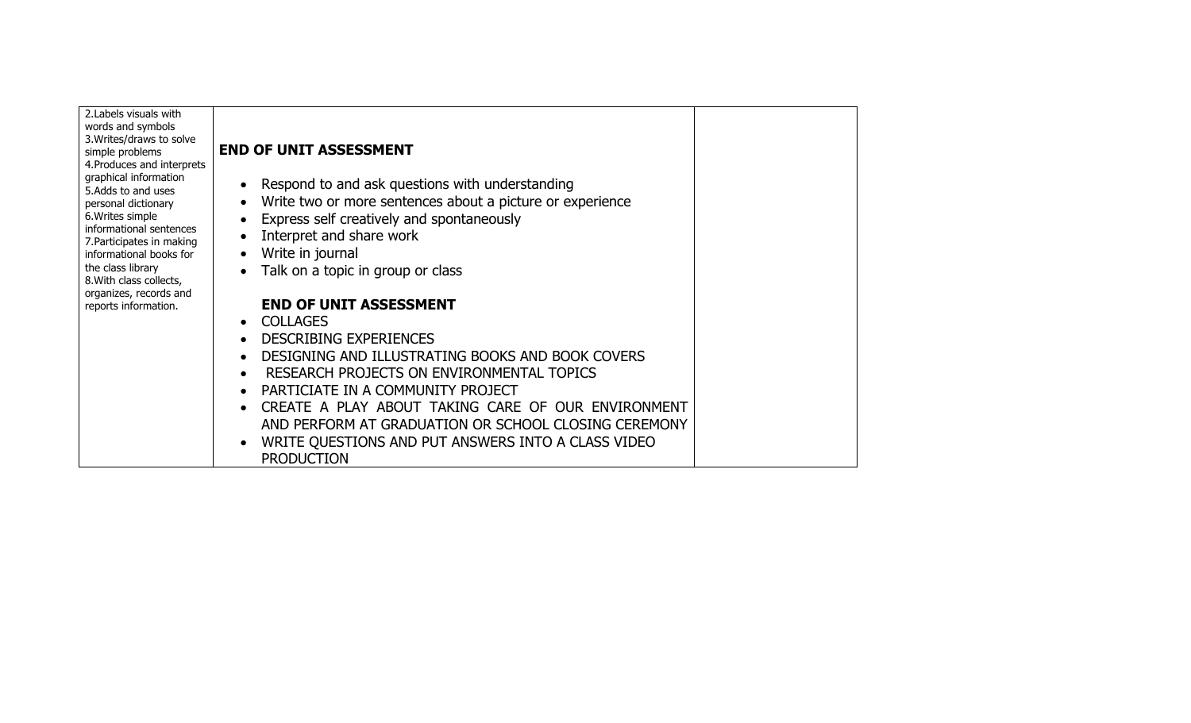| | | |
|---|---|---|
| 2.Labels visuals with words and symbols<br>3.Writes/draws to solve simple problems<br>4.Produces and interprets graphical information<br>5.Adds to and uses personal dictionary<br>6.Writes simple informational sentences<br>7.Participates in making informational books for the class library<br>8.With class collects, organizes, records and reports information. | **END OF UNIT ASSESSMENT**<br><br>• Respond to and ask questions with understanding<br>• Write two or more sentences about a picture or experience<br>• Express self creatively and spontaneously<br>• Interpret and share work<br>• Write in journal<br>• Talk on a topic in group or class<br><br>**END OF UNIT ASSESSMENT**<br>• COLLAGES<br>• DESCRIBING EXPERIENCES<br>• DESIGNING AND ILLUSTRATING BOOKS AND BOOK COVERS<br>• RESEARCH PROJECTS ON ENVIRONMENTAL TOPICS<br>• PARTICIATE IN A COMMUNITY PROJECT<br>• CREATE A PLAY ABOUT TAKING CARE OF OUR ENVIRONMENT AND PERFORM AT GRADUATION OR SCHOOL CLOSING CEREMONY<br>• WRITE QUESTIONS AND PUT ANSWERS INTO A CLASS VIDEO PRODUCTION | |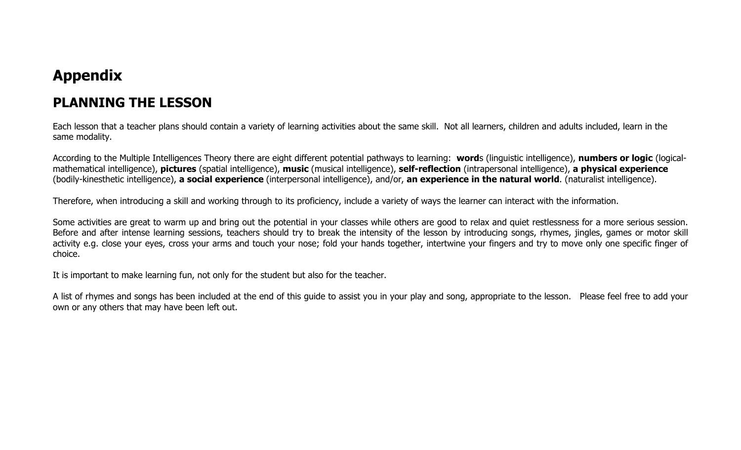# Appendix

## PLANNING THE LESSON

Each lesson that a teacher plans should contain a variety of learning activities about the same skill. Not all learners, children and adults included, learn in the same modality.

According to the Multiple Intelligences Theory there are eight different potential pathways to learning: **word**s (linguistic intelligence), **numbers or logic** (logical-mathematical intelligence), **pictures** (spatial intelligence), **music** (musical intelligence), **self-reflection** (intrapersonal intelligence), **a physical experience** (bodily-kinesthetic intelligence), **a social experience** (interpersonal intelligence), and/or, **an experience in the natural world**. (naturalist intelligence).

Therefore, when introducing a skill and working through to its proficiency, include a variety of ways the learner can interact with the information.

Some activities are great to warm up and bring out the potential in your classes while others are good to relax and quiet restlessness for a more serious session. Before and after intense learning sessions, teachers should try to break the intensity of the lesson by introducing songs, rhymes, jingles, games or motor skill activity e.g. close your eyes, cross your arms and touch your nose; fold your hands together, intertwine your fingers and try to move only one specific finger of choice.

It is important to make learning fun, not only for the student but also for the teacher.

A list of rhymes and songs has been included at the end of this guide to assist you in your play and song, appropriate to the lesson. Please feel free to add your own or any others that may have been left out.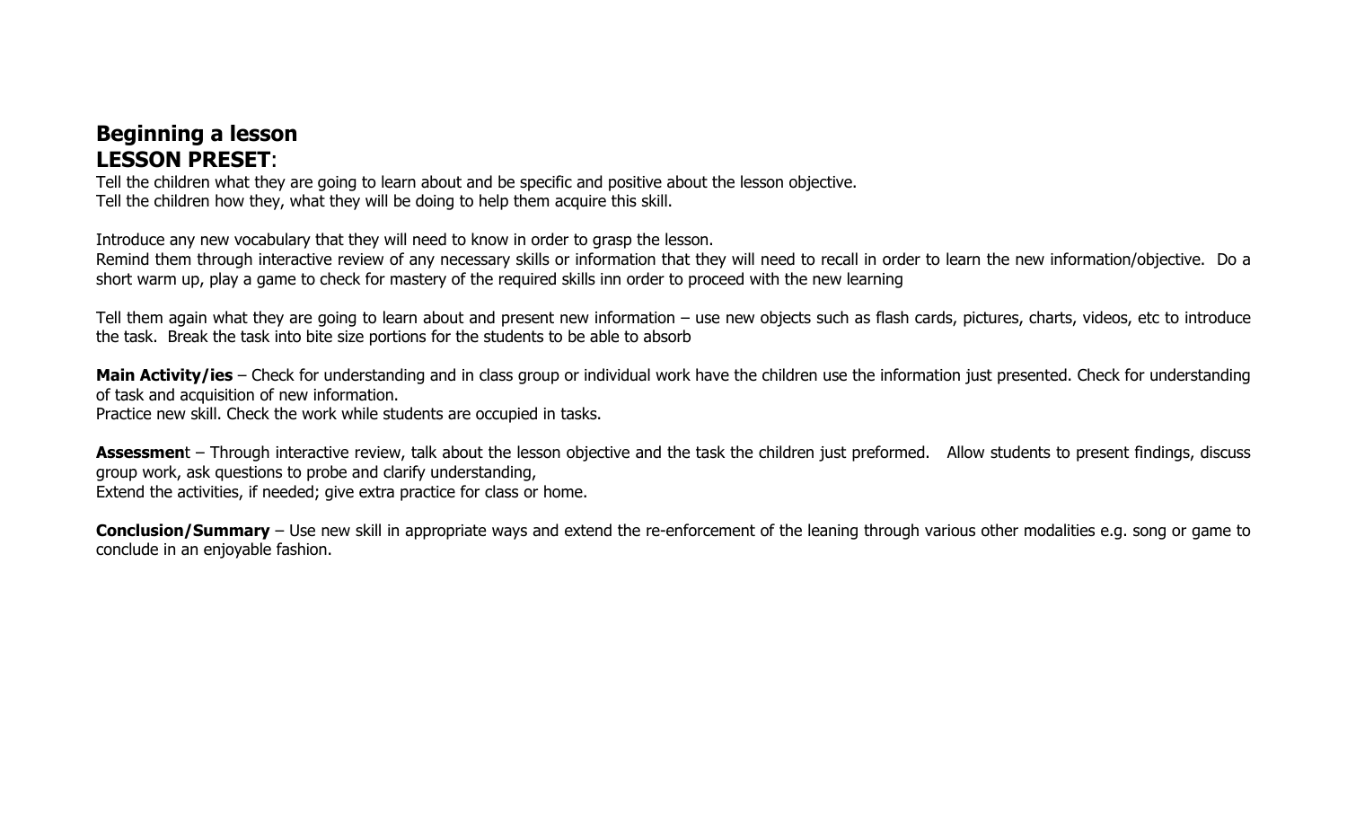## Beginning a lesson

## LESSON PRESET:

Tell the children what they are going to learn about and be specific and positive about the lesson objective.
Tell the children how they, what they will be doing to help them acquire this skill.

Introduce any new vocabulary that they will need to know in order to grasp the lesson.
Remind them through interactive review of any necessary skills or information that they will need to recall in order to learn the new information/objective. Do a short warm up, play a game to check for mastery of the required skills inn order to proceed with the new learning

Tell them again what they are going to learn about and present new information – use new objects such as flash cards, pictures, charts, videos, etc to introduce the task. Break the task into bite size portions for the students to be able to absorb

**Main Activity/ies** – Check for understanding and in class group or individual work have the children use the information just presented. Check for understanding of task and acquisition of new information.
Practice new skill. Check the work while students are occupied in tasks.

**Assessmen**t – Through interactive review, talk about the lesson objective and the task the children just preformed. Allow students to present findings, discuss group work, ask questions to probe and clarify understanding,
Extend the activities, if needed; give extra practice for class or home.

**Conclusion/Summary** – Use new skill in appropriate ways and extend the re-enforcement of the leaning through various other modalities e.g. song or game to conclude in an enjoyable fashion.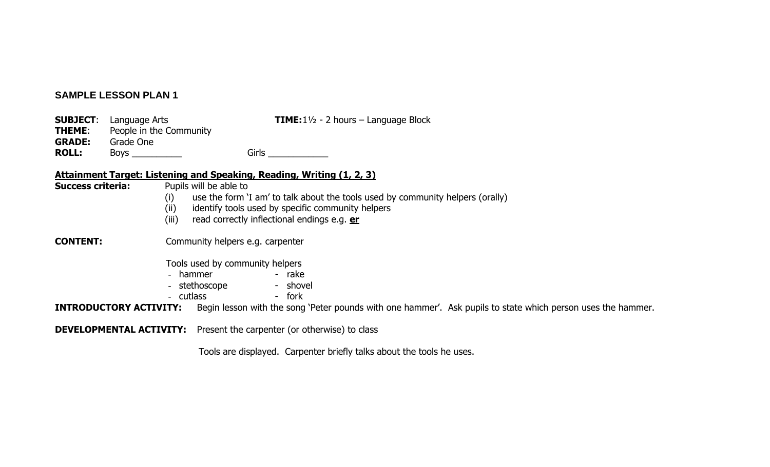## SAMPLE LESSON PLAN 1

**SUBJECT**: Language Arts **TIME:** 1½ - 2 hours – Language Block
**THEME**: People in the Community
**GRADE:** Grade One
**ROLL:** Boys __________ Girls ____________

**Attainment Target: Listening and Speaking, Reading, Writing (1, 2, 3)**

**Success criteria:** Pupils will be able to

- (i) use the form 'I am' to talk about the tools used by community helpers (orally)
- (ii) identify tools used by specific community helpers
- (iii) read correctly inflectional endings e.g. **er**

**CONTENT:** Community helpers e.g. carpenter

Tools used by community helpers

- hammer
- stethoscope
- cutlass
- rake
- shovel
- fork

**INTRODUCTORY ACTIVITY:** Begin lesson with the song 'Peter pounds with one hammer'. Ask pupils to state which person uses the hammer.

**DEVELOPMENTAL ACTIVITY:** Present the carpenter (or otherwise) to class

Tools are displayed. Carpenter briefly talks about the tools he uses.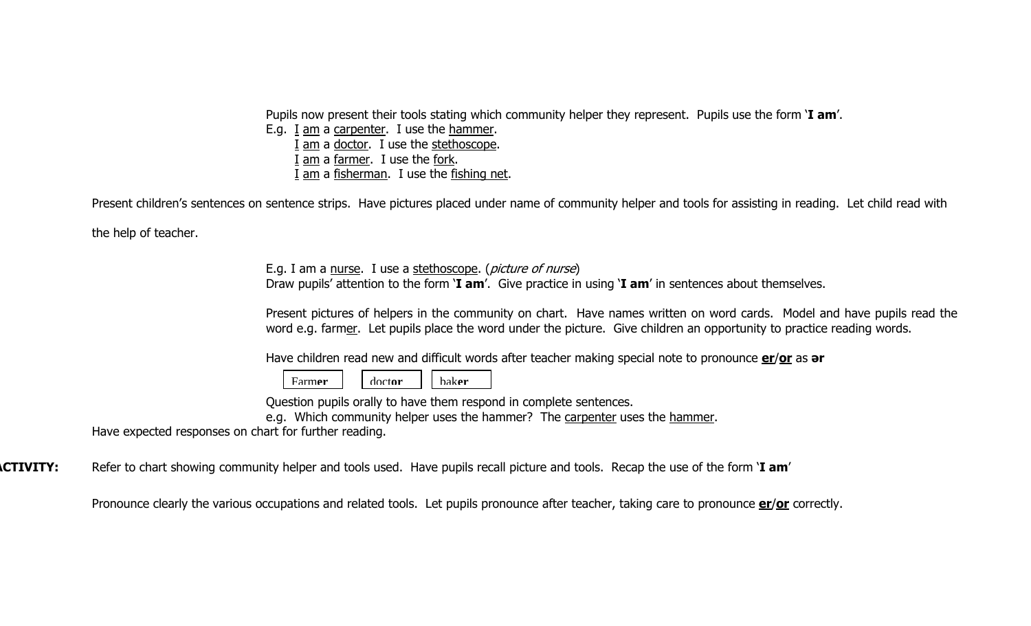Pupils now present their tools stating which community helper they represent. Pupils use the form '**I am**'.

E.g. <u>I</u> <u>am</u> a <u>carpenter</u>. I use the <u>hammer</u>.
<u>I</u> <u>am</u> a <u>doctor</u>. I use the <u>stethoscope</u>.
<u>I</u> <u>am</u> a <u>farmer</u>. I use the <u>fork</u>.
<u>I</u> <u>am</u> a <u>fisherman</u>. I use the <u>fishing net</u>.

Present children's sentences on sentence strips. Have pictures placed under name of community helper and tools for assisting in reading. Let child read with the help of teacher.

E.g. I am a <u>nurse</u>. I use a <u>stethoscope</u>. (*picture of nurse*)
Draw pupils' attention to the form '**I am**'. Give practice in using '**I am**' in sentences about themselves.

Present pictures of helpers in the community on chart. Have names written on word cards. Model and have pupils read the word e.g. farm<u>er</u>. Let pupils place the word under the picture. Give children an opportunity to practice reading words.

Have children read new and difficult words after teacher making special note to pronounce **<u>er</u>**/**<u>or</u>** as **ər**

| Farm**er** | doct**or** | bak**er** |
|---|---|---|

Question pupils orally to have them respond in complete sentences.
e.g. Which community helper uses the hammer? The <u>carpenter</u> uses the <u>hammer</u>.
Have expected responses on chart for further reading.

**ACTIVITY:** Refer to chart showing community helper and tools used. Have pupils recall picture and tools. Recap the use of the form '**I am**'

Pronounce clearly the various occupations and related tools. Let pupils pronounce after teacher, taking care to pronounce **<u>er</u>**/**<u>or</u>** correctly.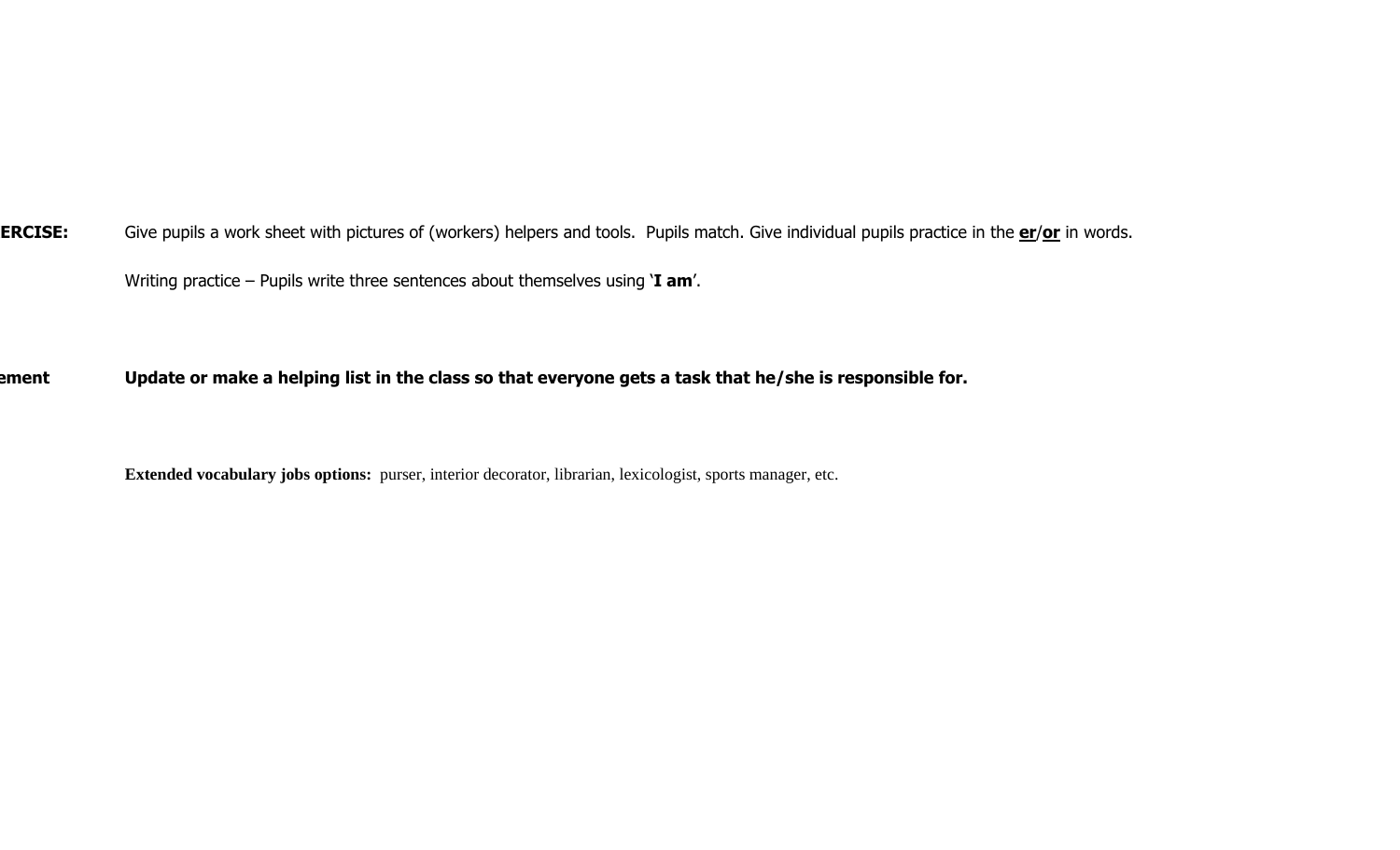**ERCISE:** Give pupils a work sheet with pictures of (workers) helpers and tools. Pupils match. Give individual pupils practice in the **<u>er</u>**/**<u>or</u>** in words.

Writing practice – Pupils write three sentences about themselves using '**I am**'.

**ement** **Update or make a helping list in the class so that everyone gets a task that he/she is responsible for.**

**Extended vocabulary jobs options:** purser, interior decorator, librarian, lexicologist, sports manager, etc.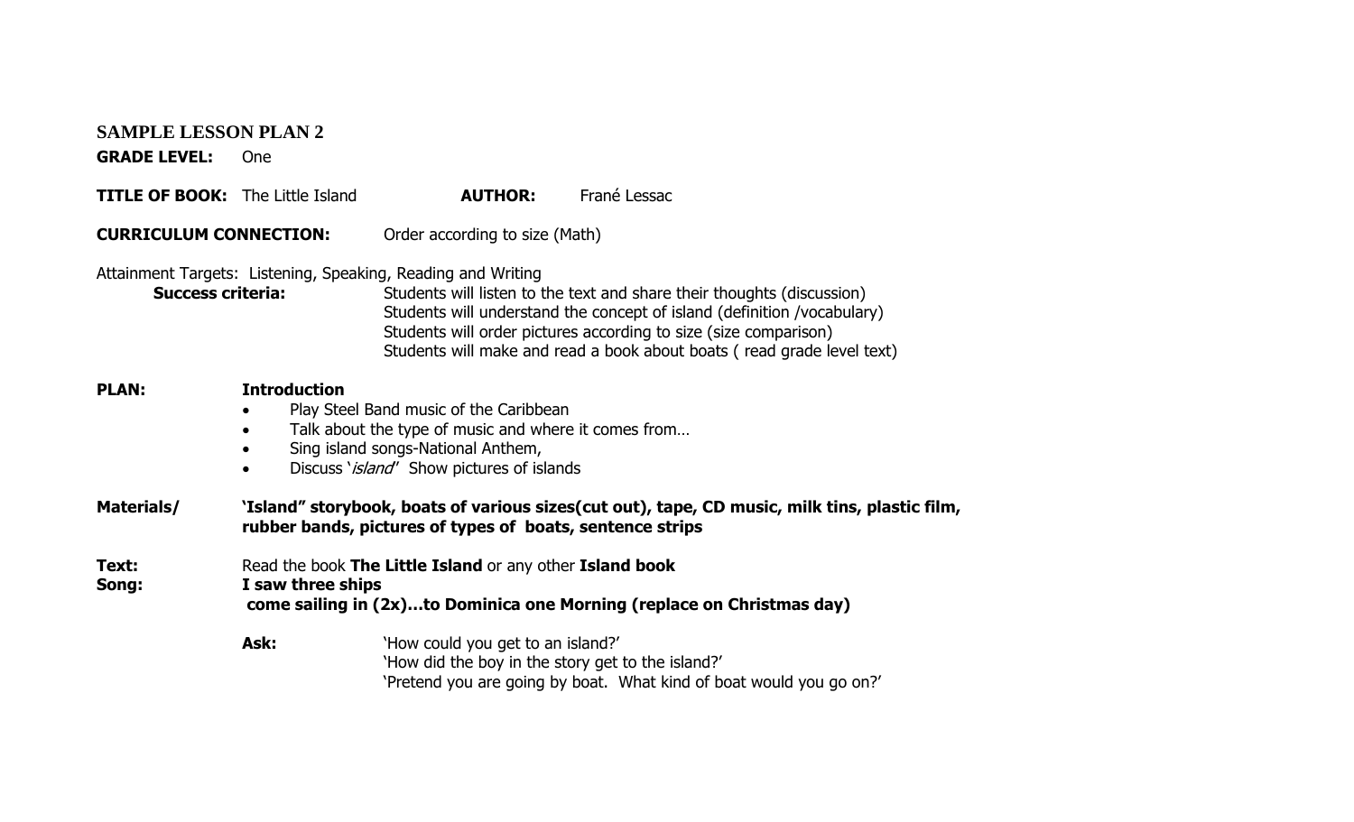## SAMPLE LESSON PLAN 2

**GRADE LEVEL:** One

**TITLE OF BOOK:** The Little Island **AUTHOR:** Frané Lessac

**CURRICULUM CONNECTION:** Order according to size (Math)

Attainment Targets: Listening, Speaking, Reading and Writing

**Success criteria:**
- Students will listen to the text and share their thoughts (discussion)
- Students will understand the concept of island (definition /vocabulary)
- Students will order pictures according to size (size comparison)
- Students will make and read a book about boats ( read grade level text)

**PLAN:** **Introduction**

- Play Steel Band music of the Caribbean
- Talk about the type of music and where it comes from…
- Sing island songs-National Anthem,
- Discuss '*island*' Show pictures of islands

**Materials/** **'Island" storybook, boats of various sizes(cut out), tape, CD music, milk tins, plastic film, rubber bands, pictures of types of boats, sentence strips**

**Text:** Read the book **The Little Island** or any other **Island book**

**Song:** **I saw three ships come sailing in (2x)…to Dominica one Morning (replace on Christmas day)**

**Ask:**
- 'How could you get to an island?'
- 'How did the boy in the story get to the island?'
- 'Pretend you are going by boat. What kind of boat would you go on?'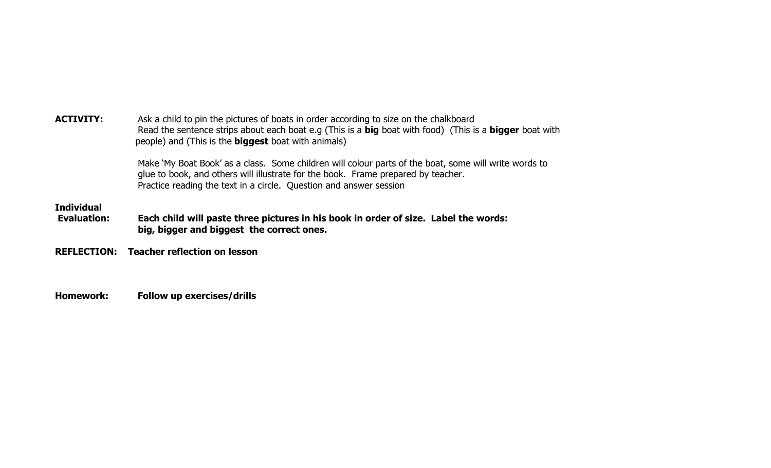**ACTIVITY:** Ask a child to pin the pictures of boats in order according to size on the chalkboard
Read the sentence strips about each boat e.g (This is a **big** boat with food) (This is a **bigger** boat with people) and (This is the **biggest** boat with animals)

Make 'My Boat Book' as a class. Some children will colour parts of the boat, some will write words to glue to book, and others will illustrate for the book. Frame prepared by teacher.
Practice reading the text in a circle. Question and answer session

**Individual Evaluation:** **Each child will paste three pictures in his book in order of size. Label the words: big, bigger and biggest the correct ones.**

**REFLECTION:** **Teacher reflection on lesson**

**Homework:** **Follow up exercises/drills**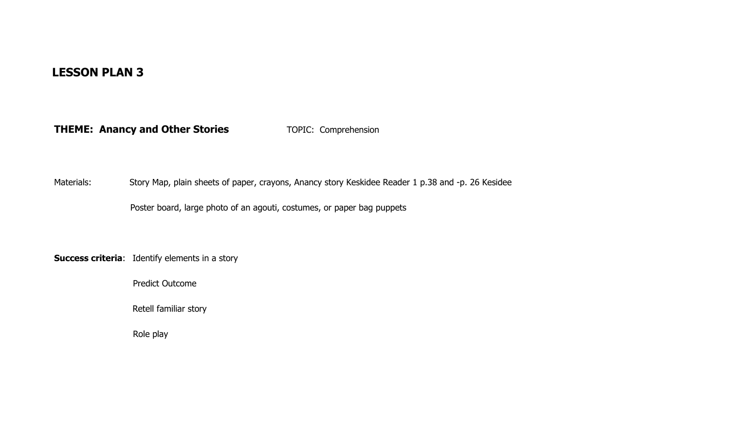# LESSON PLAN 3

**THEME: Anancy and Other Stories** TOPIC: Comprehension

Materials: Story Map, plain sheets of paper, crayons, Anancy story Keskidee Reader 1 p.38 and -p. 26 Kesidee

Poster board, large photo of an agouti, costumes, or paper bag puppets

**Success criteria**: Identify elements in a story

Predict Outcome

Retell familiar story

Role play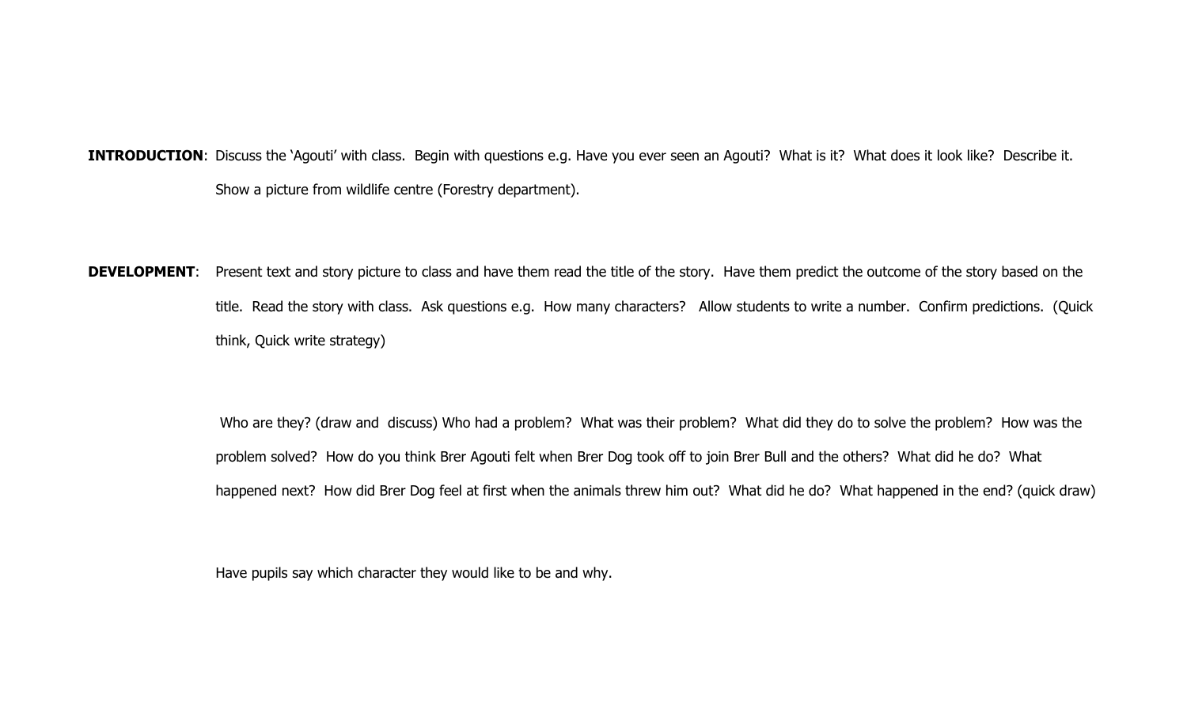**INTRODUCTION**: Discuss the 'Agouti' with class. Begin with questions e.g. Have you ever seen an Agouti? What is it? What does it look like? Describe it. Show a picture from wildlife centre (Forestry department).

**DEVELOPMENT**: Present text and story picture to class and have them read the title of the story. Have them predict the outcome of the story based on the title. Read the story with class. Ask questions e.g. How many characters? Allow students to write a number. Confirm predictions. (Quick think, Quick write strategy)

Who are they? (draw and discuss) Who had a problem? What was their problem? What did they do to solve the problem? How was the problem solved? How do you think Brer Agouti felt when Brer Dog took off to join Brer Bull and the others? What did he do? What happened next? How did Brer Dog feel at first when the animals threw him out? What did he do? What happened in the end? (quick draw)

Have pupils say which character they would like to be and why.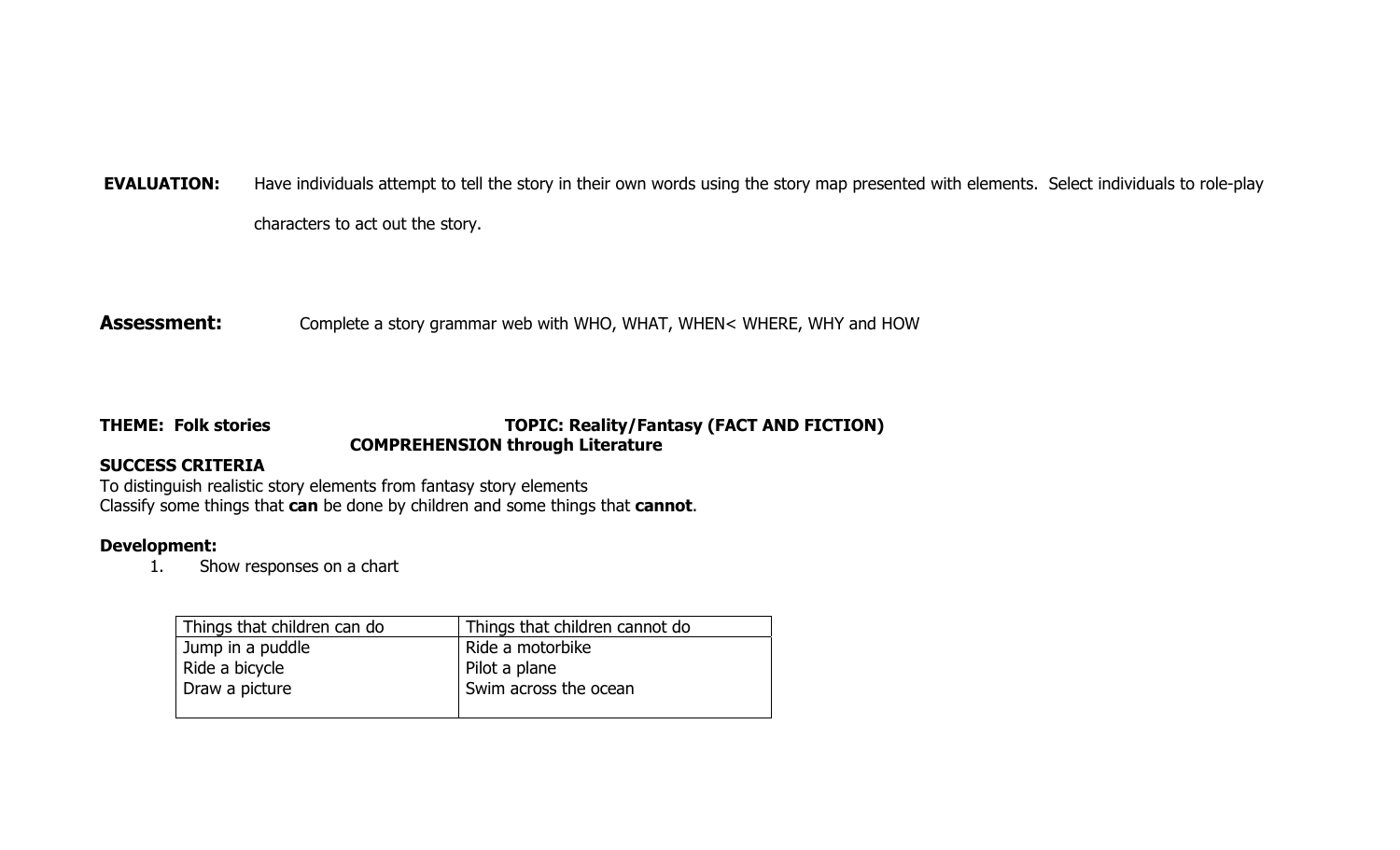**EVALUATION:** Have individuals attempt to tell the story in their own words using the story map presented with elements. Select individuals to role-play characters to act out the story.

**Assessment:** Complete a story grammar web with WHO, WHAT, WHEN< WHERE, WHY and HOW

**THEME: Folk stories** **TOPIC: Reality/Fantasy (FACT AND FICTION)**

**COMPREHENSION through Literature**

**SUCCESS CRITERIA**

To distinguish realistic story elements from fantasy story elements
Classify some things that **can** be done by children and some things that **cannot**.

**Development:**

1. Show responses on a chart

| Things that children can do | Things that children cannot do |
|---|---|
| Jump in a puddle<br>Ride a bicycle<br>Draw a picture | Ride a motorbike<br>Pilot a plane<br>Swim across the ocean |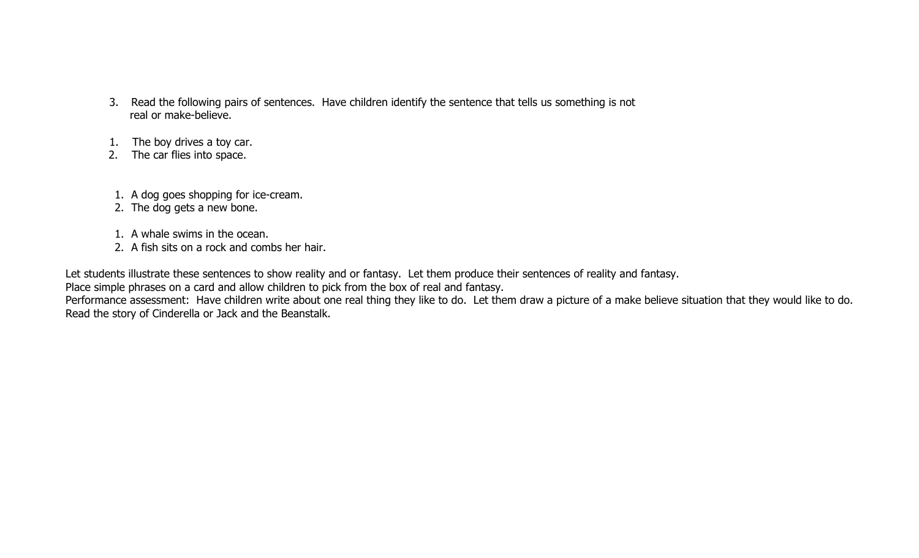3. Read the following pairs of sentences. Have children identify the sentence that tells us something is not real or make-believe.

    1. The boy drives a toy car.
    2. The car flies into space.

    1. A dog goes shopping for ice-cream.
    2. The dog gets a new bone.

    1. A whale swims in the ocean.
    2. A fish sits on a rock and combs her hair.

Let students illustrate these sentences to show reality and or fantasy. Let them produce their sentences of reality and fantasy.
Place simple phrases on a card and allow children to pick from the box of real and fantasy.
Performance assessment: Have children write about one real thing they like to do. Let them draw a picture of a make believe situation that they would like to do.
Read the story of Cinderella or Jack and the Beanstalk.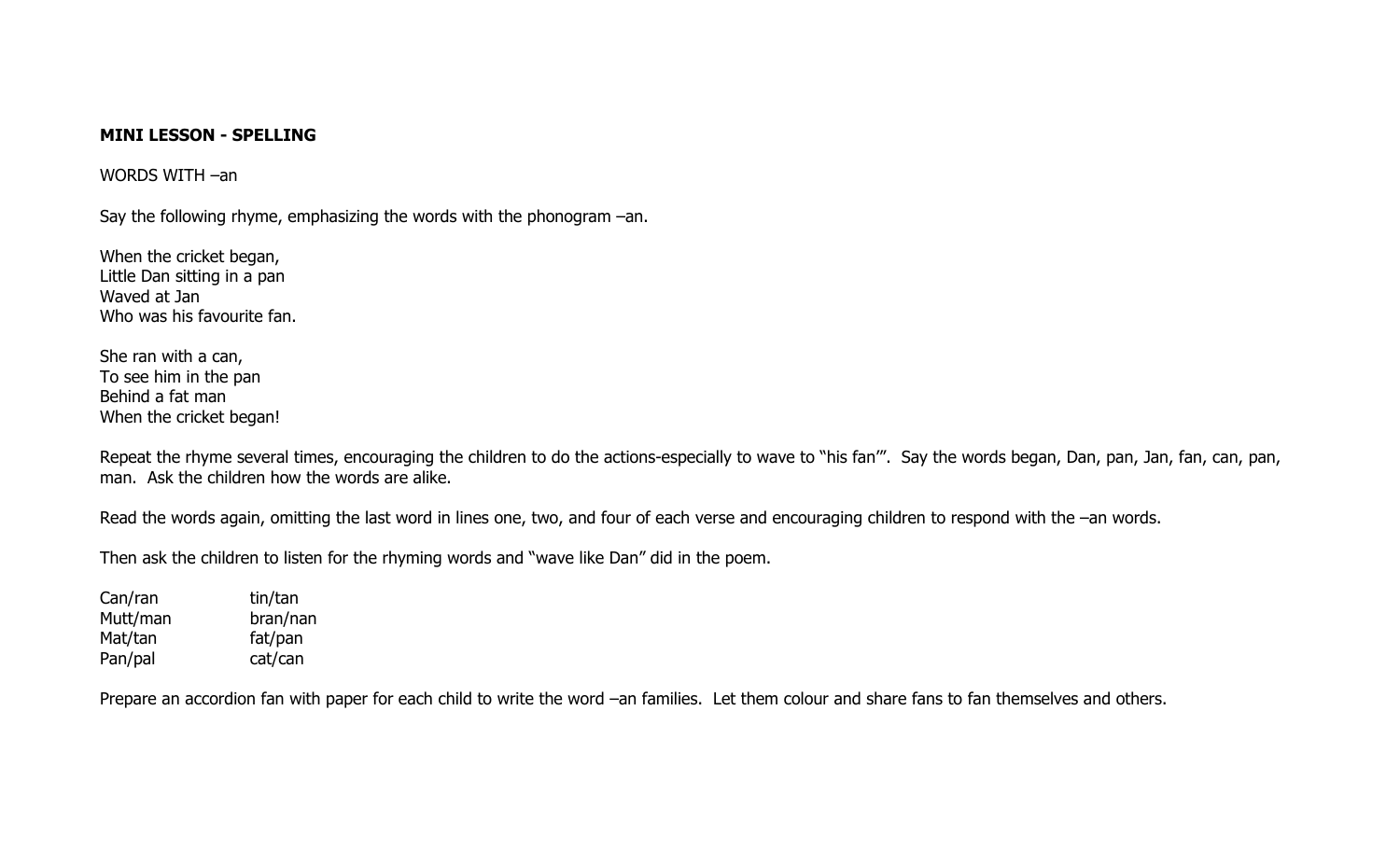**MINI LESSON - SPELLING**

WORDS WITH –an

Say the following rhyme, emphasizing the words with the phonogram –an.

When the cricket began,
Little Dan sitting in a pan
Waved at Jan
Who was his favourite fan.

She ran with a can,
To see him in the pan
Behind a fat man
When the cricket began!

Repeat the rhyme several times, encouraging the children to do the actions-especially to wave to "his fan'". Say the words began, Dan, pan, Jan, fan, can, pan, man. Ask the children how the words are alike.

Read the words again, omitting the last word in lines one, two, and four of each verse and encouraging children to respond with the –an words.

Then ask the children to listen for the rhyming words and "wave like Dan" did in the poem.

| | |
|---|---|
| Can/ran | tin/tan |
| Mutt/man | bran/nan |
| Mat/tan | fat/pan |
| Pan/pal | cat/can |

Prepare an accordion fan with paper for each child to write the word –an families. Let them colour and share fans to fan themselves and others.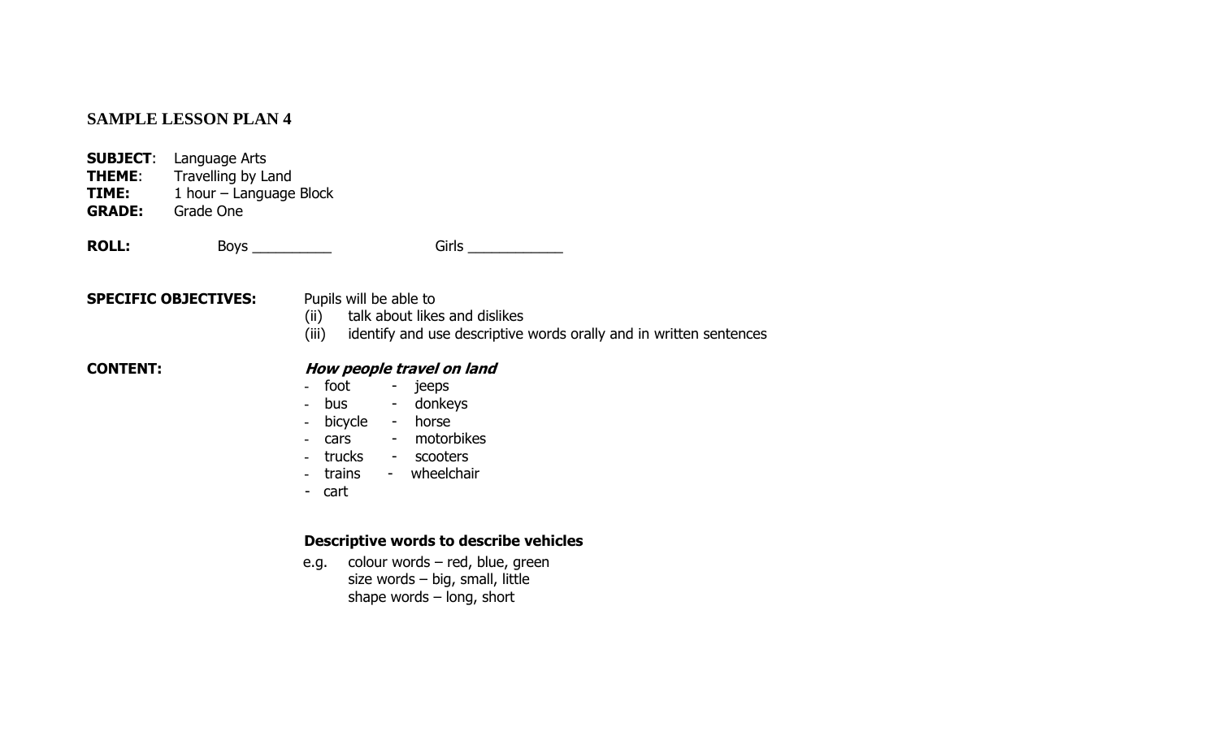## SAMPLE LESSON PLAN 4

**SUBJECT**: Language Arts
**THEME**: Travelling by Land
**TIME:** 1 hour – Language Block
**GRADE:** Grade One

**ROLL:** Boys __________ Girls ____________

**SPECIFIC OBJECTIVES:** Pupils will be able to

(ii) talk about likes and dislikes
(iii) identify and use descriptive words orally and in written sentences

**CONTENT:**

***How people travel on land***

- foot
- bus
- bicycle
- cars
- trucks
- trains
- cart
- jeeps
- donkeys
- horse
- motorbikes
- scooters
- wheelchair

**Descriptive words to describe vehicles**

e.g. colour words – red, blue, green
size words – big, small, little
shape words – long, short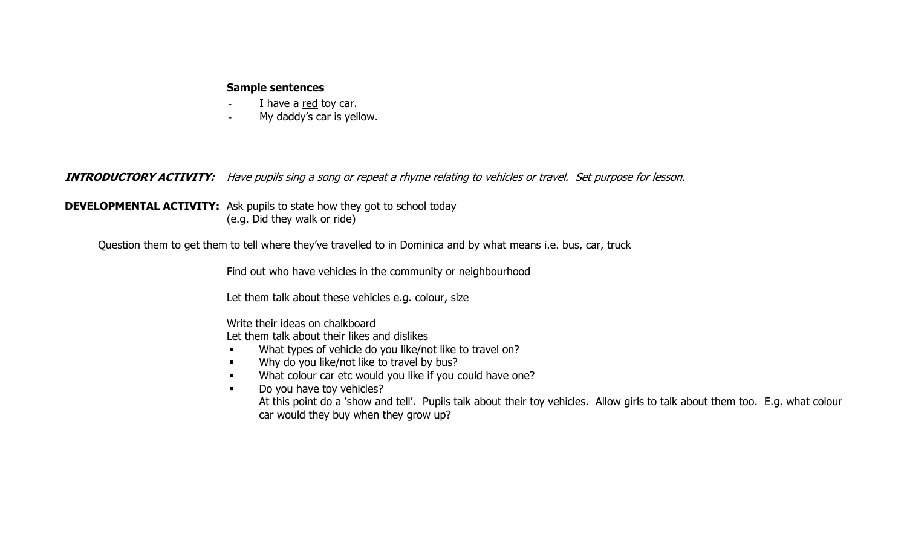**Sample sentences**

- I have a <u>red</u> toy car.
- My daddy's car is <u>yellow</u>.

***INTRODUCTORY ACTIVITY:*** *Have pupils sing a song or repeat a rhyme relating to vehicles or travel. Set purpose for lesson.*

**DEVELOPMENTAL ACTIVITY:** Ask pupils to state how they got to school today (e.g. Did they walk or ride)

Question them to get them to tell where they've travelled to in Dominica and by what means i.e. bus, car, truck

Find out who have vehicles in the community or neighbourhood

Let them talk about these vehicles e.g. colour, size

Write their ideas on chalkboard

Let them talk about their likes and dislikes

- What types of vehicle do you like/not like to travel on?
- Why do you like/not like to travel by bus?
- What colour car etc would you like if you could have one?
- Do you have toy vehicles?
  At this point do a 'show and tell'. Pupils talk about their toy vehicles. Allow girls to talk about them too. E.g. what colour car would they buy when they grow up?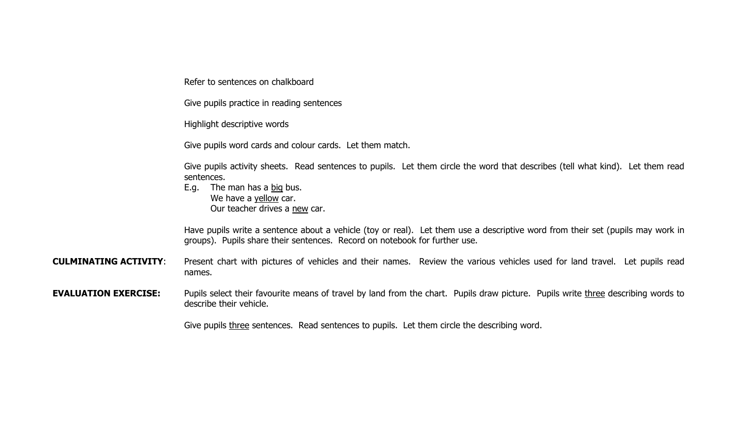Refer to sentences on chalkboard

Give pupils practice in reading sentences

Highlight descriptive words

Give pupils word cards and colour cards. Let them match.

Give pupils activity sheets. Read sentences to pupils. Let them circle the word that describes (tell what kind). Let them read sentences.

E.g. The man has a <u>big</u> bus.
We have a <u>yellow</u> car.
Our teacher drives a <u>new</u> car.

Have pupils write a sentence about a vehicle (toy or real). Let them use a descriptive word from their set (pupils may work in groups). Pupils share their sentences. Record on notebook for further use.

**CULMINATING ACTIVITY**: Present chart with pictures of vehicles and their names. Review the various vehicles used for land travel. Let pupils read names.

**EVALUATION EXERCISE:** Pupils select their favourite means of travel by land from the chart. Pupils draw picture. Pupils write <u>three</u> describing words to describe their vehicle.

Give pupils <u>three</u> sentences. Read sentences to pupils. Let them circle the describing word.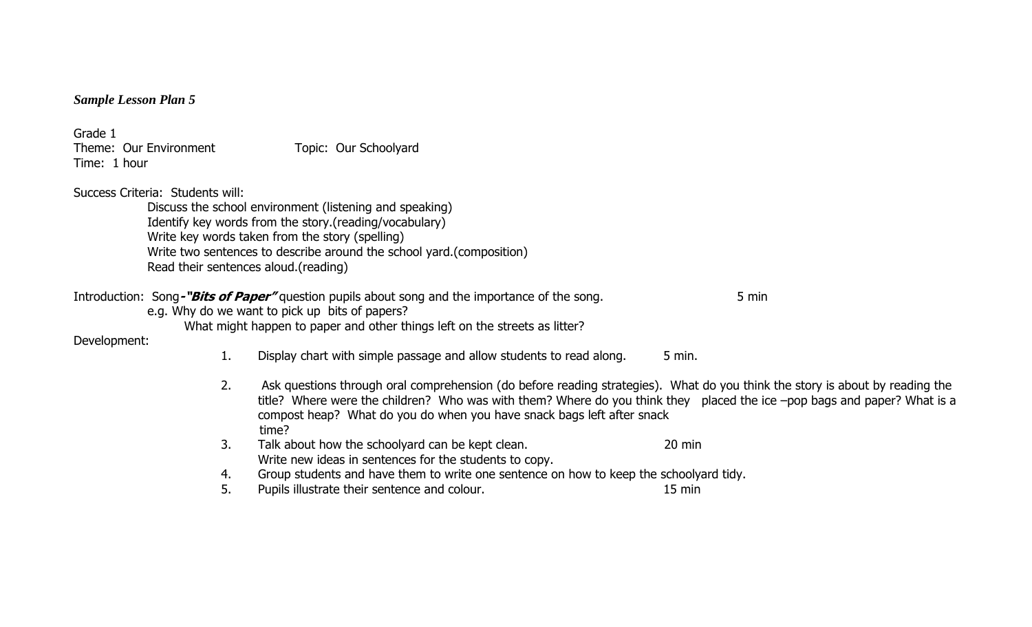***Sample Lesson Plan 5***

Grade 1
Theme: Our Environment Topic: Our Schoolyard
Time: 1 hour

Success Criteria: Students will:

Discuss the school environment (listening and speaking)
Identify key words from the story.(reading/vocabulary)
Write key words taken from the story (spelling)
Write two sentences to describe around the school yard.(composition)
Read their sentences aloud.(reading)

Introduction: Song***-"Bits of Paper"*** question pupils about song and the importance of the song. 5 min

e.g. Why do we want to pick up bits of papers?
What might happen to paper and other things left on the streets as litter?

Development:

1. Display chart with simple passage and allow students to read along. 5 min.
2. Ask questions through oral comprehension (do before reading strategies). What do you think the story is about by reading the title? Where were the children? Who was with them? Where do you think they placed the ice –pop bags and paper? What is a compost heap? What do you do when you have snack bags left after snack time?
3. Talk about how the schoolyard can be kept clean. 20 min
   Write new ideas in sentences for the students to copy.
4. Group students and have them to write one sentence on how to keep the schoolyard tidy.
5. Pupils illustrate their sentence and colour. 15 min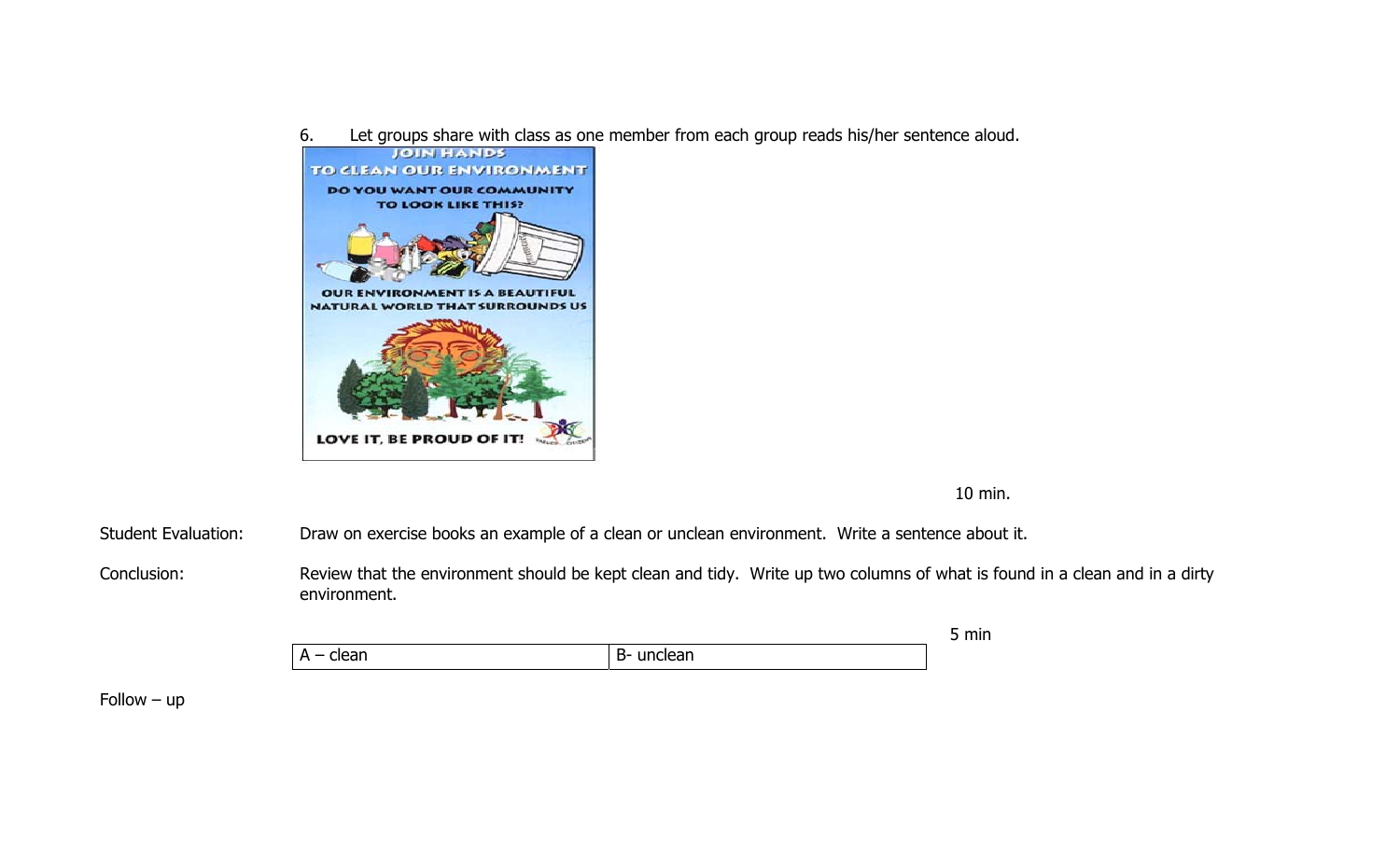6. Let groups share with class as one member from each group reads his/her sentence aloud.

JOIN HANDS
TO CLEAN OUR ENVIRONMENT

DO YOU WANT OUR COMMUNITY TO LOOK LIKE THIS?

OUR ENVIRONMENT IS A BEAUTIFUL NATURAL WORLD THAT SURROUNDS US

LOVE IT, BE PROUD OF IT!

10 min.

Student Evaluation: Draw on exercise books an example of a clean or unclean environment. Write a sentence about it.

Conclusion: Review that the environment should be kept clean and tidy. Write up two columns of what is found in a clean and in a dirty environment.

5 min

| A – clean | B- unclean |
|---|---|

Follow – up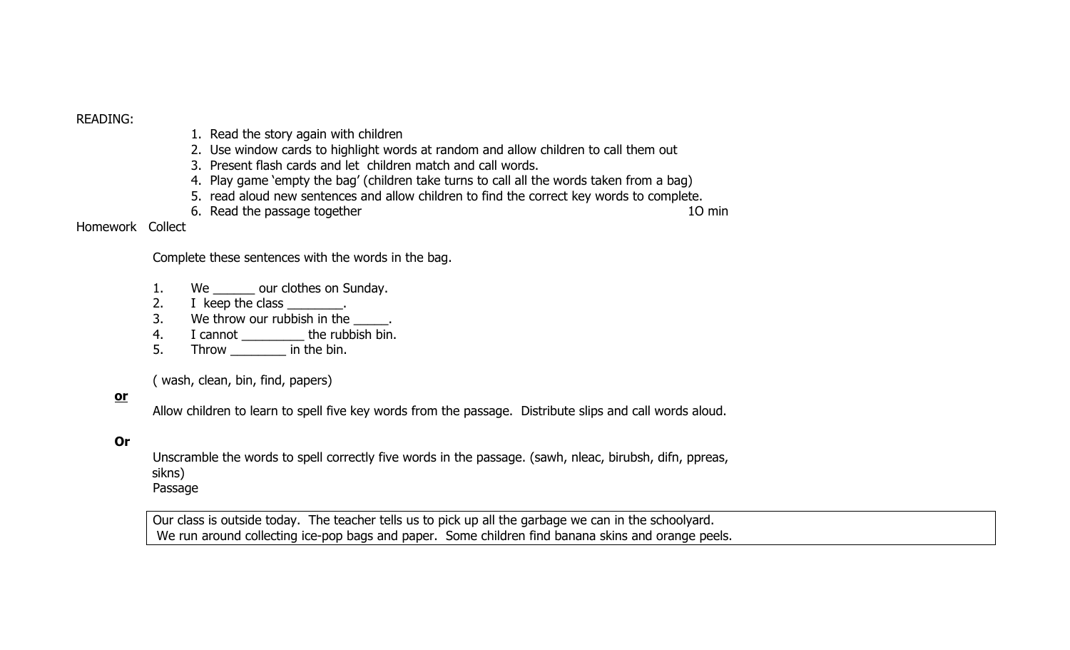READING:

1. Read the story again with children
2. Use window cards to highlight words at random and allow children to call them out
3. Present flash cards and let children match and call words.
4. Play game 'empty the bag' (children take turns to call all the words taken from a bag)
5. read aloud new sentences and allow children to find the correct key words to complete.
6. Read the passage together 1O min

Homework Collect

Complete these sentences with the words in the bag.

1. We ______ our clothes on Sunday.
2. I keep the class ________.
3. We throw our rubbish in the _____.
4. I cannot _________ the rubbish bin.
5. Throw ________ in the bin.

( wash, clean, bin, find, papers)

**<u>or</u>**

Allow children to learn to spell five key words from the passage. Distribute slips and call words aloud.

**Or**

Unscramble the words to spell correctly five words in the passage. (sawh, nleac, birubsh, difn, ppreas, sikns)

Passage

| Our class is outside today. The teacher tells us to pick up all the garbage we can in the schoolyard. We run around collecting ice-pop bags and paper. Some children find banana skins and orange peels. |
|---|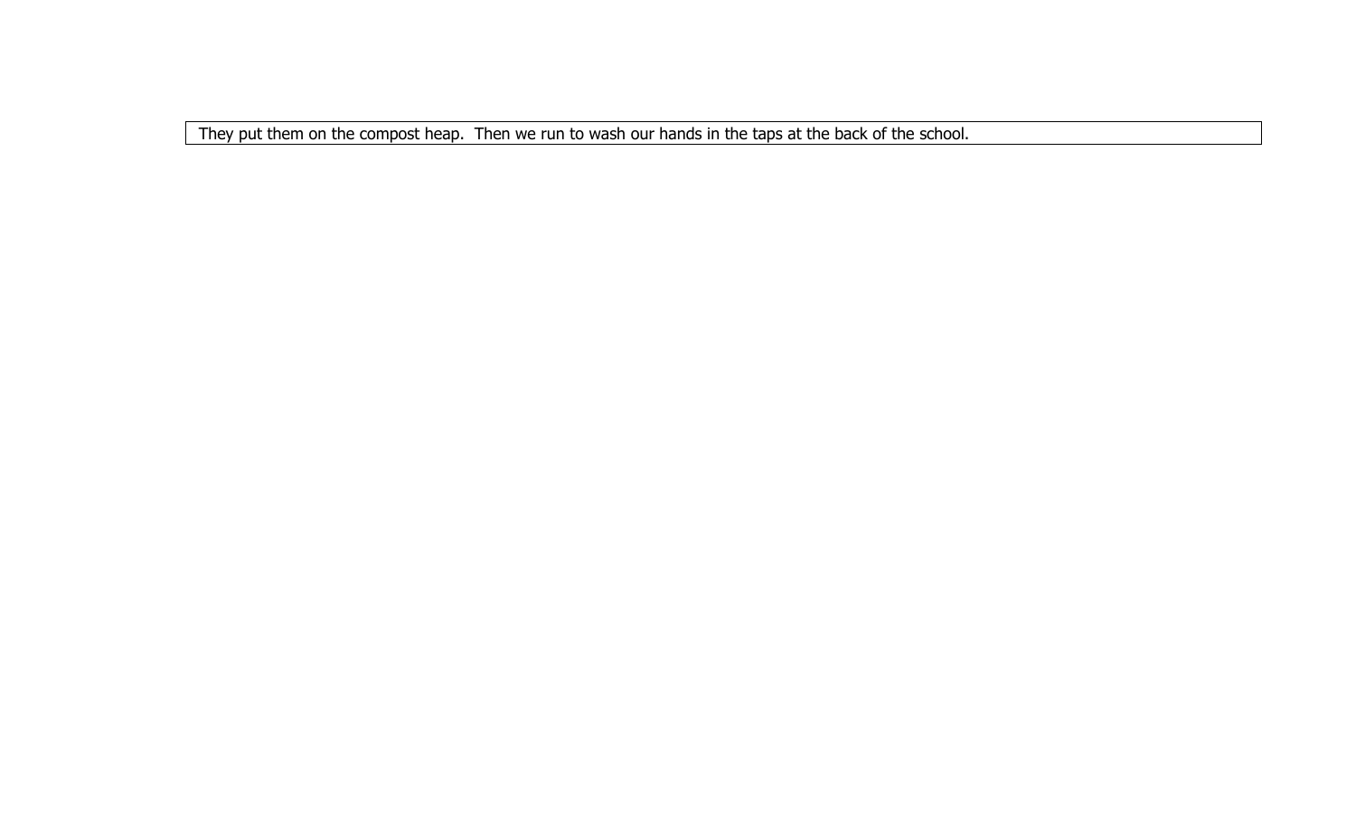They put them on the compost heap.  Then we run to wash our hands in the taps at the back of the school.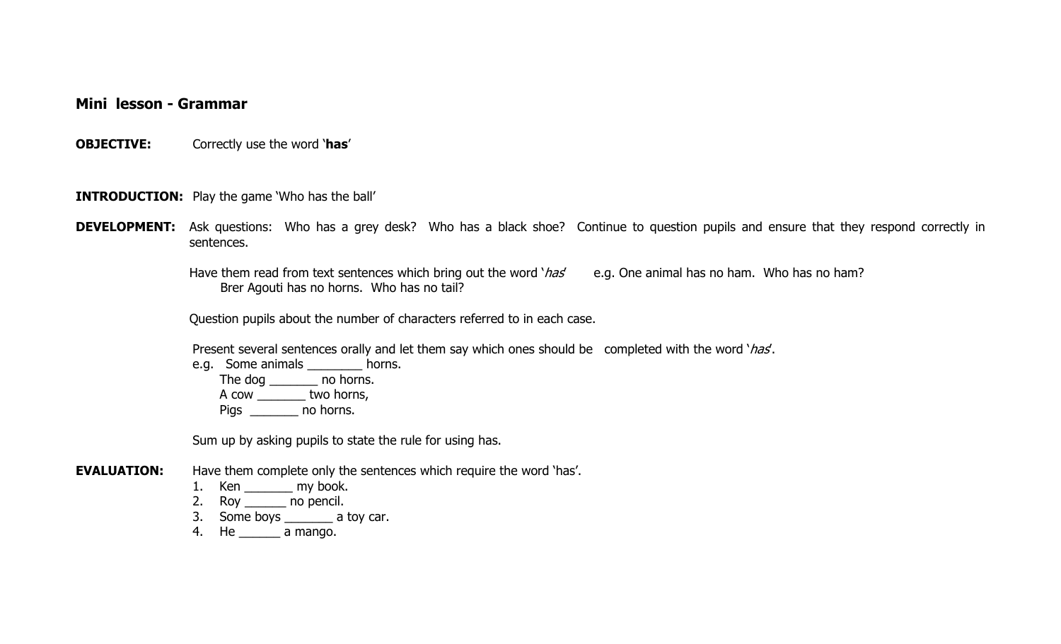### Mini lesson - Grammar

**OBJECTIVE:** Correctly use the word '**has**'

**INTRODUCTION:** Play the game 'Who has the ball'

**DEVELOPMENT:** Ask questions: Who has a grey desk? Who has a black shoe? Continue to question pupils and ensure that they respond correctly in sentences.

Have them read from text sentences which bring out the word '*has*' e.g. One animal has no ham. Who has no ham? Brer Agouti has no horns. Who has no tail?

Question pupils about the number of characters referred to in each case.

Present several sentences orally and let them say which ones should be completed with the word '*has*'.

e.g. Some animals ________ horns.
The dog _______ no horns.
A cow _______ two horns,
Pigs _______ no horns.

Sum up by asking pupils to state the rule for using has.

**EVALUATION:** Have them complete only the sentences which require the word 'has'.

1. Ken _______ my book.
2. Roy ______ no pencil.
3. Some boys _______ a toy car.
4. He ______ a mango.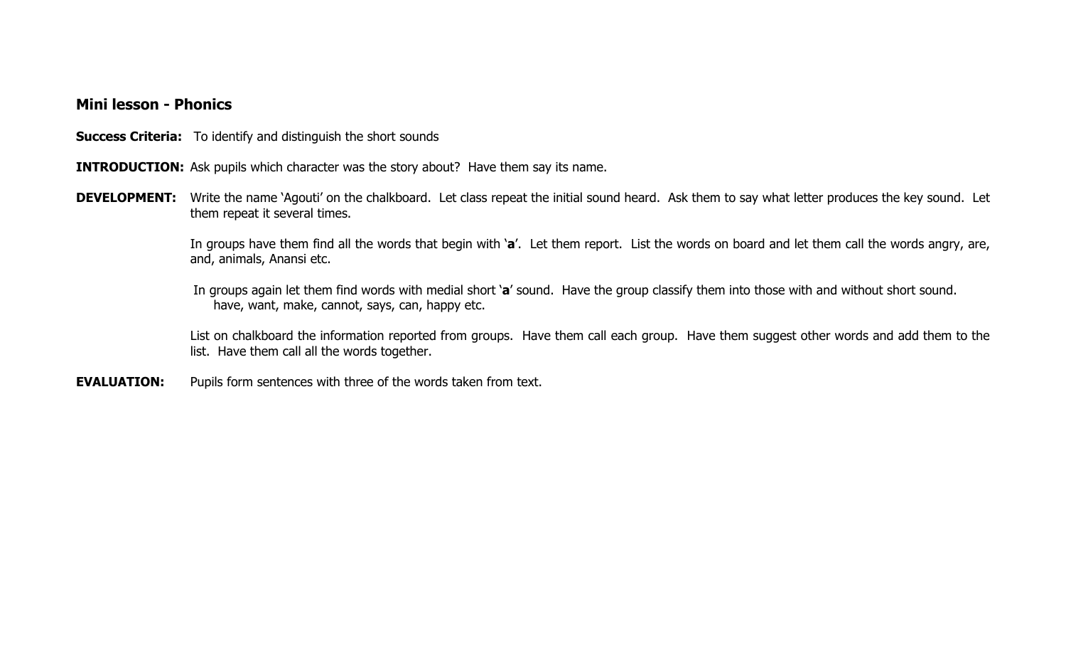## Mini lesson - Phonics

**Success Criteria:** To identify and distinguish the short sounds

**INTRODUCTION:** Ask pupils which character was the story about? Have them say its name.

**DEVELOPMENT:** Write the name 'Agouti' on the chalkboard. Let class repeat the initial sound heard. Ask them to say what letter produces the key sound. Let them repeat it several times.

In groups have them find all the words that begin with '**a**'. Let them report. List the words on board and let them call the words angry, are, and, animals, Anansi etc.

In groups again let them find words with medial short '**a**' sound. Have the group classify them into those with and without short sound. have, want, make, cannot, says, can, happy etc.

List on chalkboard the information reported from groups. Have them call each group. Have them suggest other words and add them to the list. Have them call all the words together.

**EVALUATION:** Pupils form sentences with three of the words taken from text.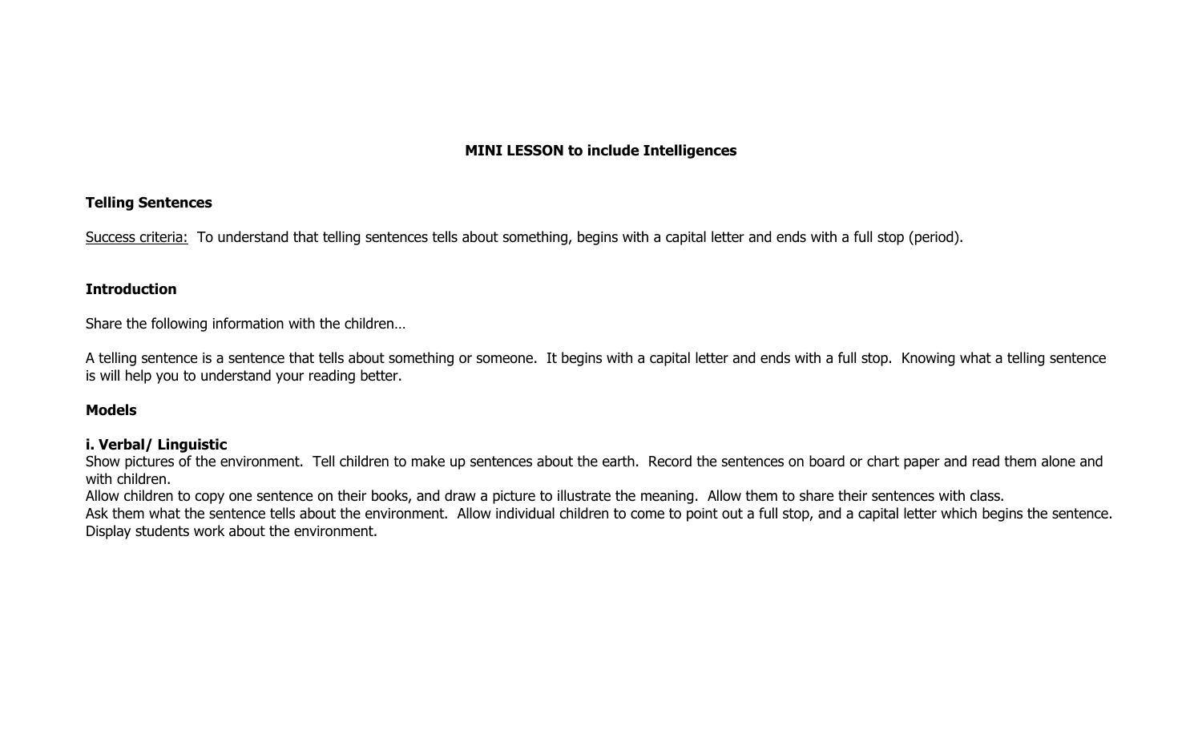## MINI LESSON to include Intelligences

**Telling Sentences**

<u>Success criteria:</u> To understand that telling sentences tells about something, begins with a capital letter and ends with a full stop (period).

**Introduction**

Share the following information with the children…

A telling sentence is a sentence that tells about something or someone. It begins with a capital letter and ends with a full stop. Knowing what a telling sentence is will help you to understand your reading better.

**Models**

**i. Verbal/ Linguistic**

Show pictures of the environment. Tell children to make up sentences about the earth. Record the sentences on board or chart paper and read them alone and with children.

Allow children to copy one sentence on their books, and draw a picture to illustrate the meaning. Allow them to share their sentences with class.

Ask them what the sentence tells about the environment. Allow individual children to come to point out a full stop, and a capital letter which begins the sentence.

Display students work about the environment.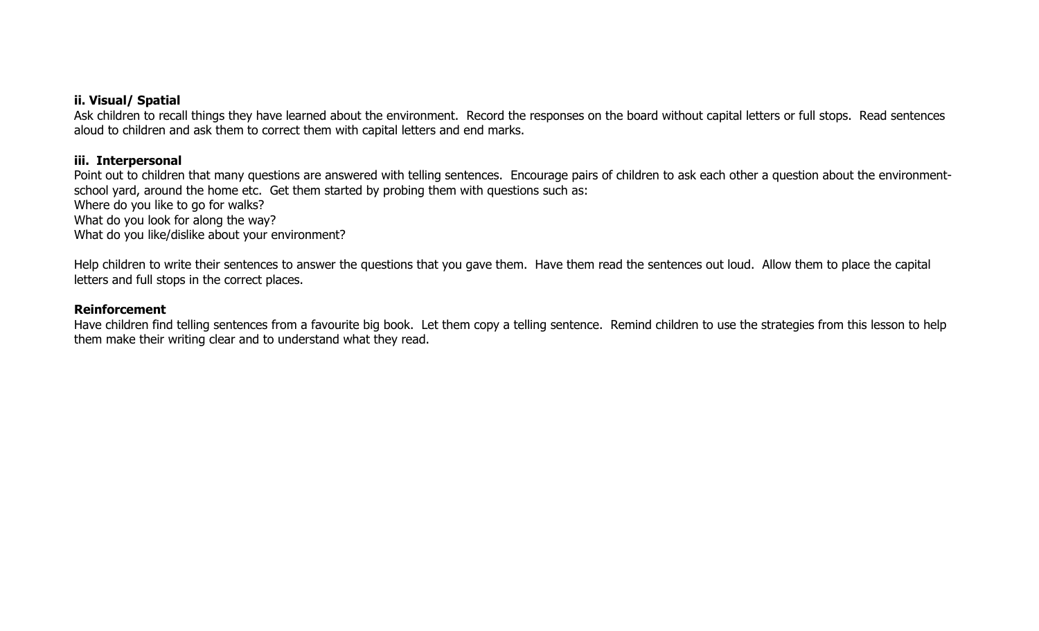**ii. Visual/ Spatial**

Ask children to recall things they have learned about the environment. Record the responses on the board without capital letters or full stops. Read sentences aloud to children and ask them to correct them with capital letters and end marks.

**iii. Interpersonal**

Point out to children that many questions are answered with telling sentences. Encourage pairs of children to ask each other a question about the environment- school yard, around the home etc. Get them started by probing them with questions such as:
Where do you like to go for walks?
What do you look for along the way?
What do you like/dislike about your environment?

Help children to write their sentences to answer the questions that you gave them. Have them read the sentences out loud. Allow them to place the capital letters and full stops in the correct places.

**Reinforcement**

Have children find telling sentences from a favourite big book. Let them copy a telling sentence. Remind children to use the strategies from this lesson to help them make their writing clear and to understand what they read.